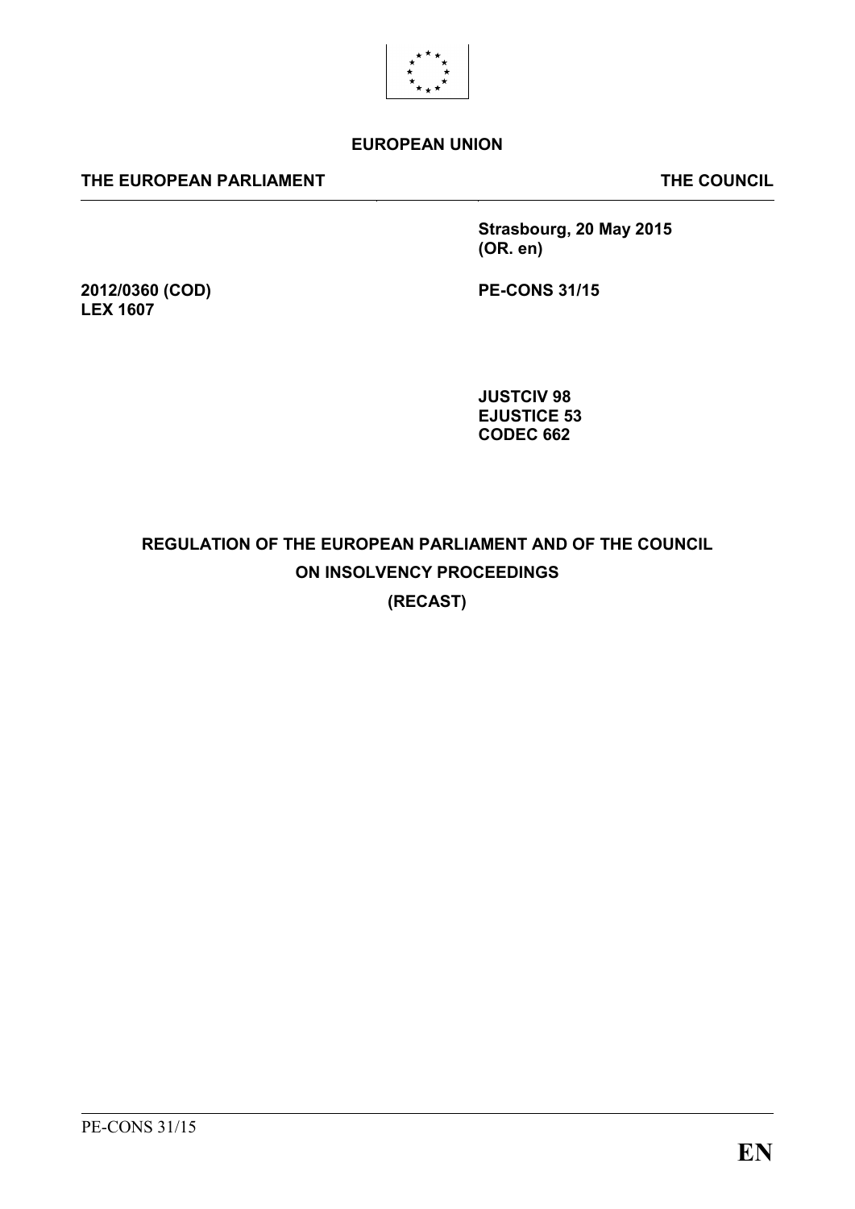**EUROPEAN UNION**

**THE EUROPEAN PARLIAMENT** | **THE COUNCIL**

**Strasbourg, 20 May 2015**
**(OR. en)**

**2012/0360 (COD)**
**LEX 1607**

**PE-CONS 31/15**

**JUSTCIV 98**
**EJUSTICE 53**
**CODEC 662**

# REGULATION OF THE EUROPEAN PARLIAMENT AND OF THE COUNCIL ON INSOLVENCY PROCEEDINGS (RECAST)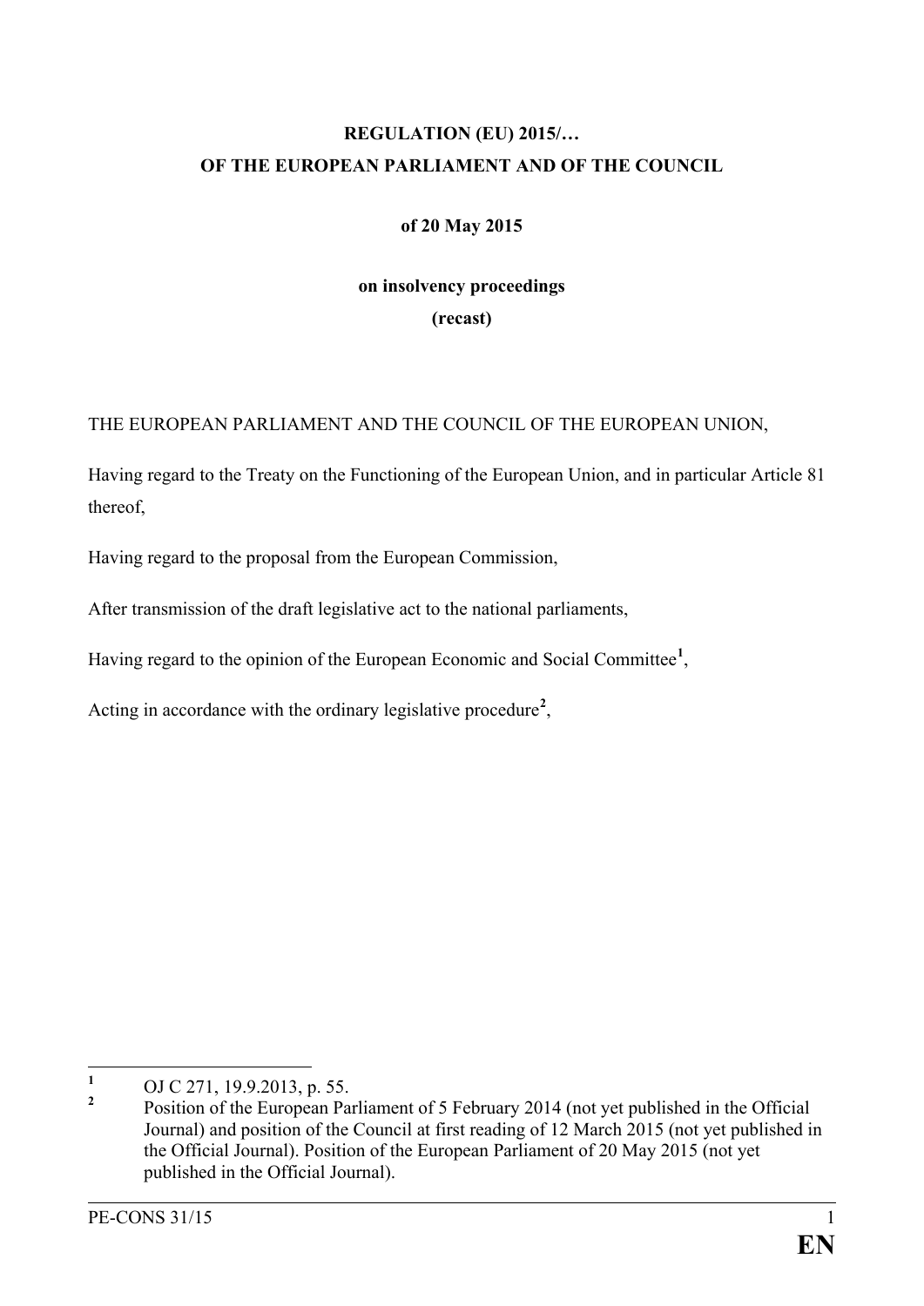**REGULATION (EU) 2015/…**
**OF THE EUROPEAN PARLIAMENT AND OF THE COUNCIL**

**of 20 May 2015**

**on insolvency proceedings**
**(recast)**

THE EUROPEAN PARLIAMENT AND THE COUNCIL OF THE EUROPEAN UNION,

Having regard to the Treaty on the Functioning of the European Union, and in particular Article 81 thereof,

Having regard to the proposal from the European Commission,

After transmission of the draft legislative act to the national parliaments,

Having regard to the opinion of the European Economic and Social Committee[1],

Acting in accordance with the ordinary legislative procedure[2],

---

[1] OJ C 271, 19.9.2013, p. 55.

[2] Position of the European Parliament of 5 February 2014 (not yet published in the Official Journal) and position of the Council at first reading of 12 March 2015 (not yet published in the Official Journal). Position of the European Parliament of 20 May 2015 (not yet published in the Official Journal).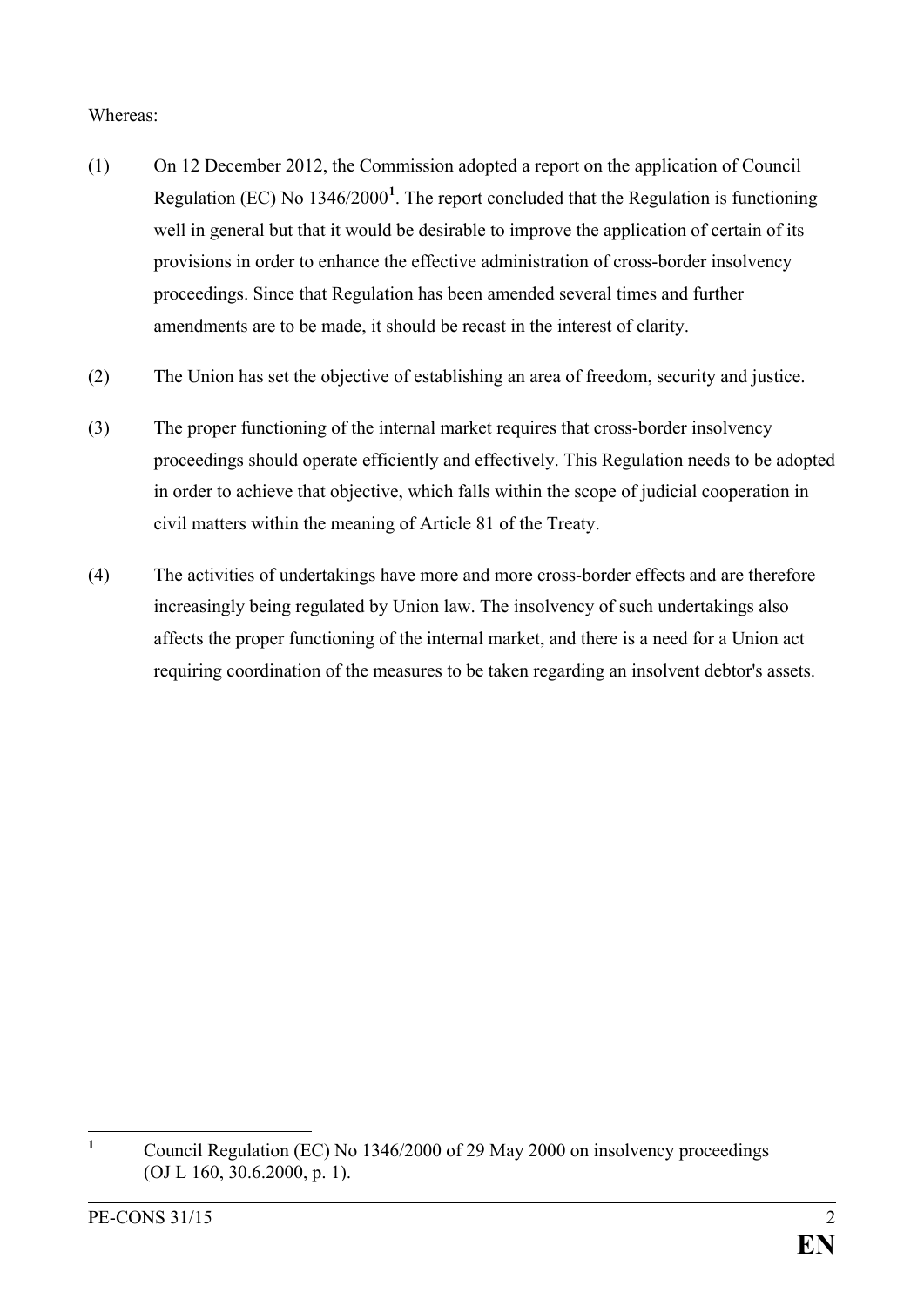Whereas:

(1) On 12 December 2012, the Commission adopted a report on the application of Council Regulation (EC) No 1346/2000[1]. The report concluded that the Regulation is functioning well in general but that it would be desirable to improve the application of certain of its provisions in order to enhance the effective administration of cross-border insolvency proceedings. Since that Regulation has been amended several times and further amendments are to be made, it should be recast in the interest of clarity.

(2) The Union has set the objective of establishing an area of freedom, security and justice.

(3) The proper functioning of the internal market requires that cross-border insolvency proceedings should operate efficiently and effectively. This Regulation needs to be adopted in order to achieve that objective, which falls within the scope of judicial cooperation in civil matters within the meaning of Article 81 of the Treaty.

(4) The activities of undertakings have more and more cross-border effects and are therefore increasingly being regulated by Union law. The insolvency of such undertakings also affects the proper functioning of the internal market, and there is a need for a Union act requiring coordination of the measures to be taken regarding an insolvent debtor's assets.

---

[1] Council Regulation (EC) No 1346/2000 of 29 May 2000 on insolvency proceedings (OJ L 160, 30.6.2000, p. 1).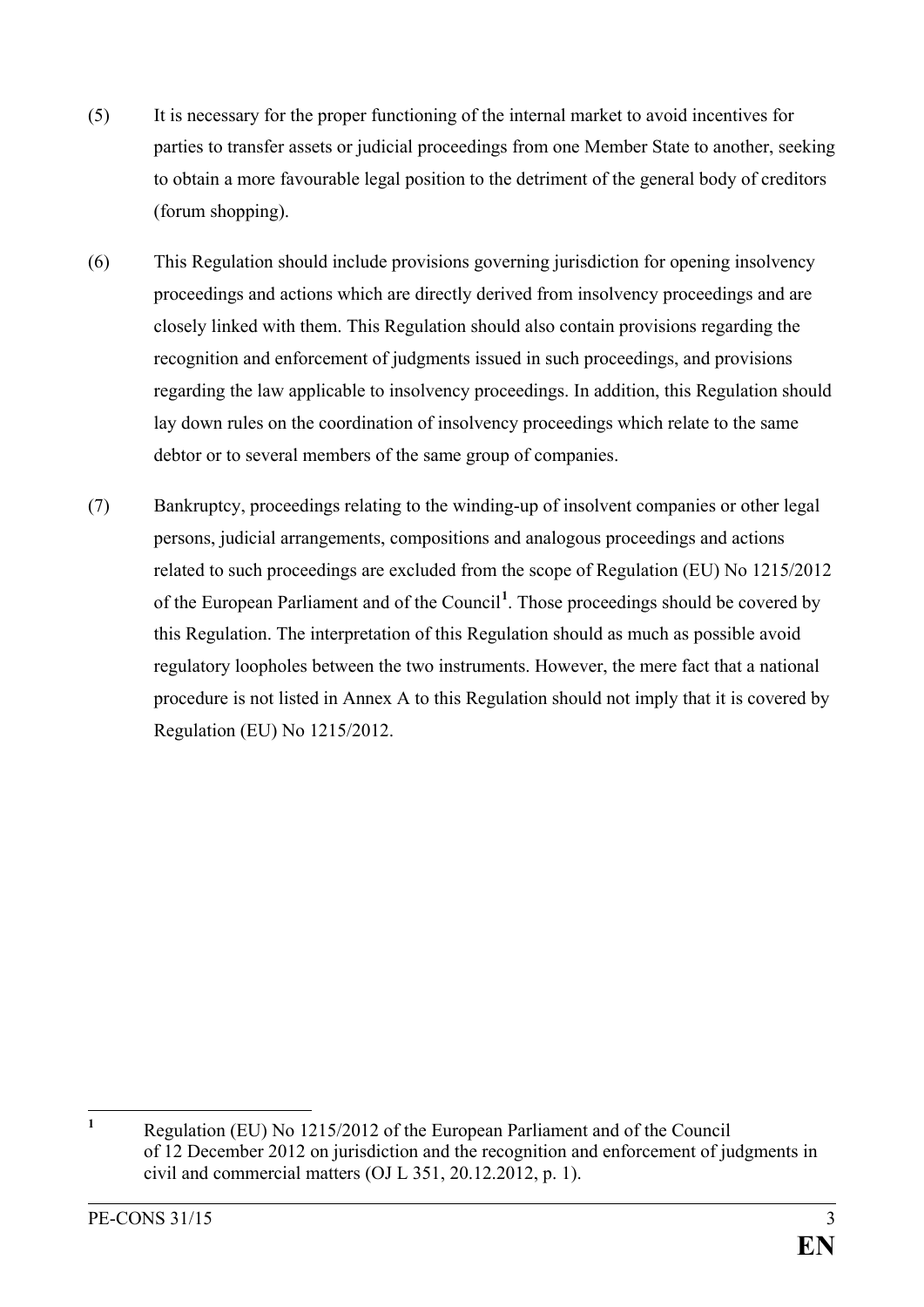(5) It is necessary for the proper functioning of the internal market to avoid incentives for parties to transfer assets or judicial proceedings from one Member State to another, seeking to obtain a more favourable legal position to the detriment of the general body of creditors (forum shopping).

(6) This Regulation should include provisions governing jurisdiction for opening insolvency proceedings and actions which are directly derived from insolvency proceedings and are closely linked with them. This Regulation should also contain provisions regarding the recognition and enforcement of judgments issued in such proceedings, and provisions regarding the law applicable to insolvency proceedings. In addition, this Regulation should lay down rules on the coordination of insolvency proceedings which relate to the same debtor or to several members of the same group of companies.

(7) Bankruptcy, proceedings relating to the winding-up of insolvent companies or other legal persons, judicial arrangements, compositions and analogous proceedings and actions related to such proceedings are excluded from the scope of Regulation (EU) No 1215/2012 of the European Parliament and of the Council[1]. Those proceedings should be covered by this Regulation. The interpretation of this Regulation should as much as possible avoid regulatory loopholes between the two instruments. However, the mere fact that a national procedure is not listed in Annex A to this Regulation should not imply that it is covered by Regulation (EU) No 1215/2012.

---

[1] Regulation (EU) No 1215/2012 of the European Parliament and of the Council of 12 December 2012 on jurisdiction and the recognition and enforcement of judgments in civil and commercial matters (OJ L 351, 20.12.2012, p. 1).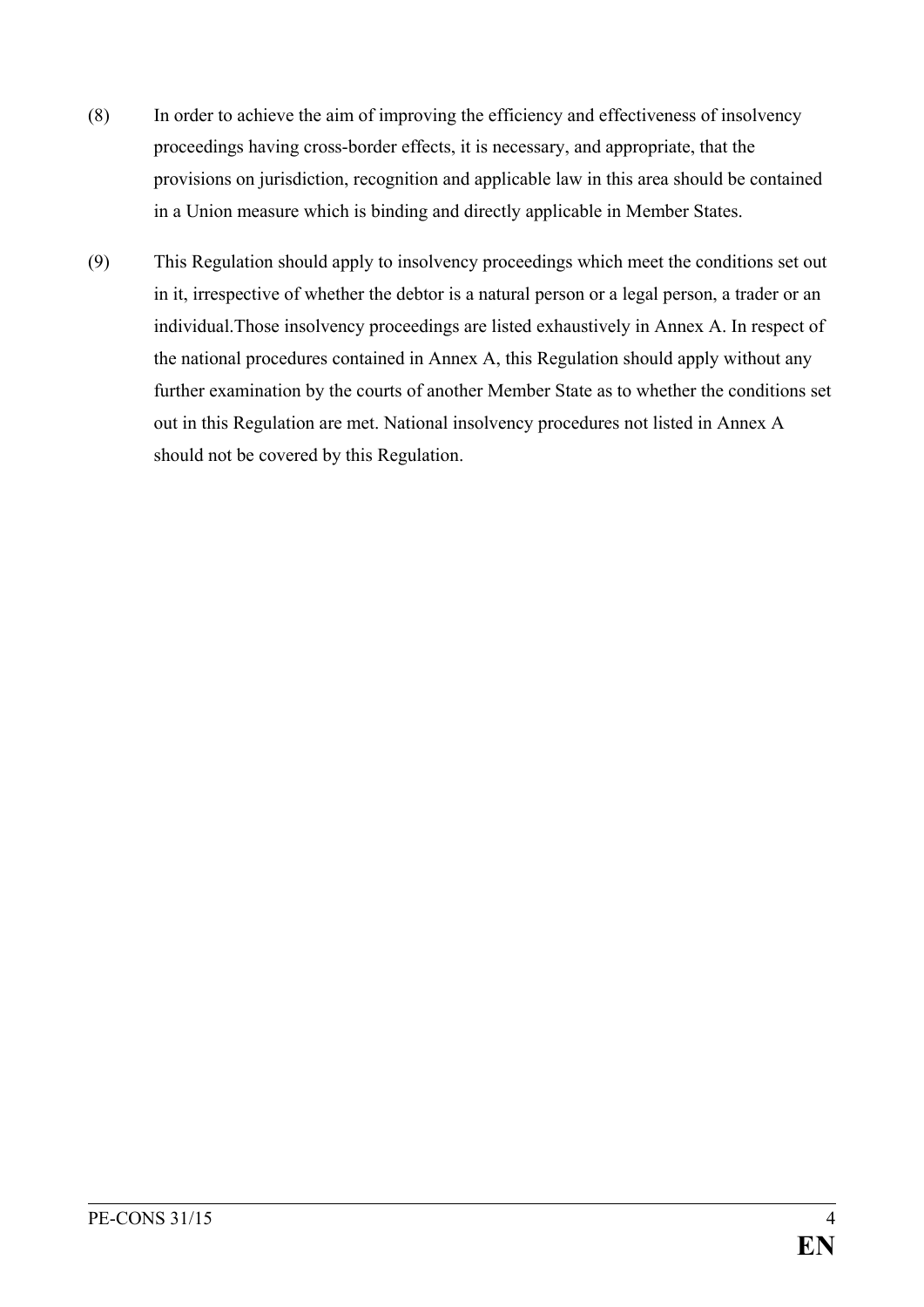(8) In order to achieve the aim of improving the efficiency and effectiveness of insolvency proceedings having cross-border effects, it is necessary, and appropriate, that the provisions on jurisdiction, recognition and applicable law in this area should be contained in a Union measure which is binding and directly applicable in Member States.

(9) This Regulation should apply to insolvency proceedings which meet the conditions set out in it, irrespective of whether the debtor is a natural person or a legal person, a trader or an individual.Those insolvency proceedings are listed exhaustively in Annex A. In respect of the national procedures contained in Annex A, this Regulation should apply without any further examination by the courts of another Member State as to whether the conditions set out in this Regulation are met. National insolvency procedures not listed in Annex A should not be covered by this Regulation.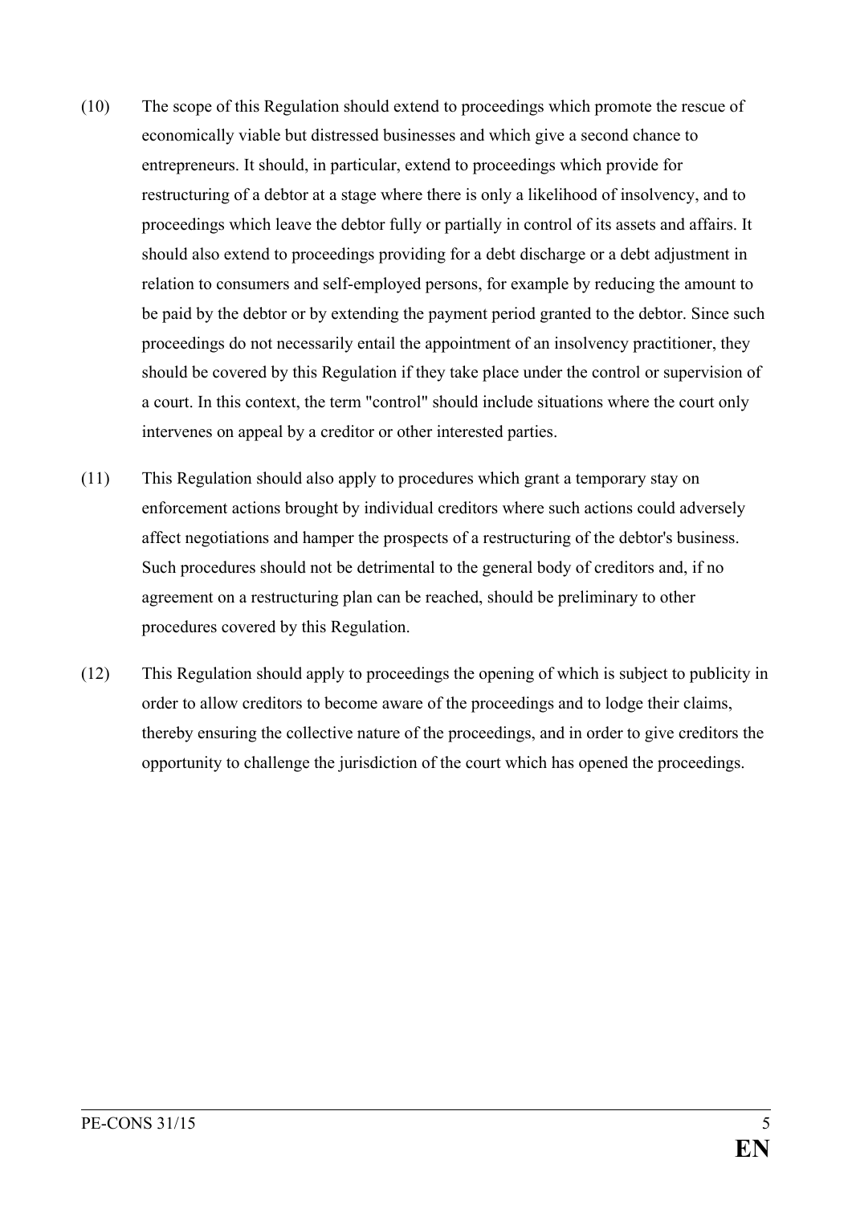(10) The scope of this Regulation should extend to proceedings which promote the rescue of economically viable but distressed businesses and which give a second chance to entrepreneurs. It should, in particular, extend to proceedings which provide for restructuring of a debtor at a stage where there is only a likelihood of insolvency, and to proceedings which leave the debtor fully or partially in control of its assets and affairs. It should also extend to proceedings providing for a debt discharge or a debt adjustment in relation to consumers and self-employed persons, for example by reducing the amount to be paid by the debtor or by extending the payment period granted to the debtor. Since such proceedings do not necessarily entail the appointment of an insolvency practitioner, they should be covered by this Regulation if they take place under the control or supervision of a court. In this context, the term "control" should include situations where the court only intervenes on appeal by a creditor or other interested parties.

(11) This Regulation should also apply to procedures which grant a temporary stay on enforcement actions brought by individual creditors where such actions could adversely affect negotiations and hamper the prospects of a restructuring of the debtor's business. Such procedures should not be detrimental to the general body of creditors and, if no agreement on a restructuring plan can be reached, should be preliminary to other procedures covered by this Regulation.

(12) This Regulation should apply to proceedings the opening of which is subject to publicity in order to allow creditors to become aware of the proceedings and to lodge their claims, thereby ensuring the collective nature of the proceedings, and in order to give creditors the opportunity to challenge the jurisdiction of the court which has opened the proceedings.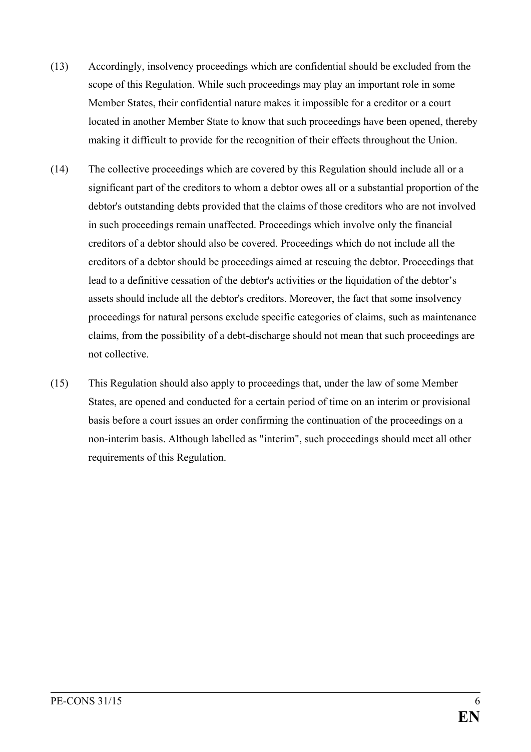(13) Accordingly, insolvency proceedings which are confidential should be excluded from the scope of this Regulation. While such proceedings may play an important role in some Member States, their confidential nature makes it impossible for a creditor or a court located in another Member State to know that such proceedings have been opened, thereby making it difficult to provide for the recognition of their effects throughout the Union.

(14) The collective proceedings which are covered by this Regulation should include all or a significant part of the creditors to whom a debtor owes all or a substantial proportion of the debtor's outstanding debts provided that the claims of those creditors who are not involved in such proceedings remain unaffected. Proceedings which involve only the financial creditors of a debtor should also be covered. Proceedings which do not include all the creditors of a debtor should be proceedings aimed at rescuing the debtor. Proceedings that lead to a definitive cessation of the debtor's activities or the liquidation of the debtor's assets should include all the debtor's creditors. Moreover, the fact that some insolvency proceedings for natural persons exclude specific categories of claims, such as maintenance claims, from the possibility of a debt-discharge should not mean that such proceedings are not collective.

(15) This Regulation should also apply to proceedings that, under the law of some Member States, are opened and conducted for a certain period of time on an interim or provisional basis before a court issues an order confirming the continuation of the proceedings on a non-interim basis. Although labelled as "interim", such proceedings should meet all other requirements of this Regulation.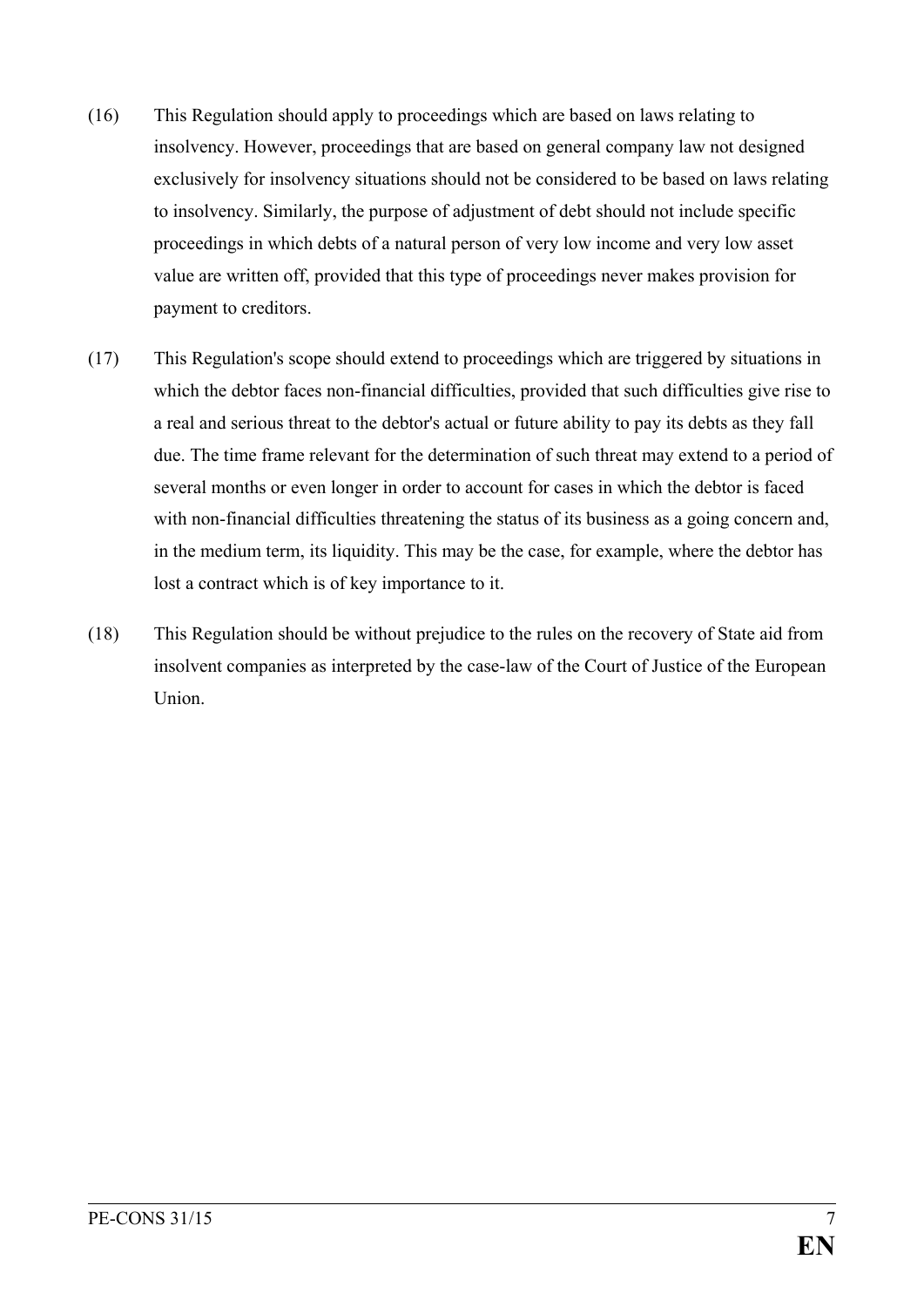(16) This Regulation should apply to proceedings which are based on laws relating to insolvency. However, proceedings that are based on general company law not designed exclusively for insolvency situations should not be considered to be based on laws relating to insolvency. Similarly, the purpose of adjustment of debt should not include specific proceedings in which debts of a natural person of very low income and very low asset value are written off, provided that this type of proceedings never makes provision for payment to creditors.

(17) This Regulation's scope should extend to proceedings which are triggered by situations in which the debtor faces non-financial difficulties, provided that such difficulties give rise to a real and serious threat to the debtor's actual or future ability to pay its debts as they fall due. The time frame relevant for the determination of such threat may extend to a period of several months or even longer in order to account for cases in which the debtor is faced with non-financial difficulties threatening the status of its business as a going concern and, in the medium term, its liquidity. This may be the case, for example, where the debtor has lost a contract which is of key importance to it.

(18) This Regulation should be without prejudice to the rules on the recovery of State aid from insolvent companies as interpreted by the case-law of the Court of Justice of the European Union.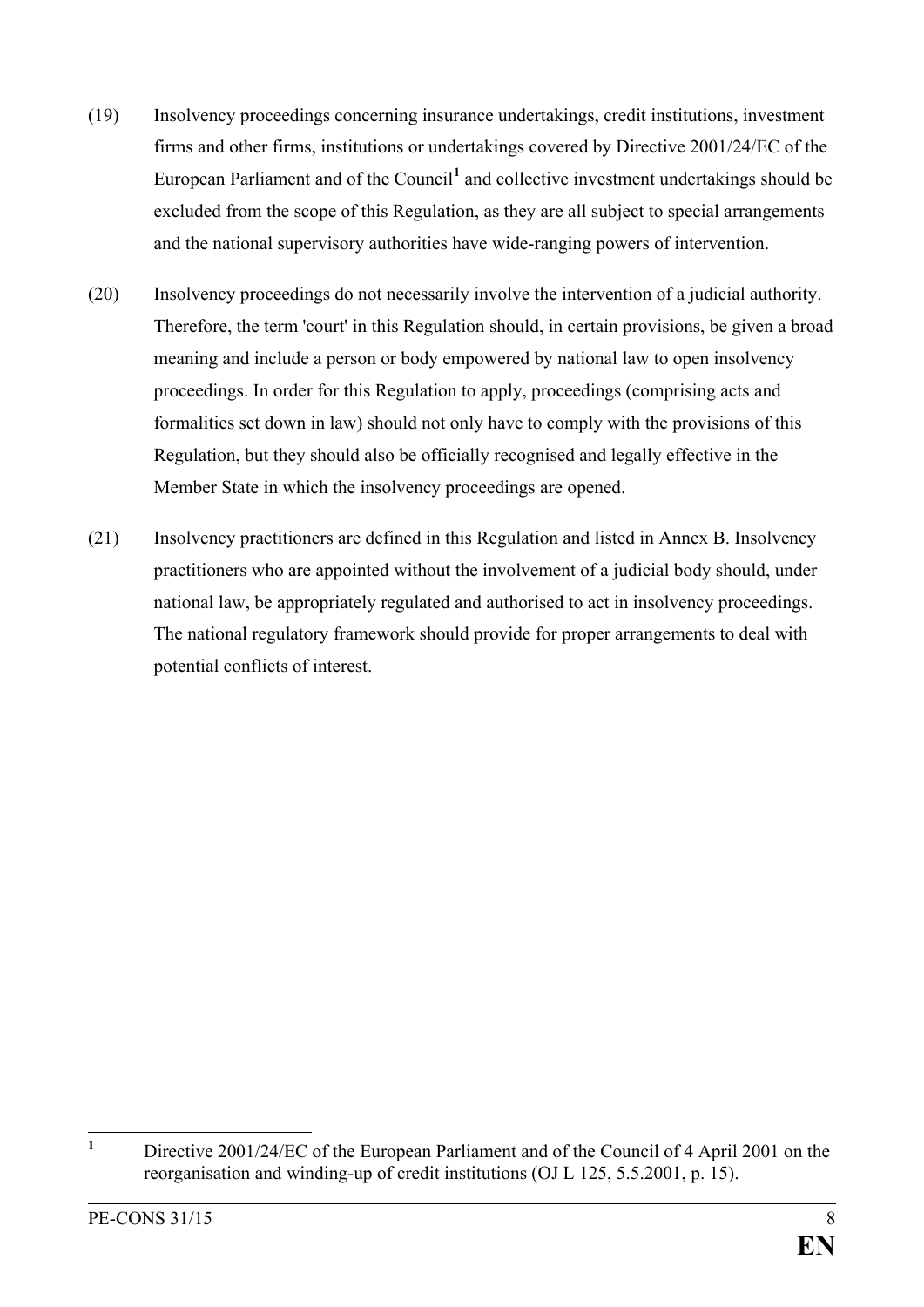(19) Insolvency proceedings concerning insurance undertakings, credit institutions, investment firms and other firms, institutions or undertakings covered by Directive 2001/24/EC of the European Parliament and of the Council[1] and collective investment undertakings should be excluded from the scope of this Regulation, as they are all subject to special arrangements and the national supervisory authorities have wide-ranging powers of intervention.

(20) Insolvency proceedings do not necessarily involve the intervention of a judicial authority. Therefore, the term 'court' in this Regulation should, in certain provisions, be given a broad meaning and include a person or body empowered by national law to open insolvency proceedings. In order for this Regulation to apply, proceedings (comprising acts and formalities set down in law) should not only have to comply with the provisions of this Regulation, but they should also be officially recognised and legally effective in the Member State in which the insolvency proceedings are opened.

(21) Insolvency practitioners are defined in this Regulation and listed in Annex B. Insolvency practitioners who are appointed without the involvement of a judicial body should, under national law, be appropriately regulated and authorised to act in insolvency proceedings. The national regulatory framework should provide for proper arrangements to deal with potential conflicts of interest.

---

[1] Directive 2001/24/EC of the European Parliament and of the Council of 4 April 2001 on the reorganisation and winding-up of credit institutions (OJ L 125, 5.5.2001, p. 15).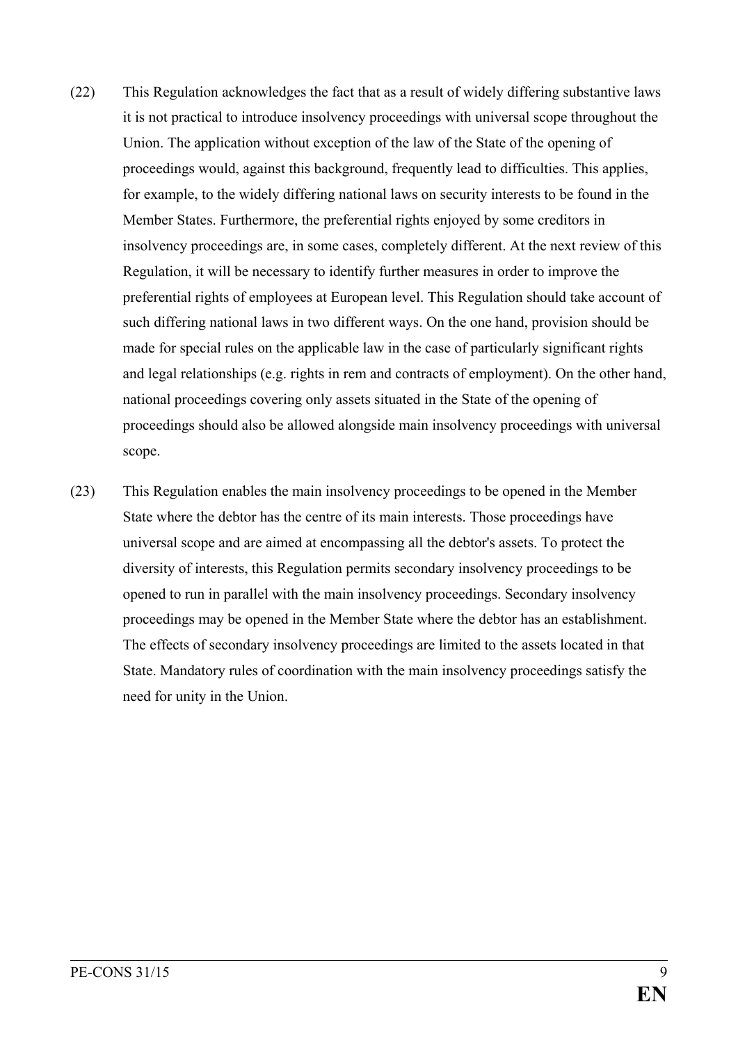(22) This Regulation acknowledges the fact that as a result of widely differing substantive laws it is not practical to introduce insolvency proceedings with universal scope throughout the Union. The application without exception of the law of the State of the opening of proceedings would, against this background, frequently lead to difficulties. This applies, for example, to the widely differing national laws on security interests to be found in the Member States. Furthermore, the preferential rights enjoyed by some creditors in insolvency proceedings are, in some cases, completely different. At the next review of this Regulation, it will be necessary to identify further measures in order to improve the preferential rights of employees at European level. This Regulation should take account of such differing national laws in two different ways. On the one hand, provision should be made for special rules on the applicable law in the case of particularly significant rights and legal relationships (e.g. rights in rem and contracts of employment). On the other hand, national proceedings covering only assets situated in the State of the opening of proceedings should also be allowed alongside main insolvency proceedings with universal scope.

(23) This Regulation enables the main insolvency proceedings to be opened in the Member State where the debtor has the centre of its main interests. Those proceedings have universal scope and are aimed at encompassing all the debtor's assets. To protect the diversity of interests, this Regulation permits secondary insolvency proceedings to be opened to run in parallel with the main insolvency proceedings. Secondary insolvency proceedings may be opened in the Member State where the debtor has an establishment. The effects of secondary insolvency proceedings are limited to the assets located in that State. Mandatory rules of coordination with the main insolvency proceedings satisfy the need for unity in the Union.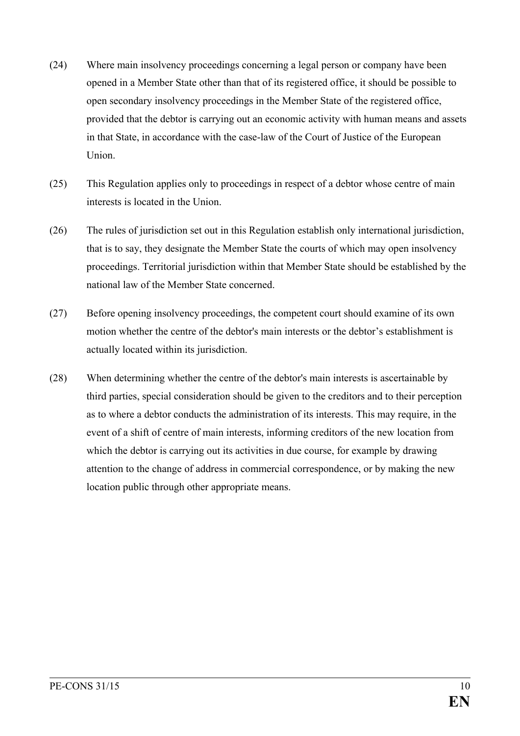(24) Where main insolvency proceedings concerning a legal person or company have been opened in a Member State other than that of its registered office, it should be possible to open secondary insolvency proceedings in the Member State of the registered office, provided that the debtor is carrying out an economic activity with human means and assets in that State, in accordance with the case-law of the Court of Justice of the European Union.

(25) This Regulation applies only to proceedings in respect of a debtor whose centre of main interests is located in the Union.

(26) The rules of jurisdiction set out in this Regulation establish only international jurisdiction, that is to say, they designate the Member State the courts of which may open insolvency proceedings. Territorial jurisdiction within that Member State should be established by the national law of the Member State concerned.

(27) Before opening insolvency proceedings, the competent court should examine of its own motion whether the centre of the debtor's main interests or the debtor's establishment is actually located within its jurisdiction.

(28) When determining whether the centre of the debtor's main interests is ascertainable by third parties, special consideration should be given to the creditors and to their perception as to where a debtor conducts the administration of its interests. This may require, in the event of a shift of centre of main interests, informing creditors of the new location from which the debtor is carrying out its activities in due course, for example by drawing attention to the change of address in commercial correspondence, or by making the new location public through other appropriate means.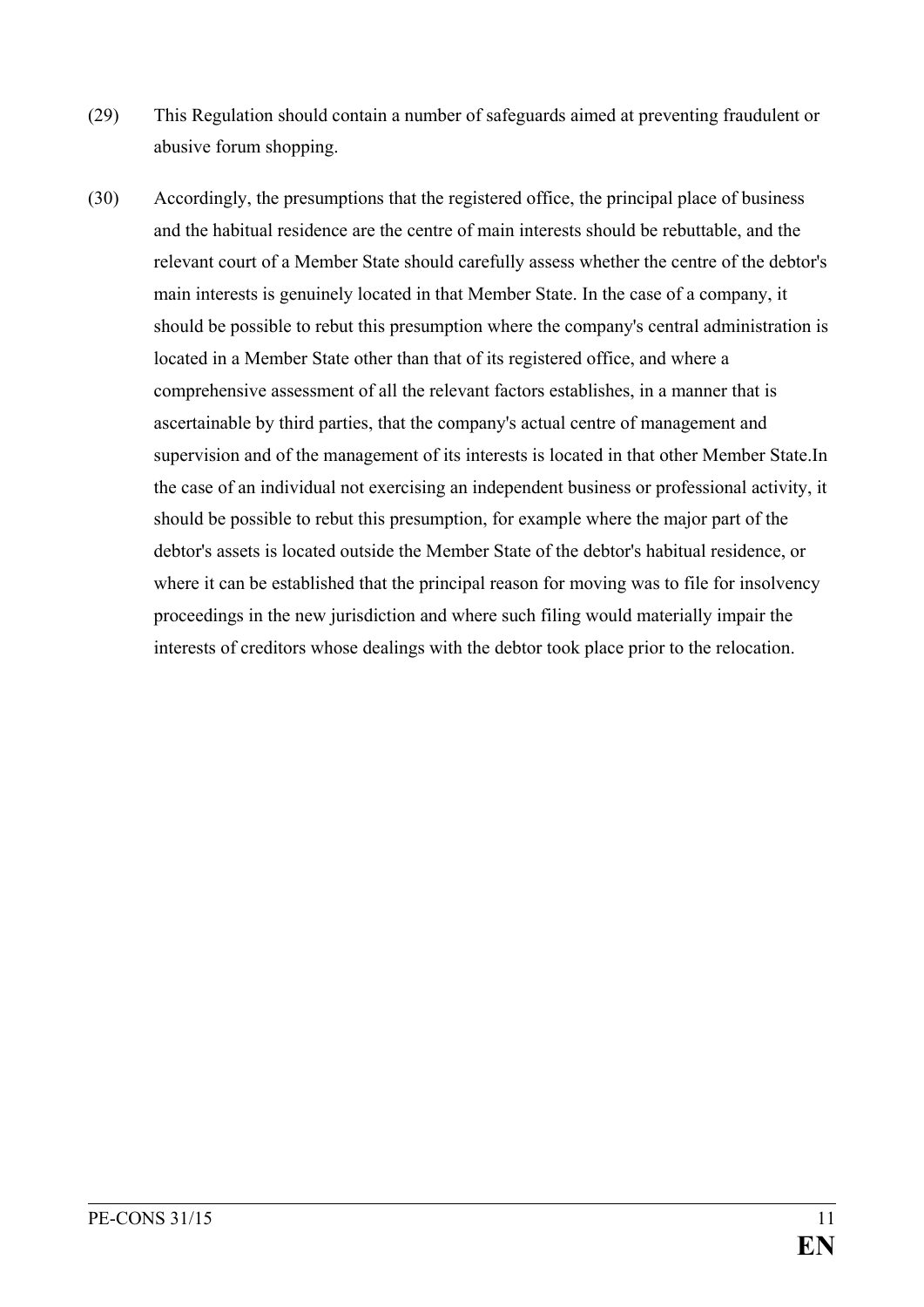(29) This Regulation should contain a number of safeguards aimed at preventing fraudulent or abusive forum shopping.

(30) Accordingly, the presumptions that the registered office, the principal place of business and the habitual residence are the centre of main interests should be rebuttable, and the relevant court of a Member State should carefully assess whether the centre of the debtor's main interests is genuinely located in that Member State. In the case of a company, it should be possible to rebut this presumption where the company's central administration is located in a Member State other than that of its registered office, and where a comprehensive assessment of all the relevant factors establishes, in a manner that is ascertainable by third parties, that the company's actual centre of management and supervision and of the management of its interests is located in that other Member State.In the case of an individual not exercising an independent business or professional activity, it should be possible to rebut this presumption, for example where the major part of the debtor's assets is located outside the Member State of the debtor's habitual residence, or where it can be established that the principal reason for moving was to file for insolvency proceedings in the new jurisdiction and where such filing would materially impair the interests of creditors whose dealings with the debtor took place prior to the relocation.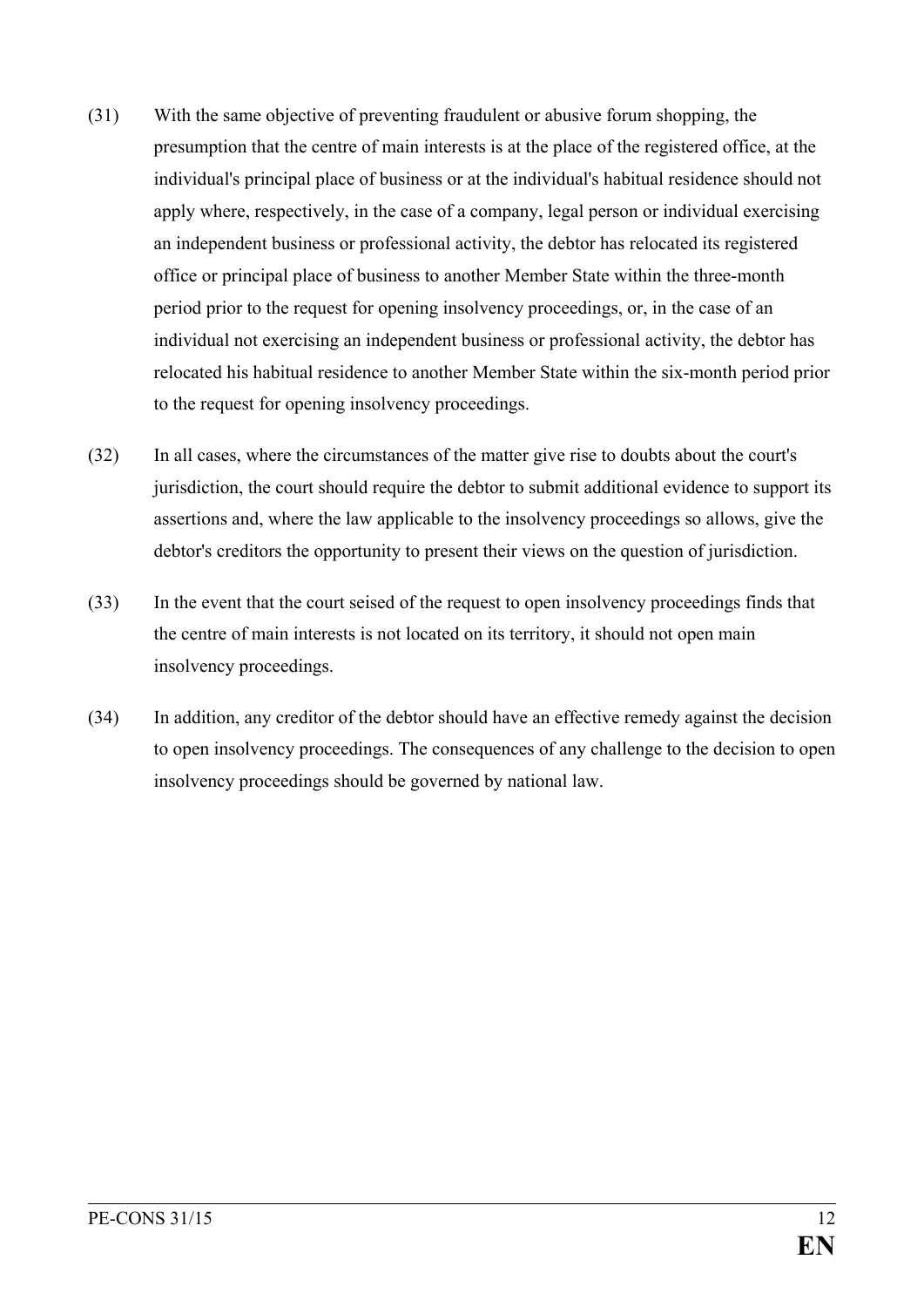(31) With the same objective of preventing fraudulent or abusive forum shopping, the presumption that the centre of main interests is at the place of the registered office, at the individual's principal place of business or at the individual's habitual residence should not apply where, respectively, in the case of a company, legal person or individual exercising an independent business or professional activity, the debtor has relocated its registered office or principal place of business to another Member State within the three-month period prior to the request for opening insolvency proceedings, or, in the case of an individual not exercising an independent business or professional activity, the debtor has relocated his habitual residence to another Member State within the six-month period prior to the request for opening insolvency proceedings.

(32) In all cases, where the circumstances of the matter give rise to doubts about the court's jurisdiction, the court should require the debtor to submit additional evidence to support its assertions and, where the law applicable to the insolvency proceedings so allows, give the debtor's creditors the opportunity to present their views on the question of jurisdiction.

(33) In the event that the court seised of the request to open insolvency proceedings finds that the centre of main interests is not located on its territory, it should not open main insolvency proceedings.

(34) In addition, any creditor of the debtor should have an effective remedy against the decision to open insolvency proceedings. The consequences of any challenge to the decision to open insolvency proceedings should be governed by national law.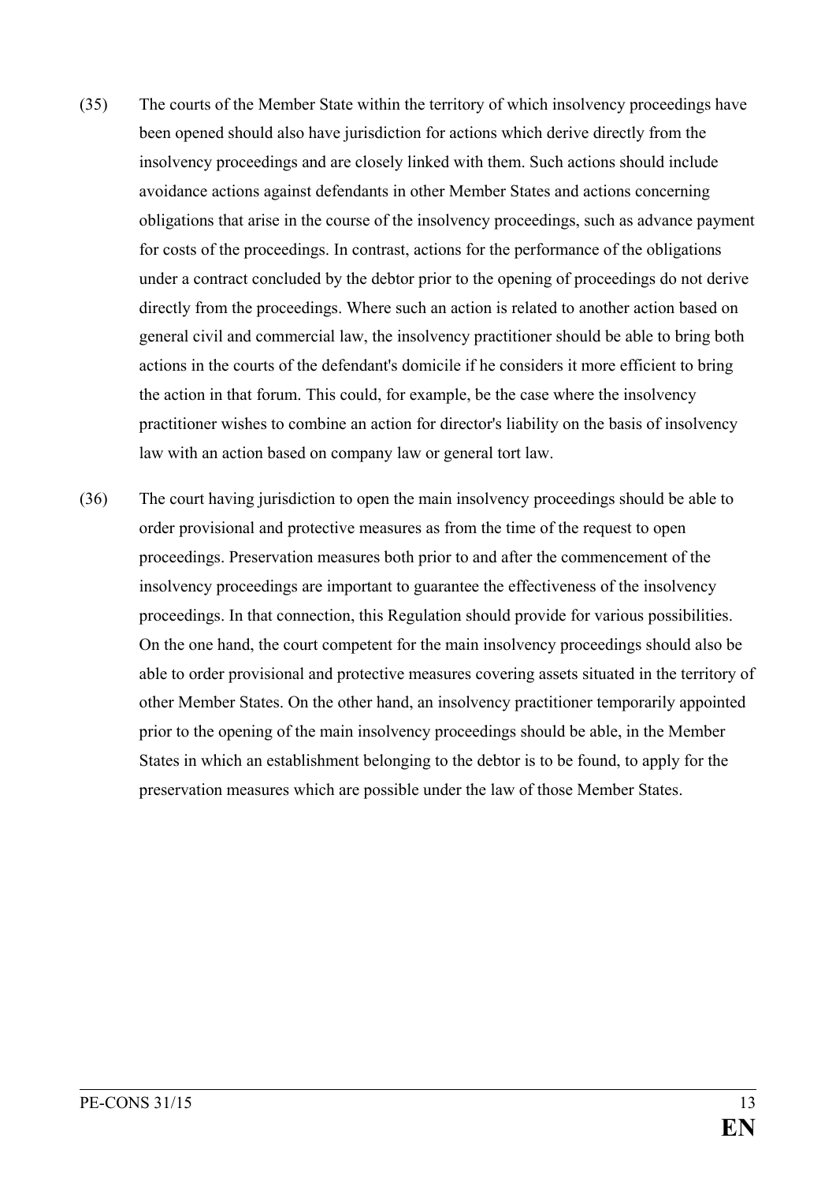(35) The courts of the Member State within the territory of which insolvency proceedings have been opened should also have jurisdiction for actions which derive directly from the insolvency proceedings and are closely linked with them. Such actions should include avoidance actions against defendants in other Member States and actions concerning obligations that arise in the course of the insolvency proceedings, such as advance payment for costs of the proceedings. In contrast, actions for the performance of the obligations under a contract concluded by the debtor prior to the opening of proceedings do not derive directly from the proceedings. Where such an action is related to another action based on general civil and commercial law, the insolvency practitioner should be able to bring both actions in the courts of the defendant's domicile if he considers it more efficient to bring the action in that forum. This could, for example, be the case where the insolvency practitioner wishes to combine an action for director's liability on the basis of insolvency law with an action based on company law or general tort law.

(36) The court having jurisdiction to open the main insolvency proceedings should be able to order provisional and protective measures as from the time of the request to open proceedings. Preservation measures both prior to and after the commencement of the insolvency proceedings are important to guarantee the effectiveness of the insolvency proceedings. In that connection, this Regulation should provide for various possibilities. On the one hand, the court competent for the main insolvency proceedings should also be able to order provisional and protective measures covering assets situated in the territory of other Member States. On the other hand, an insolvency practitioner temporarily appointed prior to the opening of the main insolvency proceedings should be able, in the Member States in which an establishment belonging to the debtor is to be found, to apply for the preservation measures which are possible under the law of those Member States.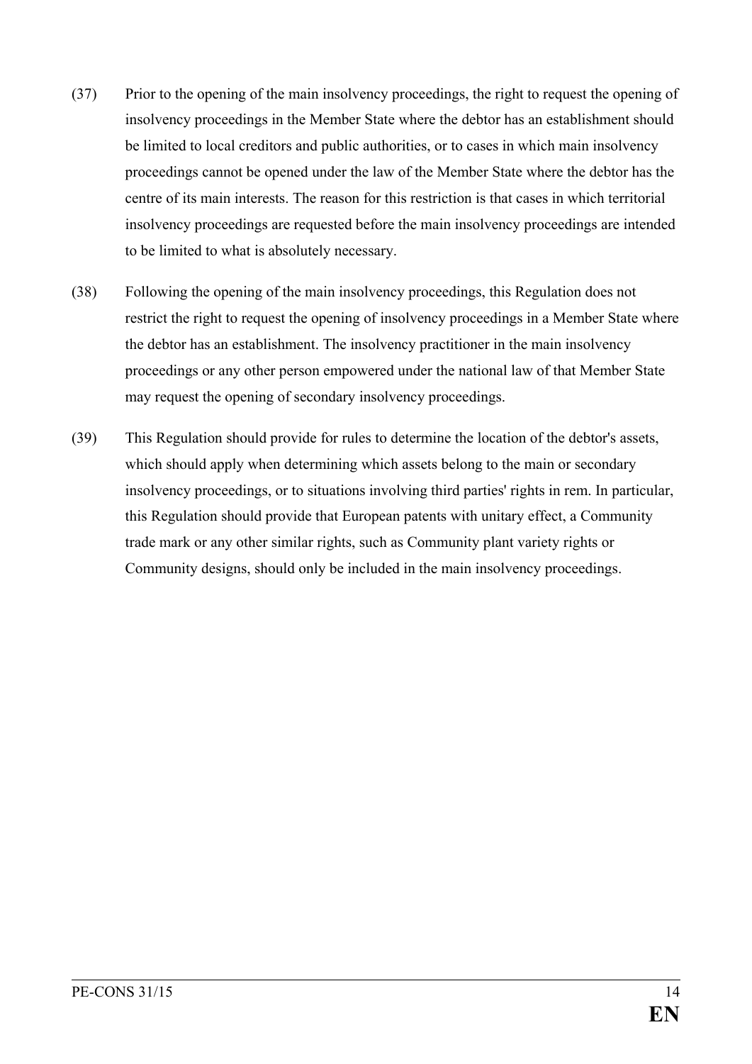(37) Prior to the opening of the main insolvency proceedings, the right to request the opening of insolvency proceedings in the Member State where the debtor has an establishment should be limited to local creditors and public authorities, or to cases in which main insolvency proceedings cannot be opened under the law of the Member State where the debtor has the centre of its main interests. The reason for this restriction is that cases in which territorial insolvency proceedings are requested before the main insolvency proceedings are intended to be limited to what is absolutely necessary.

(38) Following the opening of the main insolvency proceedings, this Regulation does not restrict the right to request the opening of insolvency proceedings in a Member State where the debtor has an establishment. The insolvency practitioner in the main insolvency proceedings or any other person empowered under the national law of that Member State may request the opening of secondary insolvency proceedings.

(39) This Regulation should provide for rules to determine the location of the debtor's assets, which should apply when determining which assets belong to the main or secondary insolvency proceedings, or to situations involving third parties' rights in rem. In particular, this Regulation should provide that European patents with unitary effect, a Community trade mark or any other similar rights, such as Community plant variety rights or Community designs, should only be included in the main insolvency proceedings.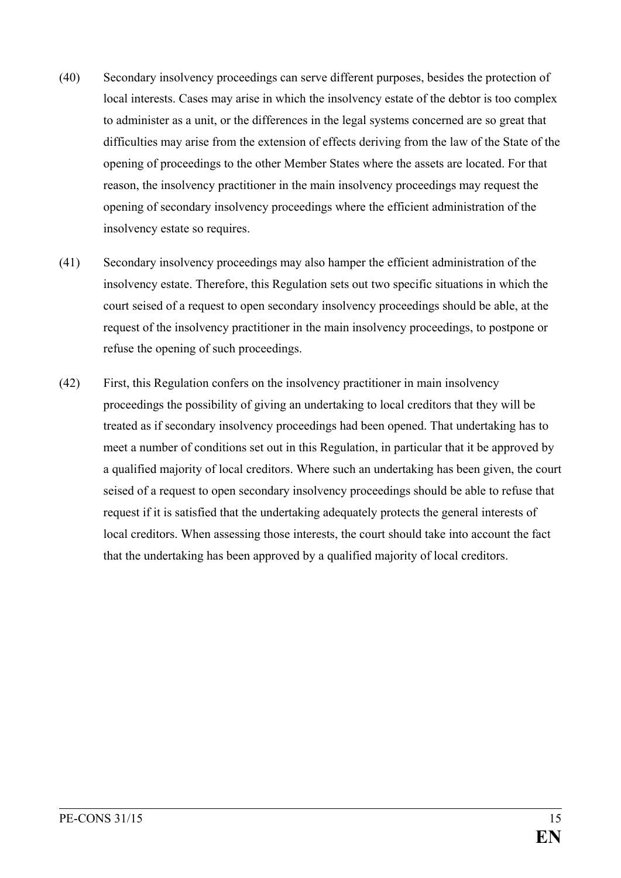(40) Secondary insolvency proceedings can serve different purposes, besides the protection of local interests. Cases may arise in which the insolvency estate of the debtor is too complex to administer as a unit, or the differences in the legal systems concerned are so great that difficulties may arise from the extension of effects deriving from the law of the State of the opening of proceedings to the other Member States where the assets are located. For that reason, the insolvency practitioner in the main insolvency proceedings may request the opening of secondary insolvency proceedings where the efficient administration of the insolvency estate so requires.

(41) Secondary insolvency proceedings may also hamper the efficient administration of the insolvency estate. Therefore, this Regulation sets out two specific situations in which the court seised of a request to open secondary insolvency proceedings should be able, at the request of the insolvency practitioner in the main insolvency proceedings, to postpone or refuse the opening of such proceedings.

(42) First, this Regulation confers on the insolvency practitioner in main insolvency proceedings the possibility of giving an undertaking to local creditors that they will be treated as if secondary insolvency proceedings had been opened. That undertaking has to meet a number of conditions set out in this Regulation, in particular that it be approved by a qualified majority of local creditors. Where such an undertaking has been given, the court seised of a request to open secondary insolvency proceedings should be able to refuse that request if it is satisfied that the undertaking adequately protects the general interests of local creditors. When assessing those interests, the court should take into account the fact that the undertaking has been approved by a qualified majority of local creditors.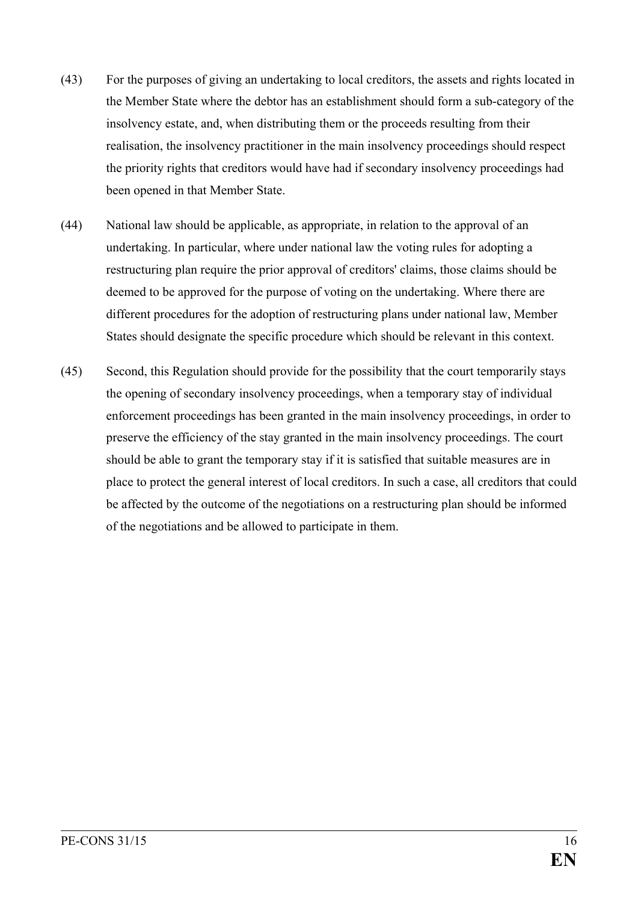(43) For the purposes of giving an undertaking to local creditors, the assets and rights located in the Member State where the debtor has an establishment should form a sub-category of the insolvency estate, and, when distributing them or the proceeds resulting from their realisation, the insolvency practitioner in the main insolvency proceedings should respect the priority rights that creditors would have had if secondary insolvency proceedings had been opened in that Member State.

(44) National law should be applicable, as appropriate, in relation to the approval of an undertaking. In particular, where under national law the voting rules for adopting a restructuring plan require the prior approval of creditors' claims, those claims should be deemed to be approved for the purpose of voting on the undertaking. Where there are different procedures for the adoption of restructuring plans under national law, Member States should designate the specific procedure which should be relevant in this context.

(45) Second, this Regulation should provide for the possibility that the court temporarily stays the opening of secondary insolvency proceedings, when a temporary stay of individual enforcement proceedings has been granted in the main insolvency proceedings, in order to preserve the efficiency of the stay granted in the main insolvency proceedings. The court should be able to grant the temporary stay if it is satisfied that suitable measures are in place to protect the general interest of local creditors. In such a case, all creditors that could be affected by the outcome of the negotiations on a restructuring plan should be informed of the negotiations and be allowed to participate in them.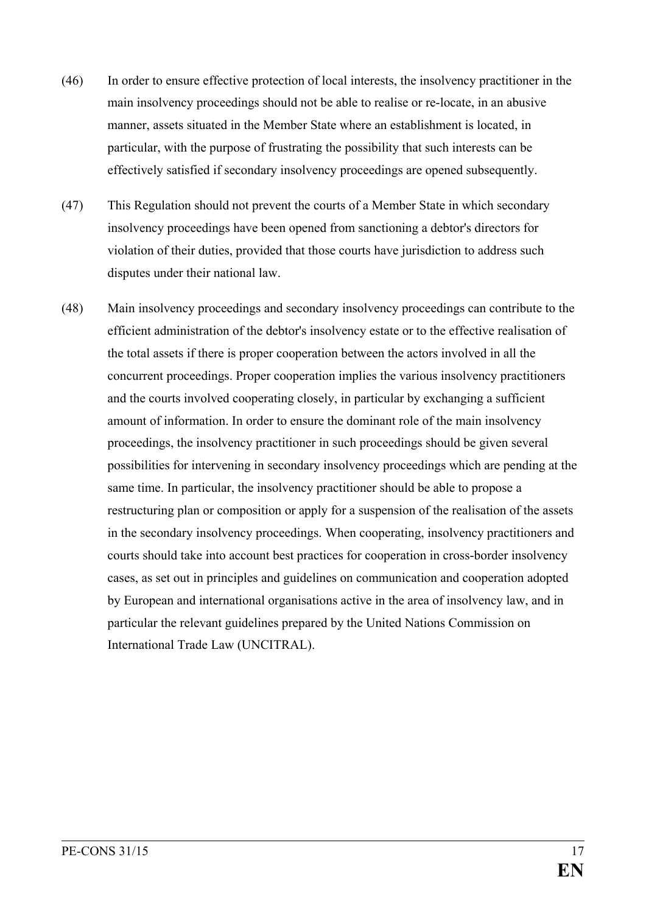(46) In order to ensure effective protection of local interests, the insolvency practitioner in the main insolvency proceedings should not be able to realise or re-locate, in an abusive manner, assets situated in the Member State where an establishment is located, in particular, with the purpose of frustrating the possibility that such interests can be effectively satisfied if secondary insolvency proceedings are opened subsequently.

(47) This Regulation should not prevent the courts of a Member State in which secondary insolvency proceedings have been opened from sanctioning a debtor's directors for violation of their duties, provided that those courts have jurisdiction to address such disputes under their national law.

(48) Main insolvency proceedings and secondary insolvency proceedings can contribute to the efficient administration of the debtor's insolvency estate or to the effective realisation of the total assets if there is proper cooperation between the actors involved in all the concurrent proceedings. Proper cooperation implies the various insolvency practitioners and the courts involved cooperating closely, in particular by exchanging a sufficient amount of information. In order to ensure the dominant role of the main insolvency proceedings, the insolvency practitioner in such proceedings should be given several possibilities for intervening in secondary insolvency proceedings which are pending at the same time. In particular, the insolvency practitioner should be able to propose a restructuring plan or composition or apply for a suspension of the realisation of the assets in the secondary insolvency proceedings. When cooperating, insolvency practitioners and courts should take into account best practices for cooperation in cross-border insolvency cases, as set out in principles and guidelines on communication and cooperation adopted by European and international organisations active in the area of insolvency law, and in particular the relevant guidelines prepared by the United Nations Commission on International Trade Law (UNCITRAL).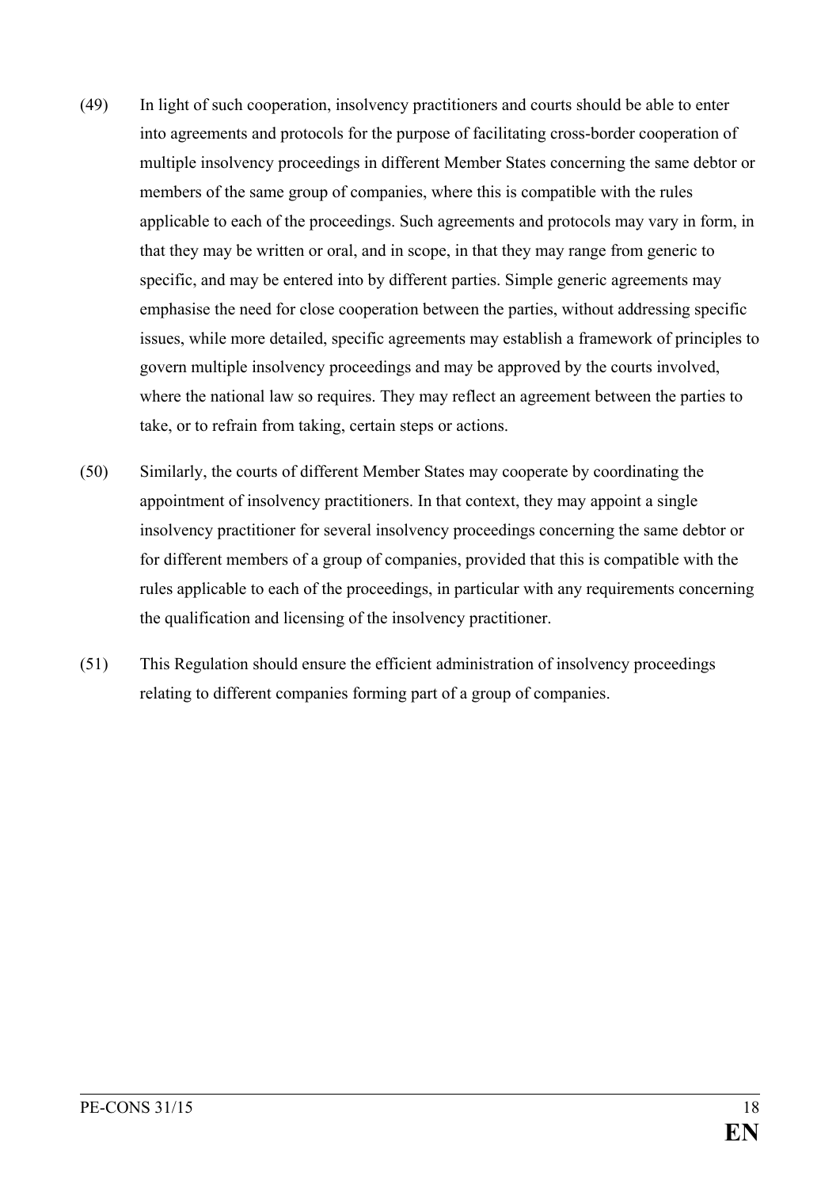(49) In light of such cooperation, insolvency practitioners and courts should be able to enter into agreements and protocols for the purpose of facilitating cross-border cooperation of multiple insolvency proceedings in different Member States concerning the same debtor or members of the same group of companies, where this is compatible with the rules applicable to each of the proceedings. Such agreements and protocols may vary in form, in that they may be written or oral, and in scope, in that they may range from generic to specific, and may be entered into by different parties. Simple generic agreements may emphasise the need for close cooperation between the parties, without addressing specific issues, while more detailed, specific agreements may establish a framework of principles to govern multiple insolvency proceedings and may be approved by the courts involved, where the national law so requires. They may reflect an agreement between the parties to take, or to refrain from taking, certain steps or actions.

(50) Similarly, the courts of different Member States may cooperate by coordinating the appointment of insolvency practitioners. In that context, they may appoint a single insolvency practitioner for several insolvency proceedings concerning the same debtor or for different members of a group of companies, provided that this is compatible with the rules applicable to each of the proceedings, in particular with any requirements concerning the qualification and licensing of the insolvency practitioner.

(51) This Regulation should ensure the efficient administration of insolvency proceedings relating to different companies forming part of a group of companies.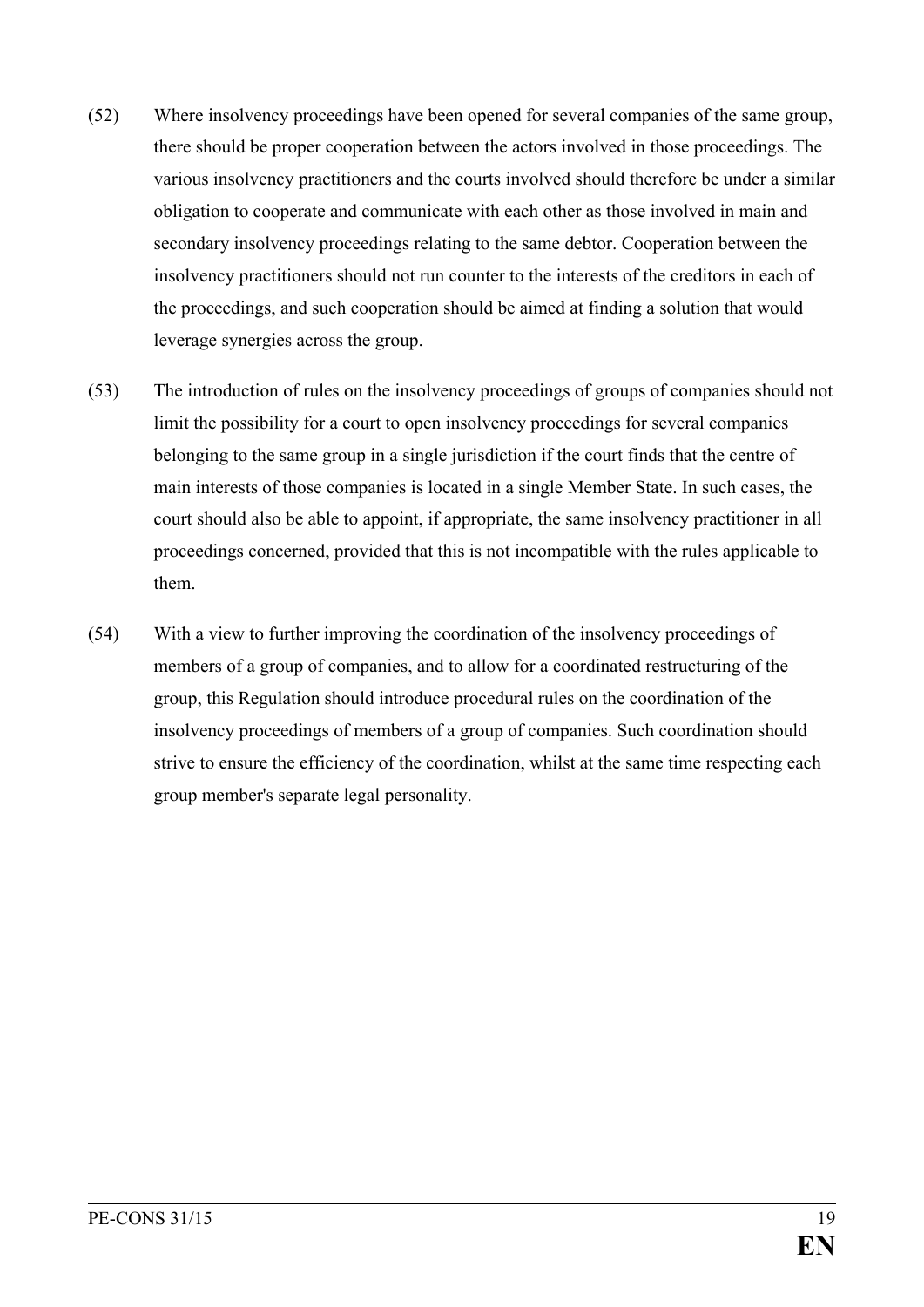(52) Where insolvency proceedings have been opened for several companies of the same group, there should be proper cooperation between the actors involved in those proceedings. The various insolvency practitioners and the courts involved should therefore be under a similar obligation to cooperate and communicate with each other as those involved in main and secondary insolvency proceedings relating to the same debtor. Cooperation between the insolvency practitioners should not run counter to the interests of the creditors in each of the proceedings, and such cooperation should be aimed at finding a solution that would leverage synergies across the group.

(53) The introduction of rules on the insolvency proceedings of groups of companies should not limit the possibility for a court to open insolvency proceedings for several companies belonging to the same group in a single jurisdiction if the court finds that the centre of main interests of those companies is located in a single Member State. In such cases, the court should also be able to appoint, if appropriate, the same insolvency practitioner in all proceedings concerned, provided that this is not incompatible with the rules applicable to them.

(54) With a view to further improving the coordination of the insolvency proceedings of members of a group of companies, and to allow for a coordinated restructuring of the group, this Regulation should introduce procedural rules on the coordination of the insolvency proceedings of members of a group of companies. Such coordination should strive to ensure the efficiency of the coordination, whilst at the same time respecting each group member's separate legal personality.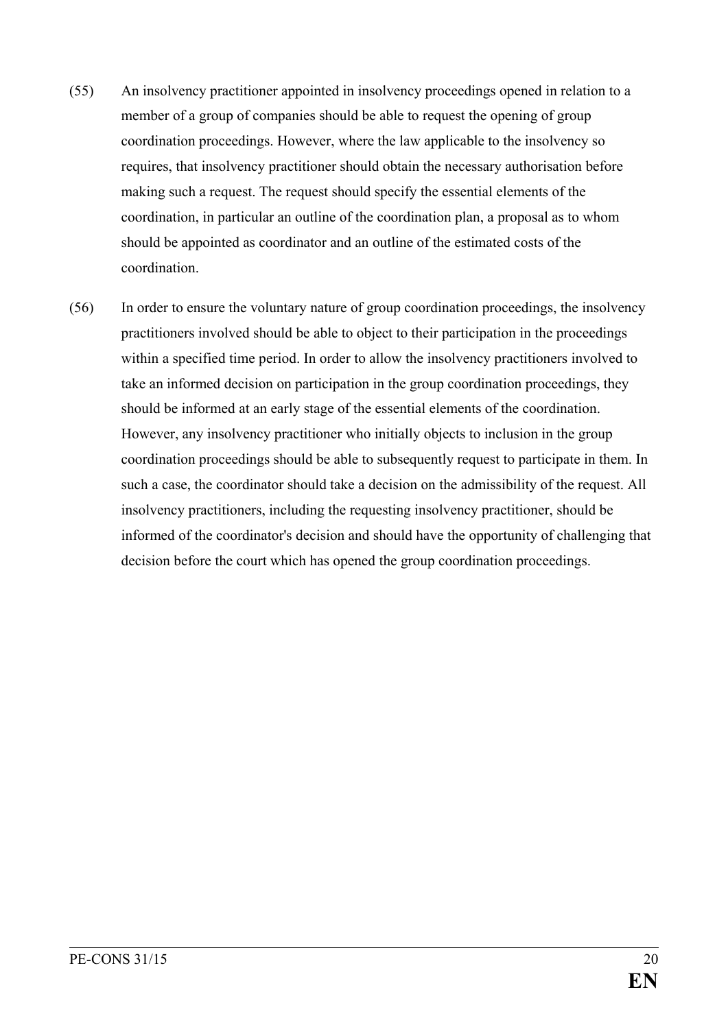(55) An insolvency practitioner appointed in insolvency proceedings opened in relation to a member of a group of companies should be able to request the opening of group coordination proceedings. However, where the law applicable to the insolvency so requires, that insolvency practitioner should obtain the necessary authorisation before making such a request. The request should specify the essential elements of the coordination, in particular an outline of the coordination plan, a proposal as to whom should be appointed as coordinator and an outline of the estimated costs of the coordination.

(56) In order to ensure the voluntary nature of group coordination proceedings, the insolvency practitioners involved should be able to object to their participation in the proceedings within a specified time period. In order to allow the insolvency practitioners involved to take an informed decision on participation in the group coordination proceedings, they should be informed at an early stage of the essential elements of the coordination. However, any insolvency practitioner who initially objects to inclusion in the group coordination proceedings should be able to subsequently request to participate in them. In such a case, the coordinator should take a decision on the admissibility of the request. All insolvency practitioners, including the requesting insolvency practitioner, should be informed of the coordinator's decision and should have the opportunity of challenging that decision before the court which has opened the group coordination proceedings.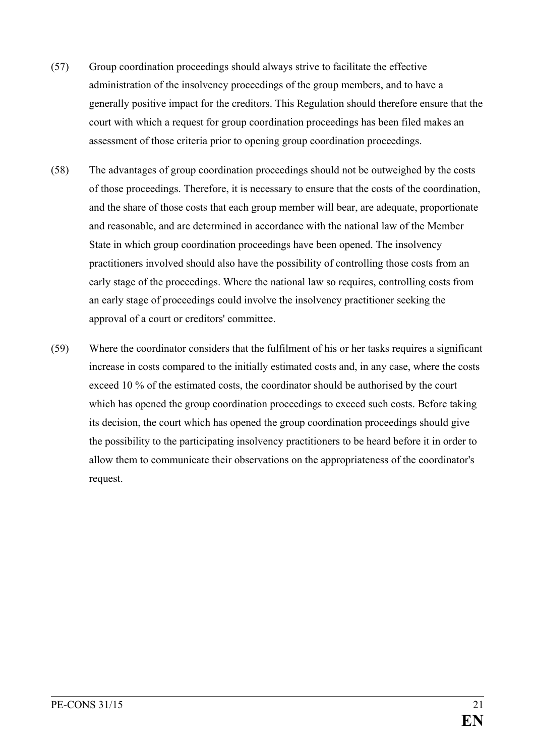(57) Group coordination proceedings should always strive to facilitate the effective administration of the insolvency proceedings of the group members, and to have a generally positive impact for the creditors. This Regulation should therefore ensure that the court with which a request for group coordination proceedings has been filed makes an assessment of those criteria prior to opening group coordination proceedings.

(58) The advantages of group coordination proceedings should not be outweighed by the costs of those proceedings. Therefore, it is necessary to ensure that the costs of the coordination, and the share of those costs that each group member will bear, are adequate, proportionate and reasonable, and are determined in accordance with the national law of the Member State in which group coordination proceedings have been opened. The insolvency practitioners involved should also have the possibility of controlling those costs from an early stage of the proceedings. Where the national law so requires, controlling costs from an early stage of proceedings could involve the insolvency practitioner seeking the approval of a court or creditors' committee.

(59) Where the coordinator considers that the fulfilment of his or her tasks requires a significant increase in costs compared to the initially estimated costs and, in any case, where the costs exceed 10 % of the estimated costs, the coordinator should be authorised by the court which has opened the group coordination proceedings to exceed such costs. Before taking its decision, the court which has opened the group coordination proceedings should give the possibility to the participating insolvency practitioners to be heard before it in order to allow them to communicate their observations on the appropriateness of the coordinator's request.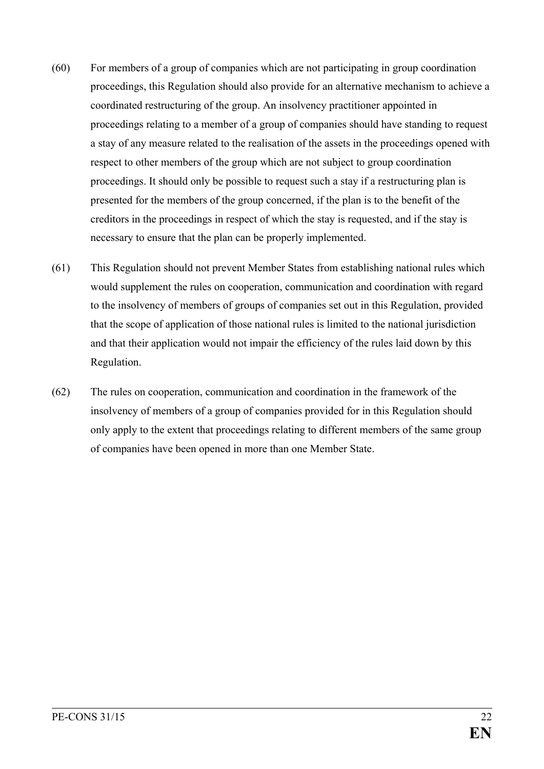(60) For members of a group of companies which are not participating in group coordination proceedings, this Regulation should also provide for an alternative mechanism to achieve a coordinated restructuring of the group. An insolvency practitioner appointed in proceedings relating to a member of a group of companies should have standing to request a stay of any measure related to the realisation of the assets in the proceedings opened with respect to other members of the group which are not subject to group coordination proceedings. It should only be possible to request such a stay if a restructuring plan is presented for the members of the group concerned, if the plan is to the benefit of the creditors in the proceedings in respect of which the stay is requested, and if the stay is necessary to ensure that the plan can be properly implemented.

(61) This Regulation should not prevent Member States from establishing national rules which would supplement the rules on cooperation, communication and coordination with regard to the insolvency of members of groups of companies set out in this Regulation, provided that the scope of application of those national rules is limited to the national jurisdiction and that their application would not impair the efficiency of the rules laid down by this Regulation.

(62) The rules on cooperation, communication and coordination in the framework of the insolvency of members of a group of companies provided for in this Regulation should only apply to the extent that proceedings relating to different members of the same group of companies have been opened in more than one Member State.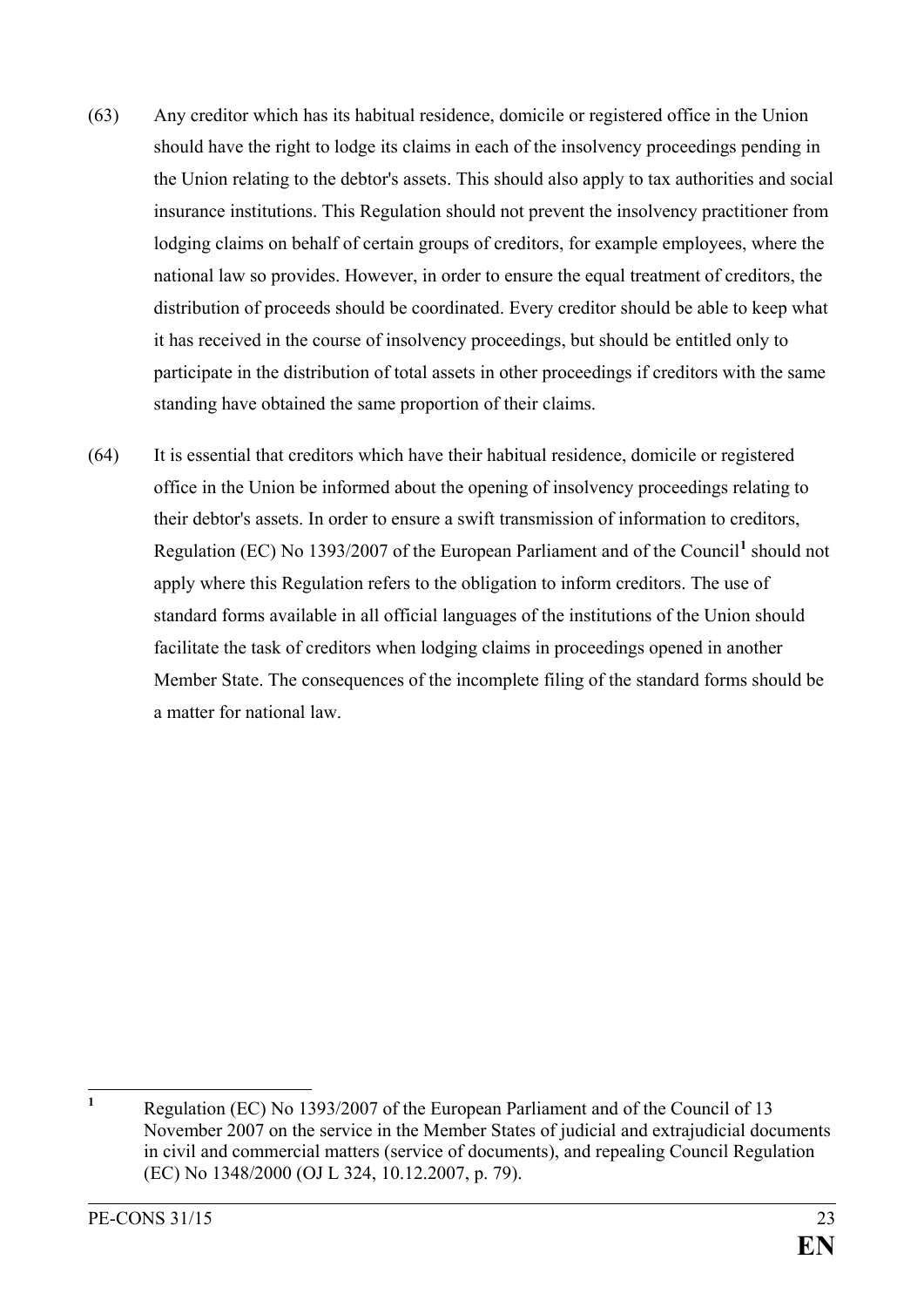(63) Any creditor which has its habitual residence, domicile or registered office in the Union should have the right to lodge its claims in each of the insolvency proceedings pending in the Union relating to the debtor's assets. This should also apply to tax authorities and social insurance institutions. This Regulation should not prevent the insolvency practitioner from lodging claims on behalf of certain groups of creditors, for example employees, where the national law so provides. However, in order to ensure the equal treatment of creditors, the distribution of proceeds should be coordinated. Every creditor should be able to keep what it has received in the course of insolvency proceedings, but should be entitled only to participate in the distribution of total assets in other proceedings if creditors with the same standing have obtained the same proportion of their claims.

(64) It is essential that creditors which have their habitual residence, domicile or registered office in the Union be informed about the opening of insolvency proceedings relating to their debtor's assets. In order to ensure a swift transmission of information to creditors, Regulation (EC) No 1393/2007 of the European Parliament and of the Council[1] should not apply where this Regulation refers to the obligation to inform creditors. The use of standard forms available in all official languages of the institutions of the Union should facilitate the task of creditors when lodging claims in proceedings opened in another Member State. The consequences of the incomplete filing of the standard forms should be a matter for national law.

---

[1] Regulation (EC) No 1393/2007 of the European Parliament and of the Council of 13 November 2007 on the service in the Member States of judicial and extrajudicial documents in civil and commercial matters (service of documents), and repealing Council Regulation (EC) No 1348/2000 (OJ L 324, 10.12.2007, p. 79).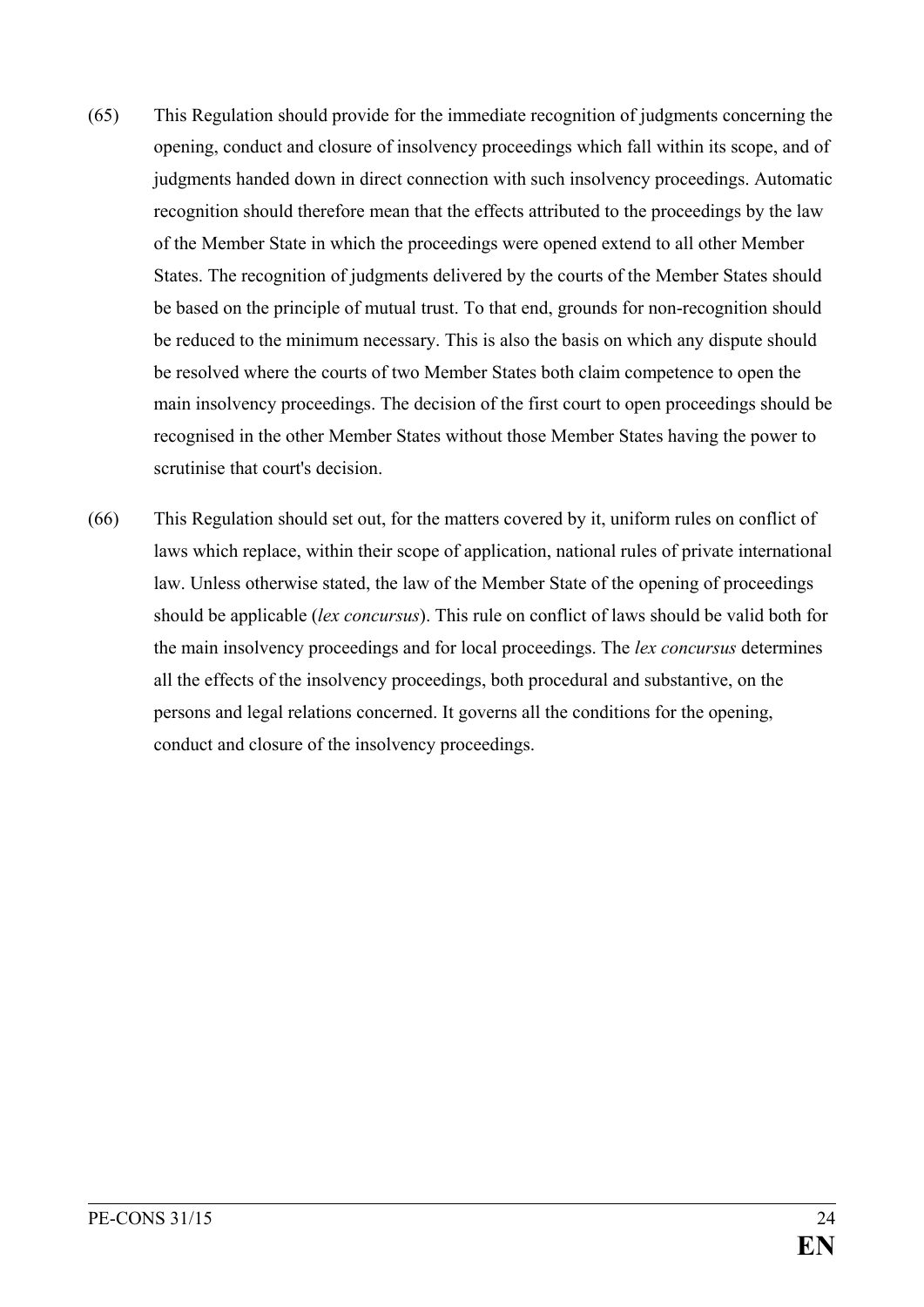(65) This Regulation should provide for the immediate recognition of judgments concerning the opening, conduct and closure of insolvency proceedings which fall within its scope, and of judgments handed down in direct connection with such insolvency proceedings. Automatic recognition should therefore mean that the effects attributed to the proceedings by the law of the Member State in which the proceedings were opened extend to all other Member States. The recognition of judgments delivered by the courts of the Member States should be based on the principle of mutual trust. To that end, grounds for non-recognition should be reduced to the minimum necessary. This is also the basis on which any dispute should be resolved where the courts of two Member States both claim competence to open the main insolvency proceedings. The decision of the first court to open proceedings should be recognised in the other Member States without those Member States having the power to scrutinise that court's decision.

(66) This Regulation should set out, for the matters covered by it, uniform rules on conflict of laws which replace, within their scope of application, national rules of private international law. Unless otherwise stated, the law of the Member State of the opening of proceedings should be applicable (*lex concursus*). This rule on conflict of laws should be valid both for the main insolvency proceedings and for local proceedings. The *lex concursus* determines all the effects of the insolvency proceedings, both procedural and substantive, on the persons and legal relations concerned. It governs all the conditions for the opening, conduct and closure of the insolvency proceedings.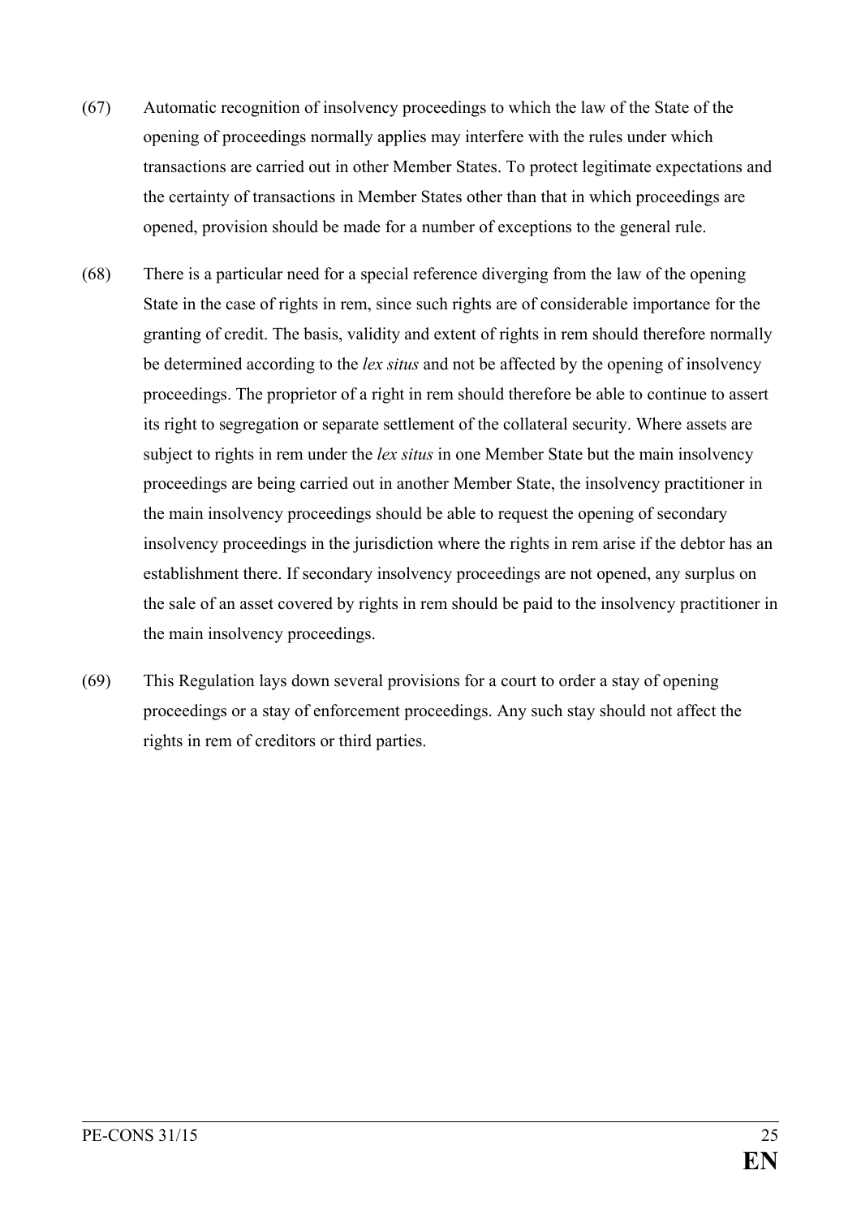(67) Automatic recognition of insolvency proceedings to which the law of the State of the opening of proceedings normally applies may interfere with the rules under which transactions are carried out in other Member States. To protect legitimate expectations and the certainty of transactions in Member States other than that in which proceedings are opened, provision should be made for a number of exceptions to the general rule.

(68) There is a particular need for a special reference diverging from the law of the opening State in the case of rights in rem, since such rights are of considerable importance for the granting of credit. The basis, validity and extent of rights in rem should therefore normally be determined according to the *lex situs* and not be affected by the opening of insolvency proceedings. The proprietor of a right in rem should therefore be able to continue to assert its right to segregation or separate settlement of the collateral security. Where assets are subject to rights in rem under the *lex situs* in one Member State but the main insolvency proceedings are being carried out in another Member State, the insolvency practitioner in the main insolvency proceedings should be able to request the opening of secondary insolvency proceedings in the jurisdiction where the rights in rem arise if the debtor has an establishment there. If secondary insolvency proceedings are not opened, any surplus on the sale of an asset covered by rights in rem should be paid to the insolvency practitioner in the main insolvency proceedings.

(69) This Regulation lays down several provisions for a court to order a stay of opening proceedings or a stay of enforcement proceedings. Any such stay should not affect the rights in rem of creditors or third parties.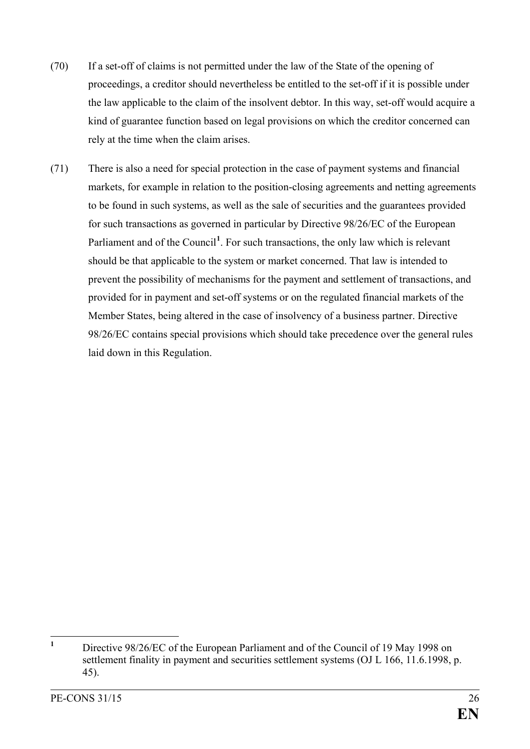(70) If a set-off of claims is not permitted under the law of the State of the opening of proceedings, a creditor should nevertheless be entitled to the set-off if it is possible under the law applicable to the claim of the insolvent debtor. In this way, set-off would acquire a kind of guarantee function based on legal provisions on which the creditor concerned can rely at the time when the claim arises.

(71) There is also a need for special protection in the case of payment systems and financial markets, for example in relation to the position-closing agreements and netting agreements to be found in such systems, as well as the sale of securities and the guarantees provided for such transactions as governed in particular by Directive 98/26/EC of the European Parliament and of the Council[1]. For such transactions, the only law which is relevant should be that applicable to the system or market concerned. That law is intended to prevent the possibility of mechanisms for the payment and settlement of transactions, and provided for in payment and set-off systems or on the regulated financial markets of the Member States, being altered in the case of insolvency of a business partner. Directive 98/26/EC contains special provisions which should take precedence over the general rules laid down in this Regulation.

---

[1] Directive 98/26/EC of the European Parliament and of the Council of 19 May 1998 on settlement finality in payment and securities settlement systems (OJ L 166, 11.6.1998, p. 45).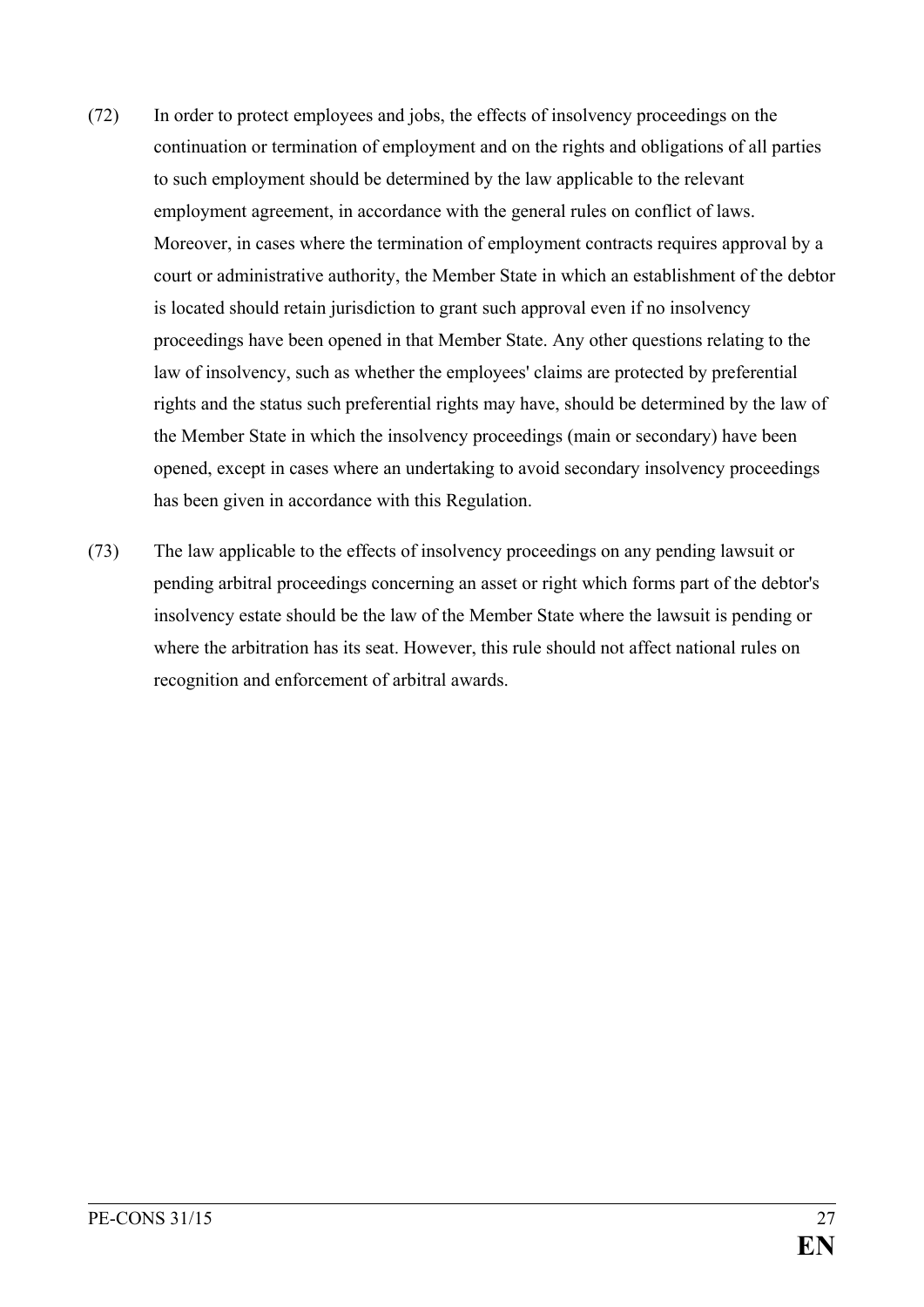(72) In order to protect employees and jobs, the effects of insolvency proceedings on the continuation or termination of employment and on the rights and obligations of all parties to such employment should be determined by the law applicable to the relevant employment agreement, in accordance with the general rules on conflict of laws. Moreover, in cases where the termination of employment contracts requires approval by a court or administrative authority, the Member State in which an establishment of the debtor is located should retain jurisdiction to grant such approval even if no insolvency proceedings have been opened in that Member State. Any other questions relating to the law of insolvency, such as whether the employees' claims are protected by preferential rights and the status such preferential rights may have, should be determined by the law of the Member State in which the insolvency proceedings (main or secondary) have been opened, except in cases where an undertaking to avoid secondary insolvency proceedings has been given in accordance with this Regulation.

(73) The law applicable to the effects of insolvency proceedings on any pending lawsuit or pending arbitral proceedings concerning an asset or right which forms part of the debtor's insolvency estate should be the law of the Member State where the lawsuit is pending or where the arbitration has its seat. However, this rule should not affect national rules on recognition and enforcement of arbitral awards.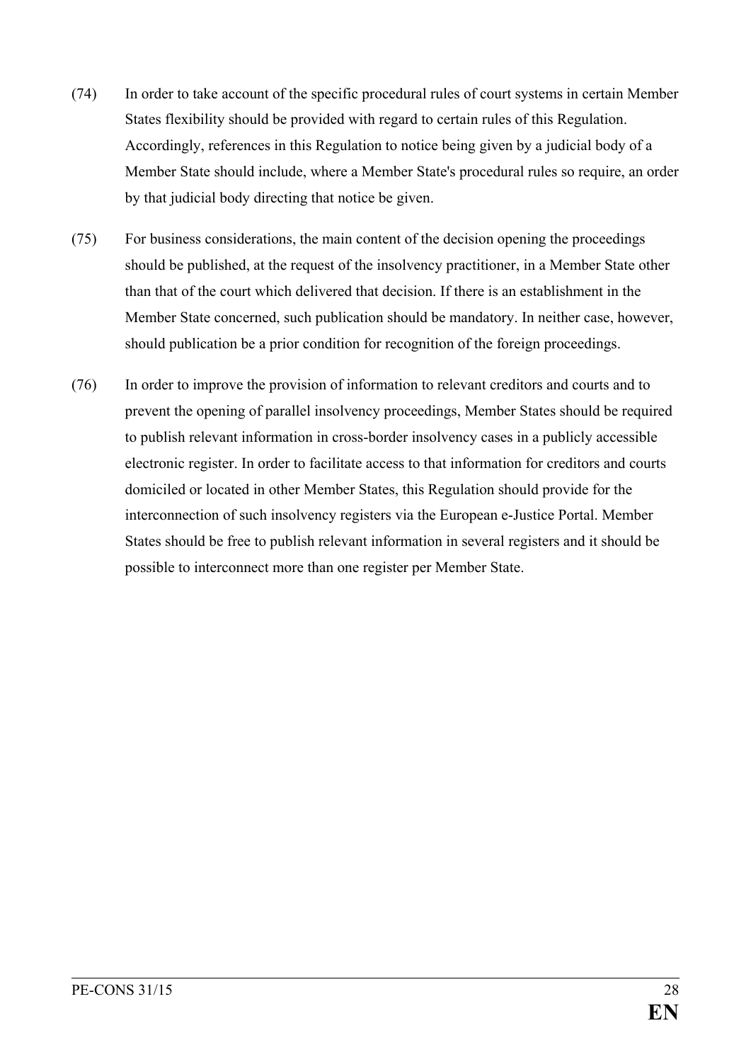(74) In order to take account of the specific procedural rules of court systems in certain Member States flexibility should be provided with regard to certain rules of this Regulation. Accordingly, references in this Regulation to notice being given by a judicial body of a Member State should include, where a Member State's procedural rules so require, an order by that judicial body directing that notice be given.

(75) For business considerations, the main content of the decision opening the proceedings should be published, at the request of the insolvency practitioner, in a Member State other than that of the court which delivered that decision. If there is an establishment in the Member State concerned, such publication should be mandatory. In neither case, however, should publication be a prior condition for recognition of the foreign proceedings.

(76) In order to improve the provision of information to relevant creditors and courts and to prevent the opening of parallel insolvency proceedings, Member States should be required to publish relevant information in cross-border insolvency cases in a publicly accessible electronic register. In order to facilitate access to that information for creditors and courts domiciled or located in other Member States, this Regulation should provide for the interconnection of such insolvency registers via the European e-Justice Portal. Member States should be free to publish relevant information in several registers and it should be possible to interconnect more than one register per Member State.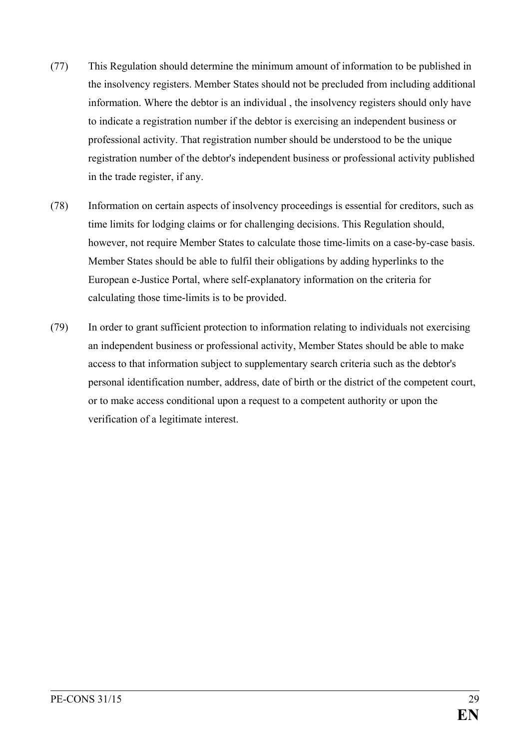(77) This Regulation should determine the minimum amount of information to be published in the insolvency registers. Member States should not be precluded from including additional information. Where the debtor is an individual , the insolvency registers should only have to indicate a registration number if the debtor is exercising an independent business or professional activity. That registration number should be understood to be the unique registration number of the debtor's independent business or professional activity published in the trade register, if any.

(78) Information on certain aspects of insolvency proceedings is essential for creditors, such as time limits for lodging claims or for challenging decisions. This Regulation should, however, not require Member States to calculate those time-limits on a case-by-case basis. Member States should be able to fulfil their obligations by adding hyperlinks to the European e-Justice Portal, where self-explanatory information on the criteria for calculating those time-limits is to be provided.

(79) In order to grant sufficient protection to information relating to individuals not exercising an independent business or professional activity, Member States should be able to make access to that information subject to supplementary search criteria such as the debtor's personal identification number, address, date of birth or the district of the competent court, or to make access conditional upon a request to a competent authority or upon the verification of a legitimate interest.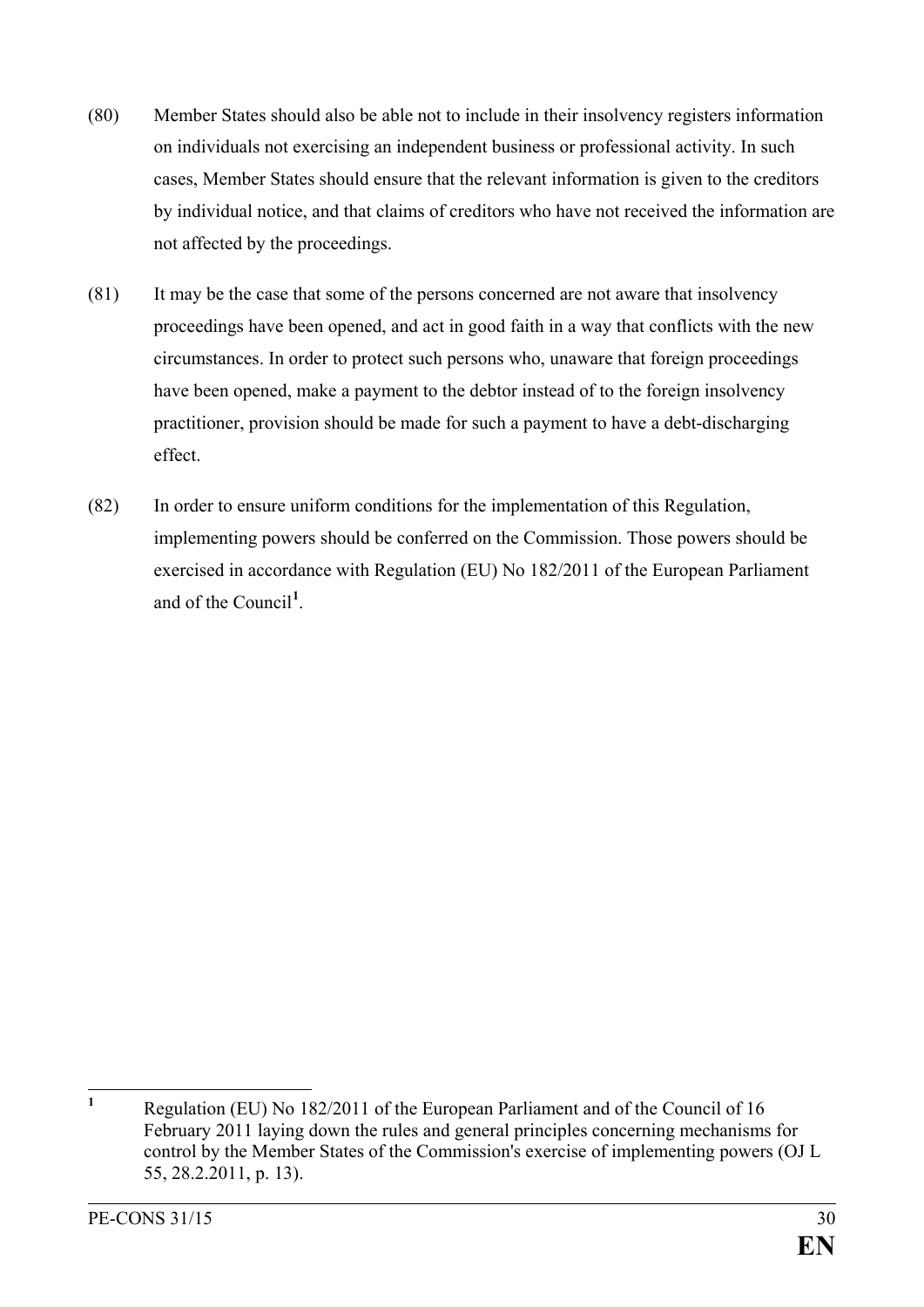(80) Member States should also be able not to include in their insolvency registers information on individuals not exercising an independent business or professional activity. In such cases, Member States should ensure that the relevant information is given to the creditors by individual notice, and that claims of creditors who have not received the information are not affected by the proceedings.

(81) It may be the case that some of the persons concerned are not aware that insolvency proceedings have been opened, and act in good faith in a way that conflicts with the new circumstances. In order to protect such persons who, unaware that foreign proceedings have been opened, make a payment to the debtor instead of to the foreign insolvency practitioner, provision should be made for such a payment to have a debt-discharging effect.

(82) In order to ensure uniform conditions for the implementation of this Regulation, implementing powers should be conferred on the Commission. Those powers should be exercised in accordance with Regulation (EU) No 182/2011 of the European Parliament and of the Council[1].

---

[1] Regulation (EU) No 182/2011 of the European Parliament and of the Council of 16 February 2011 laying down the rules and general principles concerning mechanisms for control by the Member States of the Commission's exercise of implementing powers (OJ L 55, 28.2.2011, p. 13).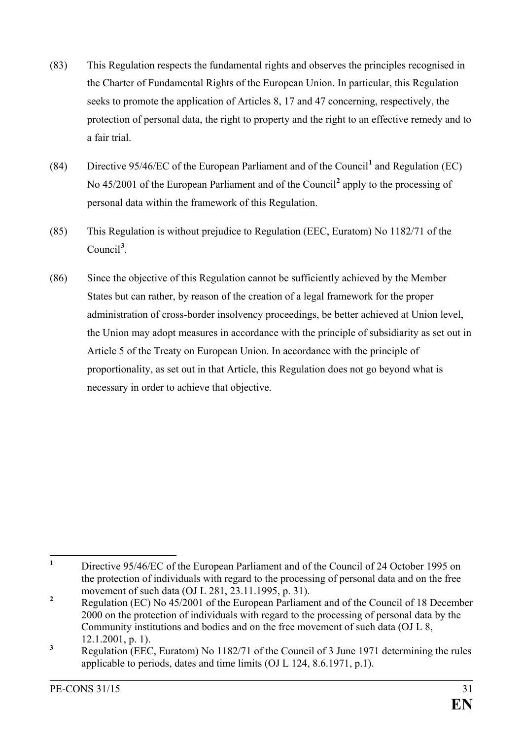(83) This Regulation respects the fundamental rights and observes the principles recognised in the Charter of Fundamental Rights of the European Union. In particular, this Regulation seeks to promote the application of Articles 8, 17 and 47 concerning, respectively, the protection of personal data, the right to property and the right to an effective remedy and to a fair trial.

(84) Directive 95/46/EC of the European Parliament and of the Council[1] and Regulation (EC) No 45/2001 of the European Parliament and of the Council[2] apply to the processing of personal data within the framework of this Regulation.

(85) This Regulation is without prejudice to Regulation (EEC, Euratom) No 1182/71 of the Council[3].

(86) Since the objective of this Regulation cannot be sufficiently achieved by the Member States but can rather, by reason of the creation of a legal framework for the proper administration of cross-border insolvency proceedings, be better achieved at Union level, the Union may adopt measures in accordance with the principle of subsidiarity as set out in Article 5 of the Treaty on European Union. In accordance with the principle of proportionality, as set out in that Article, this Regulation does not go beyond what is necessary in order to achieve that objective.

---

[1] Directive 95/46/EC of the European Parliament and of the Council of 24 October 1995 on the protection of individuals with regard to the processing of personal data and on the free movement of such data (OJ L 281, 23.11.1995, p. 31).

[2] Regulation (EC) No 45/2001 of the European Parliament and of the Council of 18 December 2000 on the protection of individuals with regard to the processing of personal data by the Community institutions and bodies and on the free movement of such data (OJ L 8, 12.1.2001, p. 1).

[3] Regulation (EEC, Euratom) No 1182/71 of the Council of 3 June 1971 determining the rules applicable to periods, dates and time limits (OJ L 124, 8.6.1971, p.1).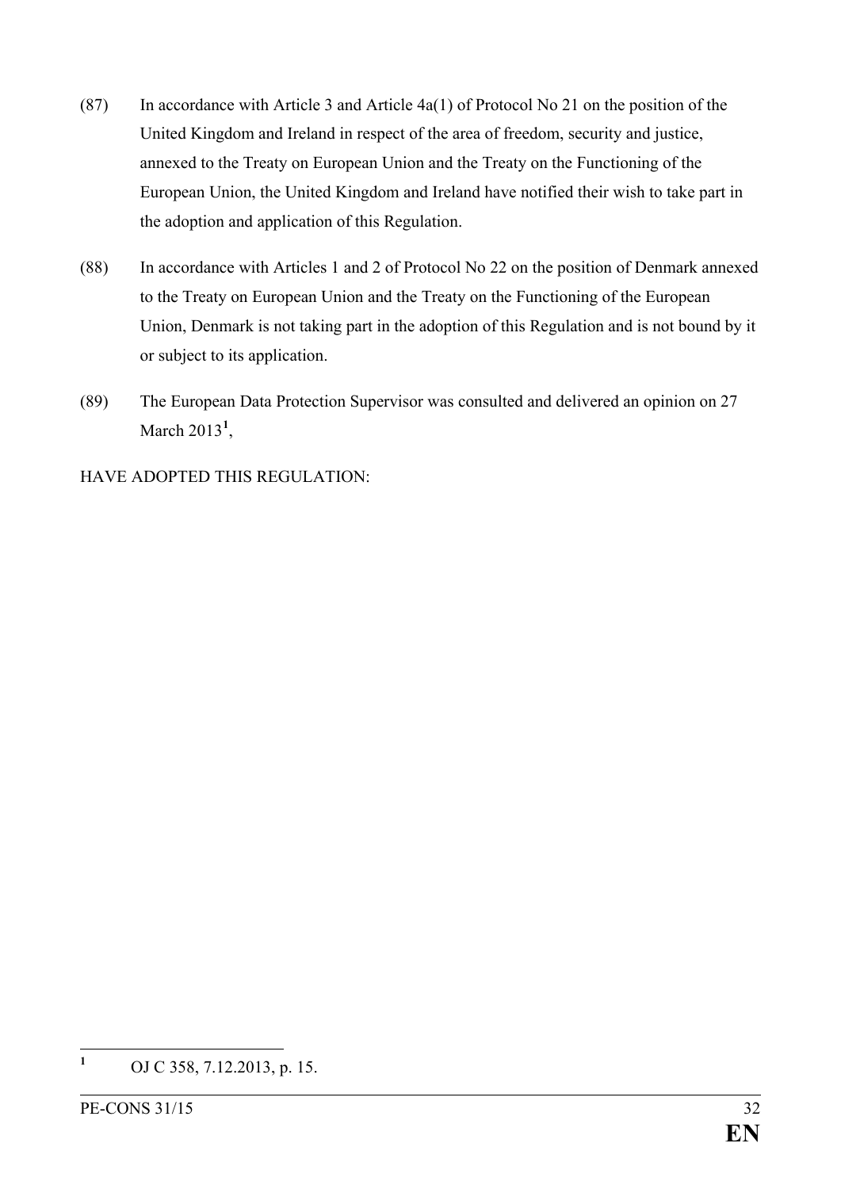(87) In accordance with Article 3 and Article 4a(1) of Protocol No 21 on the position of the United Kingdom and Ireland in respect of the area of freedom, security and justice, annexed to the Treaty on European Union and the Treaty on the Functioning of the European Union, the United Kingdom and Ireland have notified their wish to take part in the adoption and application of this Regulation.

(88) In accordance with Articles 1 and 2 of Protocol No 22 on the position of Denmark annexed to the Treaty on European Union and the Treaty on the Functioning of the European Union, Denmark is not taking part in the adoption of this Regulation and is not bound by it or subject to its application.

(89) The European Data Protection Supervisor was consulted and delivered an opinion on 27 March 2013[1],

HAVE ADOPTED THIS REGULATION:

---

[1] OJ C 358, 7.12.2013, p. 15.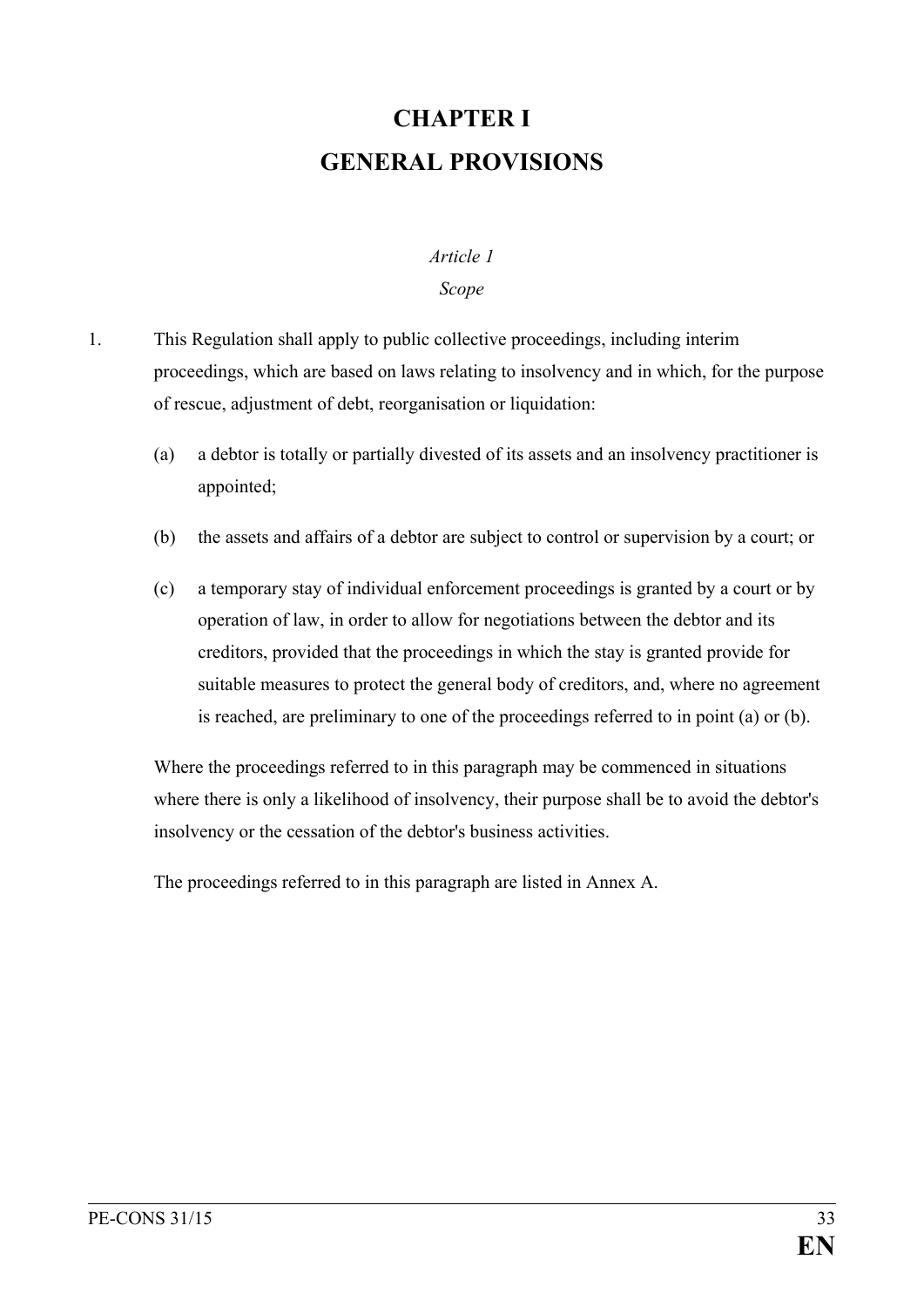# CHAPTER I
# GENERAL PROVISIONS

*Article 1*

*Scope*

1. This Regulation shall apply to public collective proceedings, including interim proceedings, which are based on laws relating to insolvency and in which, for the purpose of rescue, adjustment of debt, reorganisation or liquidation:

   (a) a debtor is totally or partially divested of its assets and an insolvency practitioner is appointed;

   (b) the assets and affairs of a debtor are subject to control or supervision by a court; or

   (c) a temporary stay of individual enforcement proceedings is granted by a court or by operation of law, in order to allow for negotiations between the debtor and its creditors, provided that the proceedings in which the stay is granted provide for suitable measures to protect the general body of creditors, and, where no agreement is reached, are preliminary to one of the proceedings referred to in point (a) or (b).

   Where the proceedings referred to in this paragraph may be commenced in situations where there is only a likelihood of insolvency, their purpose shall be to avoid the debtor's insolvency or the cessation of the debtor's business activities.

   The proceedings referred to in this paragraph are listed in Annex A.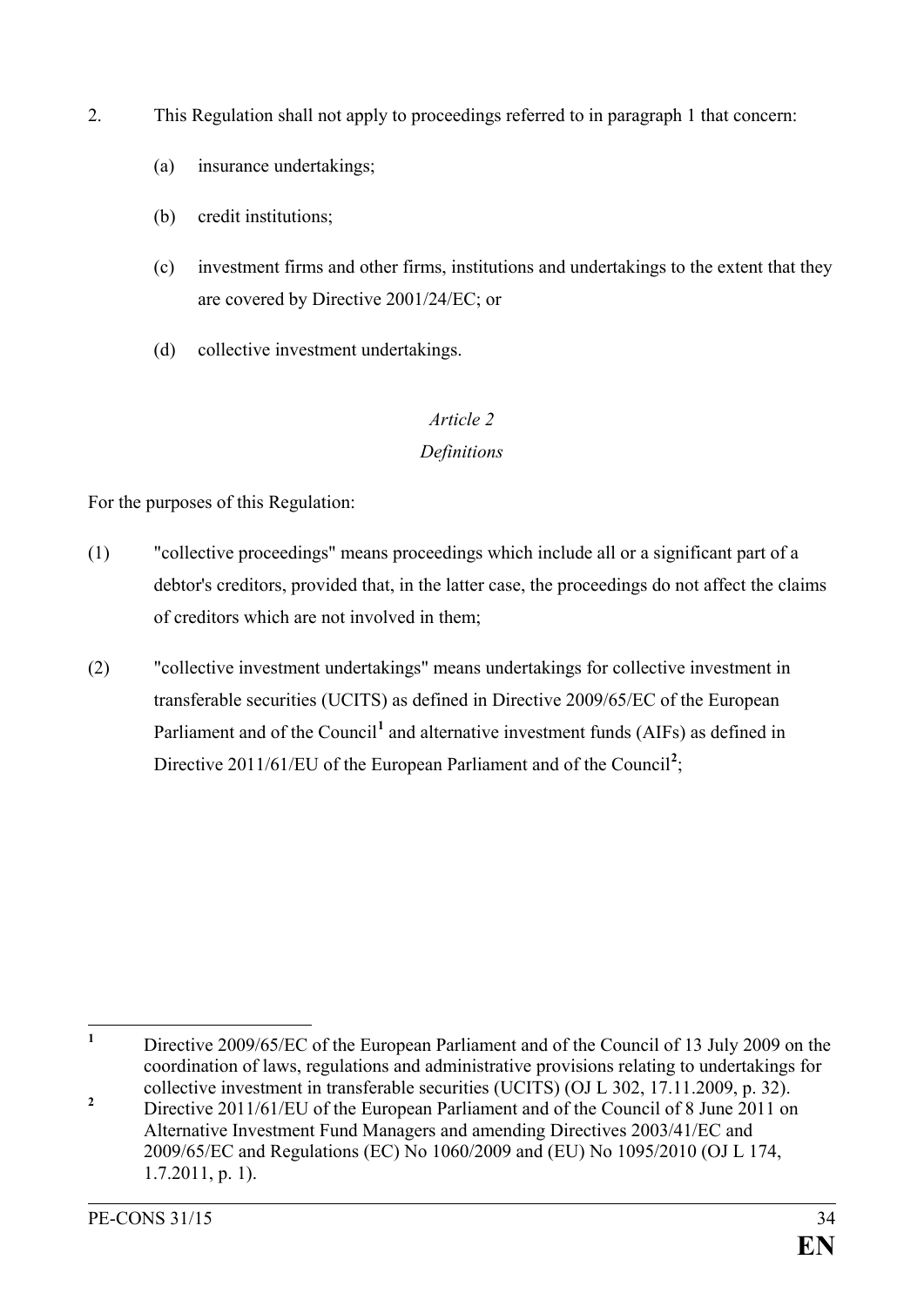2. This Regulation shall not apply to proceedings referred to in paragraph 1 that concern:

   (a) insurance undertakings;

   (b) credit institutions;

   (c) investment firms and other firms, institutions and undertakings to the extent that they are covered by Directive 2001/24/EC; or

   (d) collective investment undertakings.

*Article 2*

*Definitions*

For the purposes of this Regulation:

(1) "collective proceedings" means proceedings which include all or a significant part of a debtor's creditors, provided that, in the latter case, the proceedings do not affect the claims of creditors which are not involved in them;

(2) "collective investment undertakings" means undertakings for collective investment in transferable securities (UCITS) as defined in Directive 2009/65/EC of the European Parliament and of the Council[1] and alternative investment funds (AIFs) as defined in Directive 2011/61/EU of the European Parliament and of the Council[2];

---

[1] Directive 2009/65/EC of the European Parliament and of the Council of 13 July 2009 on the coordination of laws, regulations and administrative provisions relating to undertakings for collective investment in transferable securities (UCITS) (OJ L 302, 17.11.2009, p. 32).

[2] Directive 2011/61/EU of the European Parliament and of the Council of 8 June 2011 on Alternative Investment Fund Managers and amending Directives 2003/41/EC and 2009/65/EC and Regulations (EC) No 1060/2009 and (EU) No 1095/2010 (OJ L 174, 1.7.2011, p. 1).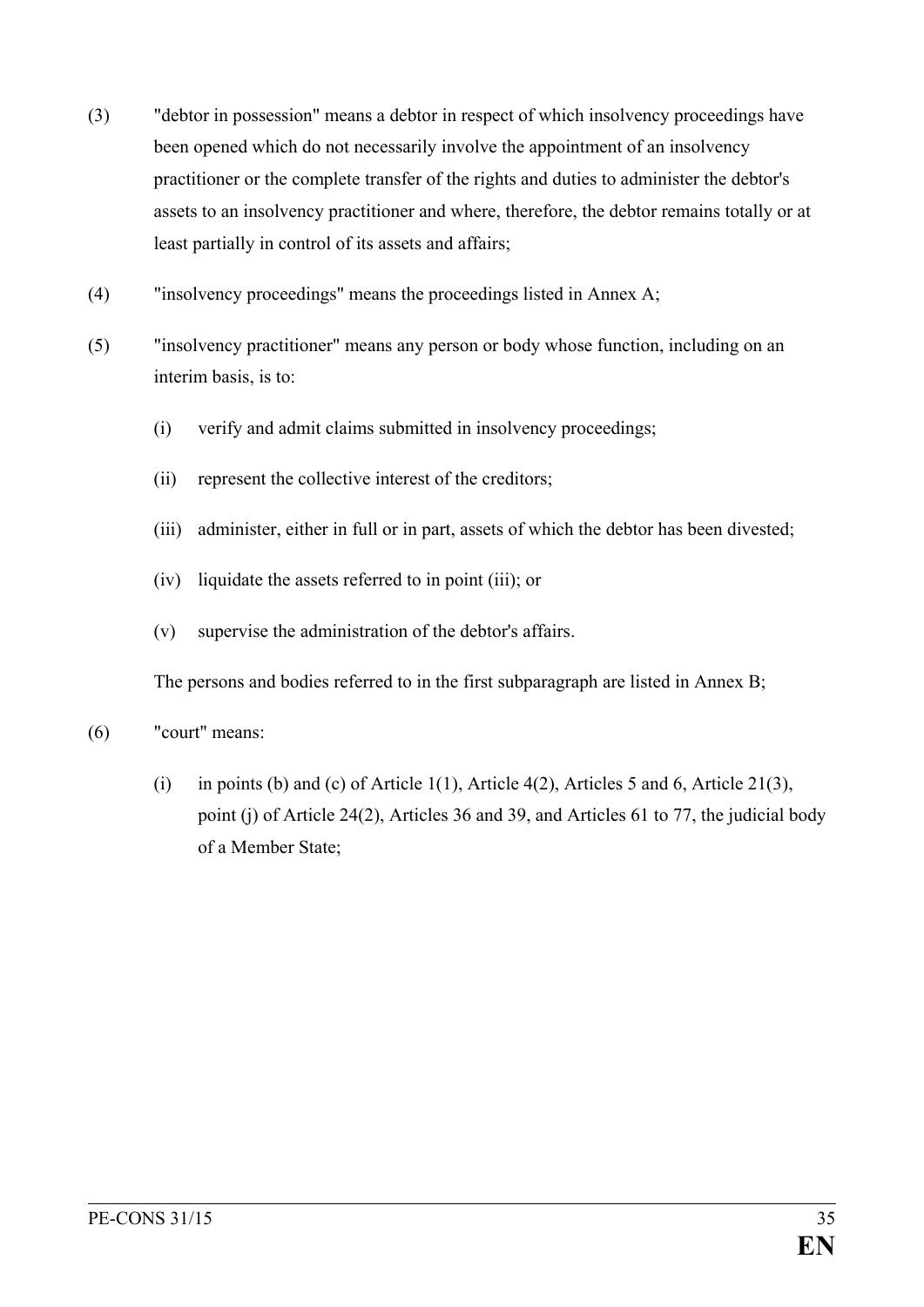(3) "debtor in possession" means a debtor in respect of which insolvency proceedings have been opened which do not necessarily involve the appointment of an insolvency practitioner or the complete transfer of the rights and duties to administer the debtor's assets to an insolvency practitioner and where, therefore, the debtor remains totally or at least partially in control of its assets and affairs;

(4) "insolvency proceedings" means the proceedings listed in Annex A;

(5) "insolvency practitioner" means any person or body whose function, including on an interim basis, is to:

   (i) verify and admit claims submitted in insolvency proceedings;

   (ii) represent the collective interest of the creditors;

   (iii) administer, either in full or in part, assets of which the debtor has been divested;

   (iv) liquidate the assets referred to in point (iii); or

   (v) supervise the administration of the debtor's affairs.

   The persons and bodies referred to in the first subparagraph are listed in Annex B;

(6) "court" means:

   (i) in points (b) and (c) of Article 1(1), Article 4(2), Articles 5 and 6, Article 21(3), point (j) of Article 24(2), Articles 36 and 39, and Articles 61 to 77, the judicial body of a Member State;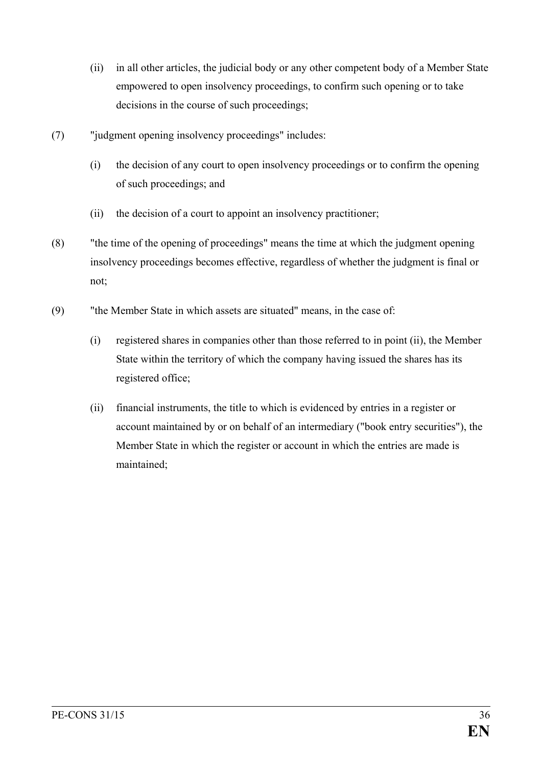(ii) in all other articles, the judicial body or any other competent body of a Member State empowered to open insolvency proceedings, to confirm such opening or to take decisions in the course of such proceedings;

(7) "judgment opening insolvency proceedings" includes:

(i) the decision of any court to open insolvency proceedings or to confirm the opening of such proceedings; and

(ii) the decision of a court to appoint an insolvency practitioner;

(8) "the time of the opening of proceedings" means the time at which the judgment opening insolvency proceedings becomes effective, regardless of whether the judgment is final or not;

(9) "the Member State in which assets are situated" means, in the case of:

(i) registered shares in companies other than those referred to in point (ii), the Member State within the territory of which the company having issued the shares has its registered office;

(ii) financial instruments, the title to which is evidenced by entries in a register or account maintained by or on behalf of an intermediary ("book entry securities"), the Member State in which the register or account in which the entries are made is maintained;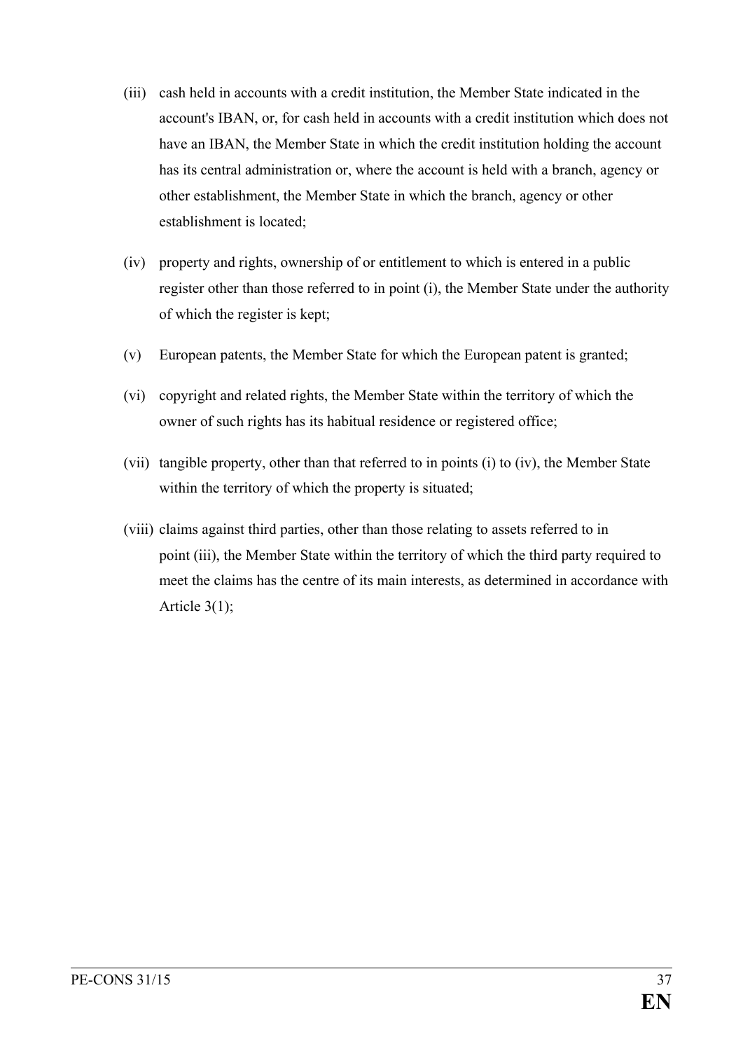(iii) cash held in accounts with a credit institution, the Member State indicated in the account's IBAN, or, for cash held in accounts with a credit institution which does not have an IBAN, the Member State in which the credit institution holding the account has its central administration or, where the account is held with a branch, agency or other establishment, the Member State in which the branch, agency or other establishment is located;

(iv) property and rights, ownership of or entitlement to which is entered in a public register other than those referred to in point (i), the Member State under the authority of which the register is kept;

(v) European patents, the Member State for which the European patent is granted;

(vi) copyright and related rights, the Member State within the territory of which the owner of such rights has its habitual residence or registered office;

(vii) tangible property, other than that referred to in points (i) to (iv), the Member State within the territory of which the property is situated;

(viii) claims against third parties, other than those relating to assets referred to in point (iii), the Member State within the territory of which the third party required to meet the claims has the centre of its main interests, as determined in accordance with Article 3(1);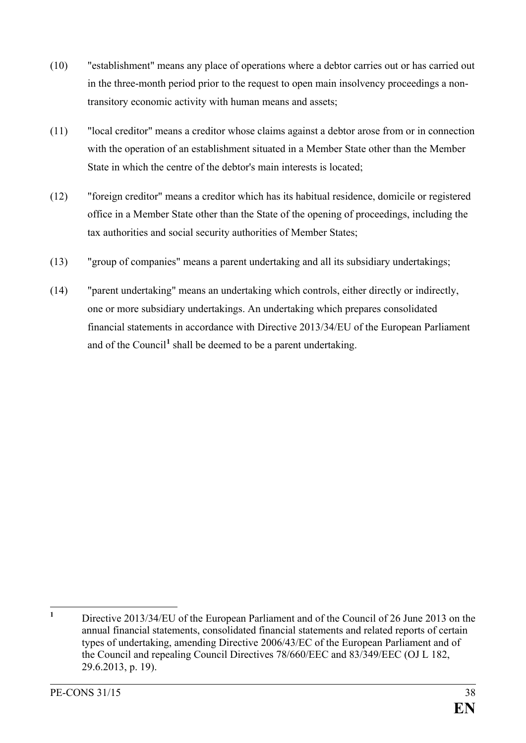(10) "establishment" means any place of operations where a debtor carries out or has carried out in the three-month period prior to the request to open main insolvency proceedings a non-transitory economic activity with human means and assets;

(11) "local creditor" means a creditor whose claims against a debtor arose from or in connection with the operation of an establishment situated in a Member State other than the Member State in which the centre of the debtor's main interests is located;

(12) "foreign creditor" means a creditor which has its habitual residence, domicile or registered office in a Member State other than the State of the opening of proceedings, including the tax authorities and social security authorities of Member States;

(13) "group of companies" means a parent undertaking and all its subsidiary undertakings;

(14) "parent undertaking" means an undertaking which controls, either directly or indirectly, one or more subsidiary undertakings. An undertaking which prepares consolidated financial statements in accordance with Directive 2013/34/EU of the European Parliament and of the Council[1] shall be deemed to be a parent undertaking.

---

[1] Directive 2013/34/EU of the European Parliament and of the Council of 26 June 2013 on the annual financial statements, consolidated financial statements and related reports of certain types of undertaking, amending Directive 2006/43/EC of the European Parliament and of the Council and repealing Council Directives 78/660/EEC and 83/349/EEC (OJ L 182, 29.6.2013, p. 19).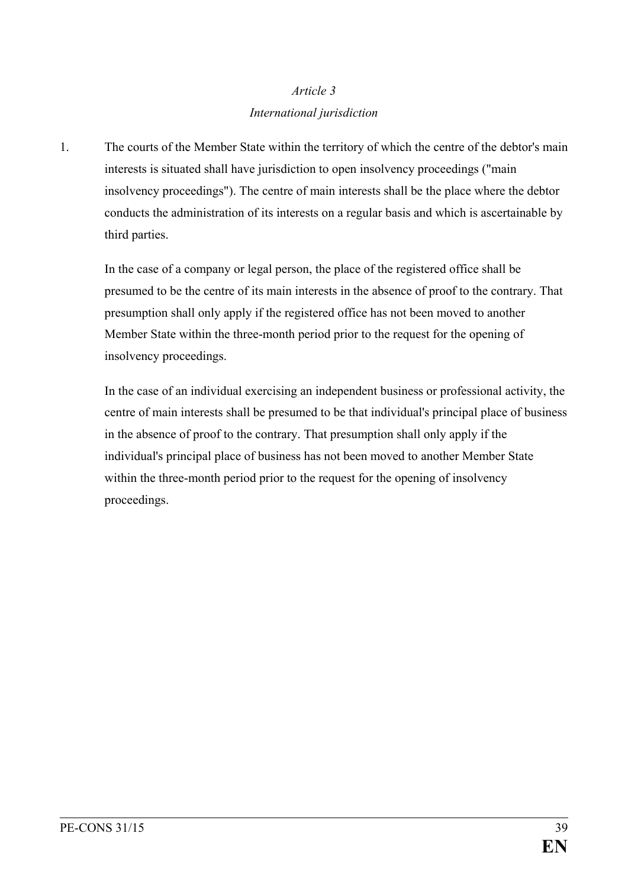*Article 3*

*International jurisdiction*

1. The courts of the Member State within the territory of which the centre of the debtor's main interests is situated shall have jurisdiction to open insolvency proceedings ("main insolvency proceedings"). The centre of main interests shall be the place where the debtor conducts the administration of its interests on a regular basis and which is ascertainable by third parties.

   In the case of a company or legal person, the place of the registered office shall be presumed to be the centre of its main interests in the absence of proof to the contrary. That presumption shall only apply if the registered office has not been moved to another Member State within the three-month period prior to the request for the opening of insolvency proceedings.

   In the case of an individual exercising an independent business or professional activity, the centre of main interests shall be presumed to be that individual's principal place of business in the absence of proof to the contrary. That presumption shall only apply if the individual's principal place of business has not been moved to another Member State within the three-month period prior to the request for the opening of insolvency proceedings.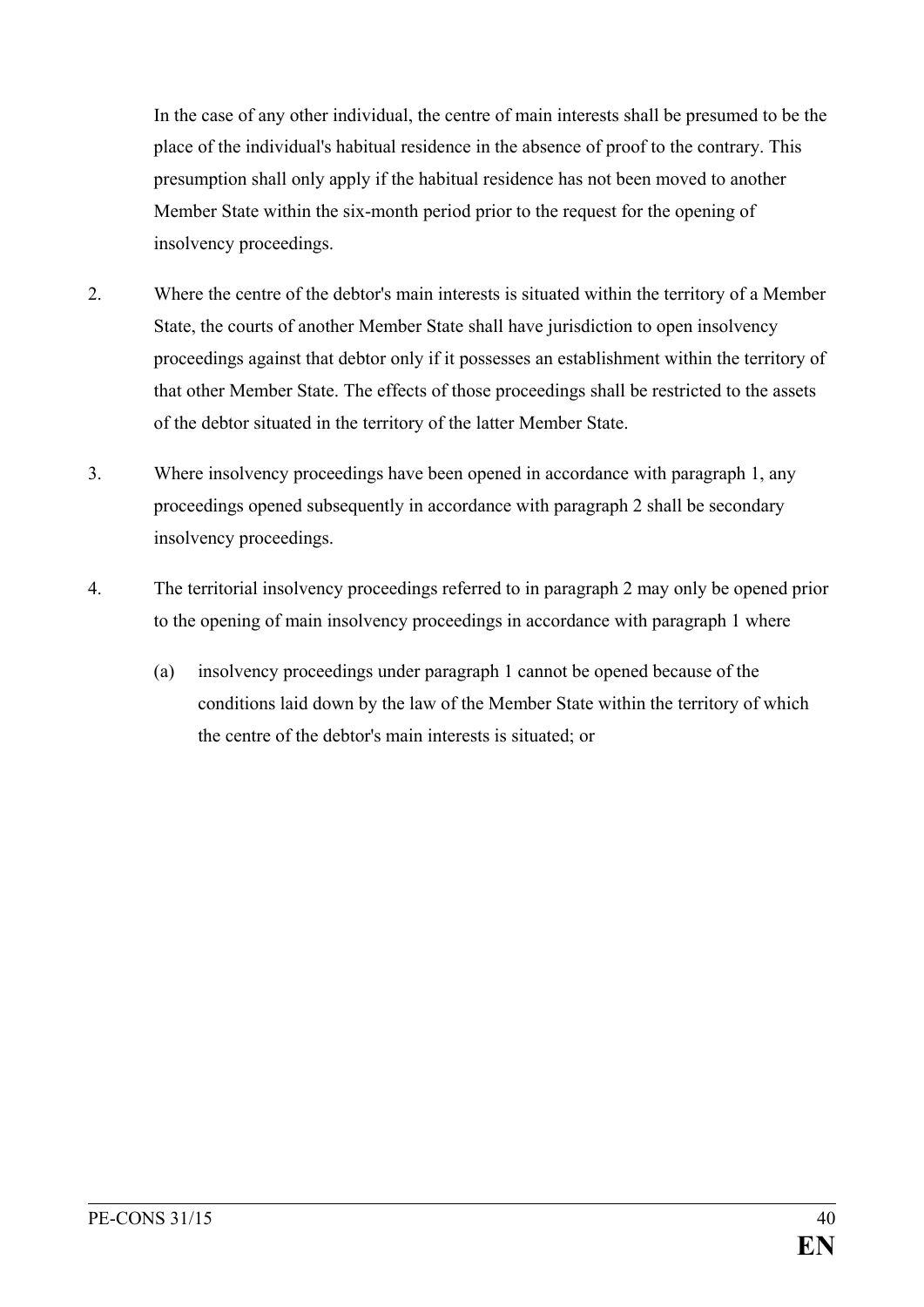In the case of any other individual, the centre of main interests shall be presumed to be the place of the individual's habitual residence in the absence of proof to the contrary. This presumption shall only apply if the habitual residence has not been moved to another Member State within the six-month period prior to the request for the opening of insolvency proceedings.

2. Where the centre of the debtor's main interests is situated within the territory of a Member State, the courts of another Member State shall have jurisdiction to open insolvency proceedings against that debtor only if it possesses an establishment within the territory of that other Member State. The effects of those proceedings shall be restricted to the assets of the debtor situated in the territory of the latter Member State.

3. Where insolvency proceedings have been opened in accordance with paragraph 1, any proceedings opened subsequently in accordance with paragraph 2 shall be secondary insolvency proceedings.

4. The territorial insolvency proceedings referred to in paragraph 2 may only be opened prior to the opening of main insolvency proceedings in accordance with paragraph 1 where

   (a) insolvency proceedings under paragraph 1 cannot be opened because of the conditions laid down by the law of the Member State within the territory of which the centre of the debtor's main interests is situated; or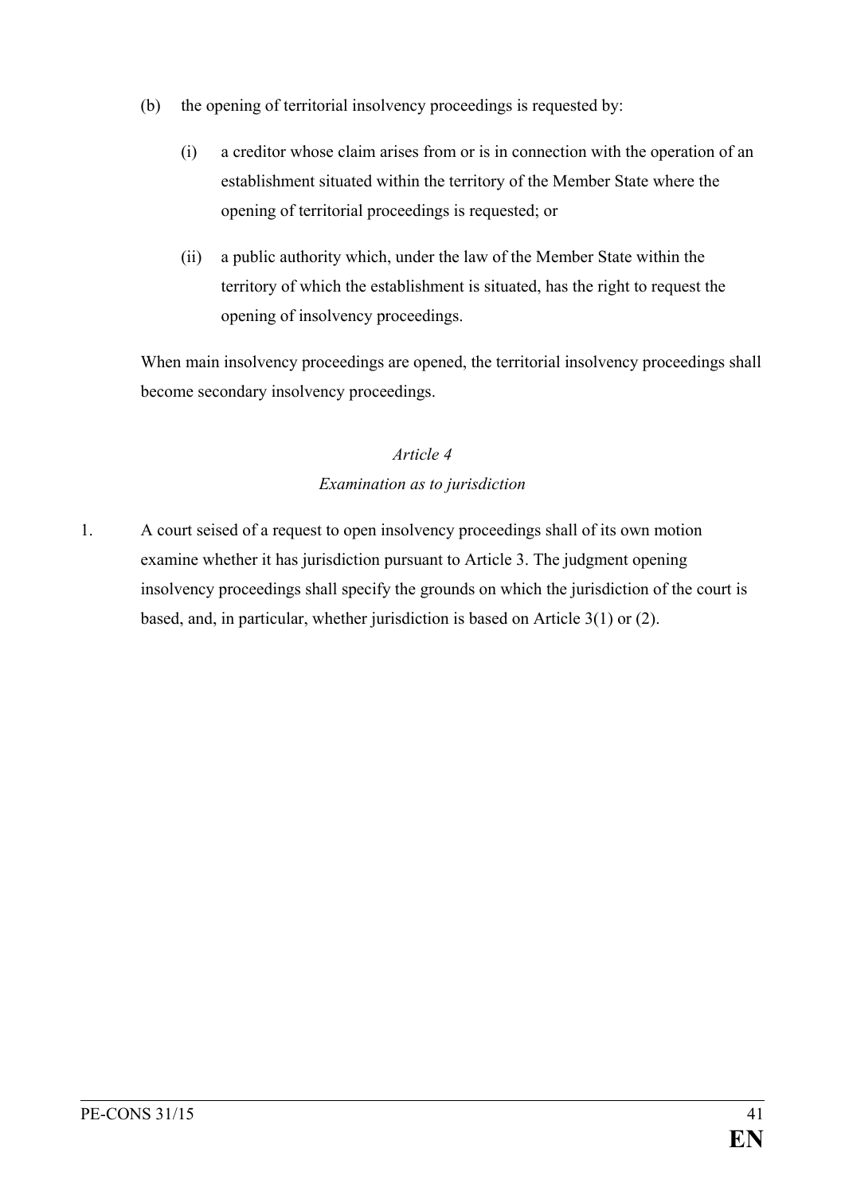(b) the opening of territorial insolvency proceedings is requested by:

(i) a creditor whose claim arises from or is in connection with the operation of an establishment situated within the territory of the Member State where the opening of territorial proceedings is requested; or

(ii) a public authority which, under the law of the Member State within the territory of which the establishment is situated, has the right to request the opening of insolvency proceedings.

When main insolvency proceedings are opened, the territorial insolvency proceedings shall become secondary insolvency proceedings.

*Article 4*

*Examination as to jurisdiction*

1. A court seised of a request to open insolvency proceedings shall of its own motion examine whether it has jurisdiction pursuant to Article 3. The judgment opening insolvency proceedings shall specify the grounds on which the jurisdiction of the court is based, and, in particular, whether jurisdiction is based on Article 3(1) or (2).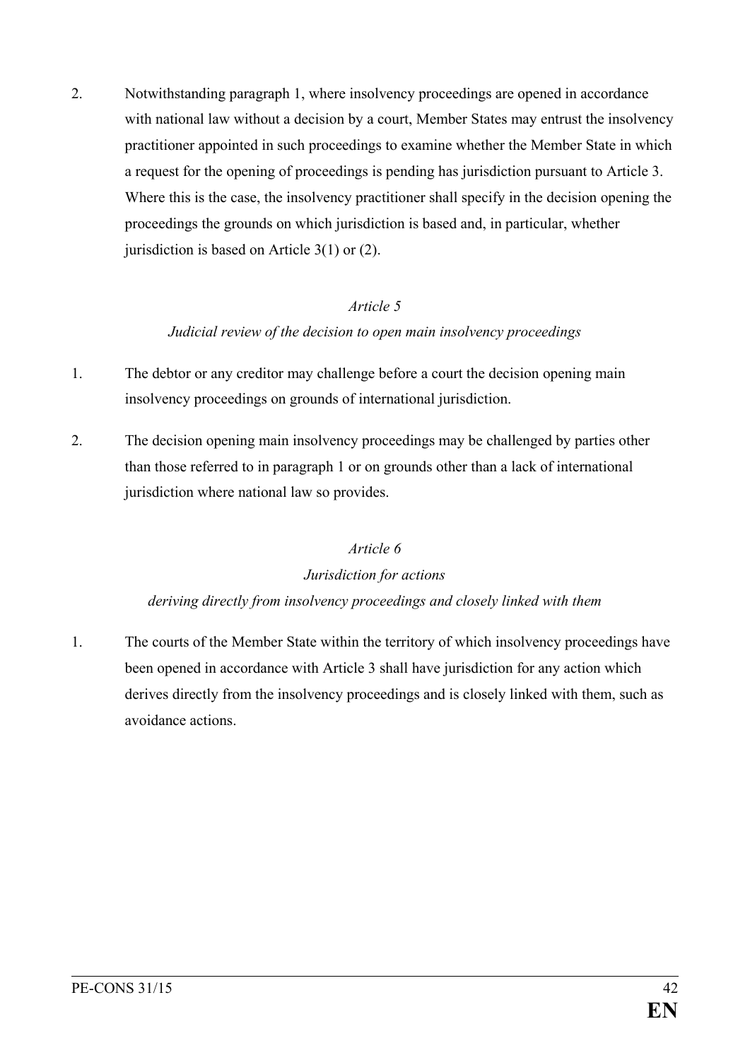2. Notwithstanding paragraph 1, where insolvency proceedings are opened in accordance with national law without a decision by a court, Member States may entrust the insolvency practitioner appointed in such proceedings to examine whether the Member State in which a request for the opening of proceedings is pending has jurisdiction pursuant to Article 3. Where this is the case, the insolvency practitioner shall specify in the decision opening the proceedings the grounds on which jurisdiction is based and, in particular, whether jurisdiction is based on Article 3(1) or (2).

*Article 5*

*Judicial review of the decision to open main insolvency proceedings*

1. The debtor or any creditor may challenge before a court the decision opening main insolvency proceedings on grounds of international jurisdiction.

2. The decision opening main insolvency proceedings may be challenged by parties other than those referred to in paragraph 1 or on grounds other than a lack of international jurisdiction where national law so provides.

*Article 6*

*Jurisdiction for actions deriving directly from insolvency proceedings and closely linked with them*

1. The courts of the Member State within the territory of which insolvency proceedings have been opened in accordance with Article 3 shall have jurisdiction for any action which derives directly from the insolvency proceedings and is closely linked with them, such as avoidance actions.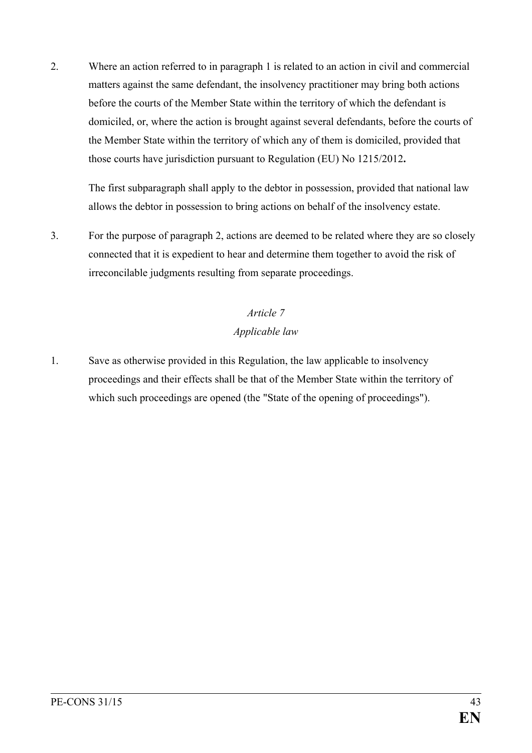2. Where an action referred to in paragraph 1 is related to an action in civil and commercial matters against the same defendant, the insolvency practitioner may bring both actions before the courts of the Member State within the territory of which the defendant is domiciled, or, where the action is brought against several defendants, before the courts of the Member State within the territory of which any of them is domiciled, provided that those courts have jurisdiction pursuant to Regulation (EU) No 1215/2012**.**

   The first subparagraph shall apply to the debtor in possession, provided that national law allows the debtor in possession to bring actions on behalf of the insolvency estate.

3. For the purpose of paragraph 2, actions are deemed to be related where they are so closely connected that it is expedient to hear and determine them together to avoid the risk of irreconcilable judgments resulting from separate proceedings.

*Article 7*

*Applicable law*

1. Save as otherwise provided in this Regulation, the law applicable to insolvency proceedings and their effects shall be that of the Member State within the territory of which such proceedings are opened (the "State of the opening of proceedings").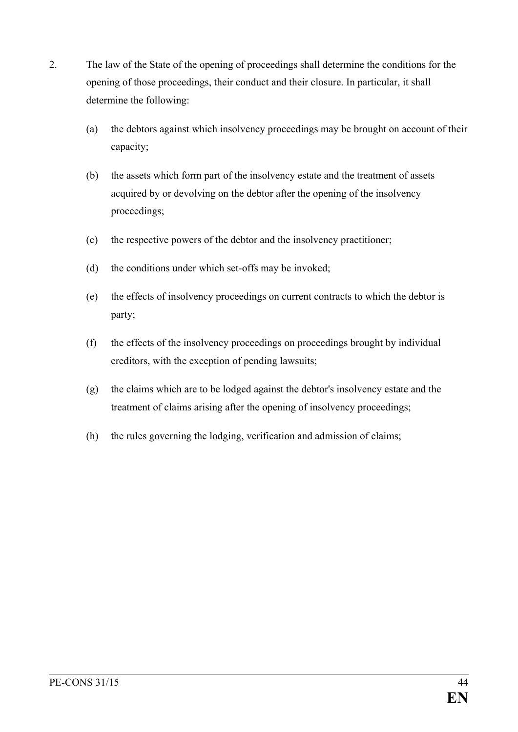2. The law of the State of the opening of proceedings shall determine the conditions for the opening of those proceedings, their conduct and their closure. In particular, it shall determine the following:

   (a) the debtors against which insolvency proceedings may be brought on account of their capacity;

   (b) the assets which form part of the insolvency estate and the treatment of assets acquired by or devolving on the debtor after the opening of the insolvency proceedings;

   (c) the respective powers of the debtor and the insolvency practitioner;

   (d) the conditions under which set-offs may be invoked;

   (e) the effects of insolvency proceedings on current contracts to which the debtor is party;

   (f) the effects of the insolvency proceedings on proceedings brought by individual creditors, with the exception of pending lawsuits;

   (g) the claims which are to be lodged against the debtor's insolvency estate and the treatment of claims arising after the opening of insolvency proceedings;

   (h) the rules governing the lodging, verification and admission of claims;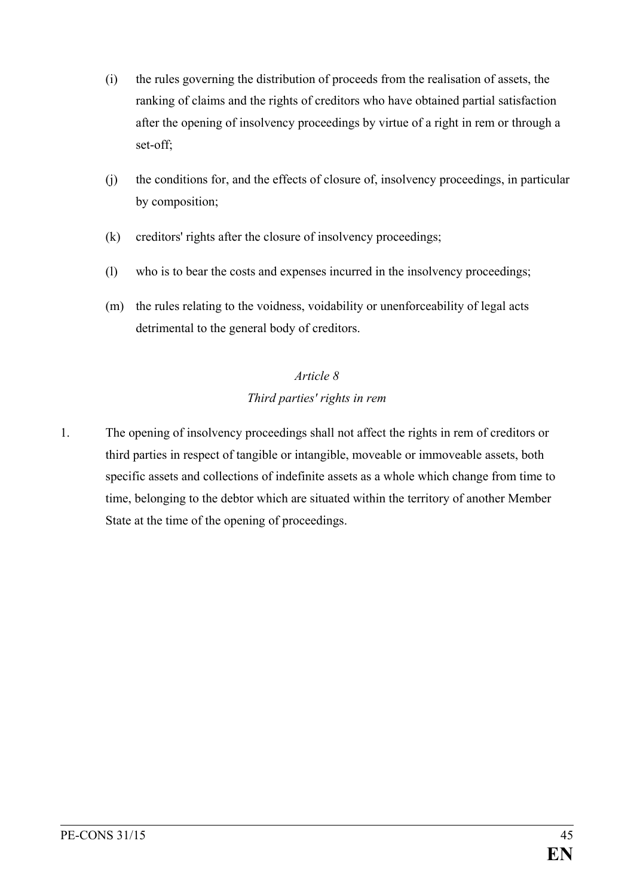(i) the rules governing the distribution of proceeds from the realisation of assets, the ranking of claims and the rights of creditors who have obtained partial satisfaction after the opening of insolvency proceedings by virtue of a right in rem or through a set-off;

(j) the conditions for, and the effects of closure of, insolvency proceedings, in particular by composition;

(k) creditors' rights after the closure of insolvency proceedings;

(l) who is to bear the costs and expenses incurred in the insolvency proceedings;

(m) the rules relating to the voidness, voidability or unenforceability of legal acts detrimental to the general body of creditors.

*Article 8*

*Third parties' rights in rem*

1. The opening of insolvency proceedings shall not affect the rights in rem of creditors or third parties in respect of tangible or intangible, moveable or immoveable assets, both specific assets and collections of indefinite assets as a whole which change from time to time, belonging to the debtor which are situated within the territory of another Member State at the time of the opening of proceedings.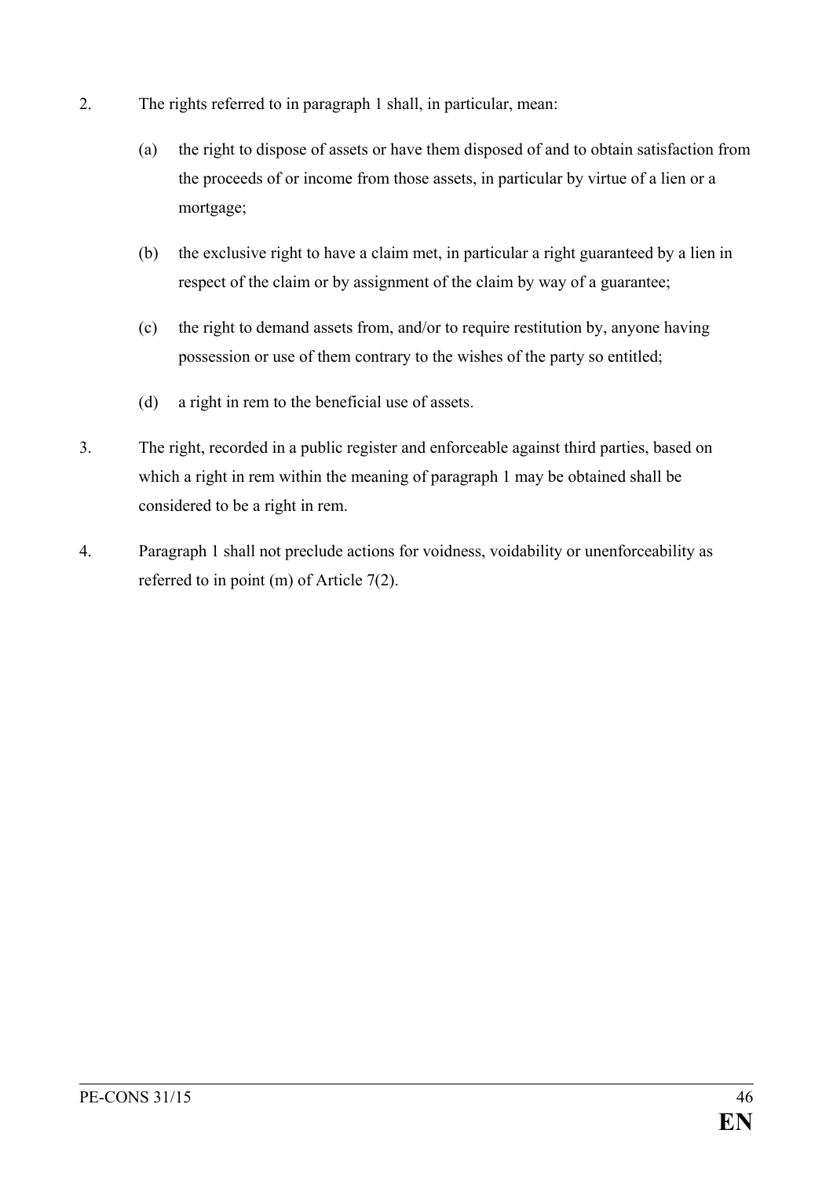2. The rights referred to in paragraph 1 shall, in particular, mean:

   (a) the right to dispose of assets or have them disposed of and to obtain satisfaction from the proceeds of or income from those assets, in particular by virtue of a lien or a mortgage;

   (b) the exclusive right to have a claim met, in particular a right guaranteed by a lien in respect of the claim or by assignment of the claim by way of a guarantee;

   (c) the right to demand assets from, and/or to require restitution by, anyone having possession or use of them contrary to the wishes of the party so entitled;

   (d) a right in rem to the beneficial use of assets.

3. The right, recorded in a public register and enforceable against third parties, based on which a right in rem within the meaning of paragraph 1 may be obtained shall be considered to be a right in rem.

4. Paragraph 1 shall not preclude actions for voidness, voidability or unenforceability as referred to in point (m) of Article 7(2).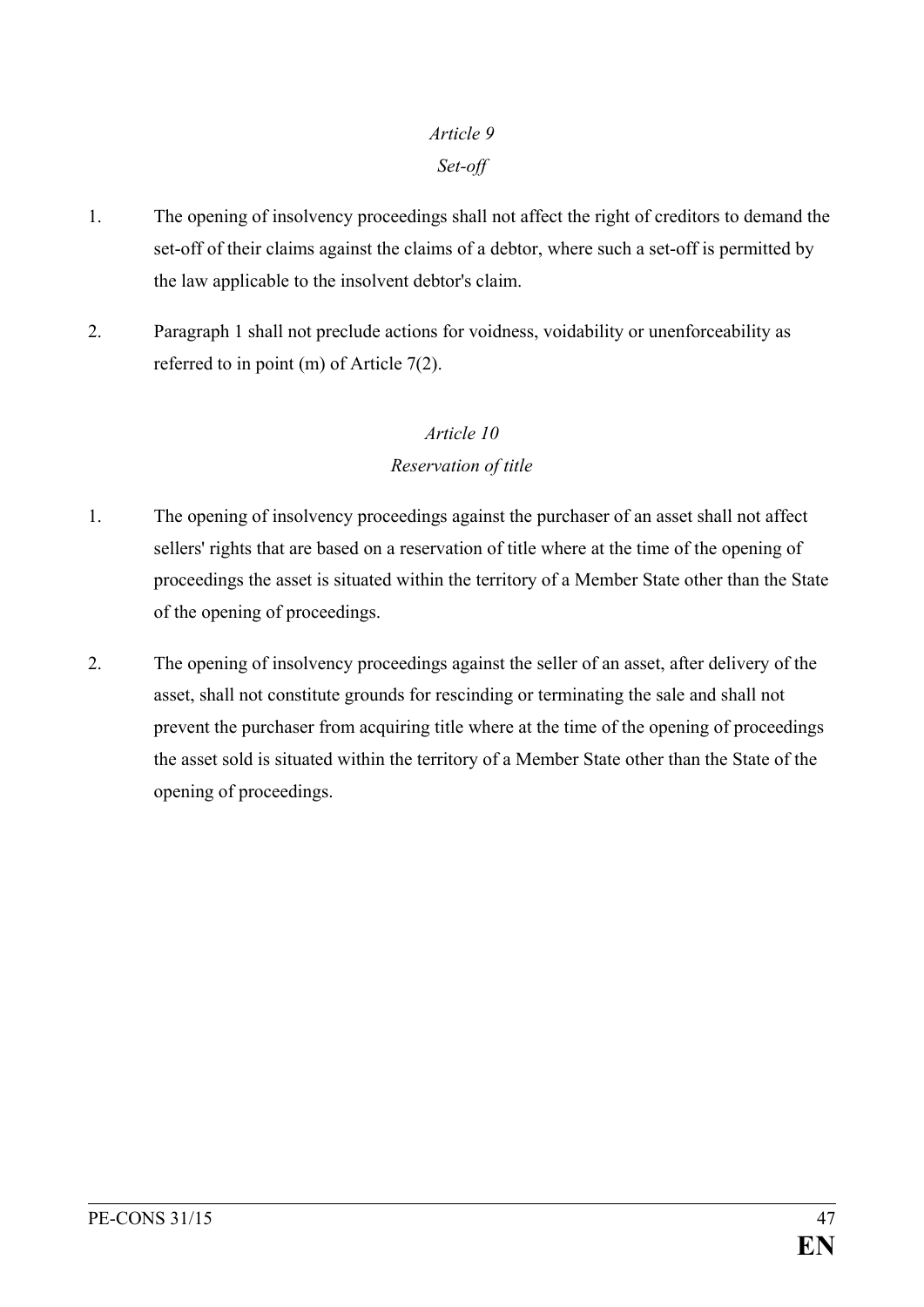### *Article 9*
### *Set-off*

1. The opening of insolvency proceedings shall not affect the right of creditors to demand the set-off of their claims against the claims of a debtor, where such a set-off is permitted by the law applicable to the insolvent debtor's claim.

2. Paragraph 1 shall not preclude actions for voidness, voidability or unenforceability as referred to in point (m) of Article 7(2).

### *Article 10*
### *Reservation of title*

1. The opening of insolvency proceedings against the purchaser of an asset shall not affect sellers' rights that are based on a reservation of title where at the time of the opening of proceedings the asset is situated within the territory of a Member State other than the State of the opening of proceedings.

2. The opening of insolvency proceedings against the seller of an asset, after delivery of the asset, shall not constitute grounds for rescinding or terminating the sale and shall not prevent the purchaser from acquiring title where at the time of the opening of proceedings the asset sold is situated within the territory of a Member State other than the State of the opening of proceedings.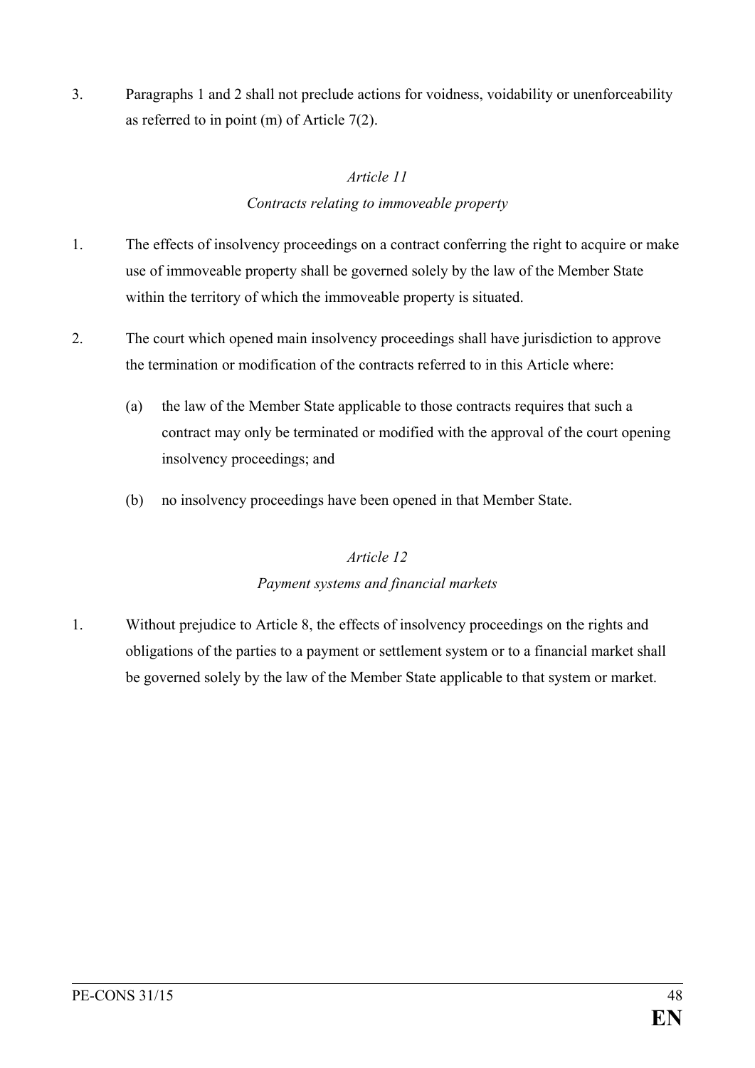3. Paragraphs 1 and 2 shall not preclude actions for voidness, voidability or unenforceability as referred to in point (m) of Article 7(2).

*Article 11*

*Contracts relating to immoveable property*

1. The effects of insolvency proceedings on a contract conferring the right to acquire or make use of immoveable property shall be governed solely by the law of the Member State within the territory of which the immoveable property is situated.

2. The court which opened main insolvency proceedings shall have jurisdiction to approve the termination or modification of the contracts referred to in this Article where:

   (a) the law of the Member State applicable to those contracts requires that such a contract may only be terminated or modified with the approval of the court opening insolvency proceedings; and

   (b) no insolvency proceedings have been opened in that Member State.

*Article 12*

*Payment systems and financial markets*

1. Without prejudice to Article 8, the effects of insolvency proceedings on the rights and obligations of the parties to a payment or settlement system or to a financial market shall be governed solely by the law of the Member State applicable to that system or market.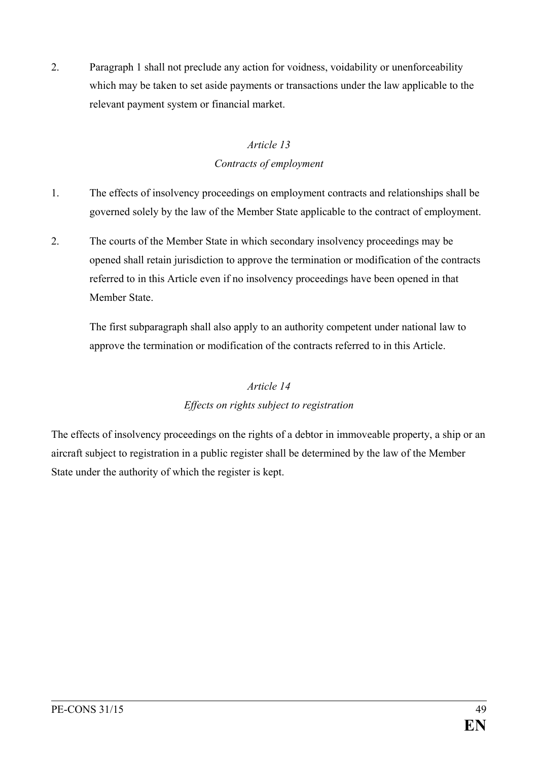2. Paragraph 1 shall not preclude any action for voidness, voidability or unenforceability which may be taken to set aside payments or transactions under the law applicable to the relevant payment system or financial market.

*Article 13*

*Contracts of employment*

1. The effects of insolvency proceedings on employment contracts and relationships shall be governed solely by the law of the Member State applicable to the contract of employment.

2. The courts of the Member State in which secondary insolvency proceedings may be opened shall retain jurisdiction to approve the termination or modification of the contracts referred to in this Article even if no insolvency proceedings have been opened in that Member State.

   The first subparagraph shall also apply to an authority competent under national law to approve the termination or modification of the contracts referred to in this Article.

*Article 14*

*Effects on rights subject to registration*

The effects of insolvency proceedings on the rights of a debtor in immoveable property, a ship or an aircraft subject to registration in a public register shall be determined by the law of the Member State under the authority of which the register is kept.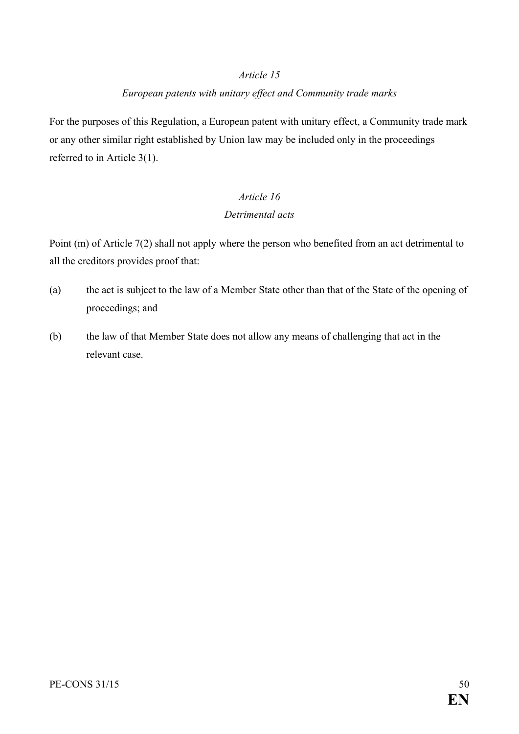*Article 15*

*European patents with unitary effect and Community trade marks*

For the purposes of this Regulation, a European patent with unitary effect, a Community trade mark or any other similar right established by Union law may be included only in the proceedings referred to in Article 3(1).

*Article 16*

*Detrimental acts*

Point (m) of Article 7(2) shall not apply where the person who benefited from an act detrimental to all the creditors provides proof that:

(a) the act is subject to the law of a Member State other than that of the State of the opening of proceedings; and

(b) the law of that Member State does not allow any means of challenging that act in the relevant case.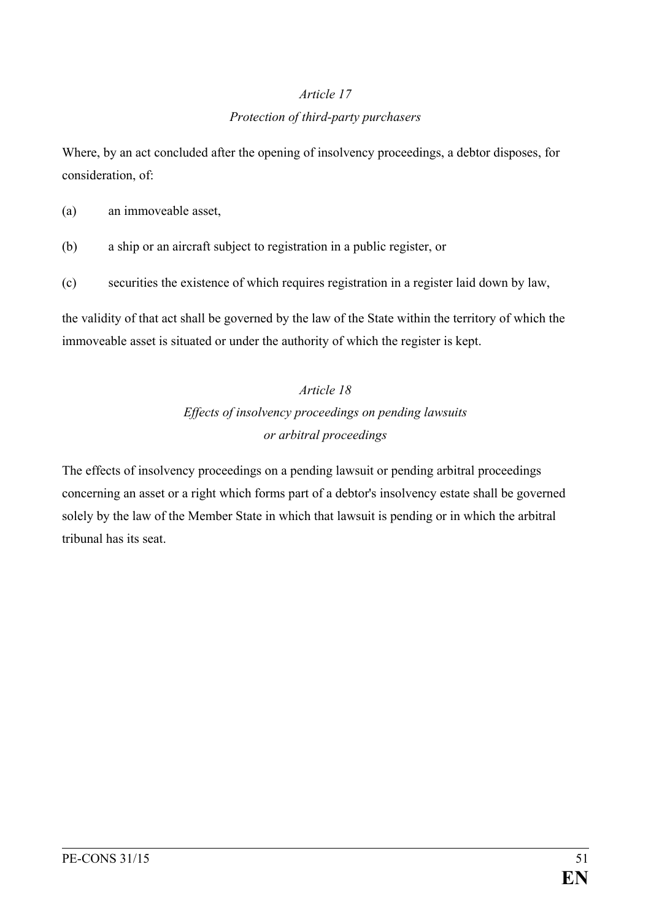*Article 17*

*Protection of third-party purchasers*

Where, by an act concluded after the opening of insolvency proceedings, a debtor disposes, for consideration, of:

(a) an immoveable asset,

(b) a ship or an aircraft subject to registration in a public register, or

(c) securities the existence of which requires registration in a register laid down by law,

the validity of that act shall be governed by the law of the State within the territory of which the immoveable asset is situated or under the authority of which the register is kept.

*Article 18*

*Effects of insolvency proceedings on pending lawsuits or arbitral proceedings*

The effects of insolvency proceedings on a pending lawsuit or pending arbitral proceedings concerning an asset or a right which forms part of a debtor's insolvency estate shall be governed solely by the law of the Member State in which that lawsuit is pending or in which the arbitral tribunal has its seat.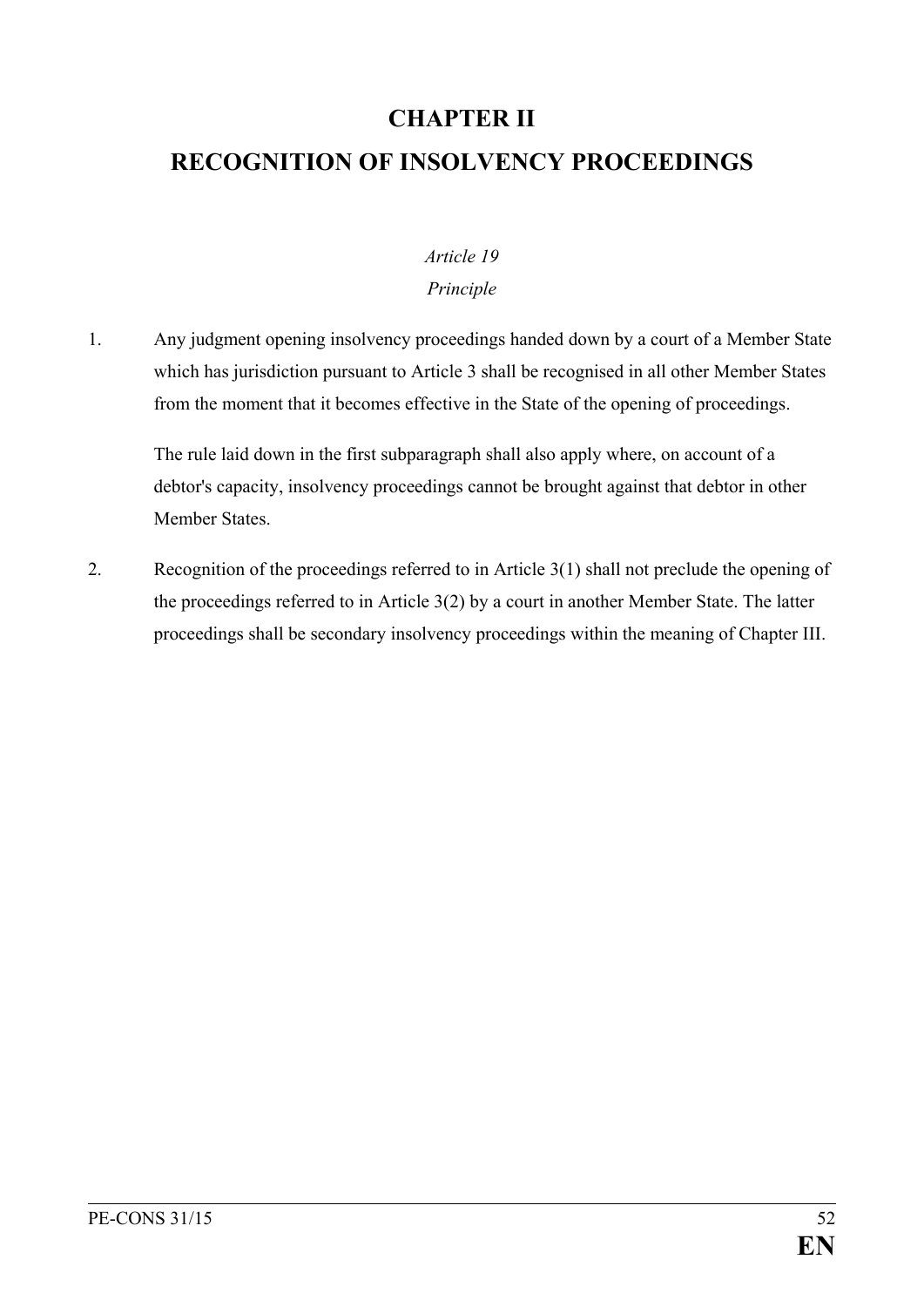# CHAPTER II

# RECOGNITION OF INSOLVENCY PROCEEDINGS

*Article 19*

*Principle*

1. Any judgment opening insolvency proceedings handed down by a court of a Member State which has jurisdiction pursuant to Article 3 shall be recognised in all other Member States from the moment that it becomes effective in the State of the opening of proceedings.

   The rule laid down in the first subparagraph shall also apply where, on account of a debtor's capacity, insolvency proceedings cannot be brought against that debtor in other Member States.

2. Recognition of the proceedings referred to in Article 3(1) shall not preclude the opening of the proceedings referred to in Article 3(2) by a court in another Member State. The latter proceedings shall be secondary insolvency proceedings within the meaning of Chapter III.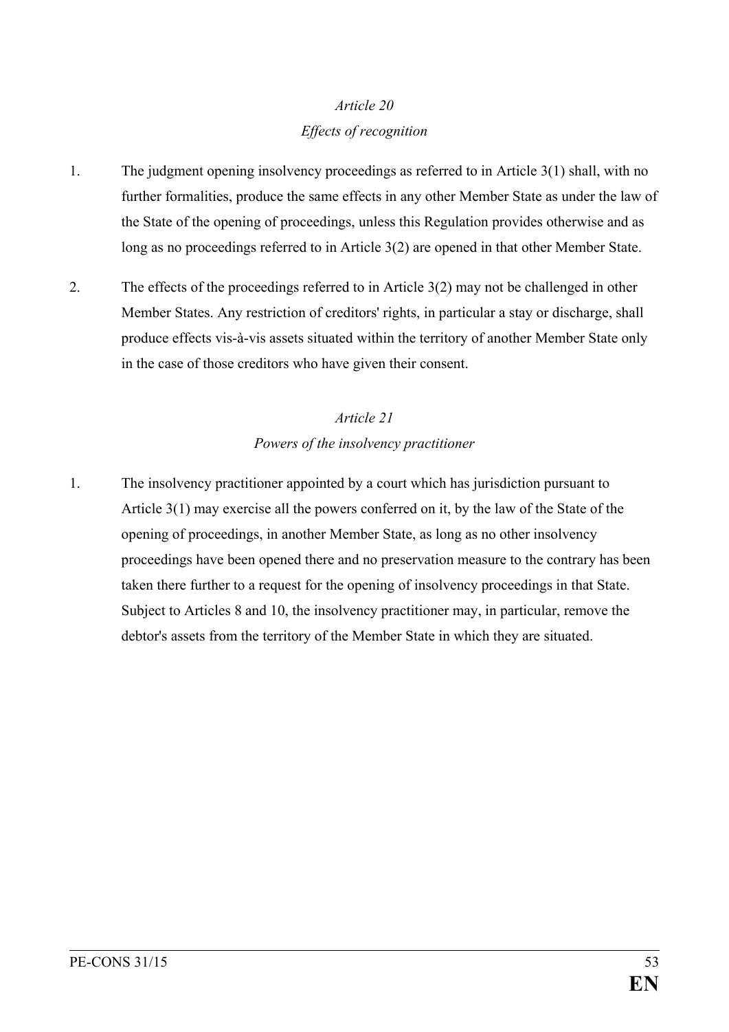*Article 20*

*Effects of recognition*

1. The judgment opening insolvency proceedings as referred to in Article 3(1) shall, with no further formalities, produce the same effects in any other Member State as under the law of the State of the opening of proceedings, unless this Regulation provides otherwise and as long as no proceedings referred to in Article 3(2) are opened in that other Member State.

2. The effects of the proceedings referred to in Article 3(2) may not be challenged in other Member States. Any restriction of creditors' rights, in particular a stay or discharge, shall produce effects vis-à-vis assets situated within the territory of another Member State only in the case of those creditors who have given their consent.

*Article 21*

*Powers of the insolvency practitioner*

1. The insolvency practitioner appointed by a court which has jurisdiction pursuant to Article 3(1) may exercise all the powers conferred on it, by the law of the State of the opening of proceedings, in another Member State, as long as no other insolvency proceedings have been opened there and no preservation measure to the contrary has been taken there further to a request for the opening of insolvency proceedings in that State. Subject to Articles 8 and 10, the insolvency practitioner may, in particular, remove the debtor's assets from the territory of the Member State in which they are situated.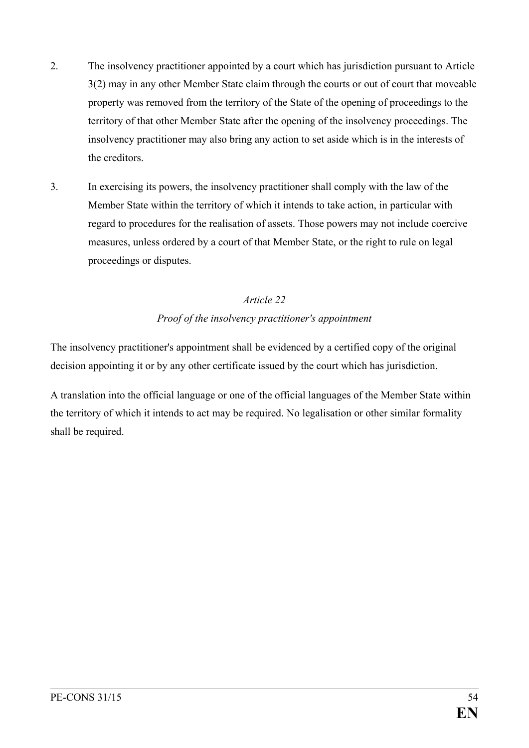2. The insolvency practitioner appointed by a court which has jurisdiction pursuant to Article 3(2) may in any other Member State claim through the courts or out of court that moveable property was removed from the territory of the State of the opening of proceedings to the territory of that other Member State after the opening of the insolvency proceedings. The insolvency practitioner may also bring any action to set aside which is in the interests of the creditors.

3. In exercising its powers, the insolvency practitioner shall comply with the law of the Member State within the territory of which it intends to take action, in particular with regard to procedures for the realisation of assets. Those powers may not include coercive measures, unless ordered by a court of that Member State, or the right to rule on legal proceedings or disputes.

*Article 22*

*Proof of the insolvency practitioner's appointment*

The insolvency practitioner's appointment shall be evidenced by a certified copy of the original decision appointing it or by any other certificate issued by the court which has jurisdiction.

A translation into the official language or one of the official languages of the Member State within the territory of which it intends to act may be required. No legalisation or other similar formality shall be required.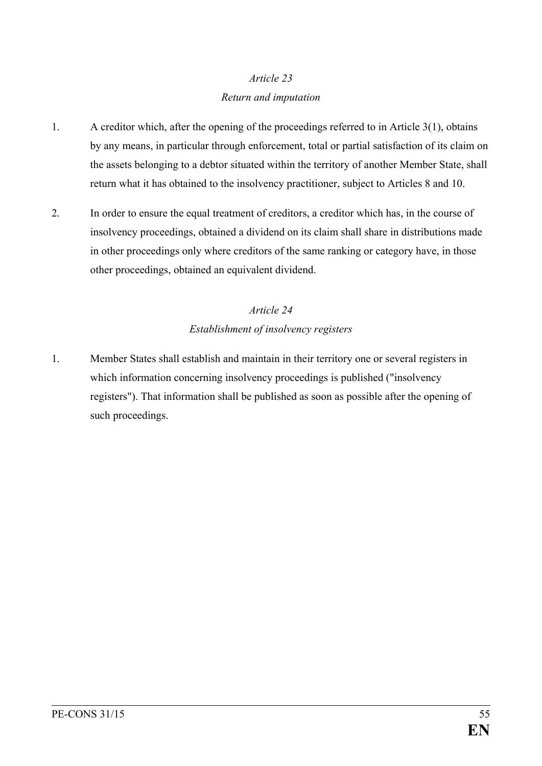*Article 23*

*Return and imputation*

1. A creditor which, after the opening of the proceedings referred to in Article 3(1), obtains by any means, in particular through enforcement, total or partial satisfaction of its claim on the assets belonging to a debtor situated within the territory of another Member State, shall return what it has obtained to the insolvency practitioner, subject to Articles 8 and 10.

2. In order to ensure the equal treatment of creditors, a creditor which has, in the course of insolvency proceedings, obtained a dividend on its claim shall share in distributions made in other proceedings only where creditors of the same ranking or category have, in those other proceedings, obtained an equivalent dividend.

*Article 24*

*Establishment of insolvency registers*

1. Member States shall establish and maintain in their territory one or several registers in which information concerning insolvency proceedings is published ("insolvency registers"). That information shall be published as soon as possible after the opening of such proceedings.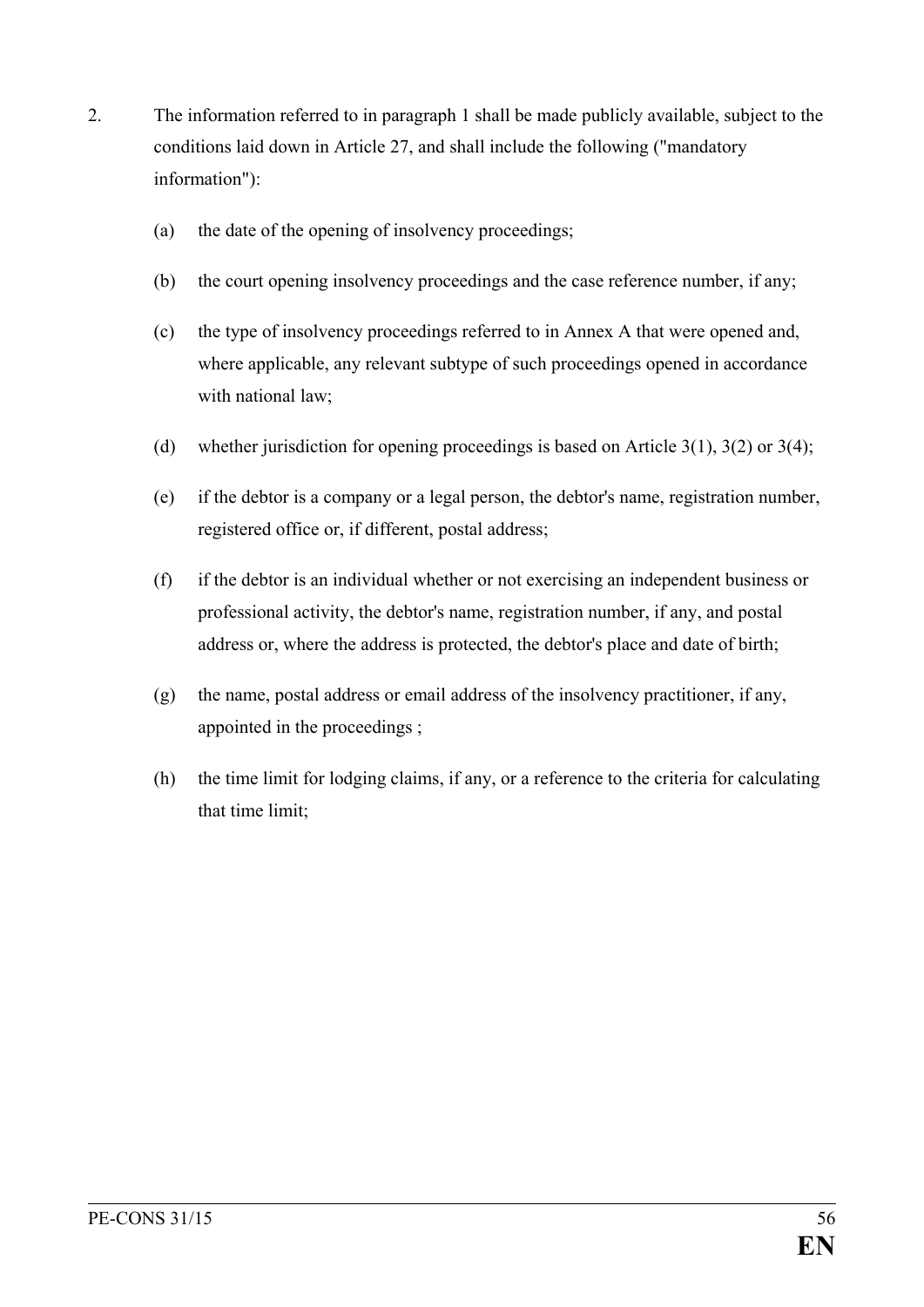2. The information referred to in paragraph 1 shall be made publicly available, subject to the conditions laid down in Article 27, and shall include the following ("mandatory information"):

   (a) the date of the opening of insolvency proceedings;

   (b) the court opening insolvency proceedings and the case reference number, if any;

   (c) the type of insolvency proceedings referred to in Annex A that were opened and, where applicable, any relevant subtype of such proceedings opened in accordance with national law;

   (d) whether jurisdiction for opening proceedings is based on Article 3(1), 3(2) or 3(4);

   (e) if the debtor is a company or a legal person, the debtor's name, registration number, registered office or, if different, postal address;

   (f) if the debtor is an individual whether or not exercising an independent business or professional activity, the debtor's name, registration number, if any, and postal address or, where the address is protected, the debtor's place and date of birth;

   (g) the name, postal address or email address of the insolvency practitioner, if any, appointed in the proceedings ;

   (h) the time limit for lodging claims, if any, or a reference to the criteria for calculating that time limit;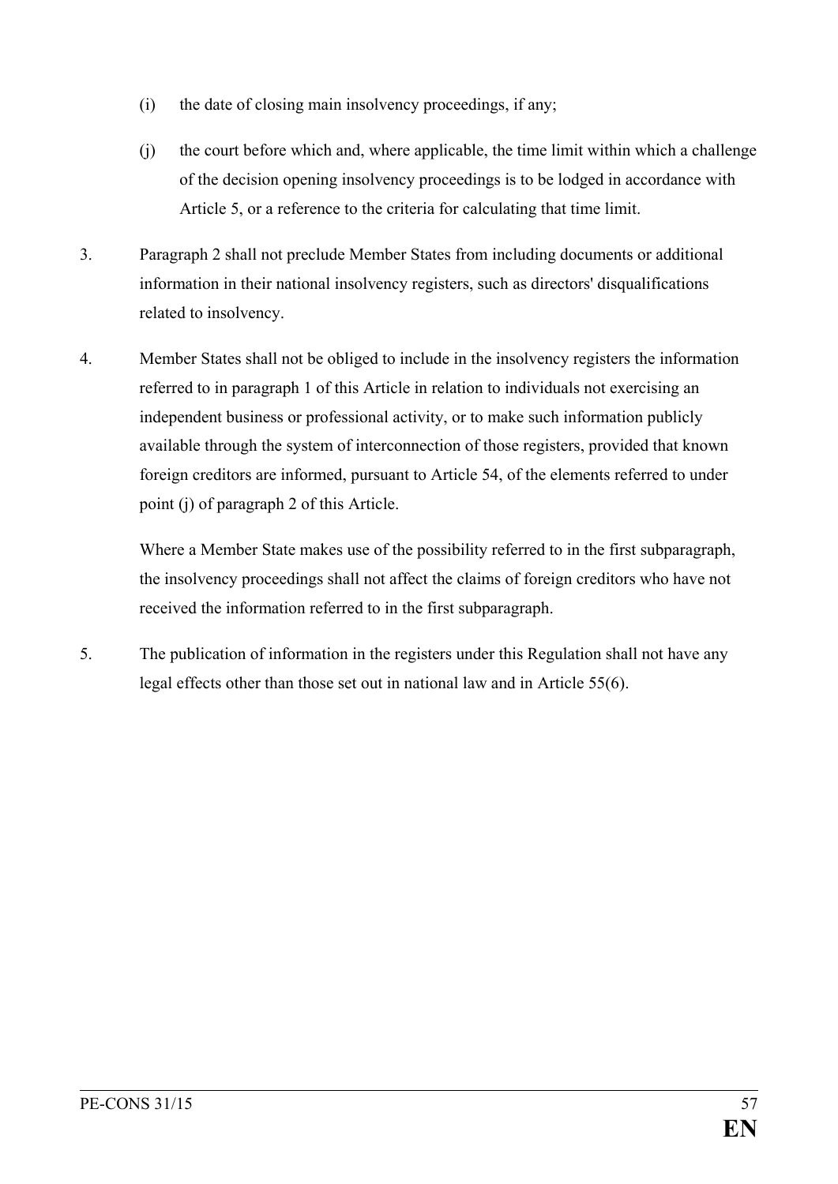(i) the date of closing main insolvency proceedings, if any;

(j) the court before which and, where applicable, the time limit within which a challenge of the decision opening insolvency proceedings is to be lodged in accordance with Article 5, or a reference to the criteria for calculating that time limit.

3. Paragraph 2 shall not preclude Member States from including documents or additional information in their national insolvency registers, such as directors' disqualifications related to insolvency.

4. Member States shall not be obliged to include in the insolvency registers the information referred to in paragraph 1 of this Article in relation to individuals not exercising an independent business or professional activity, or to make such information publicly available through the system of interconnection of those registers, provided that known foreign creditors are informed, pursuant to Article 54, of the elements referred to under point (j) of paragraph 2 of this Article.

   Where a Member State makes use of the possibility referred to in the first subparagraph, the insolvency proceedings shall not affect the claims of foreign creditors who have not received the information referred to in the first subparagraph.

5. The publication of information in the registers under this Regulation shall not have any legal effects other than those set out in national law and in Article 55(6).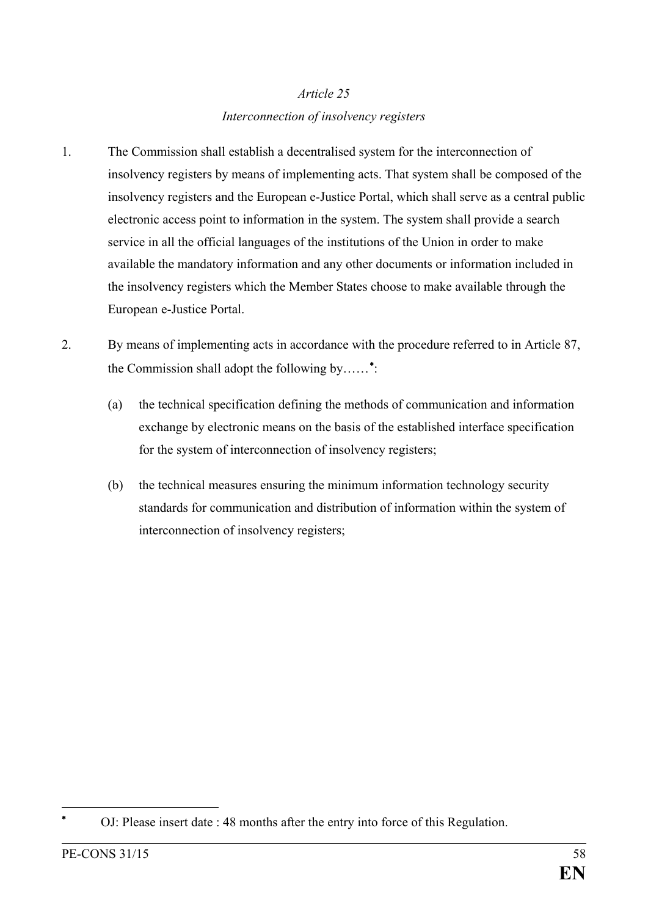*Article 25*

*Interconnection of insolvency registers*

1. The Commission shall establish a decentralised system for the interconnection of insolvency registers by means of implementing acts. That system shall be composed of the insolvency registers and the European e-Justice Portal, which shall serve as a central public electronic access point to information in the system. The system shall provide a search service in all the official languages of the institutions of the Union in order to make available the mandatory information and any other documents or information included in the insolvency registers which the Member States choose to make available through the European e-Justice Portal.

2. By means of implementing acts in accordance with the procedure referred to in Article 87, the Commission shall adopt the following by……[*]:

   (a) the technical specification defining the methods of communication and information exchange by electronic means on the basis of the established interface specification for the system of interconnection of insolvency registers;

   (b) the technical measures ensuring the minimum information technology security standards for communication and distribution of information within the system of interconnection of insolvency registers;

---

[*] OJ: Please insert date : 48 months after the entry into force of this Regulation.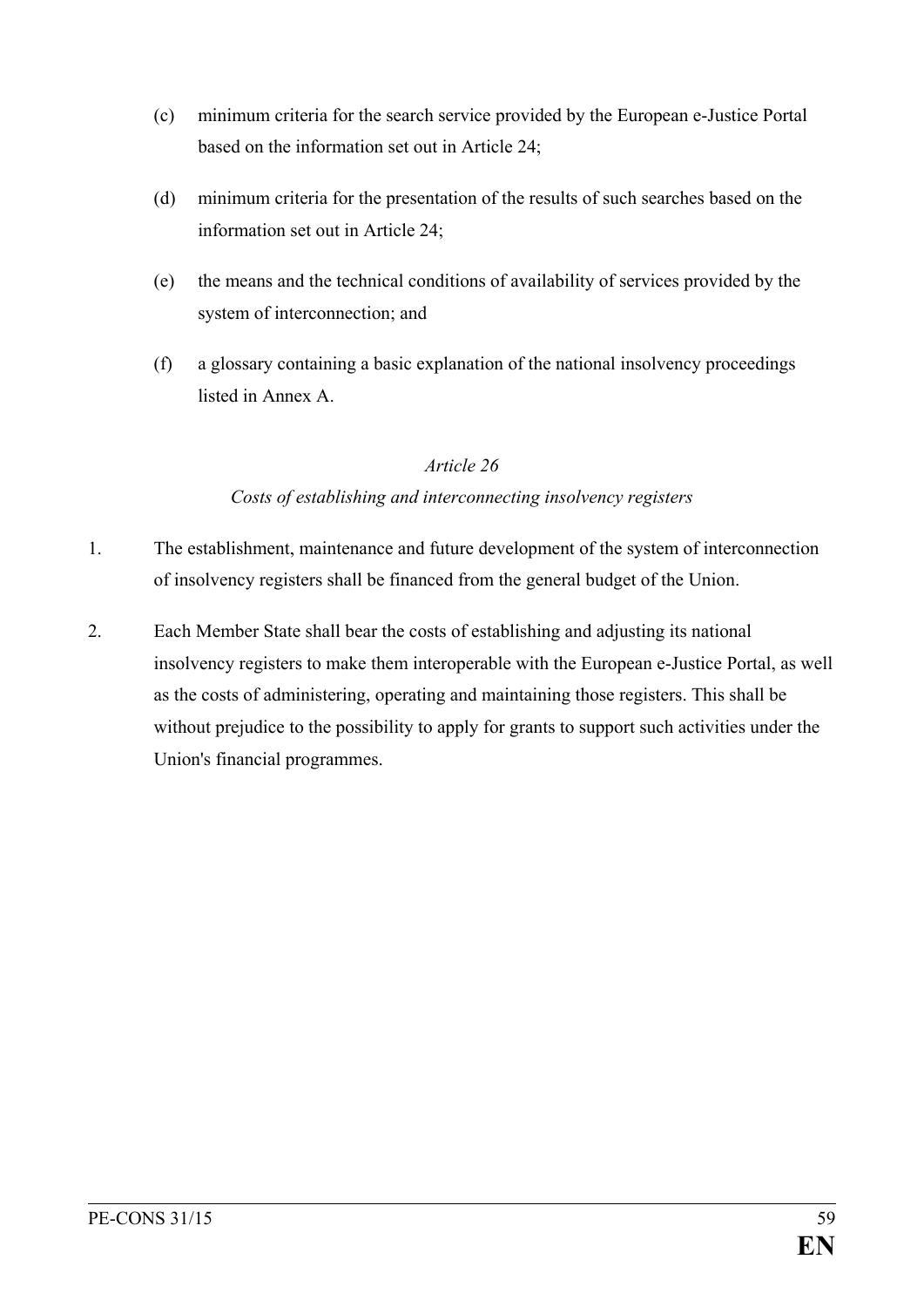(c) minimum criteria for the search service provided by the European e-Justice Portal based on the information set out in Article 24;

(d) minimum criteria for the presentation of the results of such searches based on the information set out in Article 24;

(e) the means and the technical conditions of availability of services provided by the system of interconnection; and

(f) a glossary containing a basic explanation of the national insolvency proceedings listed in Annex A.

*Article 26*

*Costs of establishing and interconnecting insolvency registers*

1. The establishment, maintenance and future development of the system of interconnection of insolvency registers shall be financed from the general budget of the Union.

2. Each Member State shall bear the costs of establishing and adjusting its national insolvency registers to make them interoperable with the European e-Justice Portal, as well as the costs of administering, operating and maintaining those registers. This shall be without prejudice to the possibility to apply for grants to support such activities under the Union's financial programmes.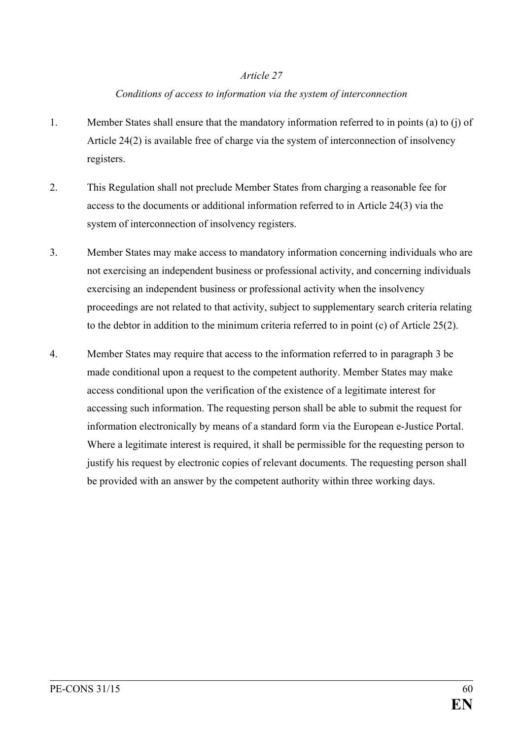*Article 27*

*Conditions of access to information via the system of interconnection*

1. Member States shall ensure that the mandatory information referred to in points (a) to (j) of Article 24(2) is available free of charge via the system of interconnection of insolvency registers.

2. This Regulation shall not preclude Member States from charging a reasonable fee for access to the documents or additional information referred to in Article 24(3) via the system of interconnection of insolvency registers.

3. Member States may make access to mandatory information concerning individuals who are not exercising an independent business or professional activity, and concerning individuals exercising an independent business or professional activity when the insolvency proceedings are not related to that activity, subject to supplementary search criteria relating to the debtor in addition to the minimum criteria referred to in point (c) of Article 25(2).

4. Member States may require that access to the information referred to in paragraph 3 be made conditional upon a request to the competent authority. Member States may make access conditional upon the verification of the existence of a legitimate interest for accessing such information. The requesting person shall be able to submit the request for information electronically by means of a standard form via the European e-Justice Portal. Where a legitimate interest is required, it shall be permissible for the requesting person to justify his request by electronic copies of relevant documents. The requesting person shall be provided with an answer by the competent authority within three working days.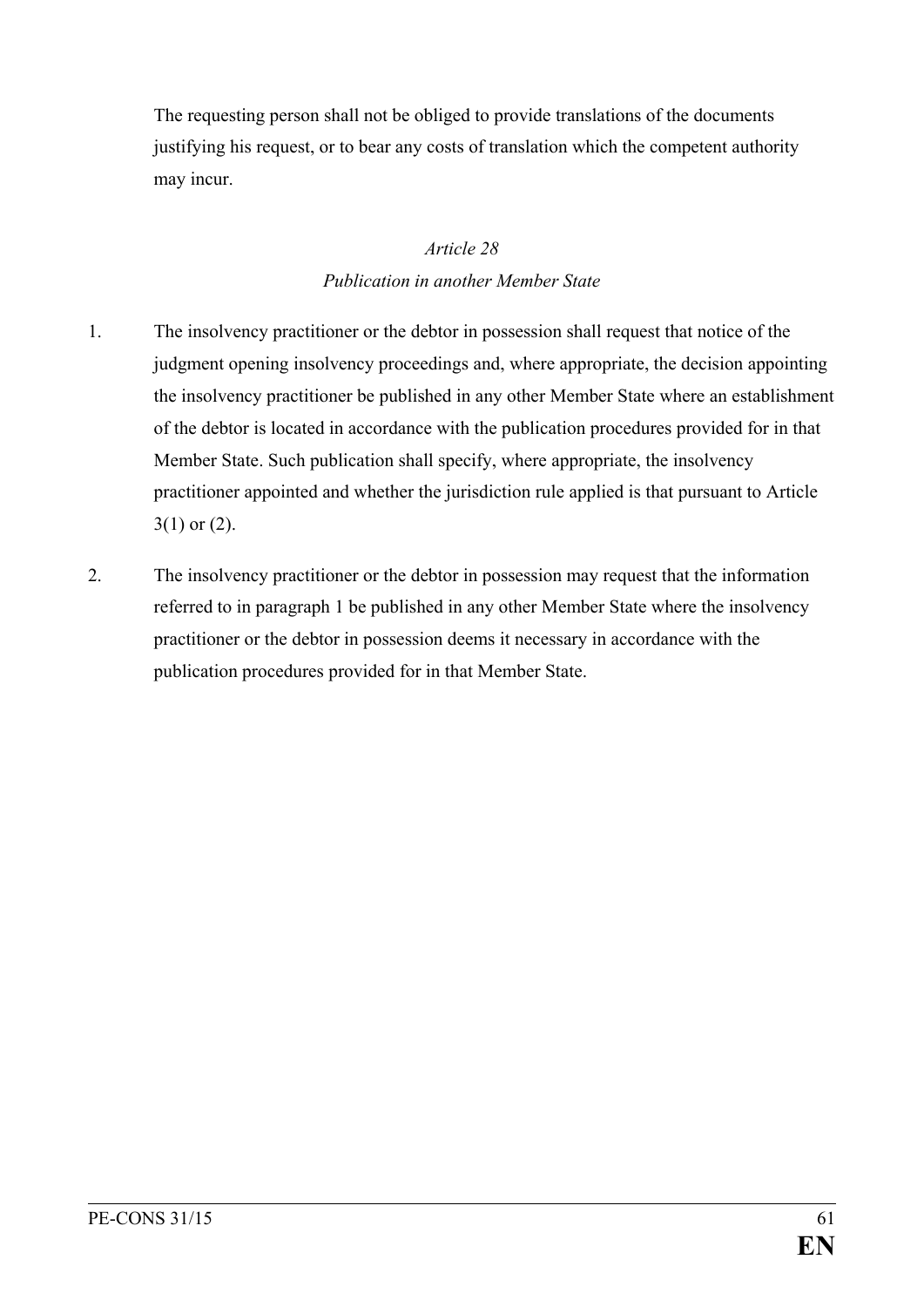The requesting person shall not be obliged to provide translations of the documents justifying his request, or to bear any costs of translation which the competent authority may incur.

*Article 28*

*Publication in another Member State*

1. The insolvency practitioner or the debtor in possession shall request that notice of the judgment opening insolvency proceedings and, where appropriate, the decision appointing the insolvency practitioner be published in any other Member State where an establishment of the debtor is located in accordance with the publication procedures provided for in that Member State. Such publication shall specify, where appropriate, the insolvency practitioner appointed and whether the jurisdiction rule applied is that pursuant to Article 3(1) or (2).

2. The insolvency practitioner or the debtor in possession may request that the information referred to in paragraph 1 be published in any other Member State where the insolvency practitioner or the debtor in possession deems it necessary in accordance with the publication procedures provided for in that Member State.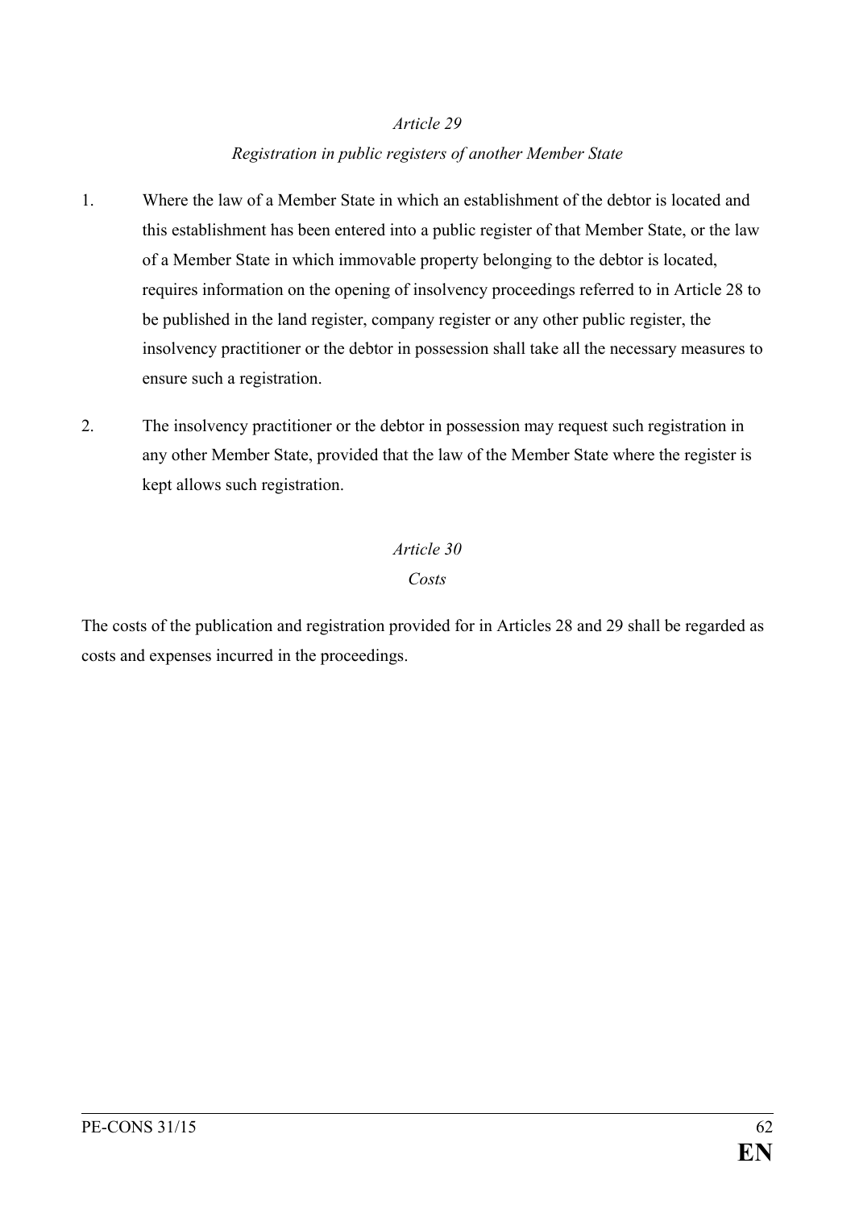*Article 29*

*Registration in public registers of another Member State*

1. Where the law of a Member State in which an establishment of the debtor is located and this establishment has been entered into a public register of that Member State, or the law of a Member State in which immovable property belonging to the debtor is located, requires information on the opening of insolvency proceedings referred to in Article 28 to be published in the land register, company register or any other public register, the insolvency practitioner or the debtor in possession shall take all the necessary measures to ensure such a registration.

2. The insolvency practitioner or the debtor in possession may request such registration in any other Member State, provided that the law of the Member State where the register is kept allows such registration.

*Article 30*

*Costs*

The costs of the publication and registration provided for in Articles 28 and 29 shall be regarded as costs and expenses incurred in the proceedings.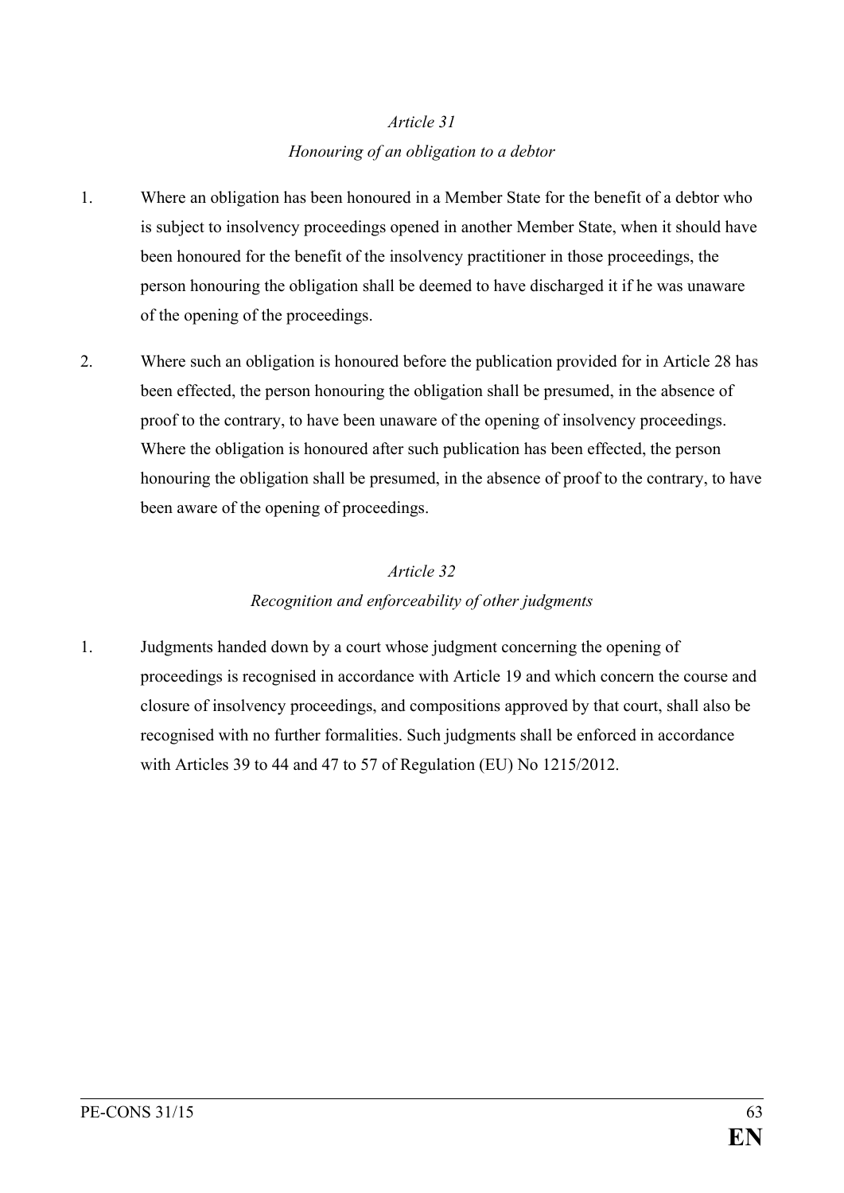*Article 31*

*Honouring of an obligation to a debtor*

1. Where an obligation has been honoured in a Member State for the benefit of a debtor who is subject to insolvency proceedings opened in another Member State, when it should have been honoured for the benefit of the insolvency practitioner in those proceedings, the person honouring the obligation shall be deemed to have discharged it if he was unaware of the opening of the proceedings.

2. Where such an obligation is honoured before the publication provided for in Article 28 has been effected, the person honouring the obligation shall be presumed, in the absence of proof to the contrary, to have been unaware of the opening of insolvency proceedings. Where the obligation is honoured after such publication has been effected, the person honouring the obligation shall be presumed, in the absence of proof to the contrary, to have been aware of the opening of proceedings.

*Article 32*

*Recognition and enforceability of other judgments*

1. Judgments handed down by a court whose judgment concerning the opening of proceedings is recognised in accordance with Article 19 and which concern the course and closure of insolvency proceedings, and compositions approved by that court, shall also be recognised with no further formalities. Such judgments shall be enforced in accordance with Articles 39 to 44 and 47 to 57 of Regulation (EU) No 1215/2012.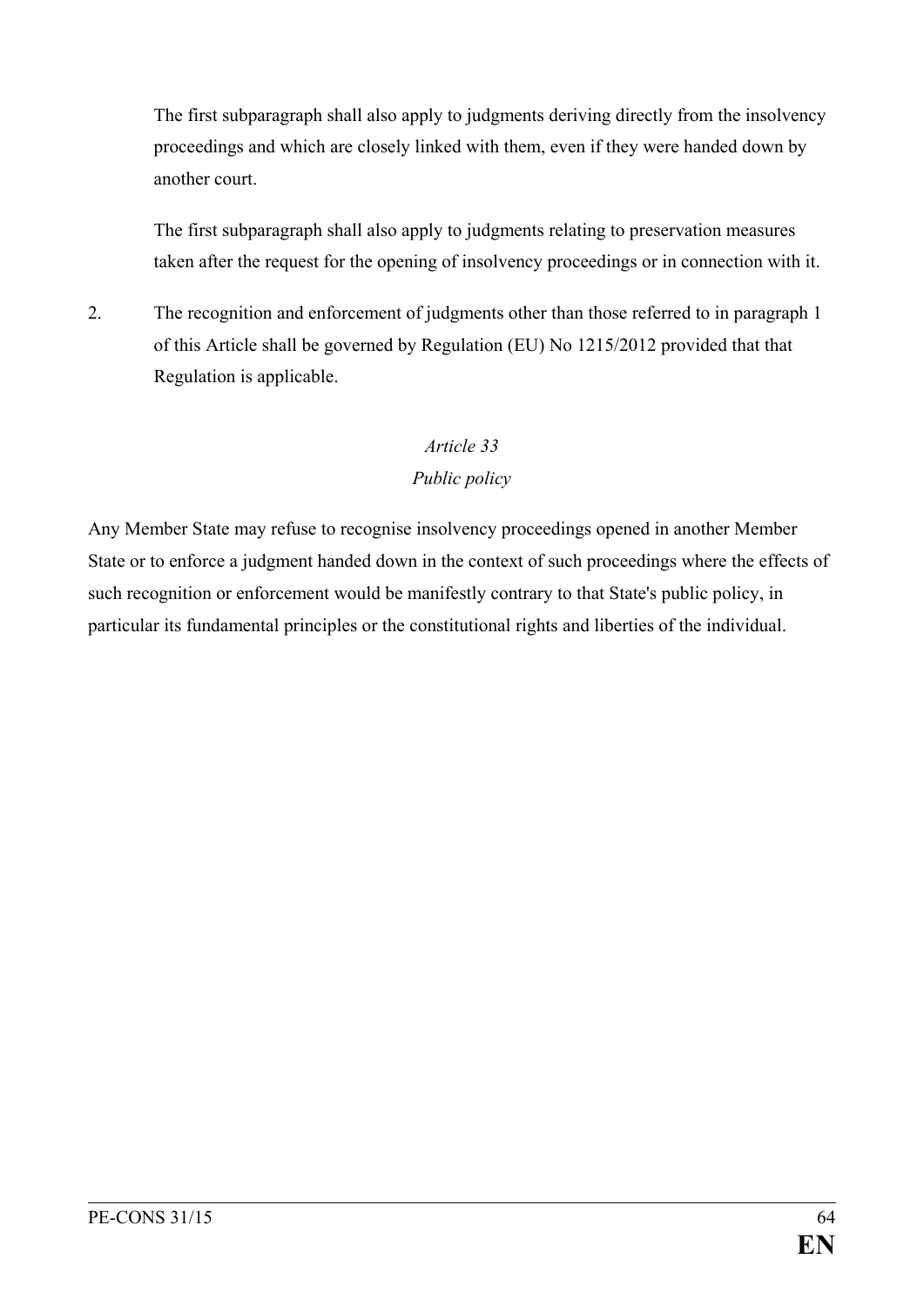The first subparagraph shall also apply to judgments deriving directly from the insolvency proceedings and which are closely linked with them, even if they were handed down by another court.

The first subparagraph shall also apply to judgments relating to preservation measures taken after the request for the opening of insolvency proceedings or in connection with it.

2. The recognition and enforcement of judgments other than those referred to in paragraph 1 of this Article shall be governed by Regulation (EU) No 1215/2012 provided that that Regulation is applicable.

*Article 33*

*Public policy*

Any Member State may refuse to recognise insolvency proceedings opened in another Member State or to enforce a judgment handed down in the context of such proceedings where the effects of such recognition or enforcement would be manifestly contrary to that State's public policy, in particular its fundamental principles or the constitutional rights and liberties of the individual.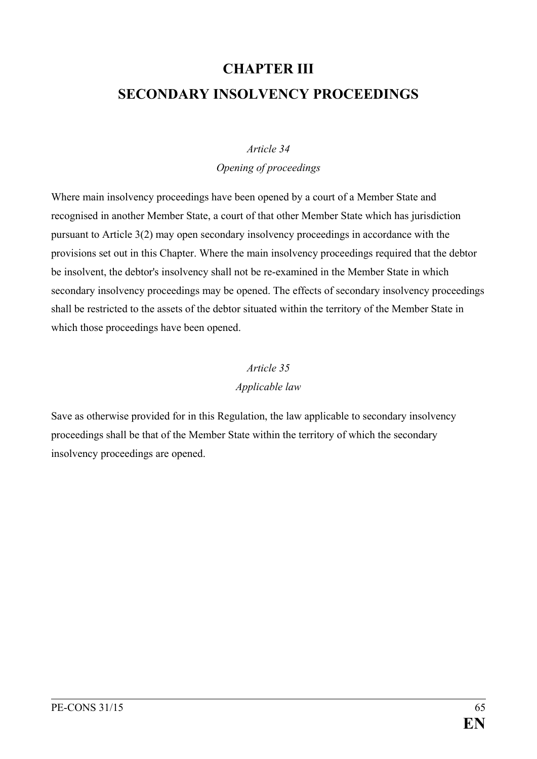# CHAPTER III
# SECONDARY INSOLVENCY PROCEEDINGS

*Article 34*
*Opening of proceedings*

Where main insolvency proceedings have been opened by a court of a Member State and recognised in another Member State, a court of that other Member State which has jurisdiction pursuant to Article 3(2) may open secondary insolvency proceedings in accordance with the provisions set out in this Chapter. Where the main insolvency proceedings required that the debtor be insolvent, the debtor's insolvency shall not be re-examined in the Member State in which secondary insolvency proceedings may be opened. The effects of secondary insolvency proceedings shall be restricted to the assets of the debtor situated within the territory of the Member State in which those proceedings have been opened.

*Article 35*
*Applicable law*

Save as otherwise provided for in this Regulation, the law applicable to secondary insolvency proceedings shall be that of the Member State within the territory of which the secondary insolvency proceedings are opened.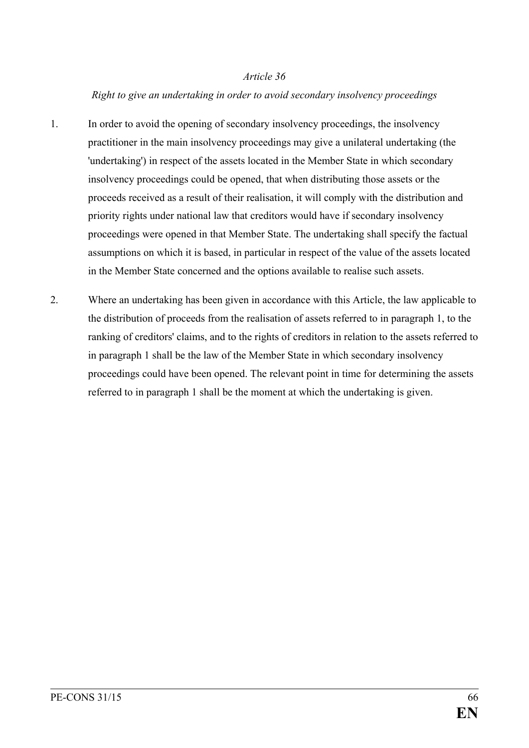*Article 36*

*Right to give an undertaking in order to avoid secondary insolvency proceedings*

1. In order to avoid the opening of secondary insolvency proceedings, the insolvency practitioner in the main insolvency proceedings may give a unilateral undertaking (the 'undertaking') in respect of the assets located in the Member State in which secondary insolvency proceedings could be opened, that when distributing those assets or the proceeds received as a result of their realisation, it will comply with the distribution and priority rights under national law that creditors would have if secondary insolvency proceedings were opened in that Member State. The undertaking shall specify the factual assumptions on which it is based, in particular in respect of the value of the assets located in the Member State concerned and the options available to realise such assets.

2. Where an undertaking has been given in accordance with this Article, the law applicable to the distribution of proceeds from the realisation of assets referred to in paragraph 1, to the ranking of creditors' claims, and to the rights of creditors in relation to the assets referred to in paragraph 1 shall be the law of the Member State in which secondary insolvency proceedings could have been opened. The relevant point in time for determining the assets referred to in paragraph 1 shall be the moment at which the undertaking is given.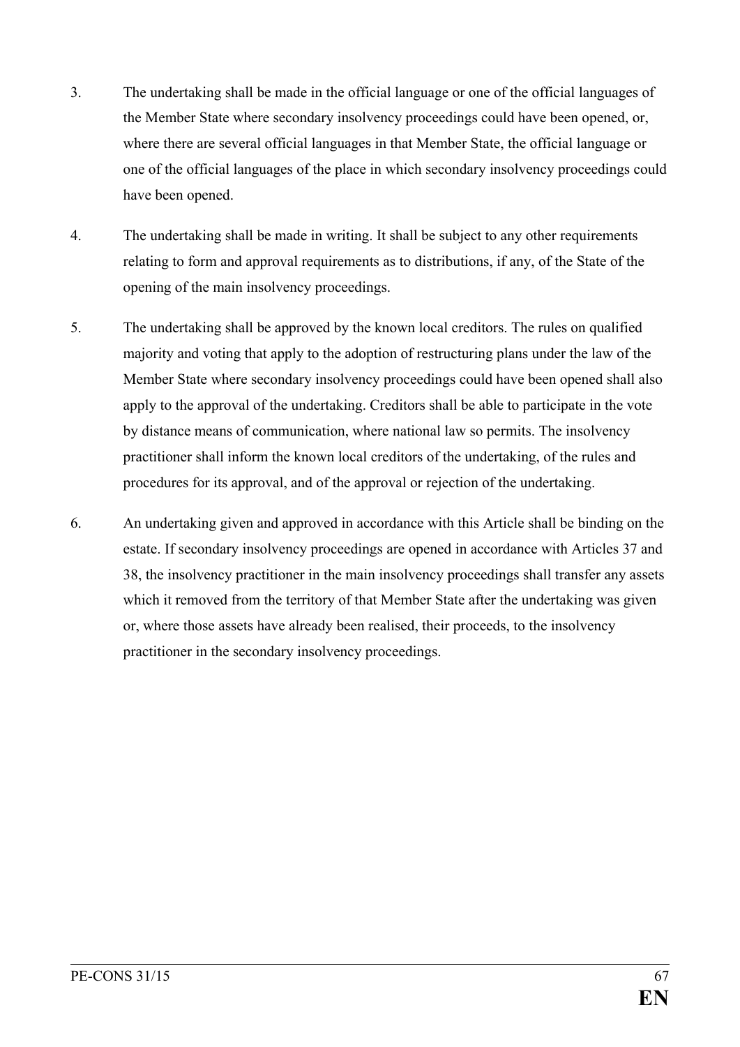3. The undertaking shall be made in the official language or one of the official languages of the Member State where secondary insolvency proceedings could have been opened, or, where there are several official languages in that Member State, the official language or one of the official languages of the place in which secondary insolvency proceedings could have been opened.

4. The undertaking shall be made in writing. It shall be subject to any other requirements relating to form and approval requirements as to distributions, if any, of the State of the opening of the main insolvency proceedings.

5. The undertaking shall be approved by the known local creditors. The rules on qualified majority and voting that apply to the adoption of restructuring plans under the law of the Member State where secondary insolvency proceedings could have been opened shall also apply to the approval of the undertaking. Creditors shall be able to participate in the vote by distance means of communication, where national law so permits. The insolvency practitioner shall inform the known local creditors of the undertaking, of the rules and procedures for its approval, and of the approval or rejection of the undertaking.

6. An undertaking given and approved in accordance with this Article shall be binding on the estate. If secondary insolvency proceedings are opened in accordance with Articles 37 and 38, the insolvency practitioner in the main insolvency proceedings shall transfer any assets which it removed from the territory of that Member State after the undertaking was given or, where those assets have already been realised, their proceeds, to the insolvency practitioner in the secondary insolvency proceedings.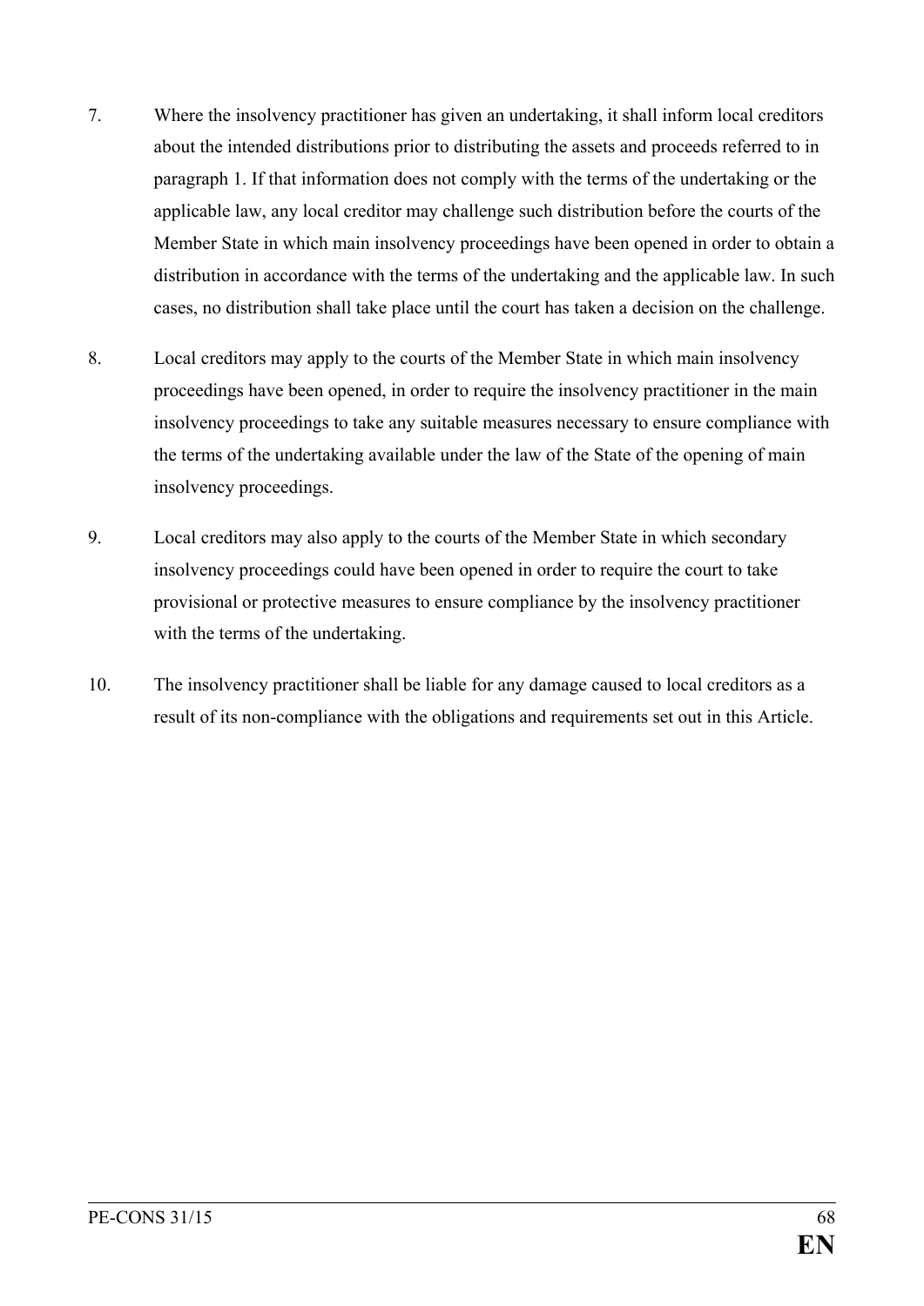7. Where the insolvency practitioner has given an undertaking, it shall inform local creditors about the intended distributions prior to distributing the assets and proceeds referred to in paragraph 1. If that information does not comply with the terms of the undertaking or the applicable law, any local creditor may challenge such distribution before the courts of the Member State in which main insolvency proceedings have been opened in order to obtain a distribution in accordance with the terms of the undertaking and the applicable law. In such cases, no distribution shall take place until the court has taken a decision on the challenge.

8. Local creditors may apply to the courts of the Member State in which main insolvency proceedings have been opened, in order to require the insolvency practitioner in the main insolvency proceedings to take any suitable measures necessary to ensure compliance with the terms of the undertaking available under the law of the State of the opening of main insolvency proceedings.

9. Local creditors may also apply to the courts of the Member State in which secondary insolvency proceedings could have been opened in order to require the court to take provisional or protective measures to ensure compliance by the insolvency practitioner with the terms of the undertaking.

10. The insolvency practitioner shall be liable for any damage caused to local creditors as a result of its non-compliance with the obligations and requirements set out in this Article.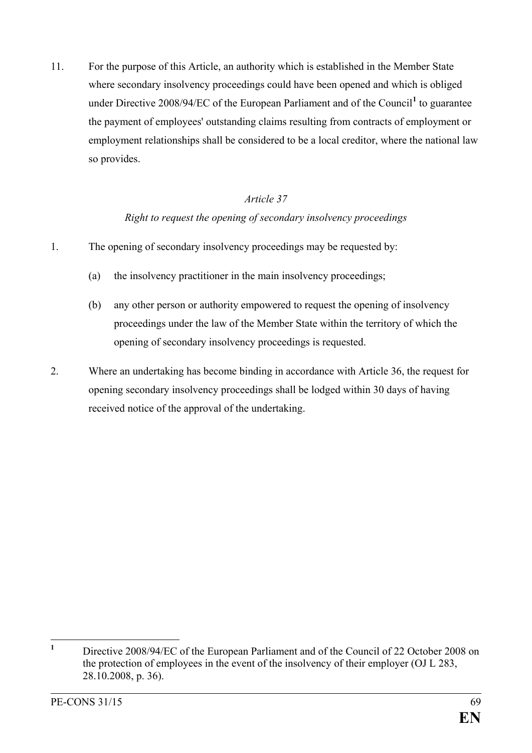11. For the purpose of this Article, an authority which is established in the Member State where secondary insolvency proceedings could have been opened and which is obliged under Directive 2008/94/EC of the European Parliament and of the Council[1] to guarantee the payment of employees' outstanding claims resulting from contracts of employment or employment relationships shall be considered to be a local creditor, where the national law so provides.

### *Article 37*

### *Right to request the opening of secondary insolvency proceedings*

1. The opening of secondary insolvency proceedings may be requested by:

   (a) the insolvency practitioner in the main insolvency proceedings;

   (b) any other person or authority empowered to request the opening of insolvency proceedings under the law of the Member State within the territory of which the opening of secondary insolvency proceedings is requested.

2. Where an undertaking has become binding in accordance with Article 36, the request for opening secondary insolvency proceedings shall be lodged within 30 days of having received notice of the approval of the undertaking.

---

[1] Directive 2008/94/EC of the European Parliament and of the Council of 22 October 2008 on the protection of employees in the event of the insolvency of their employer (OJ L 283, 28.10.2008, p. 36).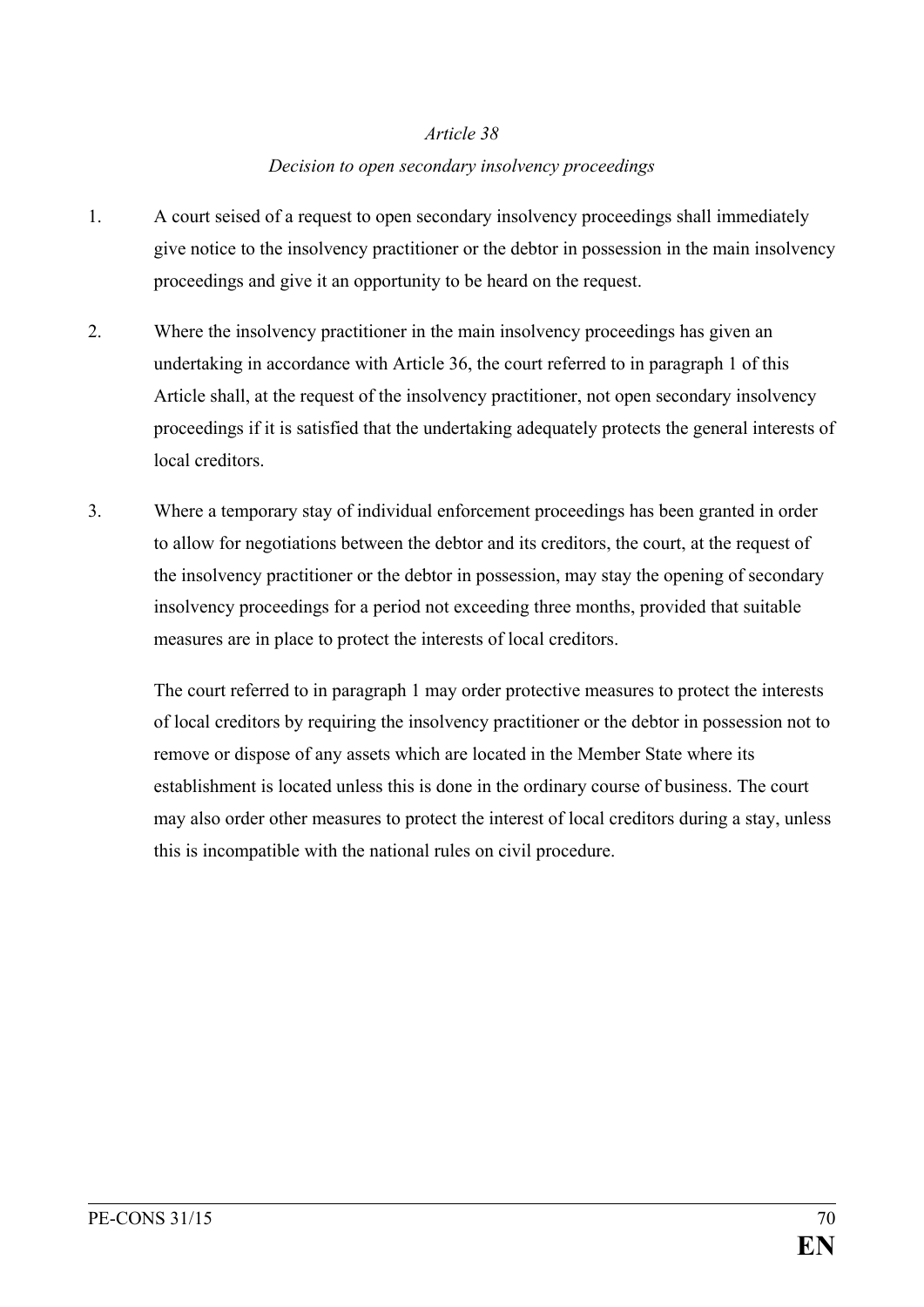*Article 38*

*Decision to open secondary insolvency proceedings*

1. A court seised of a request to open secondary insolvency proceedings shall immediately give notice to the insolvency practitioner or the debtor in possession in the main insolvency proceedings and give it an opportunity to be heard on the request.

2. Where the insolvency practitioner in the main insolvency proceedings has given an undertaking in accordance with Article 36, the court referred to in paragraph 1 of this Article shall, at the request of the insolvency practitioner, not open secondary insolvency proceedings if it is satisfied that the undertaking adequately protects the general interests of local creditors.

3. Where a temporary stay of individual enforcement proceedings has been granted in order to allow for negotiations between the debtor and its creditors, the court, at the request of the insolvency practitioner or the debtor in possession, may stay the opening of secondary insolvency proceedings for a period not exceeding three months, provided that suitable measures are in place to protect the interests of local creditors.

   The court referred to in paragraph 1 may order protective measures to protect the interests of local creditors by requiring the insolvency practitioner or the debtor in possession not to remove or dispose of any assets which are located in the Member State where its establishment is located unless this is done in the ordinary course of business. The court may also order other measures to protect the interest of local creditors during a stay, unless this is incompatible with the national rules on civil procedure.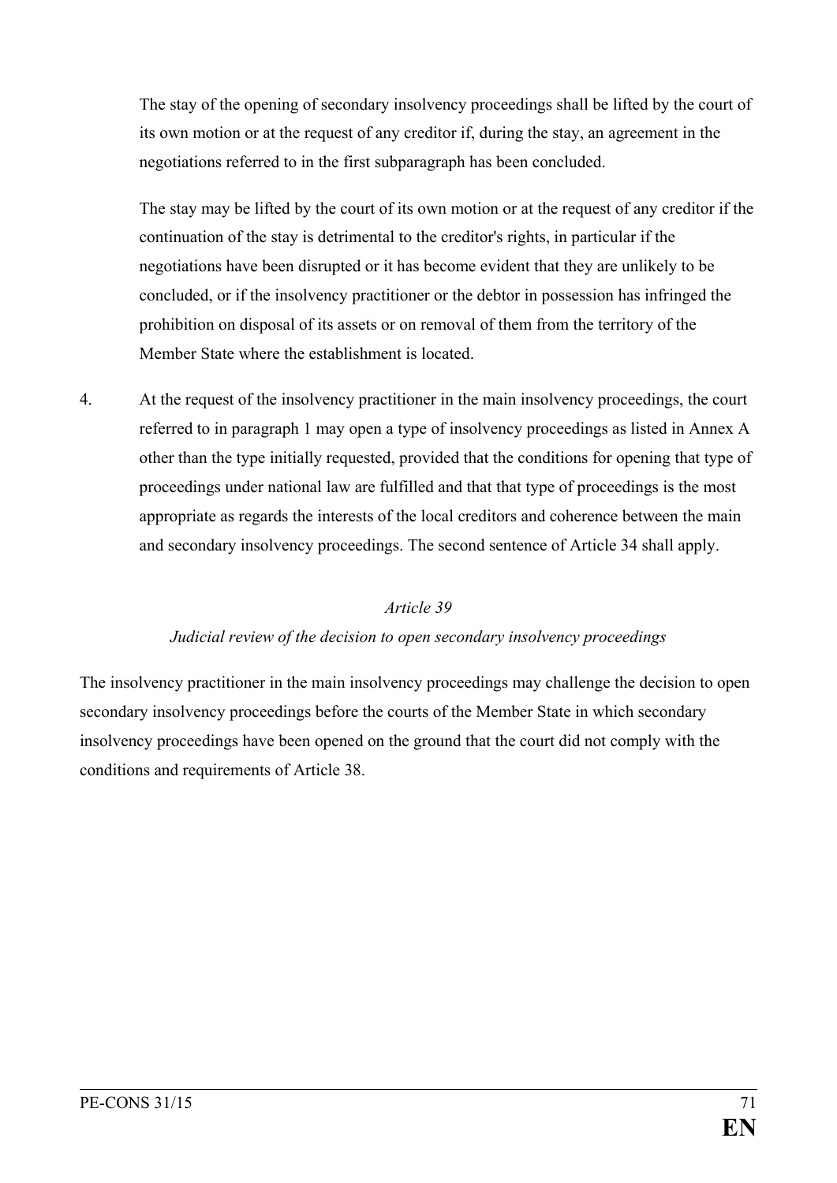The stay of the opening of secondary insolvency proceedings shall be lifted by the court of its own motion or at the request of any creditor if, during the stay, an agreement in the negotiations referred to in the first subparagraph has been concluded.

The stay may be lifted by the court of its own motion or at the request of any creditor if the continuation of the stay is detrimental to the creditor's rights, in particular if the negotiations have been disrupted or it has become evident that they are unlikely to be concluded, or if the insolvency practitioner or the debtor in possession has infringed the prohibition on disposal of its assets or on removal of them from the territory of the Member State where the establishment is located.

4. At the request of the insolvency practitioner in the main insolvency proceedings, the court referred to in paragraph 1 may open a type of insolvency proceedings as listed in Annex A other than the type initially requested, provided that the conditions for opening that type of proceedings under national law are fulfilled and that that type of proceedings is the most appropriate as regards the interests of the local creditors and coherence between the main and secondary insolvency proceedings. The second sentence of Article 34 shall apply.

*Article 39*

*Judicial review of the decision to open secondary insolvency proceedings*

The insolvency practitioner in the main insolvency proceedings may challenge the decision to open secondary insolvency proceedings before the courts of the Member State in which secondary insolvency proceedings have been opened on the ground that the court did not comply with the conditions and requirements of Article 38.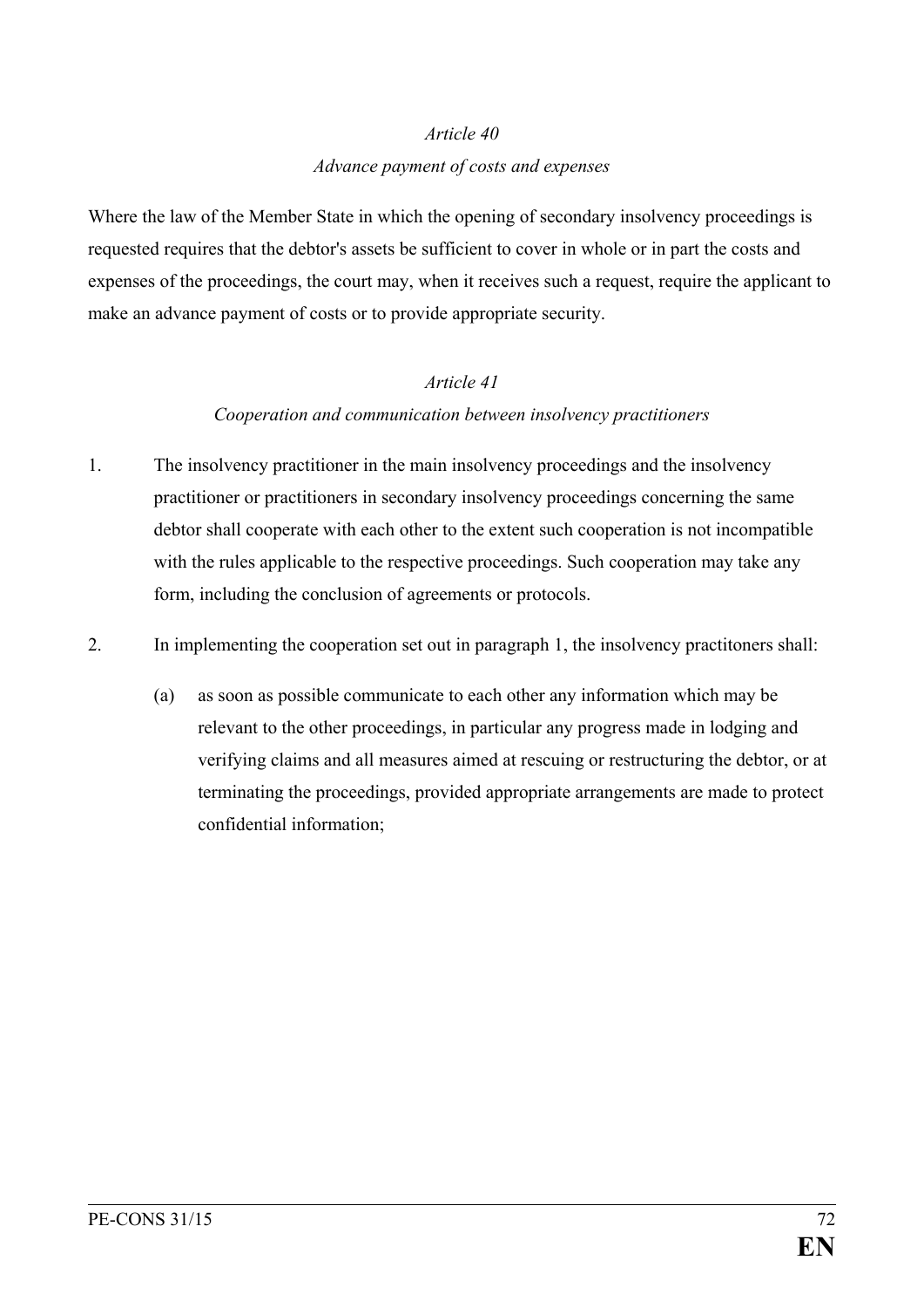*Article 40*

*Advance payment of costs and expenses*

Where the law of the Member State in which the opening of secondary insolvency proceedings is requested requires that the debtor's assets be sufficient to cover in whole or in part the costs and expenses of the proceedings, the court may, when it receives such a request, require the applicant to make an advance payment of costs or to provide appropriate security.

*Article 41*

*Cooperation and communication between insolvency practitioners*

1. The insolvency practitioner in the main insolvency proceedings and the insolvency practitioner or practitioners in secondary insolvency proceedings concerning the same debtor shall cooperate with each other to the extent such cooperation is not incompatible with the rules applicable to the respective proceedings. Such cooperation may take any form, including the conclusion of agreements or protocols.

2. In implementing the cooperation set out in paragraph 1, the insolvency practitoners shall:

   (a) as soon as possible communicate to each other any information which may be relevant to the other proceedings, in particular any progress made in lodging and verifying claims and all measures aimed at rescuing or restructuring the debtor, or at terminating the proceedings, provided appropriate arrangements are made to protect confidential information;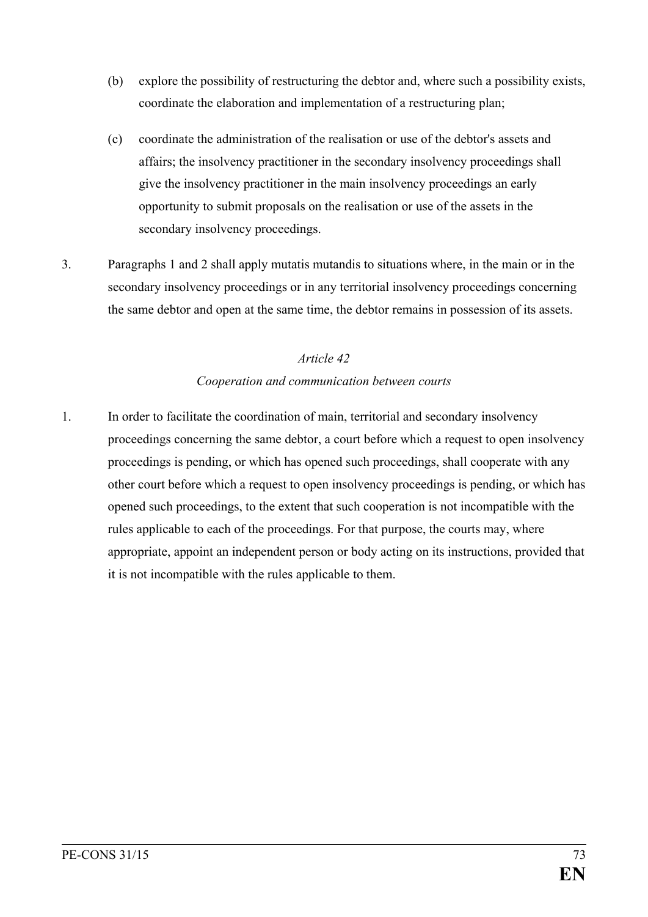(b) explore the possibility of restructuring the debtor and, where such a possibility exists, coordinate the elaboration and implementation of a restructuring plan;

(c) coordinate the administration of the realisation or use of the debtor's assets and affairs; the insolvency practitioner in the secondary insolvency proceedings shall give the insolvency practitioner in the main insolvency proceedings an early opportunity to submit proposals on the realisation or use of the assets in the secondary insolvency proceedings.

3. Paragraphs 1 and 2 shall apply mutatis mutandis to situations where, in the main or in the secondary insolvency proceedings or in any territorial insolvency proceedings concerning the same debtor and open at the same time, the debtor remains in possession of its assets.

*Article 42*

*Cooperation and communication between courts*

1. In order to facilitate the coordination of main, territorial and secondary insolvency proceedings concerning the same debtor, a court before which a request to open insolvency proceedings is pending, or which has opened such proceedings, shall cooperate with any other court before which a request to open insolvency proceedings is pending, or which has opened such proceedings, to the extent that such cooperation is not incompatible with the rules applicable to each of the proceedings. For that purpose, the courts may, where appropriate, appoint an independent person or body acting on its instructions, provided that it is not incompatible with the rules applicable to them.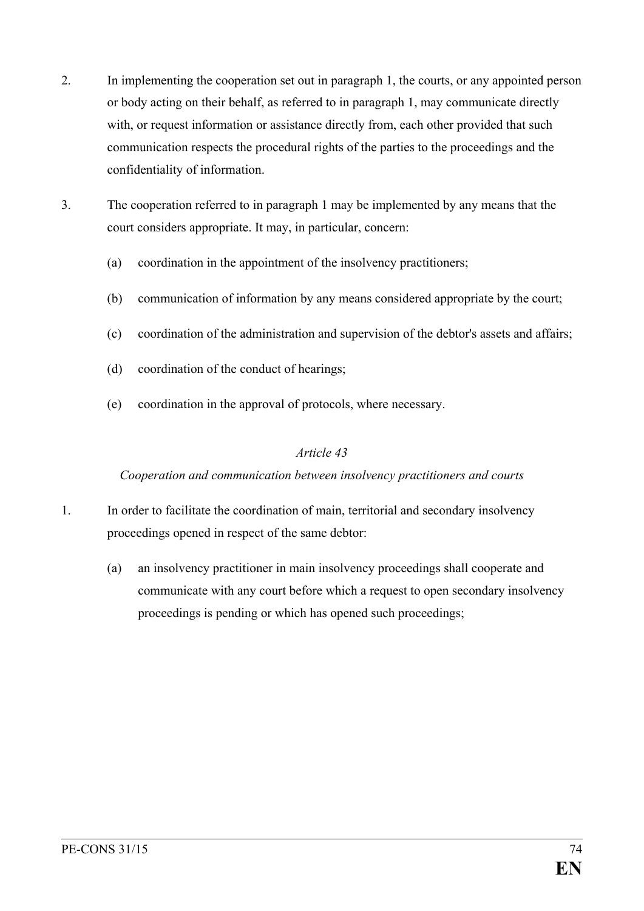2. In implementing the cooperation set out in paragraph 1, the courts, or any appointed person or body acting on their behalf, as referred to in paragraph 1, may communicate directly with, or request information or assistance directly from, each other provided that such communication respects the procedural rights of the parties to the proceedings and the confidentiality of information.

3. The cooperation referred to in paragraph 1 may be implemented by any means that the court considers appropriate. It may, in particular, concern:

   (a) coordination in the appointment of the insolvency practitioners;

   (b) communication of information by any means considered appropriate by the court;

   (c) coordination of the administration and supervision of the debtor's assets and affairs;

   (d) coordination of the conduct of hearings;

   (e) coordination in the approval of protocols, where necessary.

*Article 43*

*Cooperation and communication between insolvency practitioners and courts*

1. In order to facilitate the coordination of main, territorial and secondary insolvency proceedings opened in respect of the same debtor:

   (a) an insolvency practitioner in main insolvency proceedings shall cooperate and communicate with any court before which a request to open secondary insolvency proceedings is pending or which has opened such proceedings;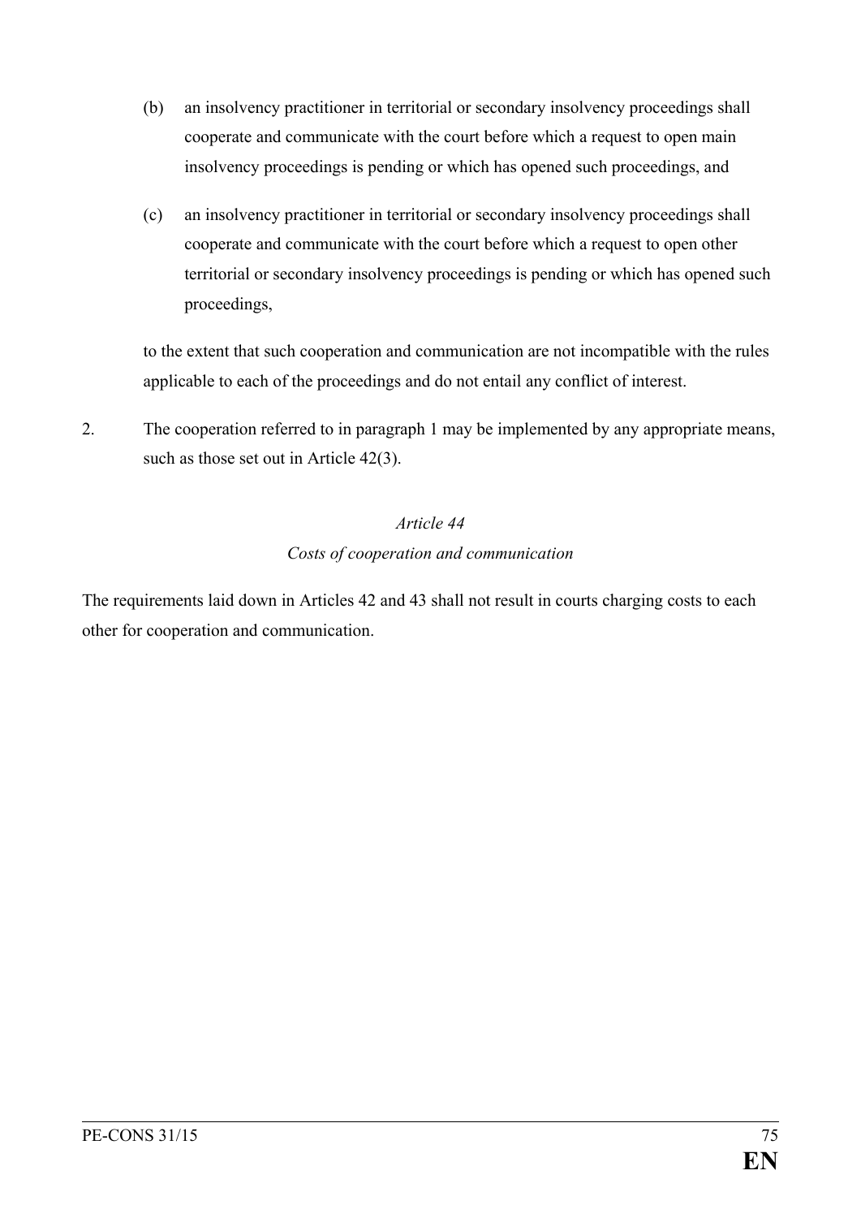(b) an insolvency practitioner in territorial or secondary insolvency proceedings shall cooperate and communicate with the court before which a request to open main insolvency proceedings is pending or which has opened such proceedings, and

(c) an insolvency practitioner in territorial or secondary insolvency proceedings shall cooperate and communicate with the court before which a request to open other territorial or secondary insolvency proceedings is pending or which has opened such proceedings,

to the extent that such cooperation and communication are not incompatible with the rules applicable to each of the proceedings and do not entail any conflict of interest.

2. The cooperation referred to in paragraph 1 may be implemented by any appropriate means, such as those set out in Article 42(3).

*Article 44*

*Costs of cooperation and communication*

The requirements laid down in Articles 42 and 43 shall not result in courts charging costs to each other for cooperation and communication.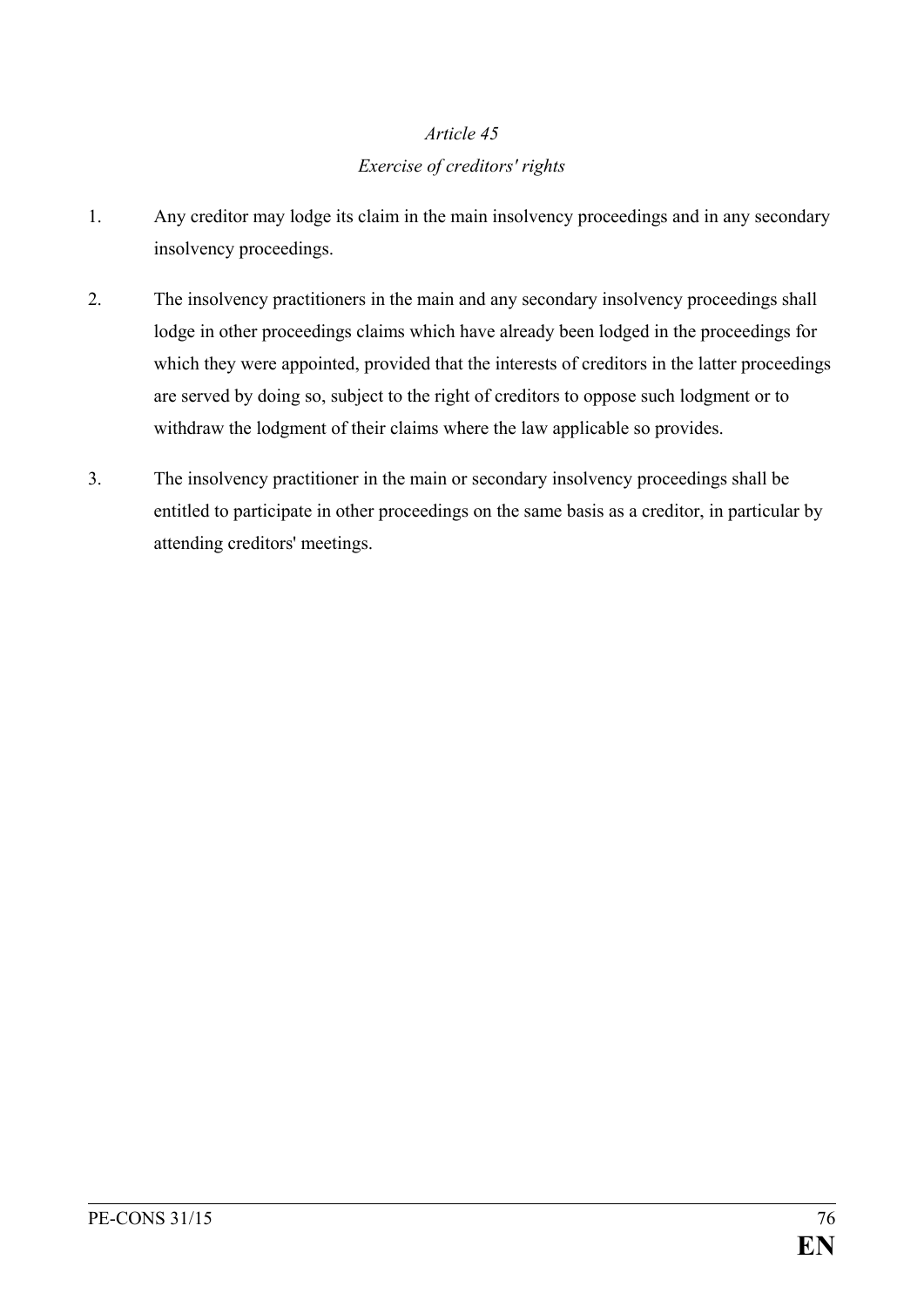*Article 45*

*Exercise of creditors' rights*

1. Any creditor may lodge its claim in the main insolvency proceedings and in any secondary insolvency proceedings.

2. The insolvency practitioners in the main and any secondary insolvency proceedings shall lodge in other proceedings claims which have already been lodged in the proceedings for which they were appointed, provided that the interests of creditors in the latter proceedings are served by doing so, subject to the right of creditors to oppose such lodgment or to withdraw the lodgment of their claims where the law applicable so provides.

3. The insolvency practitioner in the main or secondary insolvency proceedings shall be entitled to participate in other proceedings on the same basis as a creditor, in particular by attending creditors' meetings.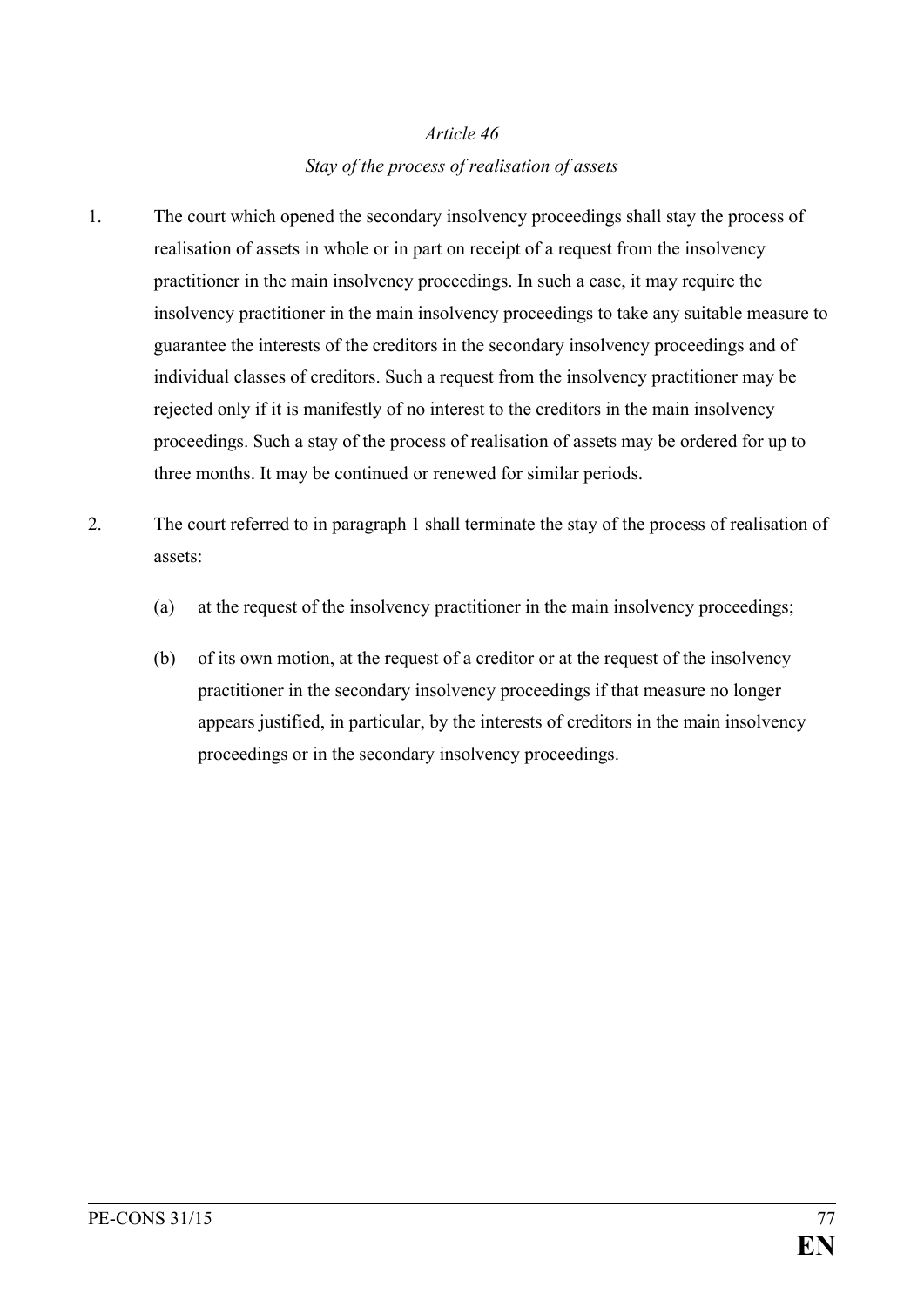*Article 46*

*Stay of the process of realisation of assets*

1. The court which opened the secondary insolvency proceedings shall stay the process of realisation of assets in whole or in part on receipt of a request from the insolvency practitioner in the main insolvency proceedings. In such a case, it may require the insolvency practitioner in the main insolvency proceedings to take any suitable measure to guarantee the interests of the creditors in the secondary insolvency proceedings and of individual classes of creditors. Such a request from the insolvency practitioner may be rejected only if it is manifestly of no interest to the creditors in the main insolvency proceedings. Such a stay of the process of realisation of assets may be ordered for up to three months. It may be continued or renewed for similar periods.

2. The court referred to in paragraph 1 shall terminate the stay of the process of realisation of assets:

   (a) at the request of the insolvency practitioner in the main insolvency proceedings;

   (b) of its own motion, at the request of a creditor or at the request of the insolvency practitioner in the secondary insolvency proceedings if that measure no longer appears justified, in particular, by the interests of creditors in the main insolvency proceedings or in the secondary insolvency proceedings.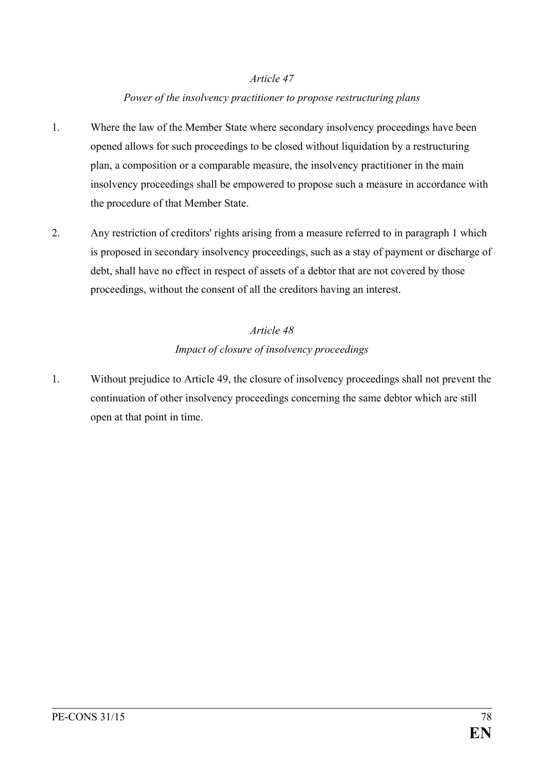*Article 47*

*Power of the insolvency practitioner to propose restructuring plans*

1. Where the law of the Member State where secondary insolvency proceedings have been opened allows for such proceedings to be closed without liquidation by a restructuring plan, a composition or a comparable measure, the insolvency practitioner in the main insolvency proceedings shall be empowered to propose such a measure in accordance with the procedure of that Member State.

2. Any restriction of creditors' rights arising from a measure referred to in paragraph 1 which is proposed in secondary insolvency proceedings, such as a stay of payment or discharge of debt, shall have no effect in respect of assets of a debtor that are not covered by those proceedings, without the consent of all the creditors having an interest.

*Article 48*

*Impact of closure of insolvency proceedings*

1. Without prejudice to Article 49, the closure of insolvency proceedings shall not prevent the continuation of other insolvency proceedings concerning the same debtor which are still open at that point in time.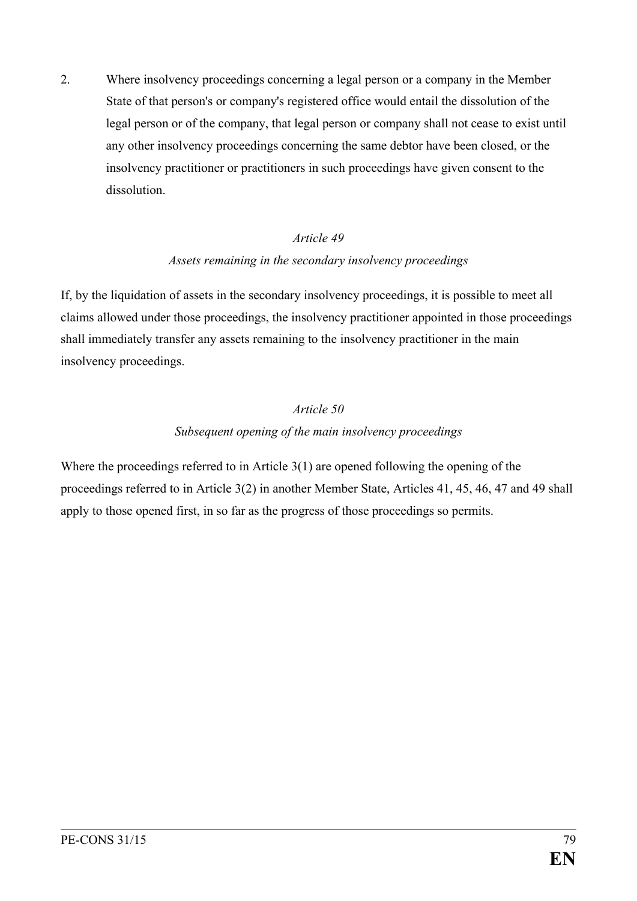2. Where insolvency proceedings concerning a legal person or a company in the Member State of that person's or company's registered office would entail the dissolution of the legal person or of the company, that legal person or company shall not cease to exist until any other insolvency proceedings concerning the same debtor have been closed, or the insolvency practitioner or practitioners in such proceedings have given consent to the dissolution.

*Article 49*

*Assets remaining in the secondary insolvency proceedings*

If, by the liquidation of assets in the secondary insolvency proceedings, it is possible to meet all claims allowed under those proceedings, the insolvency practitioner appointed in those proceedings shall immediately transfer any assets remaining to the insolvency practitioner in the main insolvency proceedings.

*Article 50*

*Subsequent opening of the main insolvency proceedings*

Where the proceedings referred to in Article 3(1) are opened following the opening of the proceedings referred to in Article 3(2) in another Member State, Articles 41, 45, 46, 47 and 49 shall apply to those opened first, in so far as the progress of those proceedings so permits.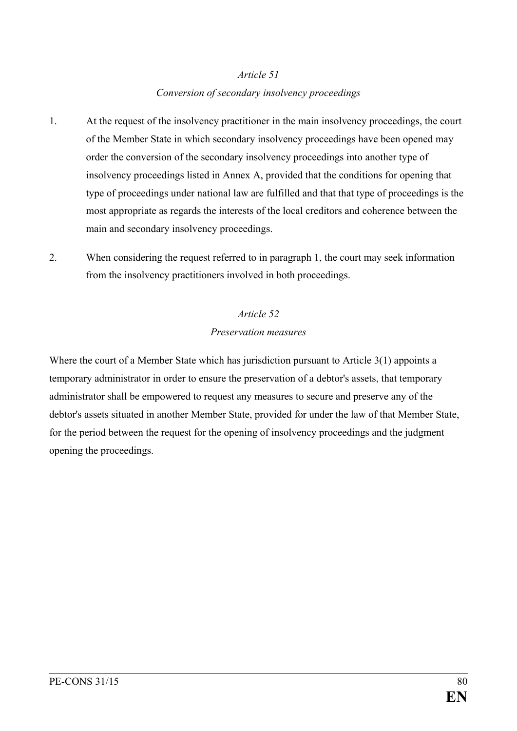*Article 51*

*Conversion of secondary insolvency proceedings*

1. At the request of the insolvency practitioner in the main insolvency proceedings, the court of the Member State in which secondary insolvency proceedings have been opened may order the conversion of the secondary insolvency proceedings into another type of insolvency proceedings listed in Annex A, provided that the conditions for opening that type of proceedings under national law are fulfilled and that that type of proceedings is the most appropriate as regards the interests of the local creditors and coherence between the main and secondary insolvency proceedings.

2. When considering the request referred to in paragraph 1, the court may seek information from the insolvency practitioners involved in both proceedings.

*Article 52*

*Preservation measures*

Where the court of a Member State which has jurisdiction pursuant to Article 3(1) appoints a temporary administrator in order to ensure the preservation of a debtor's assets, that temporary administrator shall be empowered to request any measures to secure and preserve any of the debtor's assets situated in another Member State, provided for under the law of that Member State, for the period between the request for the opening of insolvency proceedings and the judgment opening the proceedings.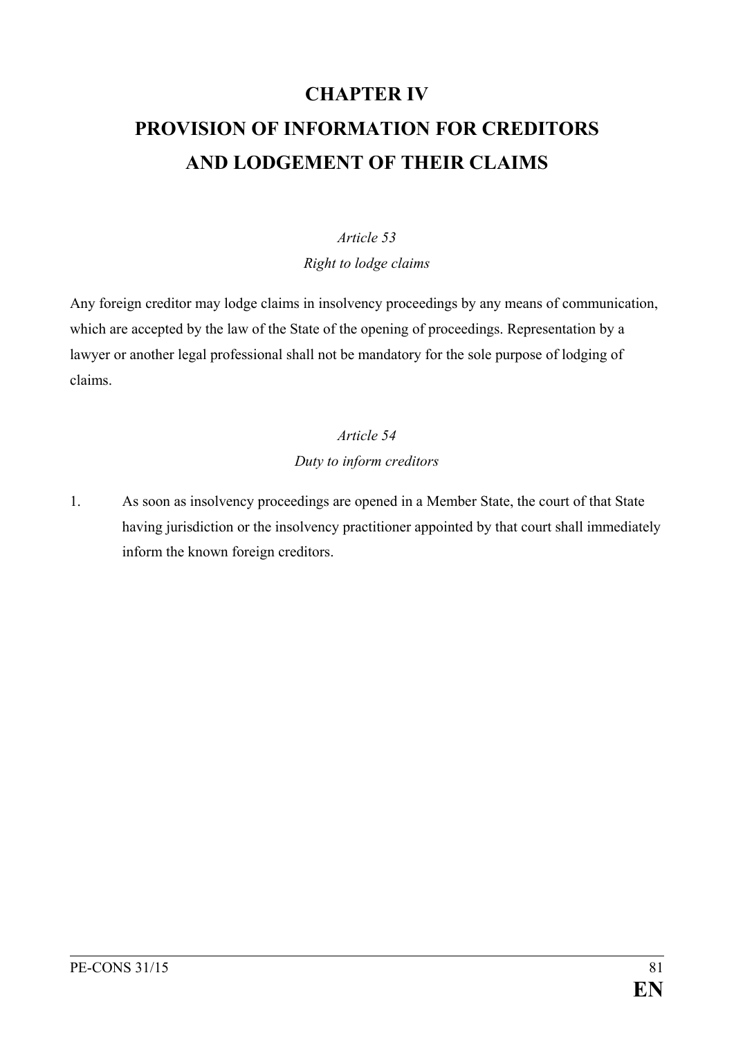# CHAPTER IV
# PROVISION OF INFORMATION FOR CREDITORS AND LODGEMENT OF THEIR CLAIMS

*Article 53*

*Right to lodge claims*

Any foreign creditor may lodge claims in insolvency proceedings by any means of communication, which are accepted by the law of the State of the opening of proceedings. Representation by a lawyer or another legal professional shall not be mandatory for the sole purpose of lodging of claims.

*Article 54*

*Duty to inform creditors*

1. As soon as insolvency proceedings are opened in a Member State, the court of that State having jurisdiction or the insolvency practitioner appointed by that court shall immediately inform the known foreign creditors.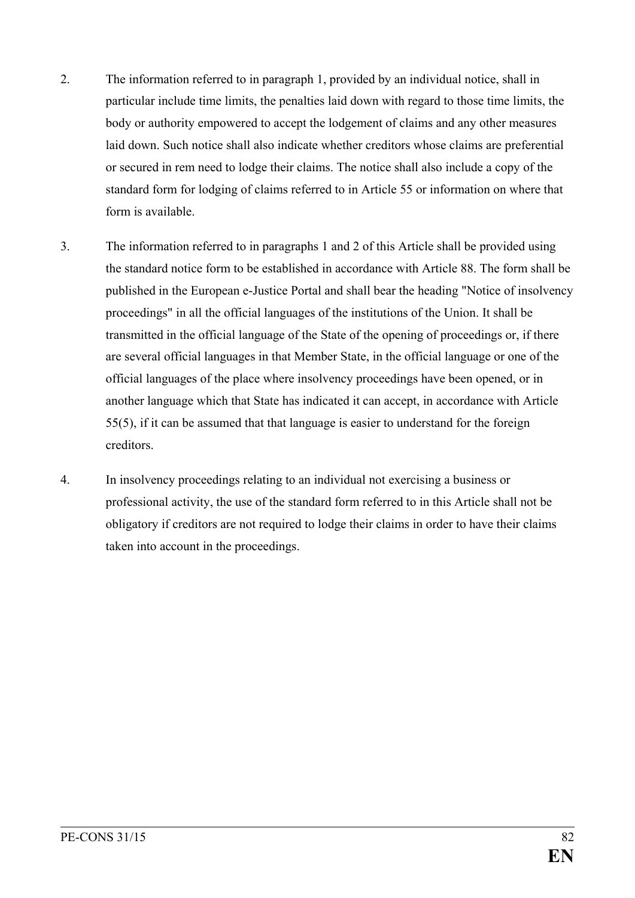2. The information referred to in paragraph 1, provided by an individual notice, shall in particular include time limits, the penalties laid down with regard to those time limits, the body or authority empowered to accept the lodgement of claims and any other measures laid down. Such notice shall also indicate whether creditors whose claims are preferential or secured in rem need to lodge their claims. The notice shall also include a copy of the standard form for lodging of claims referred to in Article 55 or information on where that form is available.

3. The information referred to in paragraphs 1 and 2 of this Article shall be provided using the standard notice form to be established in accordance with Article 88. The form shall be published in the European e-Justice Portal and shall bear the heading "Notice of insolvency proceedings" in all the official languages of the institutions of the Union. It shall be transmitted in the official language of the State of the opening of proceedings or, if there are several official languages in that Member State, in the official language or one of the official languages of the place where insolvency proceedings have been opened, or in another language which that State has indicated it can accept, in accordance with Article 55(5), if it can be assumed that that language is easier to understand for the foreign creditors.

4. In insolvency proceedings relating to an individual not exercising a business or professional activity, the use of the standard form referred to in this Article shall not be obligatory if creditors are not required to lodge their claims in order to have their claims taken into account in the proceedings.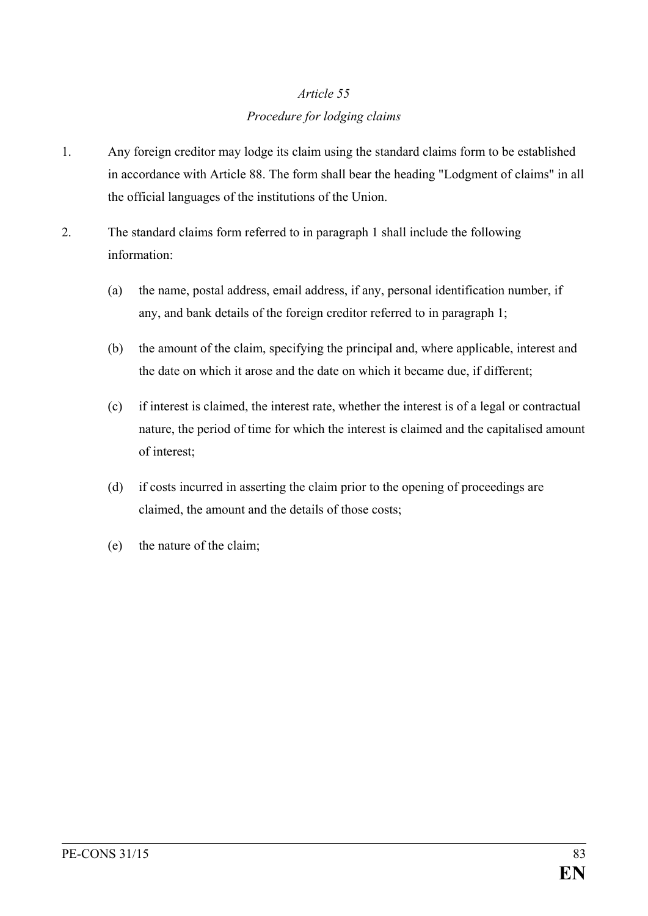*Article 55*

*Procedure for lodging claims*

1. Any foreign creditor may lodge its claim using the standard claims form to be established in accordance with Article 88. The form shall bear the heading "Lodgment of claims" in all the official languages of the institutions of the Union.

2. The standard claims form referred to in paragraph 1 shall include the following information:

   (a) the name, postal address, email address, if any, personal identification number, if any, and bank details of the foreign creditor referred to in paragraph 1;

   (b) the amount of the claim, specifying the principal and, where applicable, interest and the date on which it arose and the date on which it became due, if different;

   (c) if interest is claimed, the interest rate, whether the interest is of a legal or contractual nature, the period of time for which the interest is claimed and the capitalised amount of interest;

   (d) if costs incurred in asserting the claim prior to the opening of proceedings are claimed, the amount and the details of those costs;

   (e) the nature of the claim;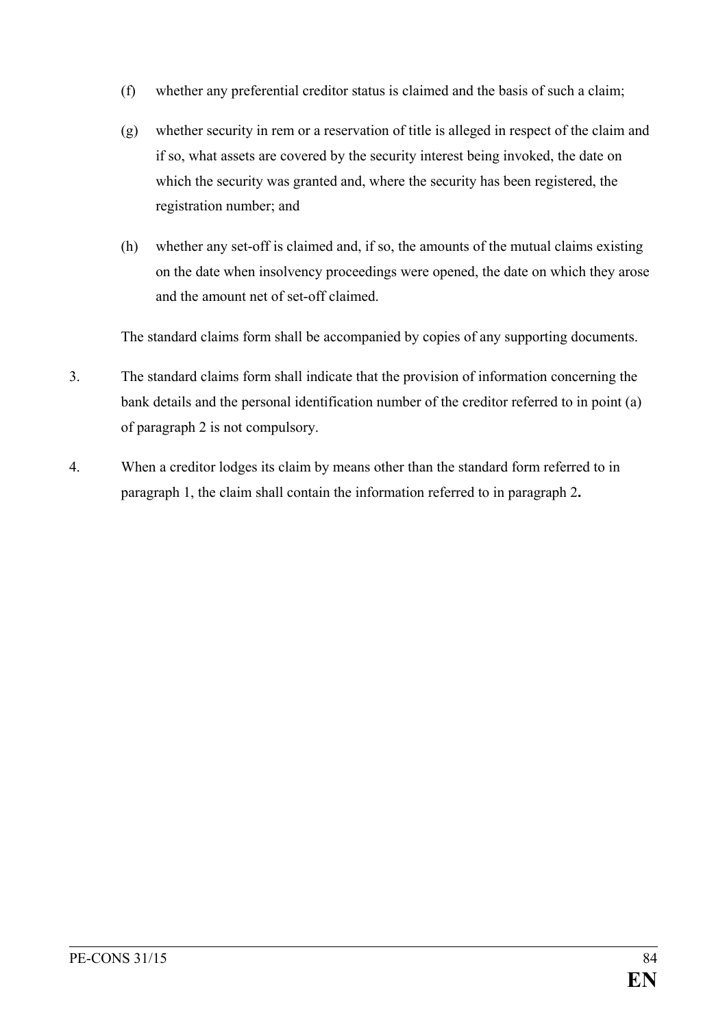(f) whether any preferential creditor status is claimed and the basis of such a claim;

(g) whether security in rem or a reservation of title is alleged in respect of the claim and if so, what assets are covered by the security interest being invoked, the date on which the security was granted and, where the security has been registered, the registration number; and

(h) whether any set-off is claimed and, if so, the amounts of the mutual claims existing on the date when insolvency proceedings were opened, the date on which they arose and the amount net of set-off claimed.

The standard claims form shall be accompanied by copies of any supporting documents.

3. The standard claims form shall indicate that the provision of information concerning the bank details and the personal identification number of the creditor referred to in point (a) of paragraph 2 is not compulsory.

4. When a creditor lodges its claim by means other than the standard form referred to in paragraph 1, the claim shall contain the information referred to in paragraph 2**.**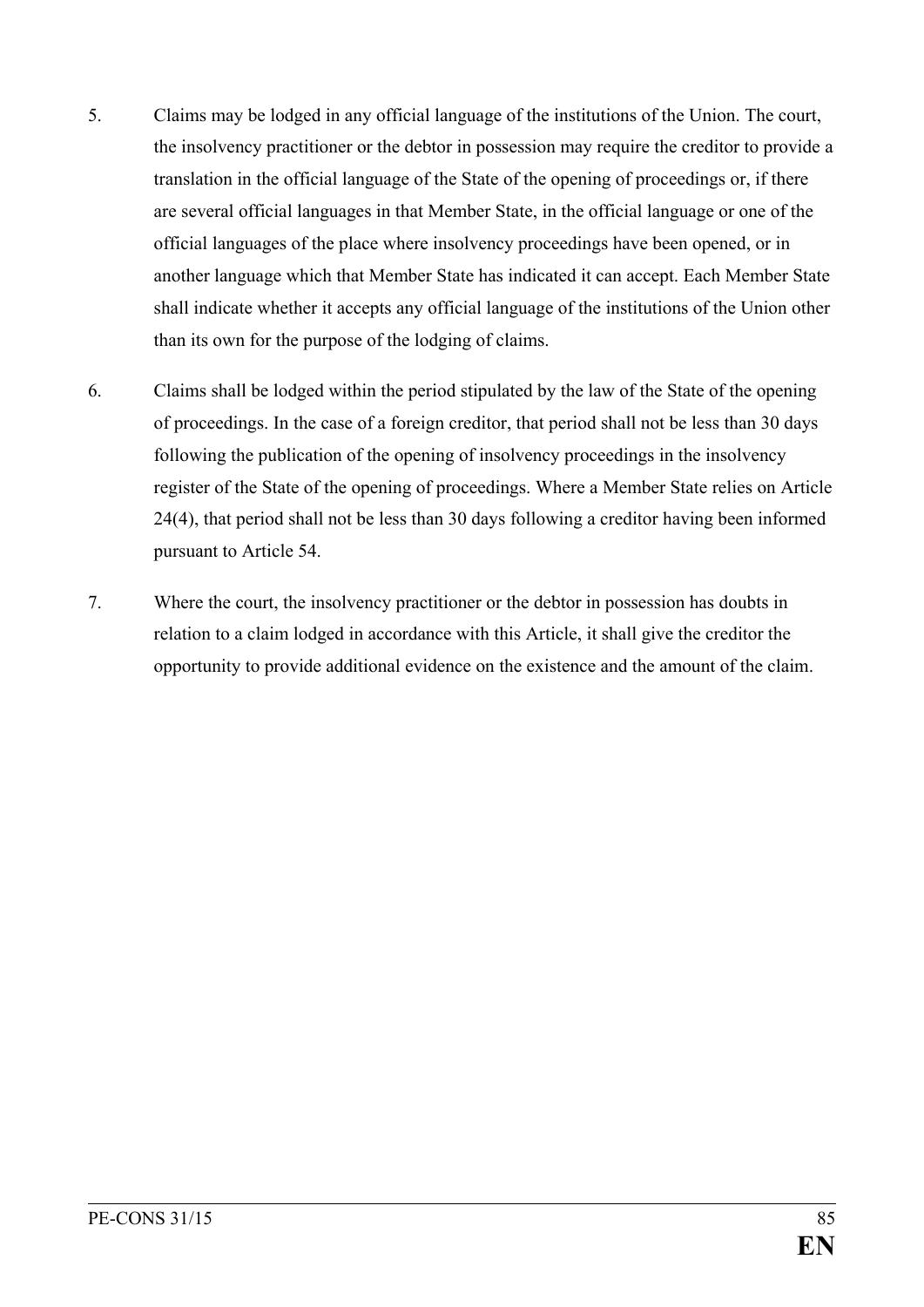5. Claims may be lodged in any official language of the institutions of the Union. The court, the insolvency practitioner or the debtor in possession may require the creditor to provide a translation in the official language of the State of the opening of proceedings or, if there are several official languages in that Member State, in the official language or one of the official languages of the place where insolvency proceedings have been opened, or in another language which that Member State has indicated it can accept. Each Member State shall indicate whether it accepts any official language of the institutions of the Union other than its own for the purpose of the lodging of claims.

6. Claims shall be lodged within the period stipulated by the law of the State of the opening of proceedings. In the case of a foreign creditor, that period shall not be less than 30 days following the publication of the opening of insolvency proceedings in the insolvency register of the State of the opening of proceedings. Where a Member State relies on Article 24(4), that period shall not be less than 30 days following a creditor having been informed pursuant to Article 54.

7. Where the court, the insolvency practitioner or the debtor in possession has doubts in relation to a claim lodged in accordance with this Article, it shall give the creditor the opportunity to provide additional evidence on the existence and the amount of the claim.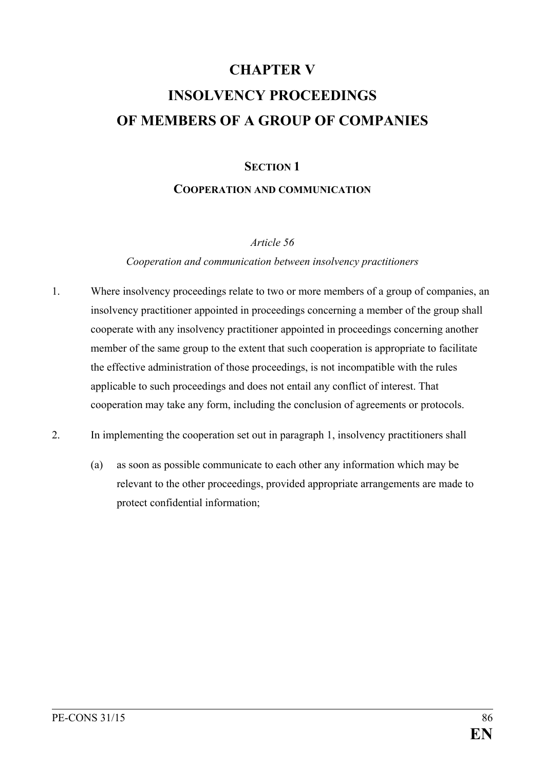# CHAPTER V
# INSOLVENCY PROCEEDINGS
# OF MEMBERS OF A GROUP OF COMPANIES

## SECTION 1

## COOPERATION AND COMMUNICATION

### *Article 56*

*Cooperation and communication between insolvency practitioners*

1. Where insolvency proceedings relate to two or more members of a group of companies, an insolvency practitioner appointed in proceedings concerning a member of the group shall cooperate with any insolvency practitioner appointed in proceedings concerning another member of the same group to the extent that such cooperation is appropriate to facilitate the effective administration of those proceedings, is not incompatible with the rules applicable to such proceedings and does not entail any conflict of interest. That cooperation may take any form, including the conclusion of agreements or protocols.

2. In implementing the cooperation set out in paragraph 1, insolvency practitioners shall

   (a) as soon as possible communicate to each other any information which may be relevant to the other proceedings, provided appropriate arrangements are made to protect confidential information;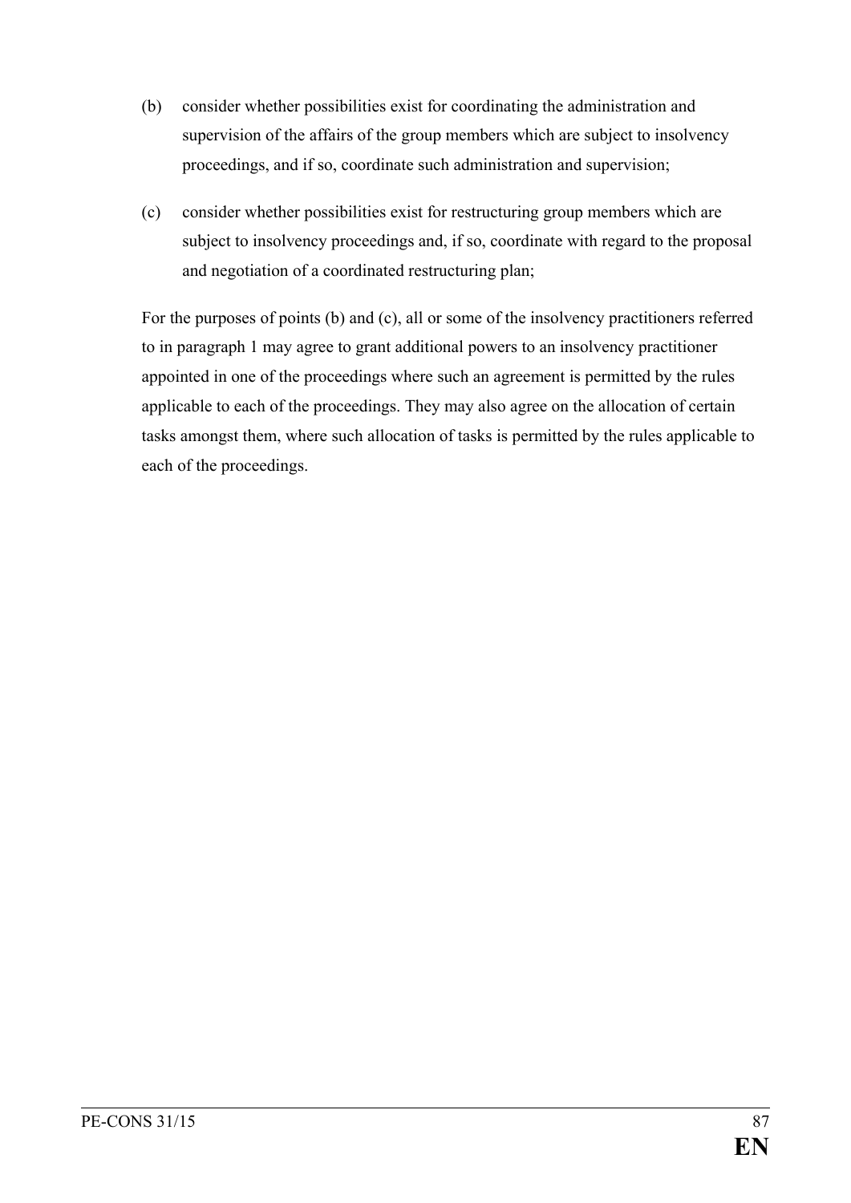(b) consider whether possibilities exist for coordinating the administration and supervision of the affairs of the group members which are subject to insolvency proceedings, and if so, coordinate such administration and supervision;

(c) consider whether possibilities exist for restructuring group members which are subject to insolvency proceedings and, if so, coordinate with regard to the proposal and negotiation of a coordinated restructuring plan;

For the purposes of points (b) and (c), all or some of the insolvency practitioners referred to in paragraph 1 may agree to grant additional powers to an insolvency practitioner appointed in one of the proceedings where such an agreement is permitted by the rules applicable to each of the proceedings. They may also agree on the allocation of certain tasks amongst them, where such allocation of tasks is permitted by the rules applicable to each of the proceedings.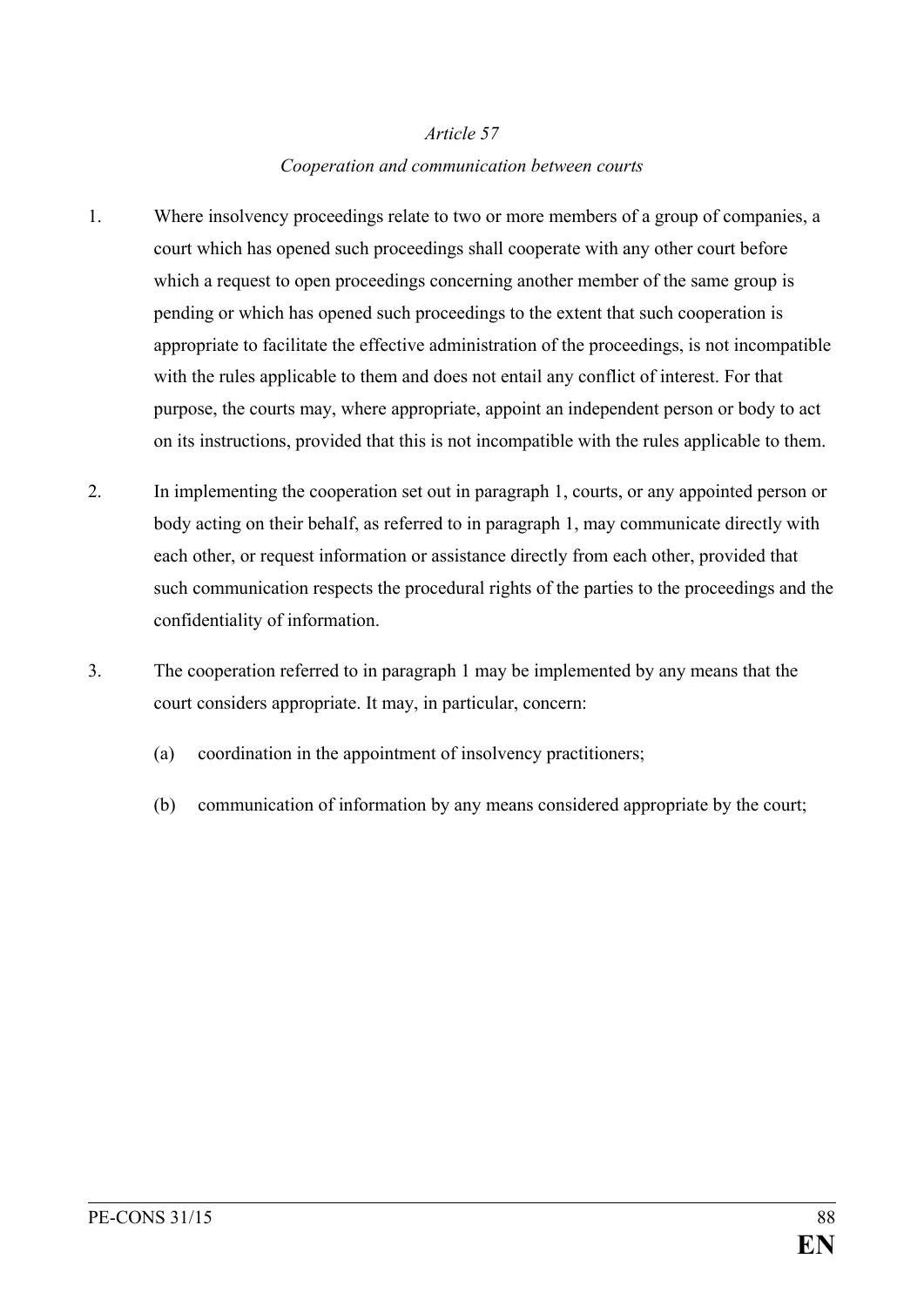*Article 57*

*Cooperation and communication between courts*

1. Where insolvency proceedings relate to two or more members of a group of companies, a court which has opened such proceedings shall cooperate with any other court before which a request to open proceedings concerning another member of the same group is pending or which has opened such proceedings to the extent that such cooperation is appropriate to facilitate the effective administration of the proceedings, is not incompatible with the rules applicable to them and does not entail any conflict of interest. For that purpose, the courts may, where appropriate, appoint an independent person or body to act on its instructions, provided that this is not incompatible with the rules applicable to them.

2. In implementing the cooperation set out in paragraph 1, courts, or any appointed person or body acting on their behalf, as referred to in paragraph 1, may communicate directly with each other, or request information or assistance directly from each other, provided that such communication respects the procedural rights of the parties to the proceedings and the confidentiality of information.

3. The cooperation referred to in paragraph 1 may be implemented by any means that the court considers appropriate. It may, in particular, concern:

   (a) coordination in the appointment of insolvency practitioners;

   (b) communication of information by any means considered appropriate by the court;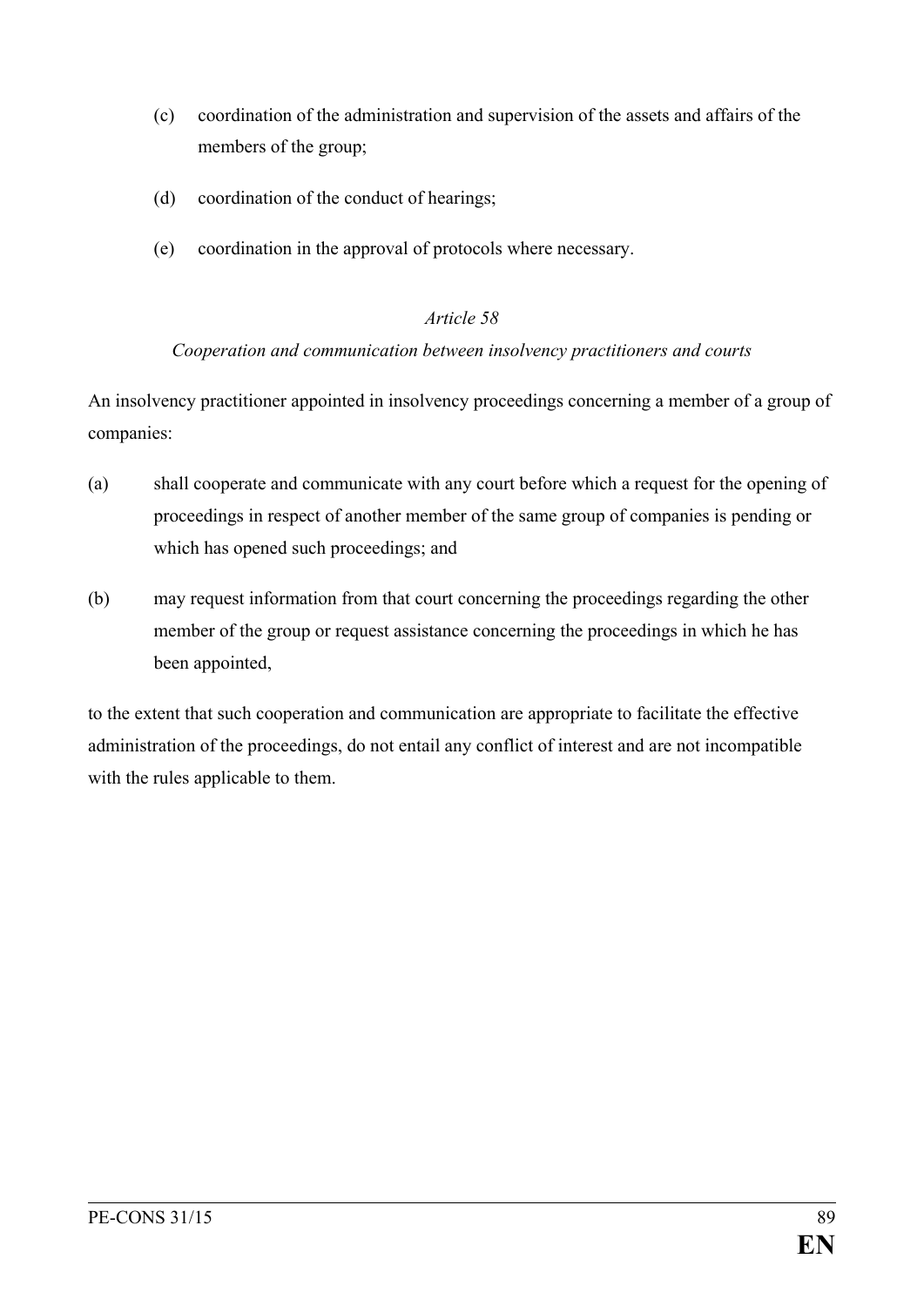(c) coordination of the administration and supervision of the assets and affairs of the members of the group;

(d) coordination of the conduct of hearings;

(e) coordination in the approval of protocols where necessary.

*Article 58*

*Cooperation and communication between insolvency practitioners and courts*

An insolvency practitioner appointed in insolvency proceedings concerning a member of a group of companies:

(a) shall cooperate and communicate with any court before which a request for the opening of proceedings in respect of another member of the same group of companies is pending or which has opened such proceedings; and

(b) may request information from that court concerning the proceedings regarding the other member of the group or request assistance concerning the proceedings in which he has been appointed,

to the extent that such cooperation and communication are appropriate to facilitate the effective administration of the proceedings, do not entail any conflict of interest and are not incompatible with the rules applicable to them.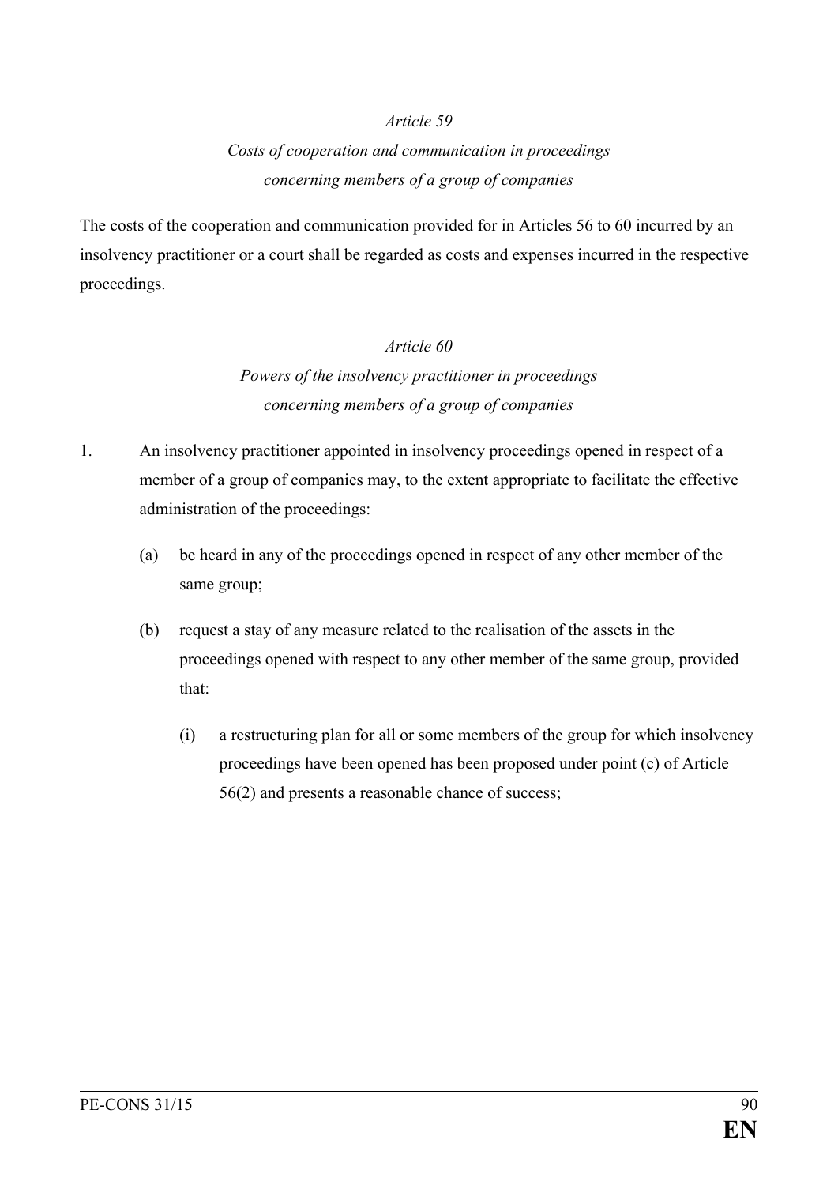*Article 59*

*Costs of cooperation and communication in proceedings concerning members of a group of companies*

The costs of the cooperation and communication provided for in Articles 56 to 60 incurred by an insolvency practitioner or a court shall be regarded as costs and expenses incurred in the respective proceedings.

*Article 60*

*Powers of the insolvency practitioner in proceedings concerning members of a group of companies*

1. An insolvency practitioner appointed in insolvency proceedings opened in respect of a member of a group of companies may, to the extent appropriate to facilitate the effective administration of the proceedings:

   (a) be heard in any of the proceedings opened in respect of any other member of the same group;

   (b) request a stay of any measure related to the realisation of the assets in the proceedings opened with respect to any other member of the same group, provided that:

      (i) a restructuring plan for all or some members of the group for which insolvency proceedings have been opened has been proposed under point (c) of Article 56(2) and presents a reasonable chance of success;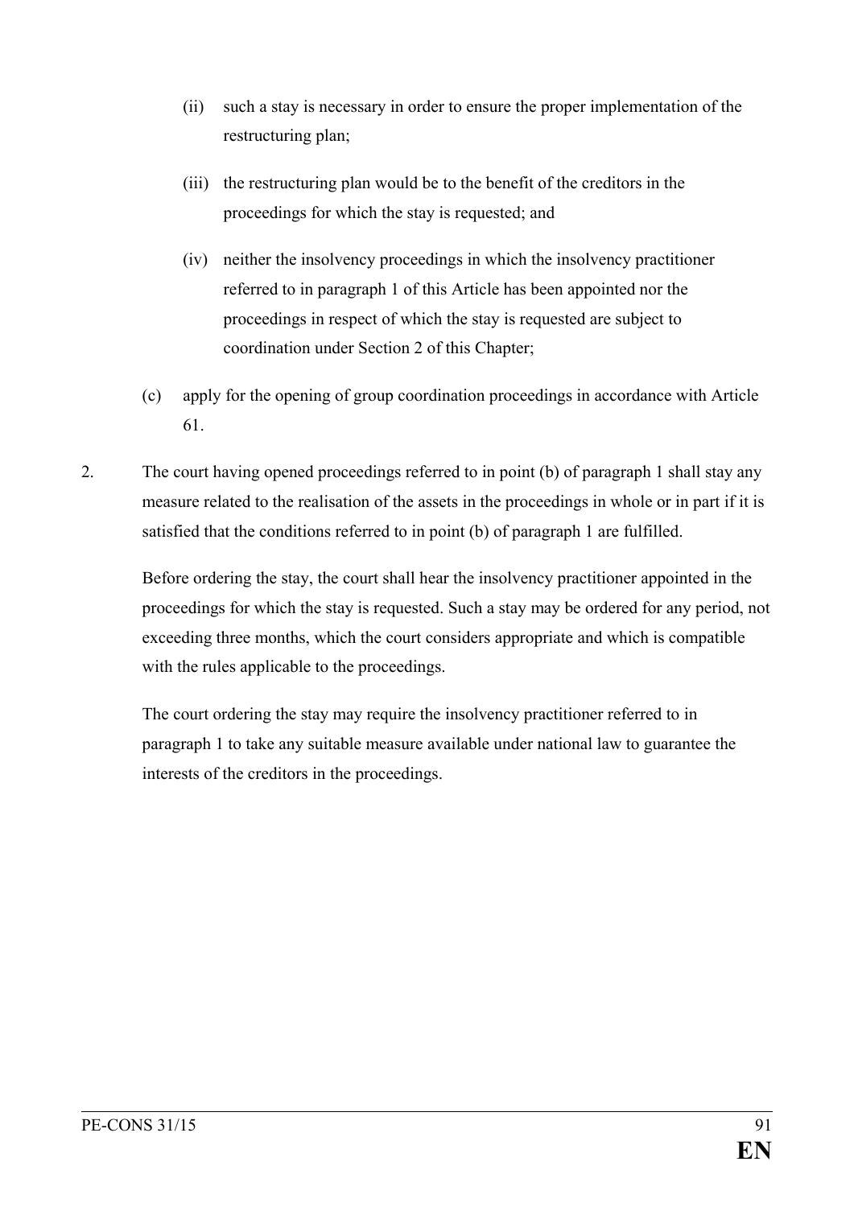(ii) such a stay is necessary in order to ensure the proper implementation of the restructuring plan;

(iii) the restructuring plan would be to the benefit of the creditors in the proceedings for which the stay is requested; and

(iv) neither the insolvency proceedings in which the insolvency practitioner referred to in paragraph 1 of this Article has been appointed nor the proceedings in respect of which the stay is requested are subject to coordination under Section 2 of this Chapter;

(c) apply for the opening of group coordination proceedings in accordance with Article 61.

2. The court having opened proceedings referred to in point (b) of paragraph 1 shall stay any measure related to the realisation of the assets in the proceedings in whole or in part if it is satisfied that the conditions referred to in point (b) of paragraph 1 are fulfilled.

Before ordering the stay, the court shall hear the insolvency practitioner appointed in the proceedings for which the stay is requested. Such a stay may be ordered for any period, not exceeding three months, which the court considers appropriate and which is compatible with the rules applicable to the proceedings.

The court ordering the stay may require the insolvency practitioner referred to in paragraph 1 to take any suitable measure available under national law to guarantee the interests of the creditors in the proceedings.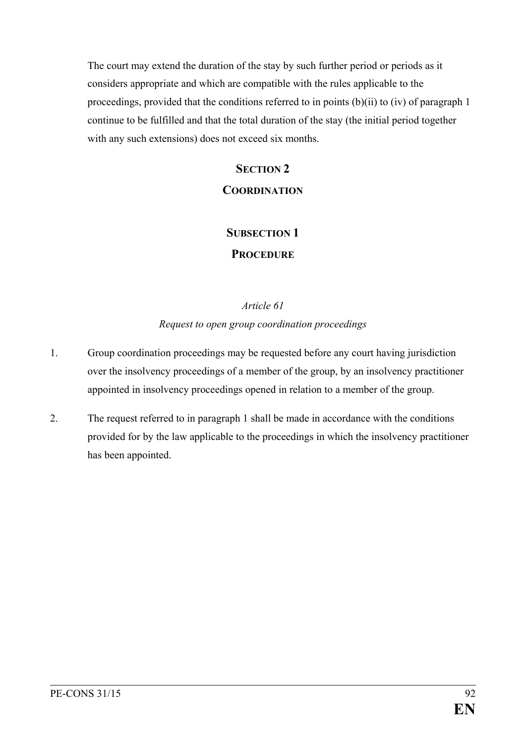The court may extend the duration of the stay by such further period or periods as it considers appropriate and which are compatible with the rules applicable to the proceedings, provided that the conditions referred to in points (b)(ii) to (iv) of paragraph 1 continue to be fulfilled and that the total duration of the stay (the initial period together with any such extensions) does not exceed six months.

## SECTION 2
## COORDINATION

### SUBSECTION 1
### PROCEDURE

*Article 61*

*Request to open group coordination proceedings*

1. Group coordination proceedings may be requested before any court having jurisdiction over the insolvency proceedings of a member of the group, by an insolvency practitioner appointed in insolvency proceedings opened in relation to a member of the group.

2. The request referred to in paragraph 1 shall be made in accordance with the conditions provided for by the law applicable to the proceedings in which the insolvency practitioner has been appointed.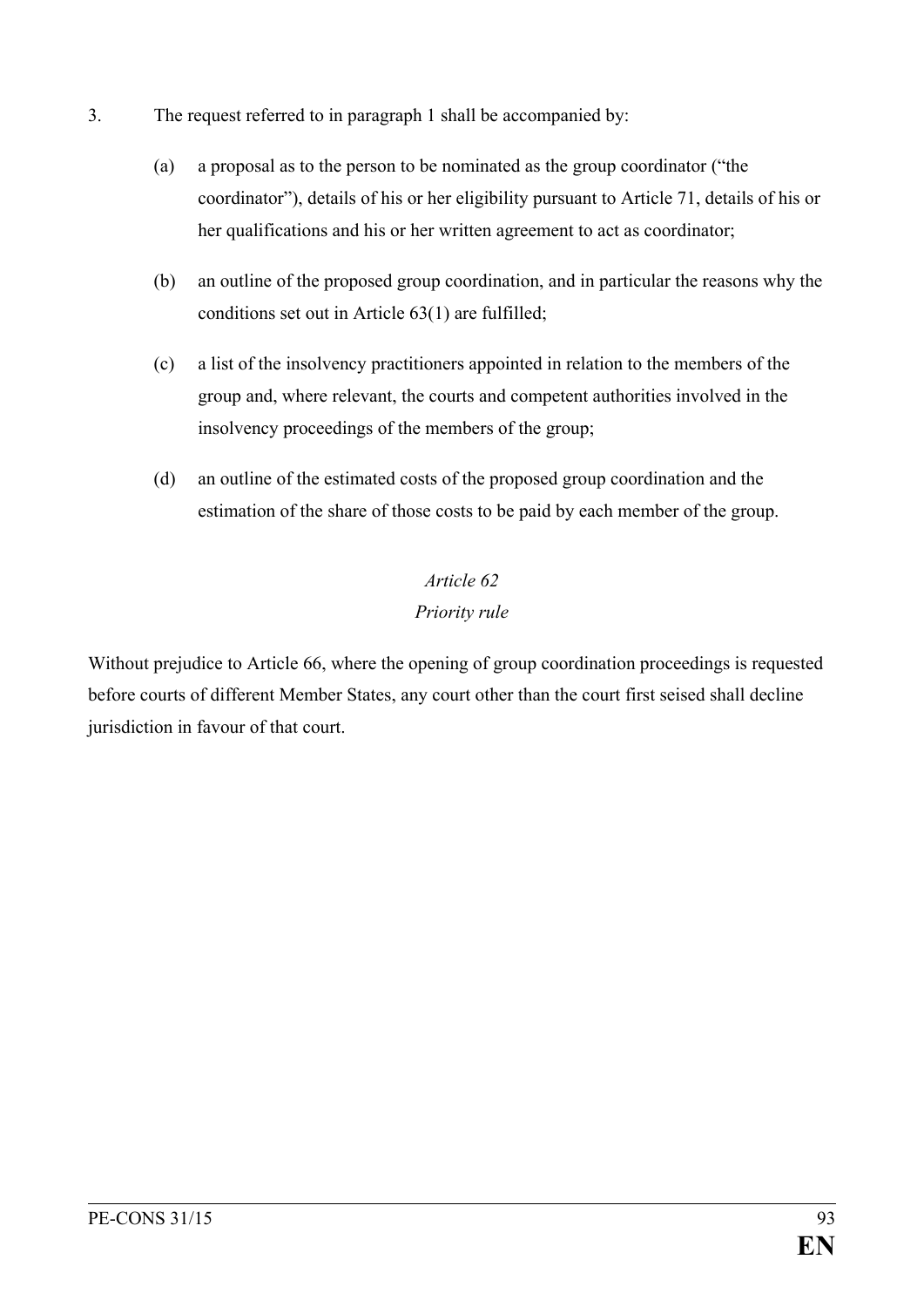3. The request referred to in paragraph 1 shall be accompanied by:

   (a) a proposal as to the person to be nominated as the group coordinator ("the coordinator"), details of his or her eligibility pursuant to Article 71, details of his or her qualifications and his or her written agreement to act as coordinator;

   (b) an outline of the proposed group coordination, and in particular the reasons why the conditions set out in Article 63(1) are fulfilled;

   (c) a list of the insolvency practitioners appointed in relation to the members of the group and, where relevant, the courts and competent authorities involved in the insolvency proceedings of the members of the group;

   (d) an outline of the estimated costs of the proposed group coordination and the estimation of the share of those costs to be paid by each member of the group.

*Article 62*

*Priority rule*

Without prejudice to Article 66, where the opening of group coordination proceedings is requested before courts of different Member States, any court other than the court first seised shall decline jurisdiction in favour of that court.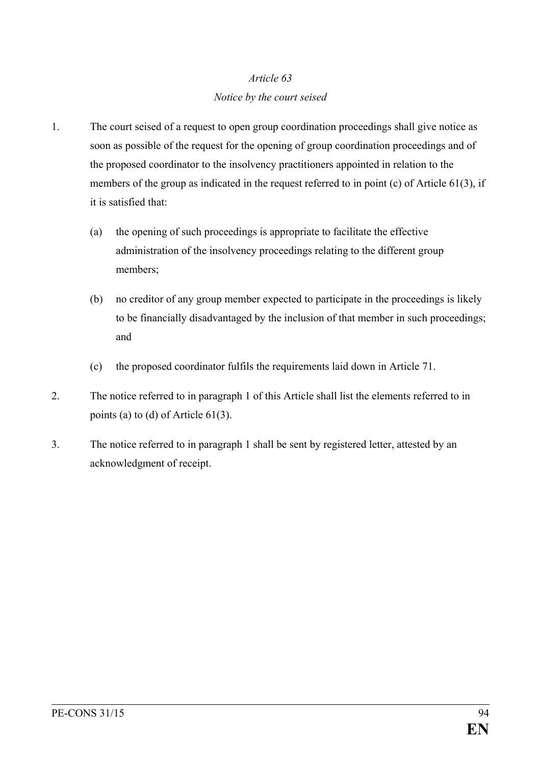*Article 63*

*Notice by the court seised*

1. The court seised of a request to open group coordination proceedings shall give notice as soon as possible of the request for the opening of group coordination proceedings and of the proposed coordinator to the insolvency practitioners appointed in relation to the members of the group as indicated in the request referred to in point (c) of Article 61(3), if it is satisfied that:

   (a) the opening of such proceedings is appropriate to facilitate the effective administration of the insolvency proceedings relating to the different group members;

   (b) no creditor of any group member expected to participate in the proceedings is likely to be financially disadvantaged by the inclusion of that member in such proceedings; and

   (c) the proposed coordinator fulfils the requirements laid down in Article 71.

2. The notice referred to in paragraph 1 of this Article shall list the elements referred to in points (a) to (d) of Article 61(3).

3. The notice referred to in paragraph 1 shall be sent by registered letter, attested by an acknowledgment of receipt.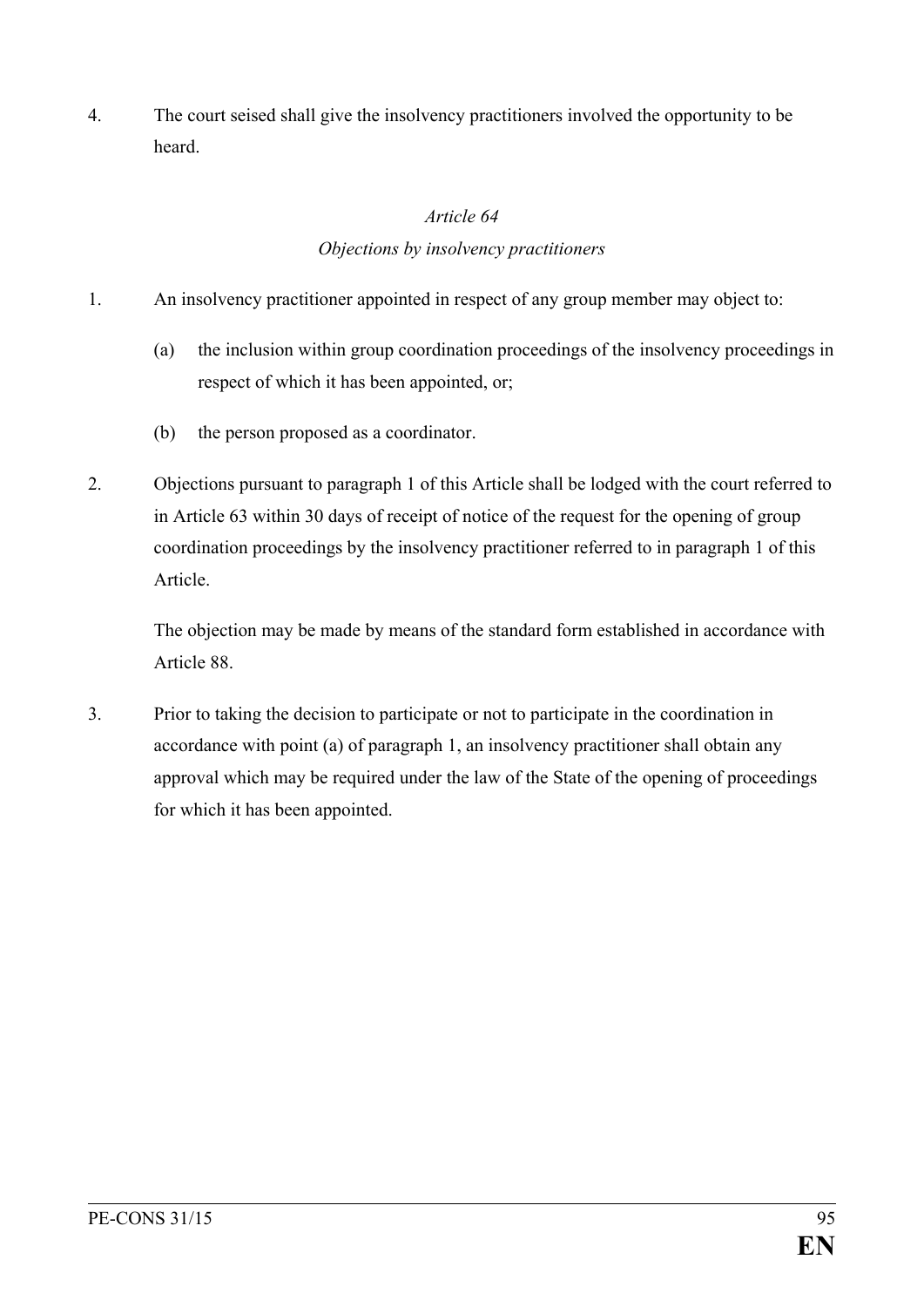4. The court seised shall give the insolvency practitioners involved the opportunity to be heard.

*Article 64*

*Objections by insolvency practitioners*

1. An insolvency practitioner appointed in respect of any group member may object to:

   (a) the inclusion within group coordination proceedings of the insolvency proceedings in respect of which it has been appointed, or;

   (b) the person proposed as a coordinator.

2. Objections pursuant to paragraph 1 of this Article shall be lodged with the court referred to in Article 63 within 30 days of receipt of notice of the request for the opening of group coordination proceedings by the insolvency practitioner referred to in paragraph 1 of this Article.

   The objection may be made by means of the standard form established in accordance with Article 88.

3. Prior to taking the decision to participate or not to participate in the coordination in accordance with point (a) of paragraph 1, an insolvency practitioner shall obtain any approval which may be required under the law of the State of the opening of proceedings for which it has been appointed.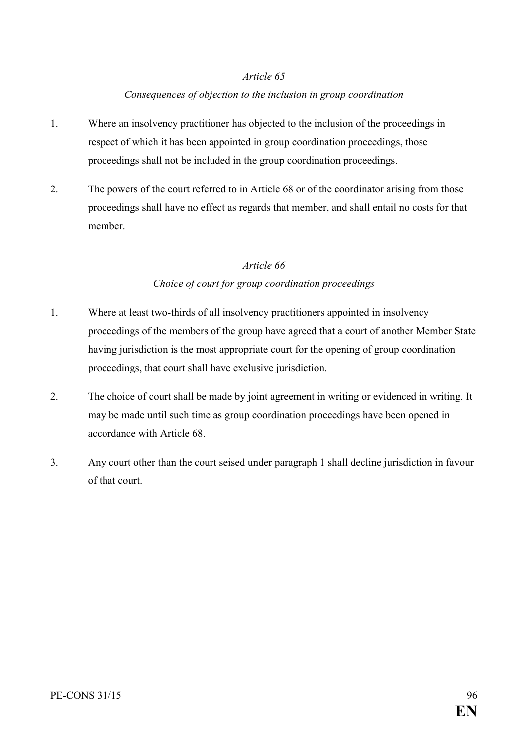*Article 65*

*Consequences of objection to the inclusion in group coordination*

1. Where an insolvency practitioner has objected to the inclusion of the proceedings in respect of which it has been appointed in group coordination proceedings, those proceedings shall not be included in the group coordination proceedings.

2. The powers of the court referred to in Article 68 or of the coordinator arising from those proceedings shall have no effect as regards that member, and shall entail no costs for that member.

*Article 66*

*Choice of court for group coordination proceedings*

1. Where at least two-thirds of all insolvency practitioners appointed in insolvency proceedings of the members of the group have agreed that a court of another Member State having jurisdiction is the most appropriate court for the opening of group coordination proceedings, that court shall have exclusive jurisdiction.

2. The choice of court shall be made by joint agreement in writing or evidenced in writing. It may be made until such time as group coordination proceedings have been opened in accordance with Article 68.

3. Any court other than the court seised under paragraph 1 shall decline jurisdiction in favour of that court.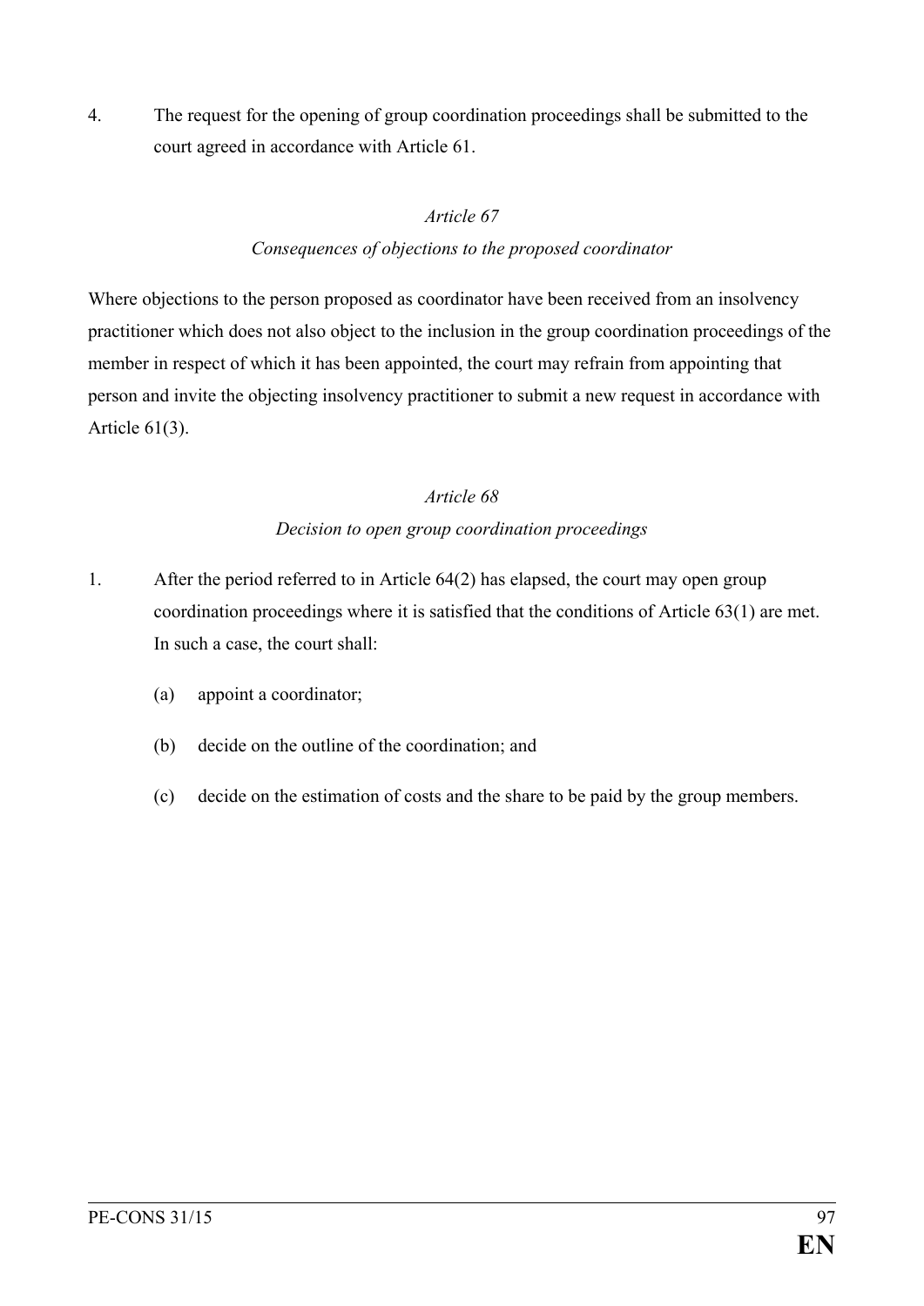4. The request for the opening of group coordination proceedings shall be submitted to the court agreed in accordance with Article 61.

*Article 67*

*Consequences of objections to the proposed coordinator*

Where objections to the person proposed as coordinator have been received from an insolvency practitioner which does not also object to the inclusion in the group coordination proceedings of the member in respect of which it has been appointed, the court may refrain from appointing that person and invite the objecting insolvency practitioner to submit a new request in accordance with Article 61(3).

*Article 68*

*Decision to open group coordination proceedings*

1. After the period referred to in Article 64(2) has elapsed, the court may open group coordination proceedings where it is satisfied that the conditions of Article 63(1) are met. In such a case, the court shall:

   (a) appoint a coordinator;

   (b) decide on the outline of the coordination; and

   (c) decide on the estimation of costs and the share to be paid by the group members.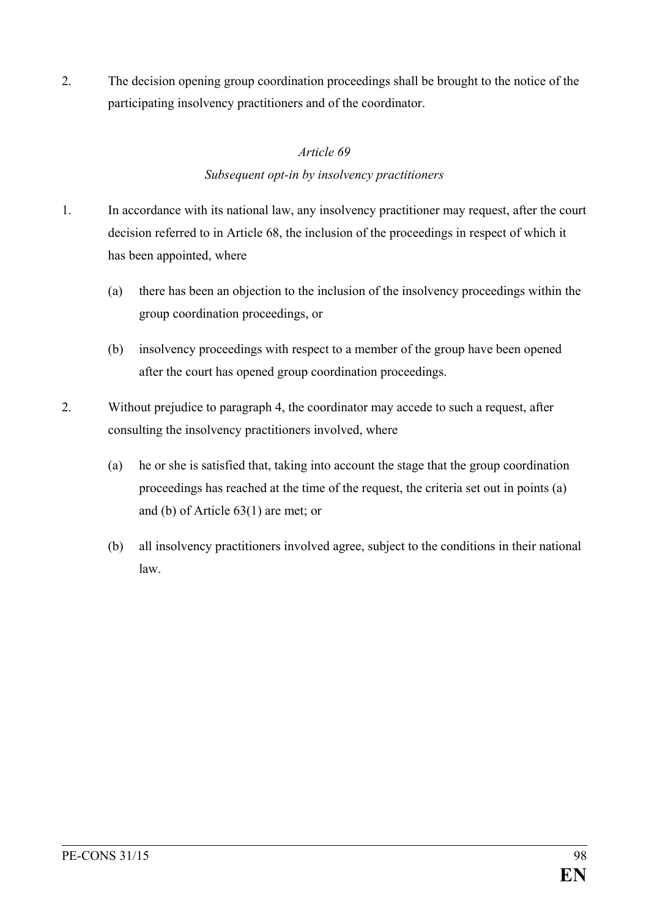2. The decision opening group coordination proceedings shall be brought to the notice of the participating insolvency practitioners and of the coordinator.

### *Article 69*

### *Subsequent opt-in by insolvency practitioners*

1. In accordance with its national law, any insolvency practitioner may request, after the court decision referred to in Article 68, the inclusion of the proceedings in respect of which it has been appointed, where

   (a) there has been an objection to the inclusion of the insolvency proceedings within the group coordination proceedings, or

   (b) insolvency proceedings with respect to a member of the group have been opened after the court has opened group coordination proceedings.

2. Without prejudice to paragraph 4, the coordinator may accede to such a request, after consulting the insolvency practitioners involved, where

   (a) he or she is satisfied that, taking into account the stage that the group coordination proceedings has reached at the time of the request, the criteria set out in points (a) and (b) of Article 63(1) are met; or

   (b) all insolvency practitioners involved agree, subject to the conditions in their national law.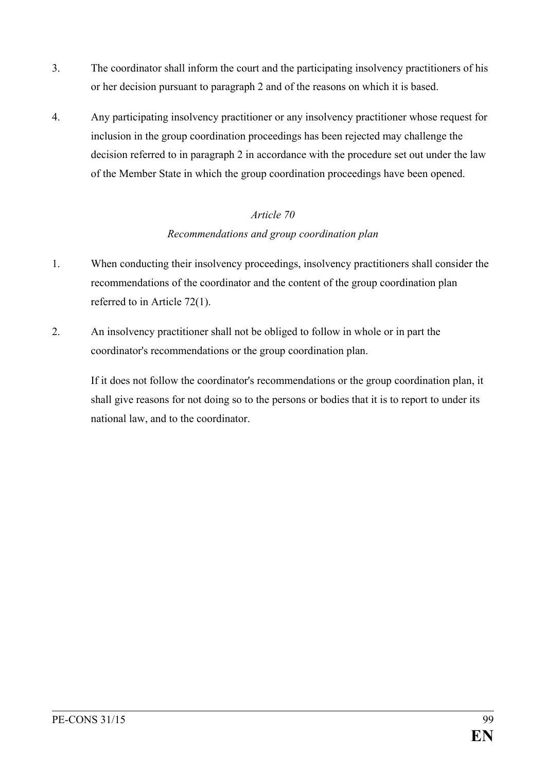3. The coordinator shall inform the court and the participating insolvency practitioners of his or her decision pursuant to paragraph 2 and of the reasons on which it is based.

4. Any participating insolvency practitioner or any insolvency practitioner whose request for inclusion in the group coordination proceedings has been rejected may challenge the decision referred to in paragraph 2 in accordance with the procedure set out under the law of the Member State in which the group coordination proceedings have been opened.

*Article 70*

*Recommendations and group coordination plan*

1. When conducting their insolvency proceedings, insolvency practitioners shall consider the recommendations of the coordinator and the content of the group coordination plan referred to in Article 72(1).

2. An insolvency practitioner shall not be obliged to follow in whole or in part the coordinator's recommendations or the group coordination plan.

   If it does not follow the coordinator's recommendations or the group coordination plan, it shall give reasons for not doing so to the persons or bodies that it is to report to under its national law, and to the coordinator.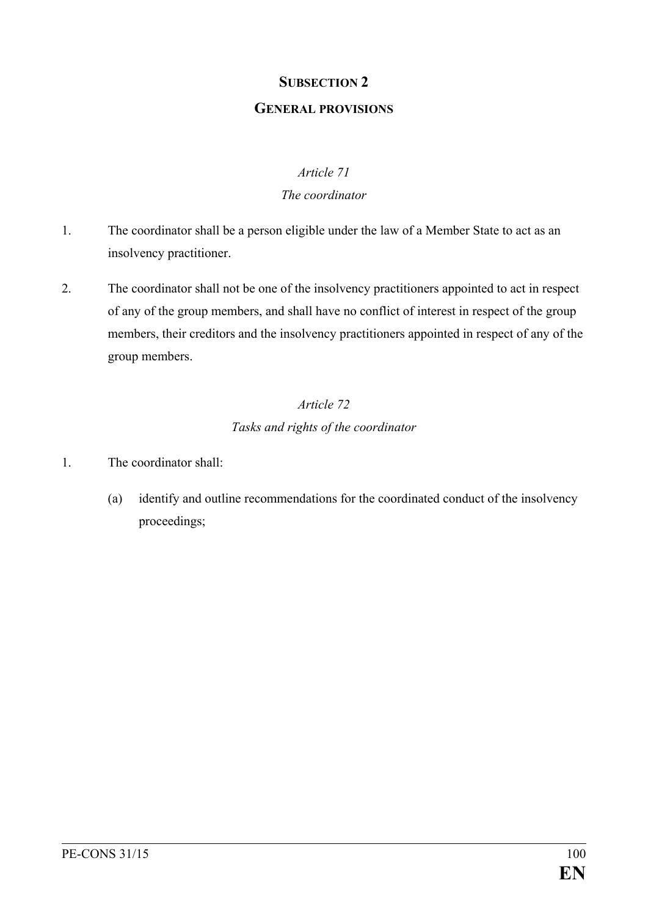## SUBSECTION 2

## GENERAL PROVISIONS

*Article 71*

*The coordinator*

1. The coordinator shall be a person eligible under the law of a Member State to act as an insolvency practitioner.

2. The coordinator shall not be one of the insolvency practitioners appointed to act in respect of any of the group members, and shall have no conflict of interest in respect of the group members, their creditors and the insolvency practitioners appointed in respect of any of the group members.

*Article 72*

*Tasks and rights of the coordinator*

1. The coordinator shall:

   (a) identify and outline recommendations for the coordinated conduct of the insolvency proceedings;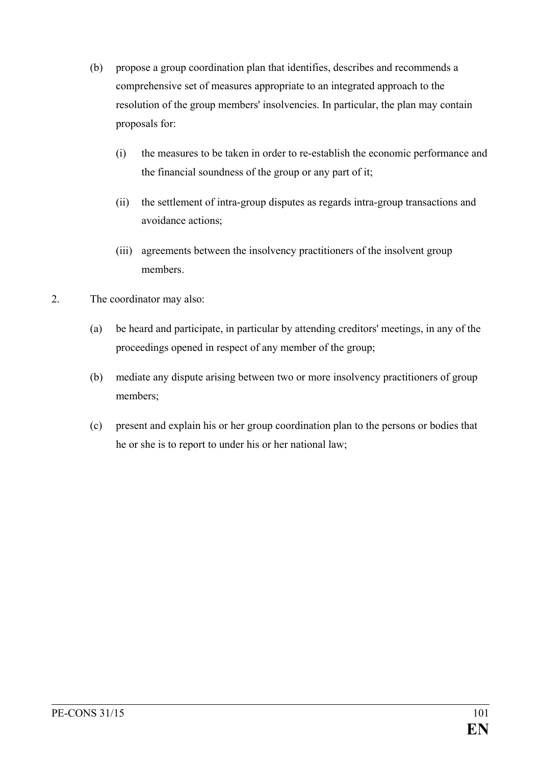(b) propose a group coordination plan that identifies, describes and recommends a comprehensive set of measures appropriate to an integrated approach to the resolution of the group members' insolvencies. In particular, the plan may contain proposals for:

   (i) the measures to be taken in order to re-establish the economic performance and the financial soundness of the group or any part of it;

   (ii) the settlement of intra-group disputes as regards intra-group transactions and avoidance actions;

   (iii) agreements between the insolvency practitioners of the insolvent group members.

2. The coordinator may also:

   (a) be heard and participate, in particular by attending creditors' meetings, in any of the proceedings opened in respect of any member of the group;

   (b) mediate any dispute arising between two or more insolvency practitioners of group members;

   (c) present and explain his or her group coordination plan to the persons or bodies that he or she is to report to under his or her national law;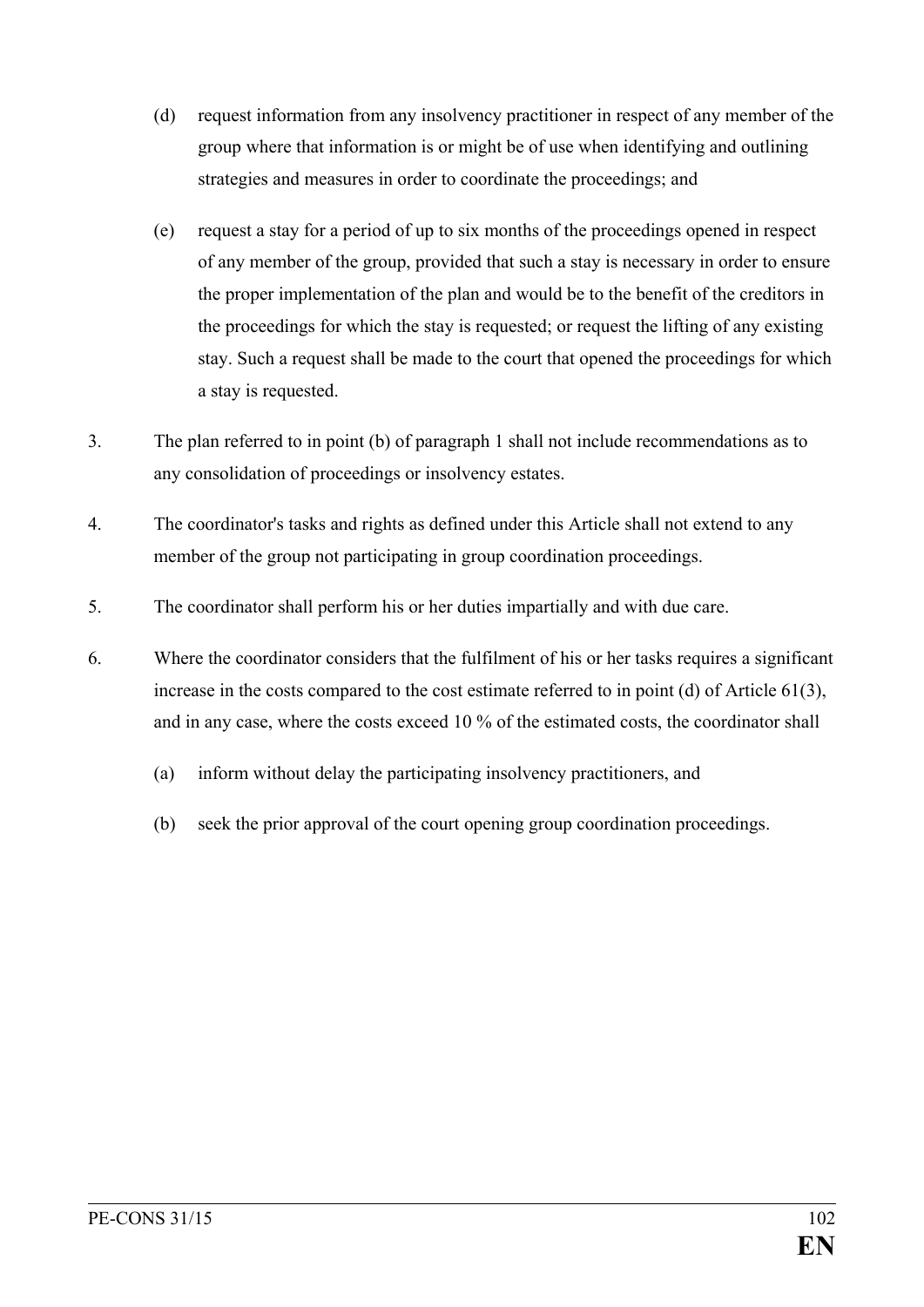(d) request information from any insolvency practitioner in respect of any member of the group where that information is or might be of use when identifying and outlining strategies and measures in order to coordinate the proceedings; and

(e) request a stay for a period of up to six months of the proceedings opened in respect of any member of the group, provided that such a stay is necessary in order to ensure the proper implementation of the plan and would be to the benefit of the creditors in the proceedings for which the stay is requested; or request the lifting of any existing stay. Such a request shall be made to the court that opened the proceedings for which a stay is requested.

3. The plan referred to in point (b) of paragraph 1 shall not include recommendations as to any consolidation of proceedings or insolvency estates.

4. The coordinator's tasks and rights as defined under this Article shall not extend to any member of the group not participating in group coordination proceedings.

5. The coordinator shall perform his or her duties impartially and with due care.

6. Where the coordinator considers that the fulfilment of his or her tasks requires a significant increase in the costs compared to the cost estimate referred to in point (d) of Article 61(3), and in any case, where the costs exceed 10 % of the estimated costs, the coordinator shall

   (a) inform without delay the participating insolvency practitioners, and

   (b) seek the prior approval of the court opening group coordination proceedings.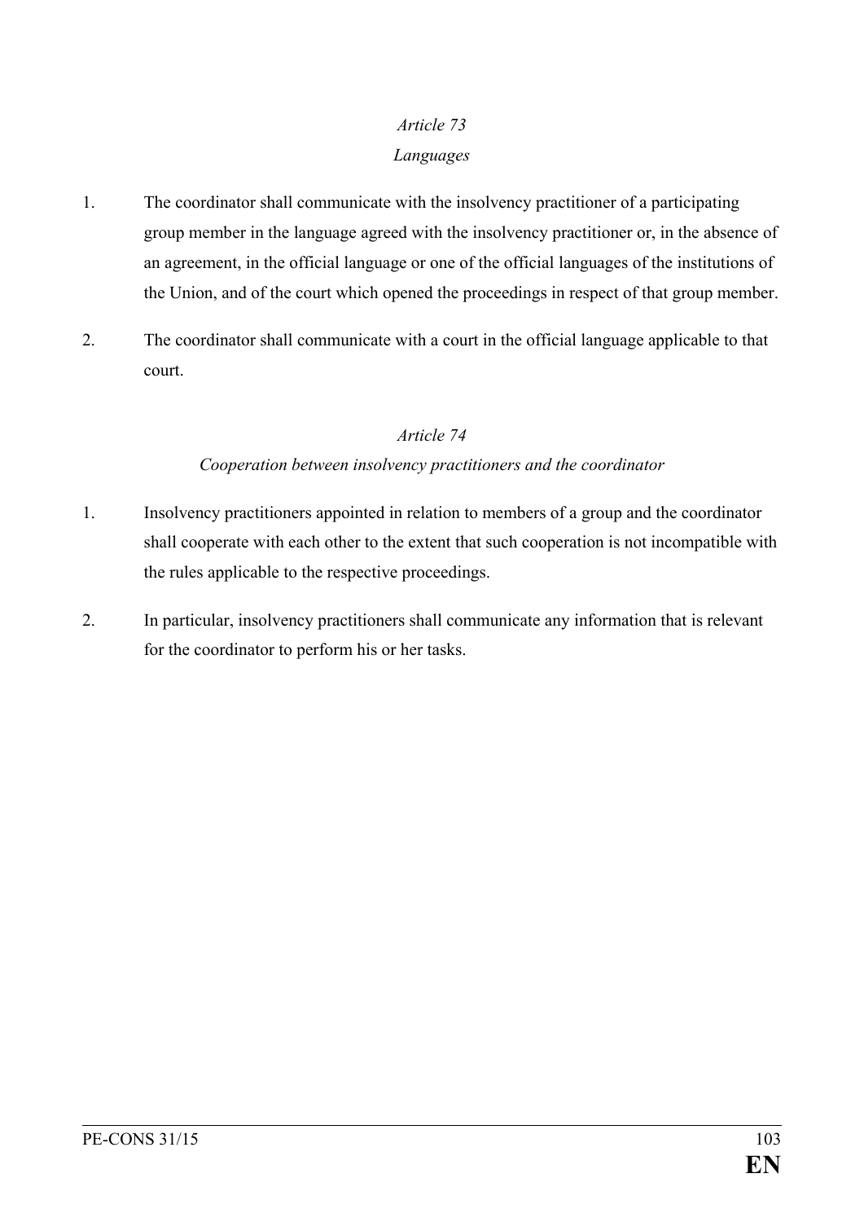*Article 73*

*Languages*

1. The coordinator shall communicate with the insolvency practitioner of a participating group member in the language agreed with the insolvency practitioner or, in the absence of an agreement, in the official language or one of the official languages of the institutions of the Union, and of the court which opened the proceedings in respect of that group member.

2. The coordinator shall communicate with a court in the official language applicable to that court.

*Article 74*

*Cooperation between insolvency practitioners and the coordinator*

1. Insolvency practitioners appointed in relation to members of a group and the coordinator shall cooperate with each other to the extent that such cooperation is not incompatible with the rules applicable to the respective proceedings.

2. In particular, insolvency practitioners shall communicate any information that is relevant for the coordinator to perform his or her tasks.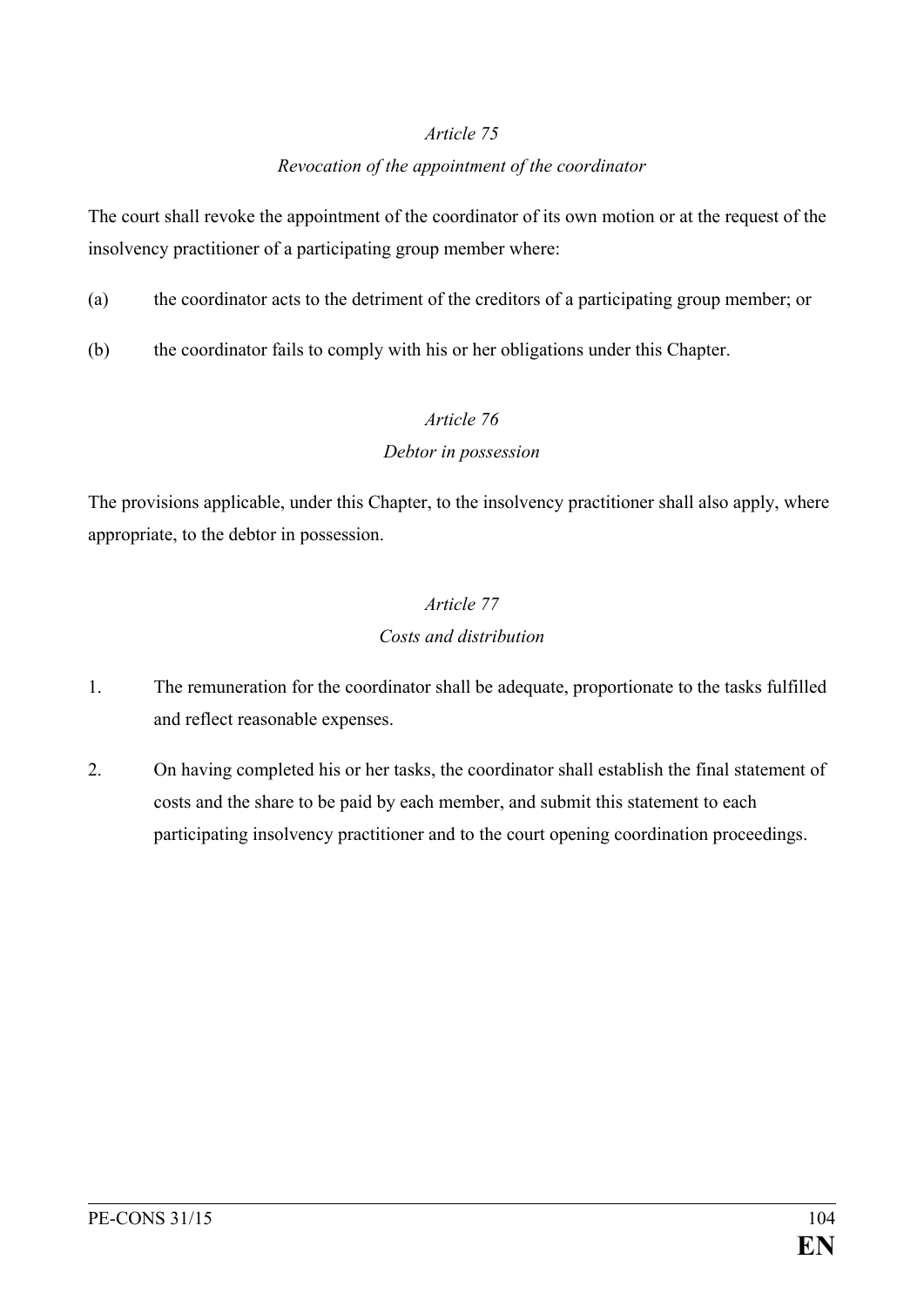*Article 75*

*Revocation of the appointment of the coordinator*

The court shall revoke the appointment of the coordinator of its own motion or at the request of the insolvency practitioner of a participating group member where:

(a) the coordinator acts to the detriment of the creditors of a participating group member; or

(b) the coordinator fails to comply with his or her obligations under this Chapter.

*Article 76*

*Debtor in possession*

The provisions applicable, under this Chapter, to the insolvency practitioner shall also apply, where appropriate, to the debtor in possession.

*Article 77*

*Costs and distribution*

1. The remuneration for the coordinator shall be adequate, proportionate to the tasks fulfilled and reflect reasonable expenses.

2. On having completed his or her tasks, the coordinator shall establish the final statement of costs and the share to be paid by each member, and submit this statement to each participating insolvency practitioner and to the court opening coordination proceedings.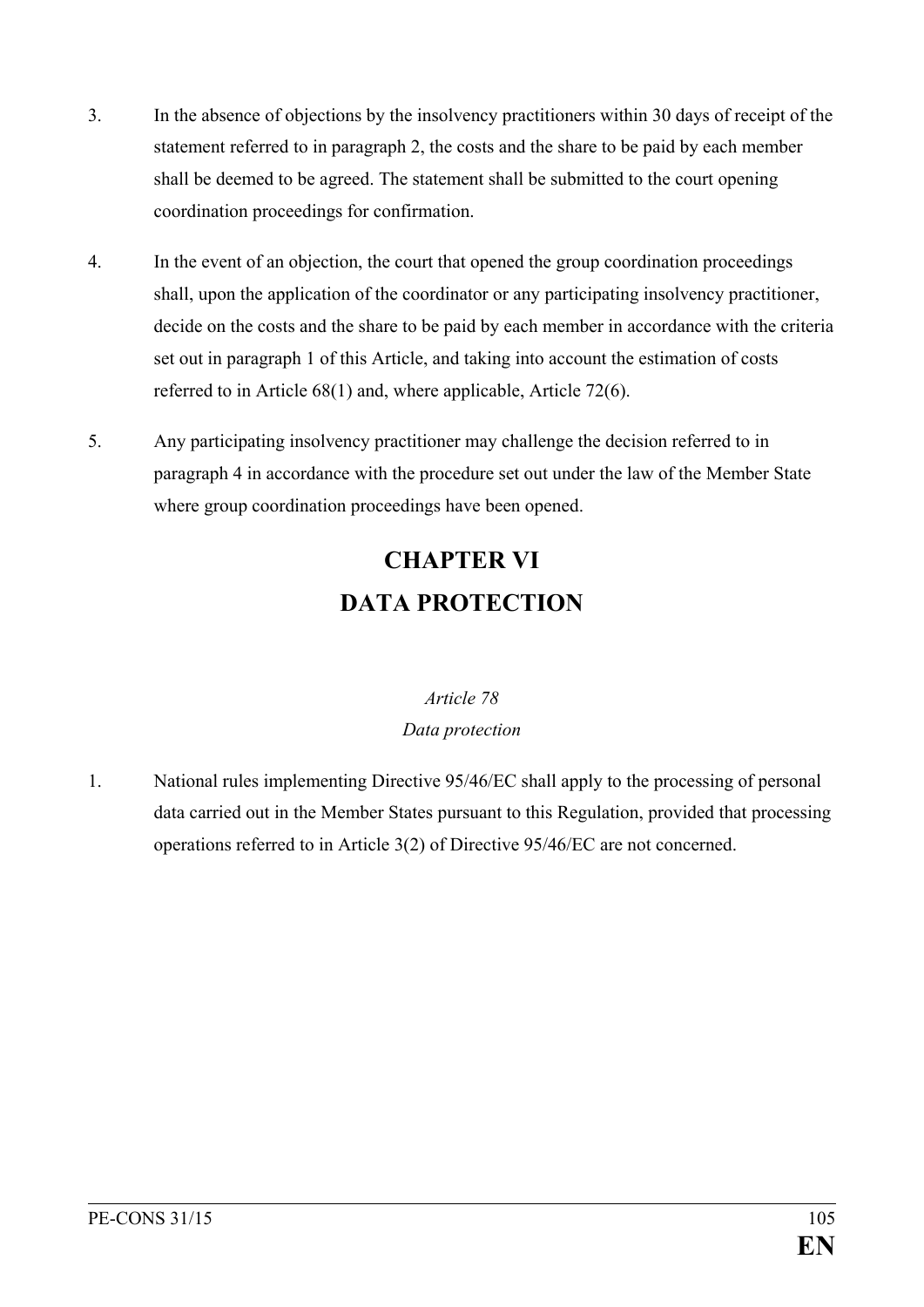3. In the absence of objections by the insolvency practitioners within 30 days of receipt of the statement referred to in paragraph 2, the costs and the share to be paid by each member shall be deemed to be agreed. The statement shall be submitted to the court opening coordination proceedings for confirmation.

4. In the event of an objection, the court that opened the group coordination proceedings shall, upon the application of the coordinator or any participating insolvency practitioner, decide on the costs and the share to be paid by each member in accordance with the criteria set out in paragraph 1 of this Article, and taking into account the estimation of costs referred to in Article 68(1) and, where applicable, Article 72(6).

5. Any participating insolvency practitioner may challenge the decision referred to in paragraph 4 in accordance with the procedure set out under the law of the Member State where group coordination proceedings have been opened.

# CHAPTER VI
# DATA PROTECTION

*Article 78*
*Data protection*

1. National rules implementing Directive 95/46/EC shall apply to the processing of personal data carried out in the Member States pursuant to this Regulation, provided that processing operations referred to in Article 3(2) of Directive 95/46/EC are not concerned.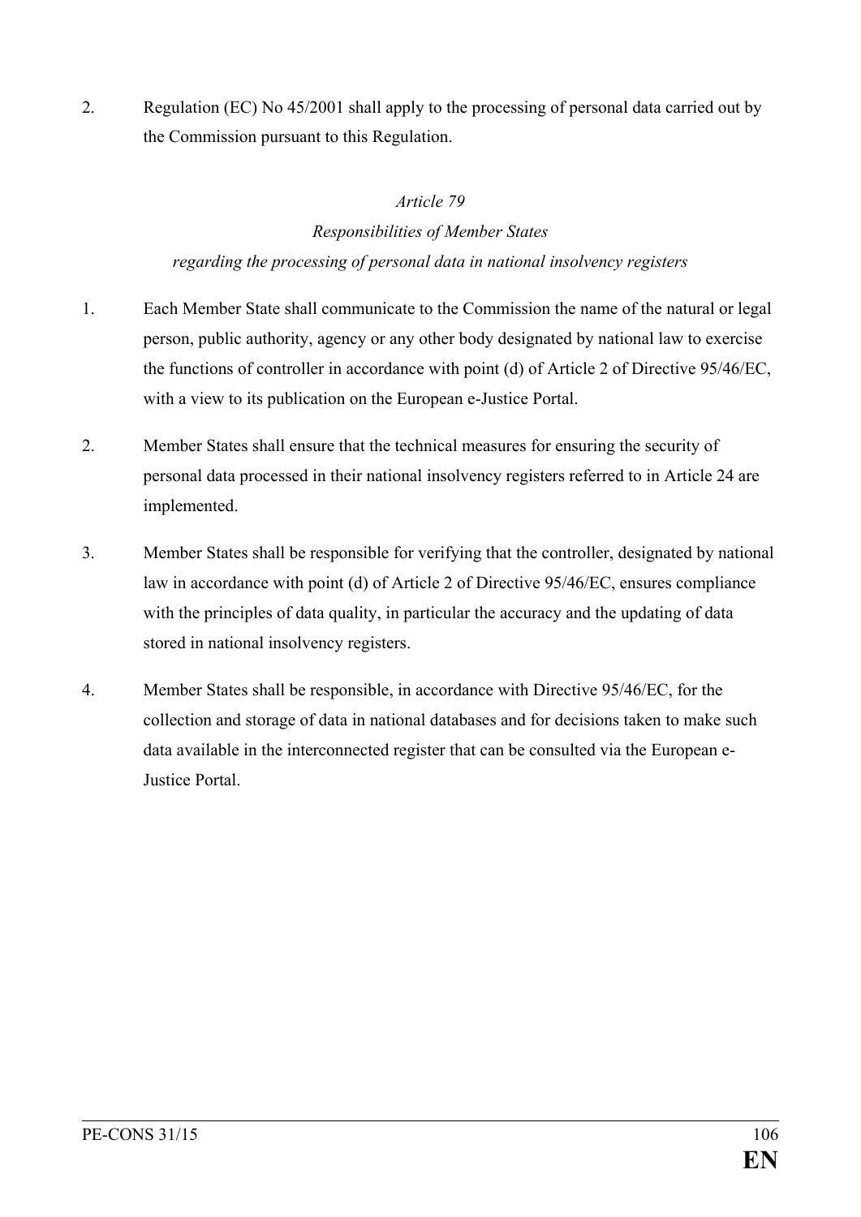2. Regulation (EC) No 45/2001 shall apply to the processing of personal data carried out by the Commission pursuant to this Regulation.

*Article 79*

*Responsibilities of Member States regarding the processing of personal data in national insolvency registers*

1. Each Member State shall communicate to the Commission the name of the natural or legal person, public authority, agency or any other body designated by national law to exercise the functions of controller in accordance with point (d) of Article 2 of Directive 95/46/EC, with a view to its publication on the European e-Justice Portal.

2. Member States shall ensure that the technical measures for ensuring the security of personal data processed in their national insolvency registers referred to in Article 24 are implemented.

3. Member States shall be responsible for verifying that the controller, designated by national law in accordance with point (d) of Article 2 of Directive 95/46/EC, ensures compliance with the principles of data quality, in particular the accuracy and the updating of data stored in national insolvency registers.

4. Member States shall be responsible, in accordance with Directive 95/46/EC, for the collection and storage of data in national databases and for decisions taken to make such data available in the interconnected register that can be consulted via the European e-Justice Portal.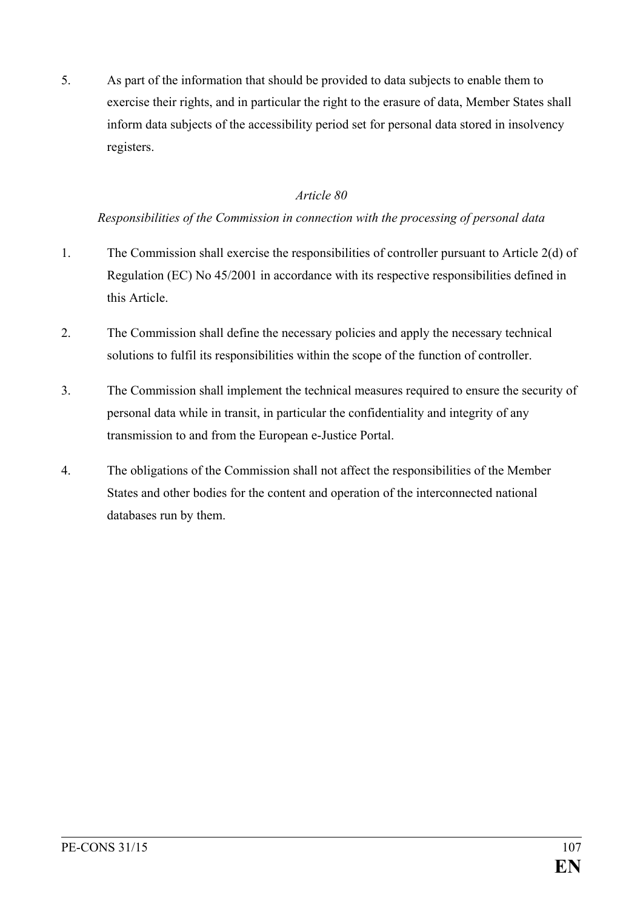5. As part of the information that should be provided to data subjects to enable them to exercise their rights, and in particular the right to the erasure of data, Member States shall inform data subjects of the accessibility period set for personal data stored in insolvency registers.

*Article 80*

*Responsibilities of the Commission in connection with the processing of personal data*

1. The Commission shall exercise the responsibilities of controller pursuant to Article 2(d) of Regulation (EC) No 45/2001 in accordance with its respective responsibilities defined in this Article.

2. The Commission shall define the necessary policies and apply the necessary technical solutions to fulfil its responsibilities within the scope of the function of controller.

3. The Commission shall implement the technical measures required to ensure the security of personal data while in transit, in particular the confidentiality and integrity of any transmission to and from the European e-Justice Portal.

4. The obligations of the Commission shall not affect the responsibilities of the Member States and other bodies for the content and operation of the interconnected national databases run by them.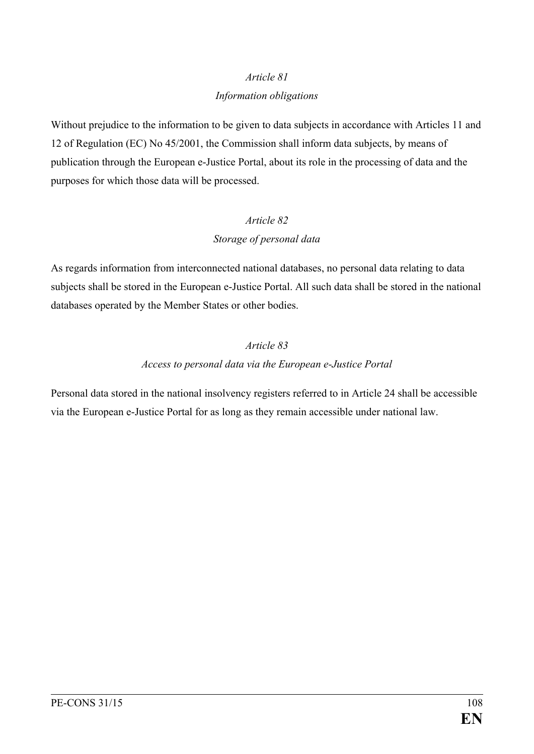*Article 81*

*Information obligations*

Without prejudice to the information to be given to data subjects in accordance with Articles 11 and 12 of Regulation (EC) No 45/2001, the Commission shall inform data subjects, by means of publication through the European e-Justice Portal, about its role in the processing of data and the purposes for which those data will be processed.

*Article 82*

*Storage of personal data*

As regards information from interconnected national databases, no personal data relating to data subjects shall be stored in the European e-Justice Portal. All such data shall be stored in the national databases operated by the Member States or other bodies.

*Article 83*

*Access to personal data via the European e-Justice Portal*

Personal data stored in the national insolvency registers referred to in Article 24 shall be accessible via the European e-Justice Portal for as long as they remain accessible under national law.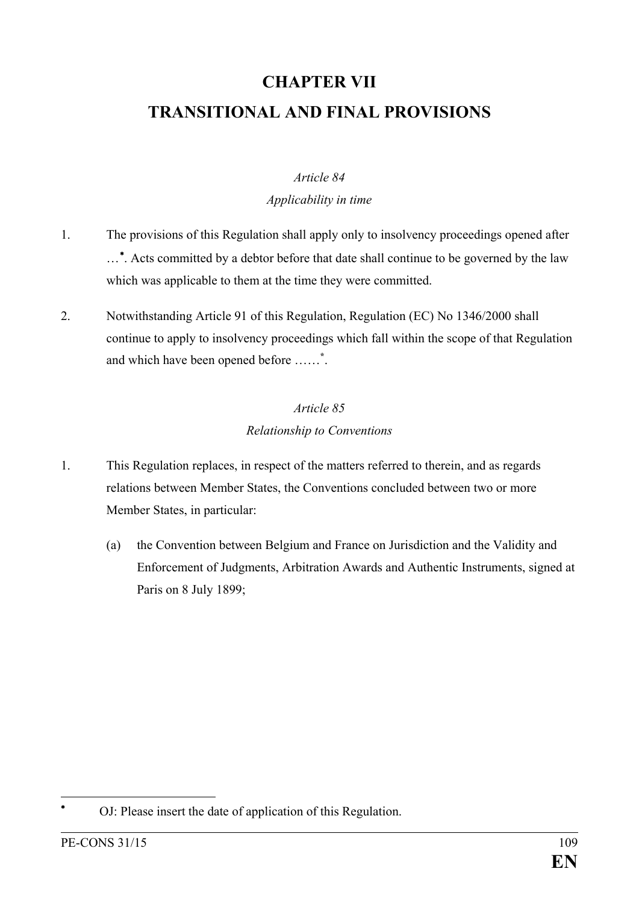# CHAPTER VII

# TRANSITIONAL AND FINAL PROVISIONS

*Article 84*

*Applicability in time*

1. The provisions of this Regulation shall apply only to insolvency proceedings opened after …[*]. Acts committed by a debtor before that date shall continue to be governed by the law which was applicable to them at the time they were committed.

2. Notwithstanding Article 91 of this Regulation, Regulation (EC) No 1346/2000 shall continue to apply to insolvency proceedings which fall within the scope of that Regulation and which have been opened before ……[*].

*Article 85*

*Relationship to Conventions*

1. This Regulation replaces, in respect of the matters referred to therein, and as regards relations between Member States, the Conventions concluded between two or more Member States, in particular:

   (a) the Convention between Belgium and France on Jurisdiction and the Validity and Enforcement of Judgments, Arbitration Awards and Authentic Instruments, signed at Paris on 8 July 1899;

---

[*] OJ: Please insert the date of application of this Regulation.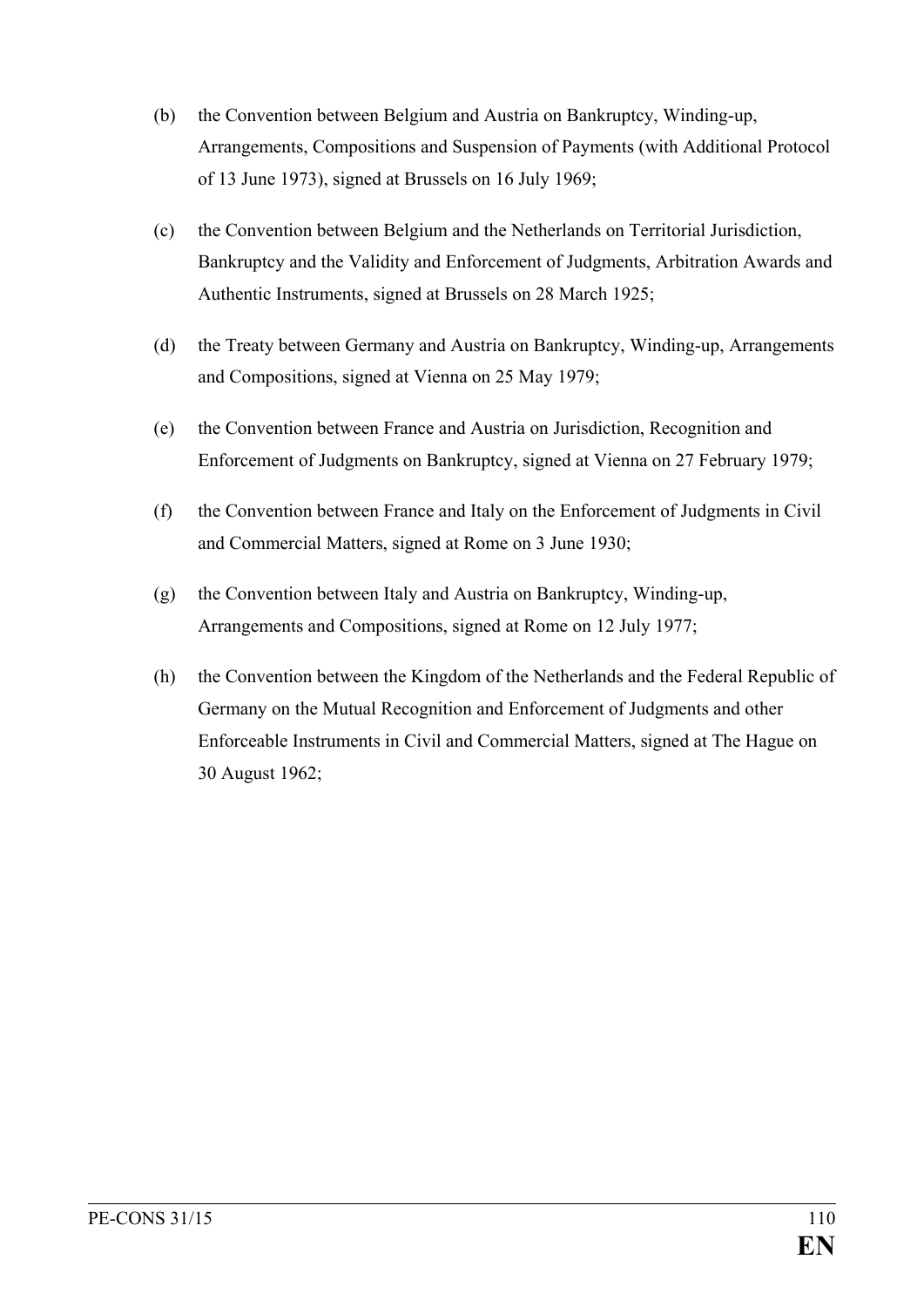(b) the Convention between Belgium and Austria on Bankruptcy, Winding-up, Arrangements, Compositions and Suspension of Payments (with Additional Protocol of 13 June 1973), signed at Brussels on 16 July 1969;

(c) the Convention between Belgium and the Netherlands on Territorial Jurisdiction, Bankruptcy and the Validity and Enforcement of Judgments, Arbitration Awards and Authentic Instruments, signed at Brussels on 28 March 1925;

(d) the Treaty between Germany and Austria on Bankruptcy, Winding-up, Arrangements and Compositions, signed at Vienna on 25 May 1979;

(e) the Convention between France and Austria on Jurisdiction, Recognition and Enforcement of Judgments on Bankruptcy, signed at Vienna on 27 February 1979;

(f) the Convention between France and Italy on the Enforcement of Judgments in Civil and Commercial Matters, signed at Rome on 3 June 1930;

(g) the Convention between Italy and Austria on Bankruptcy, Winding-up, Arrangements and Compositions, signed at Rome on 12 July 1977;

(h) the Convention between the Kingdom of the Netherlands and the Federal Republic of Germany on the Mutual Recognition and Enforcement of Judgments and other Enforceable Instruments in Civil and Commercial Matters, signed at The Hague on 30 August 1962;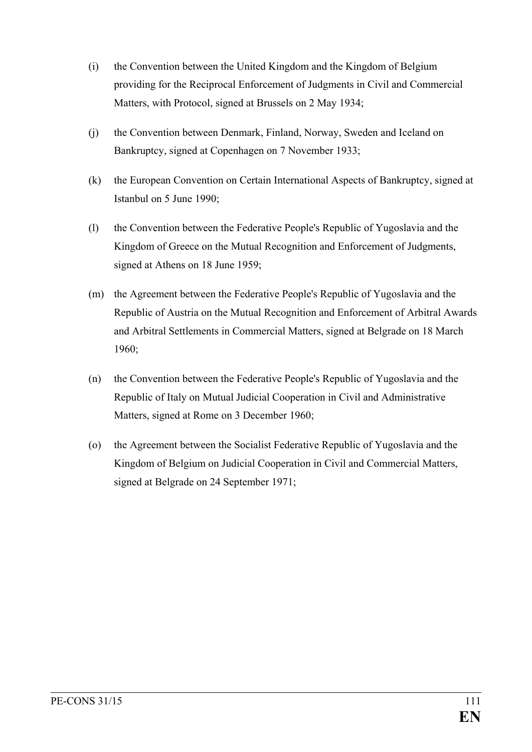(i) the Convention between the United Kingdom and the Kingdom of Belgium providing for the Reciprocal Enforcement of Judgments in Civil and Commercial Matters, with Protocol, signed at Brussels on 2 May 1934;

(j) the Convention between Denmark, Finland, Norway, Sweden and Iceland on Bankruptcy, signed at Copenhagen on 7 November 1933;

(k) the European Convention on Certain International Aspects of Bankruptcy, signed at Istanbul on 5 June 1990;

(l) the Convention between the Federative People's Republic of Yugoslavia and the Kingdom of Greece on the Mutual Recognition and Enforcement of Judgments, signed at Athens on 18 June 1959;

(m) the Agreement between the Federative People's Republic of Yugoslavia and the Republic of Austria on the Mutual Recognition and Enforcement of Arbitral Awards and Arbitral Settlements in Commercial Matters, signed at Belgrade on 18 March 1960;

(n) the Convention between the Federative People's Republic of Yugoslavia and the Republic of Italy on Mutual Judicial Cooperation in Civil and Administrative Matters, signed at Rome on 3 December 1960;

(o) the Agreement between the Socialist Federative Republic of Yugoslavia and the Kingdom of Belgium on Judicial Cooperation in Civil and Commercial Matters, signed at Belgrade on 24 September 1971;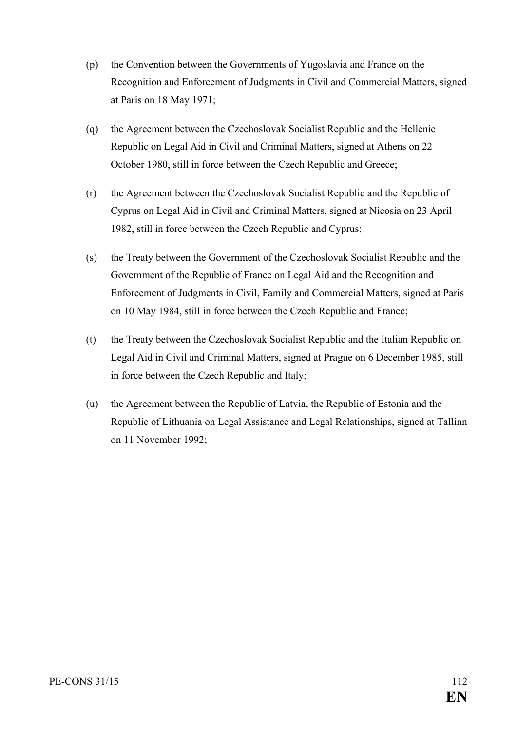(p) the Convention between the Governments of Yugoslavia and France on the Recognition and Enforcement of Judgments in Civil and Commercial Matters, signed at Paris on 18 May 1971;

(q) the Agreement between the Czechoslovak Socialist Republic and the Hellenic Republic on Legal Aid in Civil and Criminal Matters, signed at Athens on 22 October 1980, still in force between the Czech Republic and Greece;

(r) the Agreement between the Czechoslovak Socialist Republic and the Republic of Cyprus on Legal Aid in Civil and Criminal Matters, signed at Nicosia on 23 April 1982, still in force between the Czech Republic and Cyprus;

(s) the Treaty between the Government of the Czechoslovak Socialist Republic and the Government of the Republic of France on Legal Aid and the Recognition and Enforcement of Judgments in Civil, Family and Commercial Matters, signed at Paris on 10 May 1984, still in force between the Czech Republic and France;

(t) the Treaty between the Czechoslovak Socialist Republic and the Italian Republic on Legal Aid in Civil and Criminal Matters, signed at Prague on 6 December 1985, still in force between the Czech Republic and Italy;

(u) the Agreement between the Republic of Latvia, the Republic of Estonia and the Republic of Lithuania on Legal Assistance and Legal Relationships, signed at Tallinn on 11 November 1992;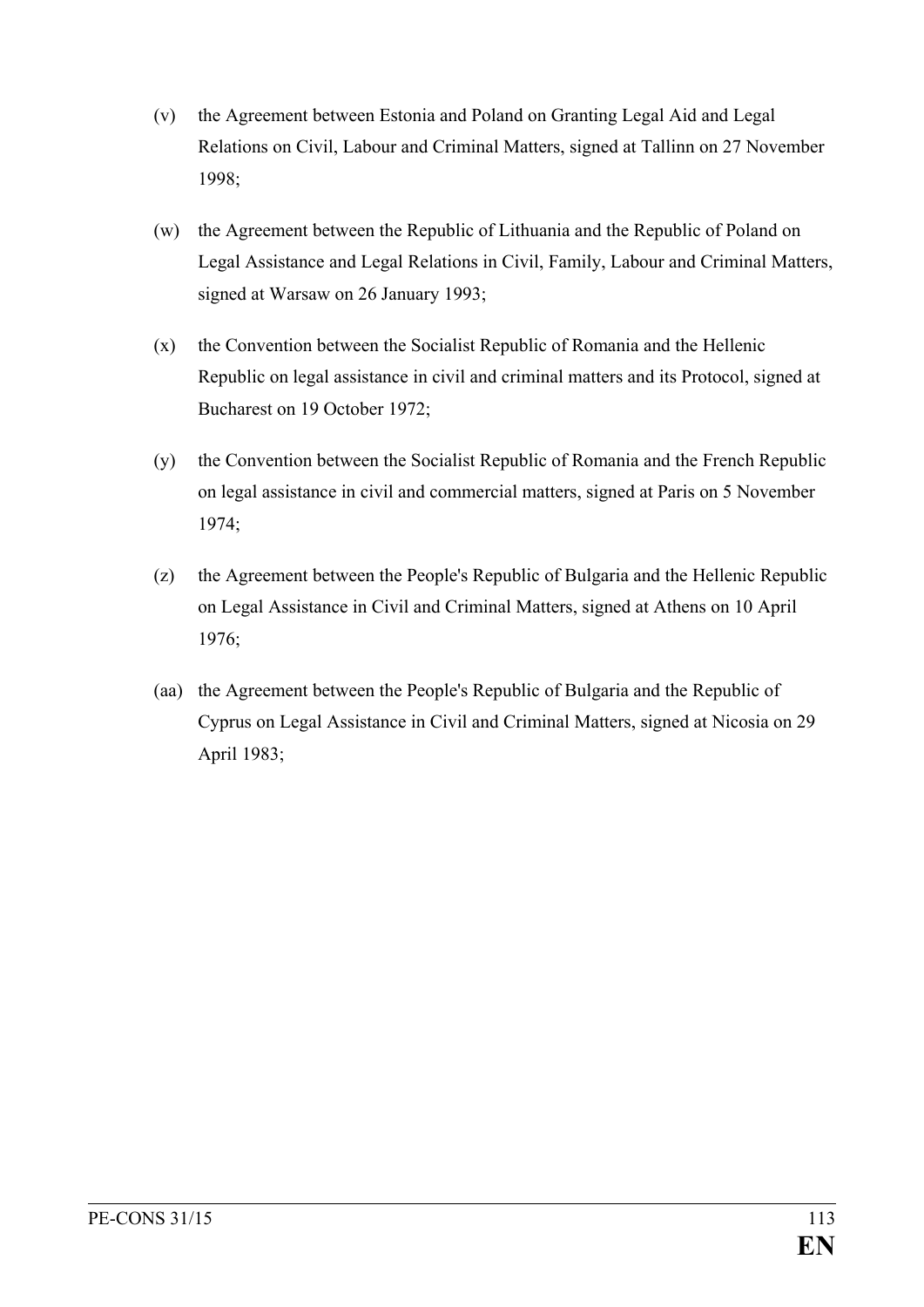(v) the Agreement between Estonia and Poland on Granting Legal Aid and Legal Relations on Civil, Labour and Criminal Matters, signed at Tallinn on 27 November 1998;

(w) the Agreement between the Republic of Lithuania and the Republic of Poland on Legal Assistance and Legal Relations in Civil, Family, Labour and Criminal Matters, signed at Warsaw on 26 January 1993;

(x) the Convention between the Socialist Republic of Romania and the Hellenic Republic on legal assistance in civil and criminal matters and its Protocol, signed at Bucharest on 19 October 1972;

(y) the Convention between the Socialist Republic of Romania and the French Republic on legal assistance in civil and commercial matters, signed at Paris on 5 November 1974;

(z) the Agreement between the People's Republic of Bulgaria and the Hellenic Republic on Legal Assistance in Civil and Criminal Matters, signed at Athens on 10 April 1976;

(aa) the Agreement between the People's Republic of Bulgaria and the Republic of Cyprus on Legal Assistance in Civil and Criminal Matters, signed at Nicosia on 29 April 1983;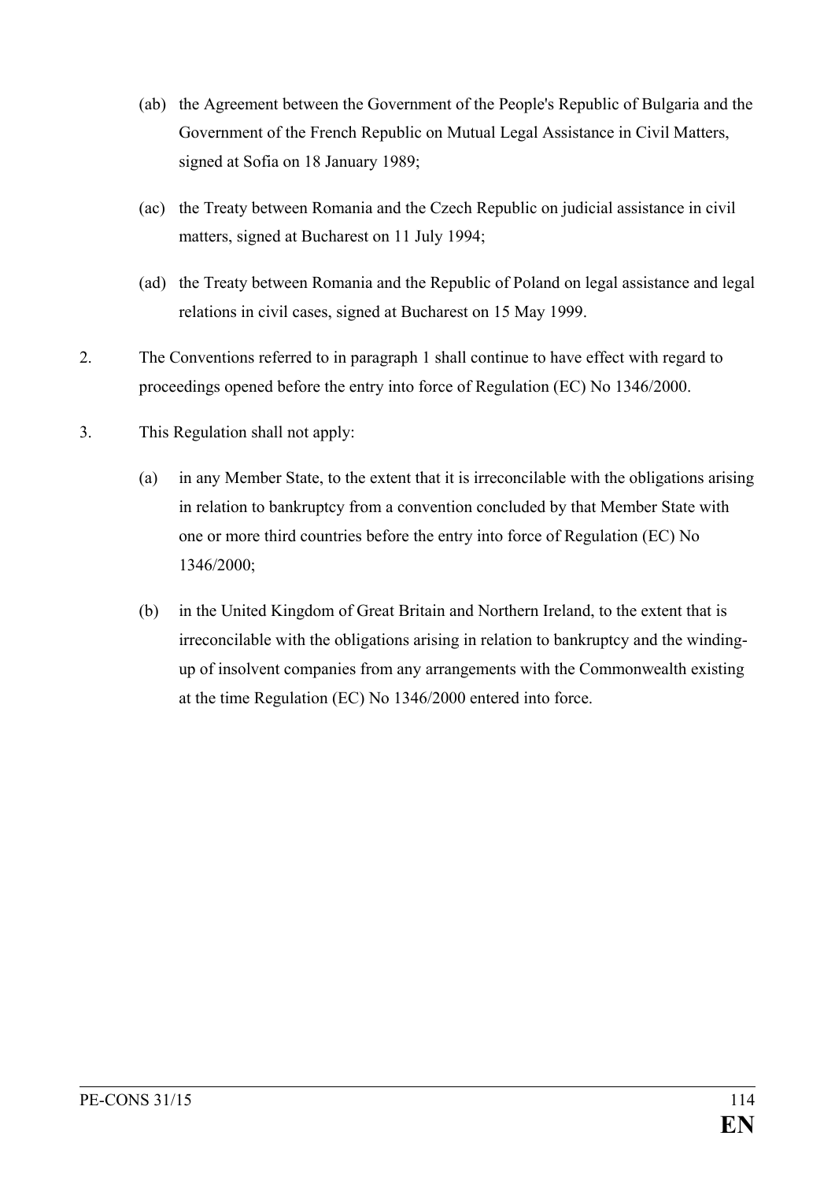(ab) the Agreement between the Government of the People's Republic of Bulgaria and the Government of the French Republic on Mutual Legal Assistance in Civil Matters, signed at Sofia on 18 January 1989;

(ac) the Treaty between Romania and the Czech Republic on judicial assistance in civil matters, signed at Bucharest on 11 July 1994;

(ad) the Treaty between Romania and the Republic of Poland on legal assistance and legal relations in civil cases, signed at Bucharest on 15 May 1999.

2. The Conventions referred to in paragraph 1 shall continue to have effect with regard to proceedings opened before the entry into force of Regulation (EC) No 1346/2000.

3. This Regulation shall not apply:

(a) in any Member State, to the extent that it is irreconcilable with the obligations arising in relation to bankruptcy from a convention concluded by that Member State with one or more third countries before the entry into force of Regulation (EC) No 1346/2000;

(b) in the United Kingdom of Great Britain and Northern Ireland, to the extent that is irreconcilable with the obligations arising in relation to bankruptcy and the winding-up of insolvent companies from any arrangements with the Commonwealth existing at the time Regulation (EC) No 1346/2000 entered into force.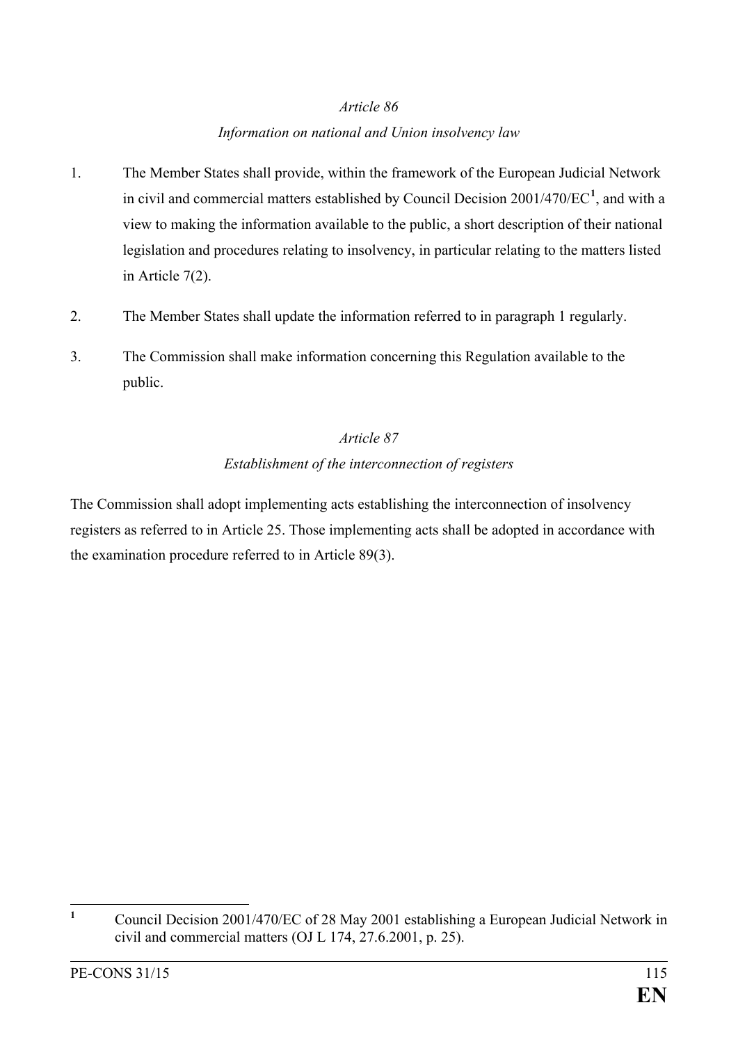*Article 86*

*Information on national and Union insolvency law*

1. The Member States shall provide, within the framework of the European Judicial Network in civil and commercial matters established by Council Decision 2001/470/EC[1], and with a view to making the information available to the public, a short description of their national legislation and procedures relating to insolvency, in particular relating to the matters listed in Article 7(2).

2. The Member States shall update the information referred to in paragraph 1 regularly.

3. The Commission shall make information concerning this Regulation available to the public.

*Article 87*

*Establishment of the interconnection of registers*

The Commission shall adopt implementing acts establishing the interconnection of insolvency registers as referred to in Article 25. Those implementing acts shall be adopted in accordance with the examination procedure referred to in Article 89(3).

---

[1] Council Decision 2001/470/EC of 28 May 2001 establishing a European Judicial Network in civil and commercial matters (OJ L 174, 27.6.2001, p. 25).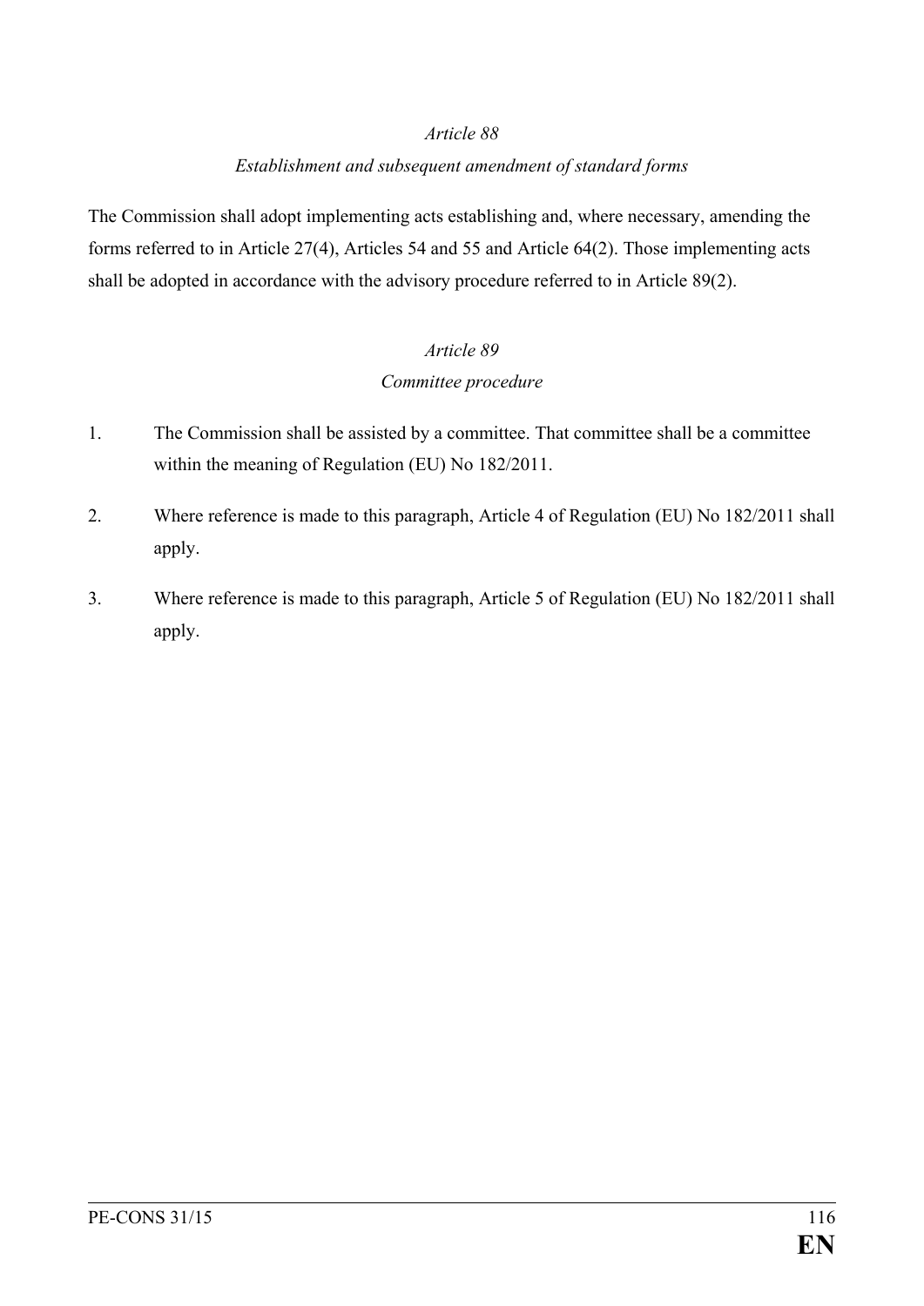*Article 88*

*Establishment and subsequent amendment of standard forms*

The Commission shall adopt implementing acts establishing and, where necessary, amending the forms referred to in Article 27(4), Articles 54 and 55 and Article 64(2). Those implementing acts shall be adopted in accordance with the advisory procedure referred to in Article 89(2).

*Article 89*

*Committee procedure*

1. The Commission shall be assisted by a committee. That committee shall be a committee within the meaning of Regulation (EU) No 182/2011.

2. Where reference is made to this paragraph, Article 4 of Regulation (EU) No 182/2011 shall apply.

3. Where reference is made to this paragraph, Article 5 of Regulation (EU) No 182/2011 shall apply.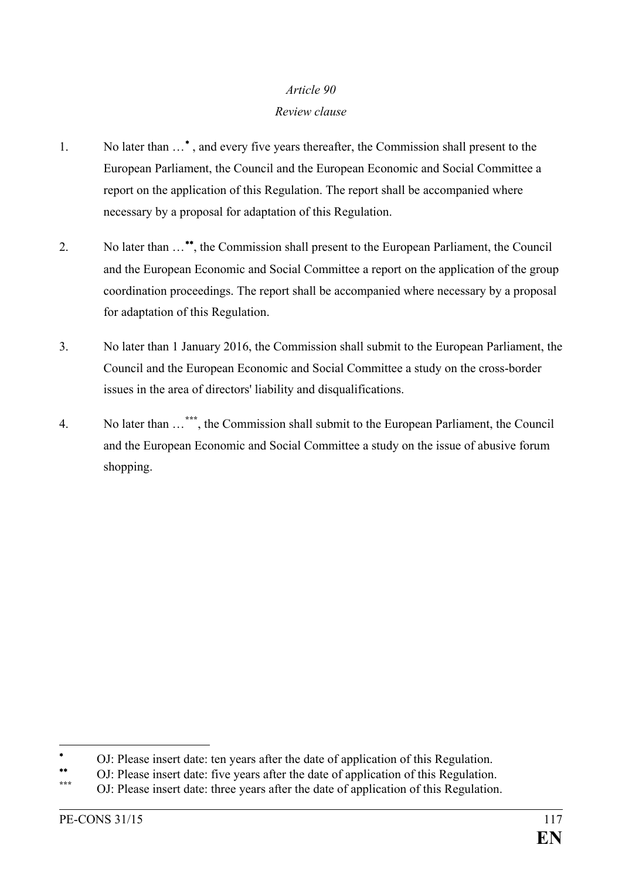*Article 90*

*Review clause*

1. No later than …[*] , and every five years thereafter, the Commission shall present to the European Parliament, the Council and the European Economic and Social Committee a report on the application of this Regulation. The report shall be accompanied where necessary by a proposal for adaptation of this Regulation.

2. No later than …[**], the Commission shall present to the European Parliament, the Council and the European Economic and Social Committee a report on the application of the group coordination proceedings. The report shall be accompanied where necessary by a proposal for adaptation of this Regulation.

3. No later than 1 January 2016, the Commission shall submit to the European Parliament, the Council and the European Economic and Social Committee a study on the cross-border issues in the area of directors' liability and disqualifications.

4. No later than …[***], the Commission shall submit to the European Parliament, the Council and the European Economic and Social Committee a study on the issue of abusive forum shopping.

---

[*] OJ: Please insert date: ten years after the date of application of this Regulation.

[**] OJ: Please insert date: five years after the date of application of this Regulation.

[***] OJ: Please insert date: three years after the date of application of this Regulation.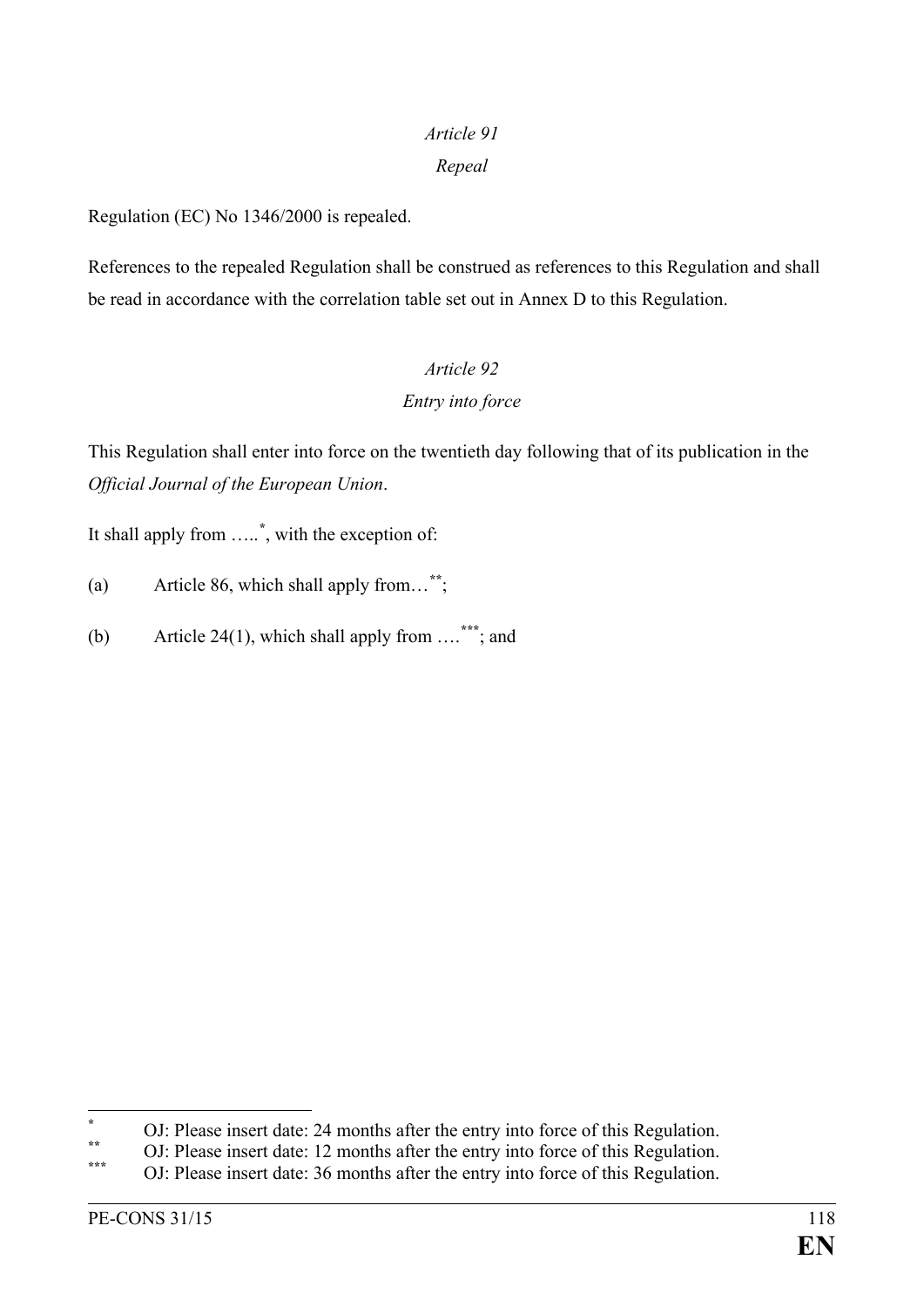*Article 91*

*Repeal*

Regulation (EC) No 1346/2000 is repealed.

References to the repealed Regulation shall be construed as references to this Regulation and shall be read in accordance with the correlation table set out in Annex D to this Regulation.

*Article 92*

*Entry into force*

This Regulation shall enter into force on the twentieth day following that of its publication in the *Official Journal of the European Union*.

It shall apply from …..[*], with the exception of:

(a) Article 86, which shall apply from…[**];

(b) Article 24(1), which shall apply from ….[***]; and

---

[*] OJ: Please insert date: 24 months after the entry into force of this Regulation.

[**] OJ: Please insert date: 12 months after the entry into force of this Regulation.

[***] OJ: Please insert date: 36 months after the entry into force of this Regulation.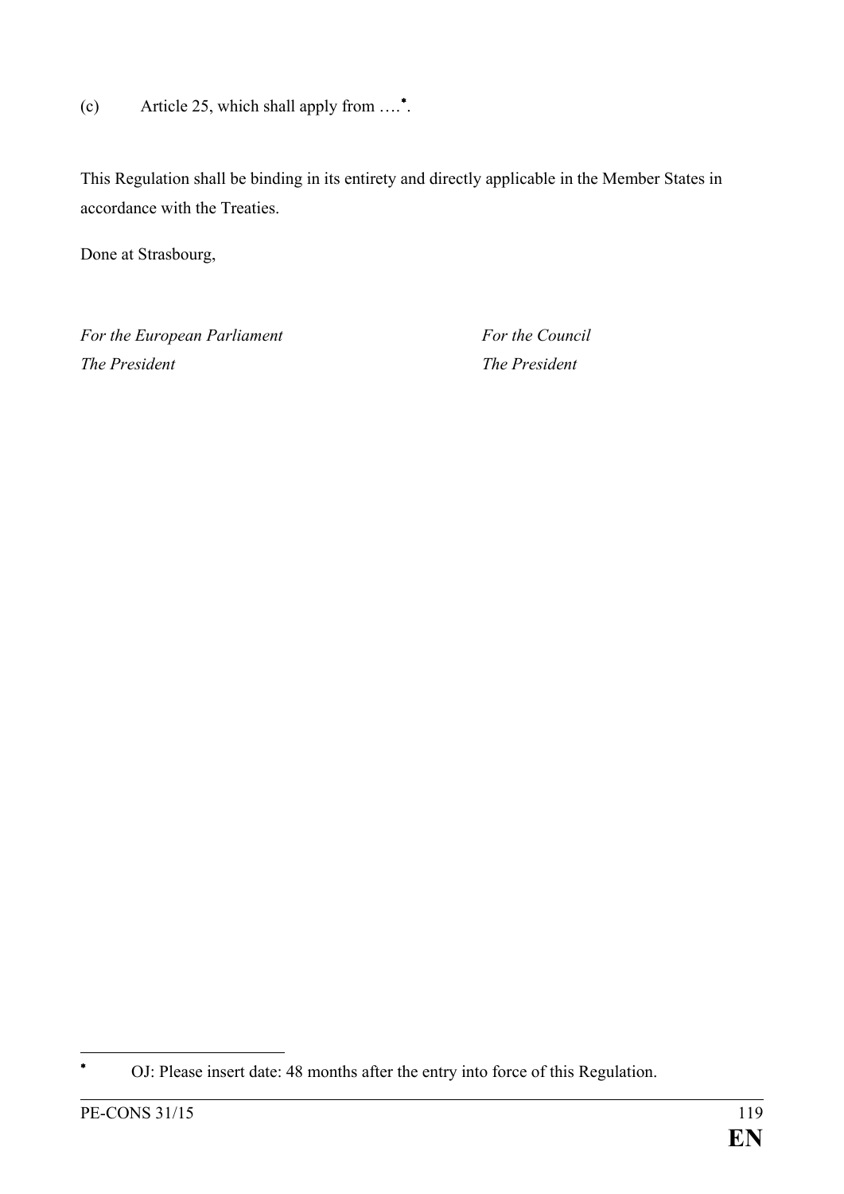(c) Article 25, which shall apply from ….[*].

This Regulation shall be binding in its entirety and directly applicable in the Member States in accordance with the Treaties.

Done at Strasbourg,

*For the European Parliament*
*The President*

*For the Council*
*The President*

[*] OJ: Please insert date: 48 months after the entry into force of this Regulation.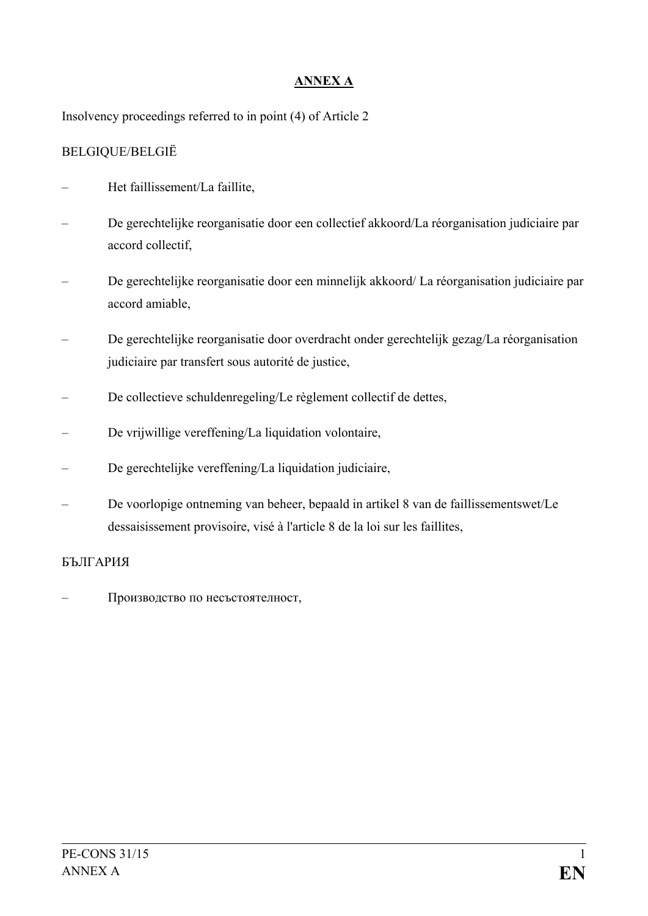**ANNEX A**

Insolvency proceedings referred to in point (4) of Article 2

BELGIQUE/BELGIË

- Het faillissement/La faillite,
- De gerechtelijke reorganisatie door een collectief akkoord/La réorganisation judiciaire par accord collectif,
- De gerechtelijke reorganisatie door een minnelijk akkoord/ La réorganisation judiciaire par accord amiable,
- De gerechtelijke reorganisatie door overdracht onder gerechtelijk gezag/La réorganisation judiciaire par transfert sous autorité de justice,
- De collectieve schuldenregeling/Le règlement collectif de dettes,
- De vrijwillige vereffening/La liquidation volontaire,
- De gerechtelijke vereffening/La liquidation judiciaire,
- De voorlopige ontneming van beheer, bepaald in artikel 8 van de faillissementswet/Le dessaisissement provisoire, visé à l'article 8 de la loi sur les faillites,

БЪЛГАРИЯ

- Производство по несъстоятелност,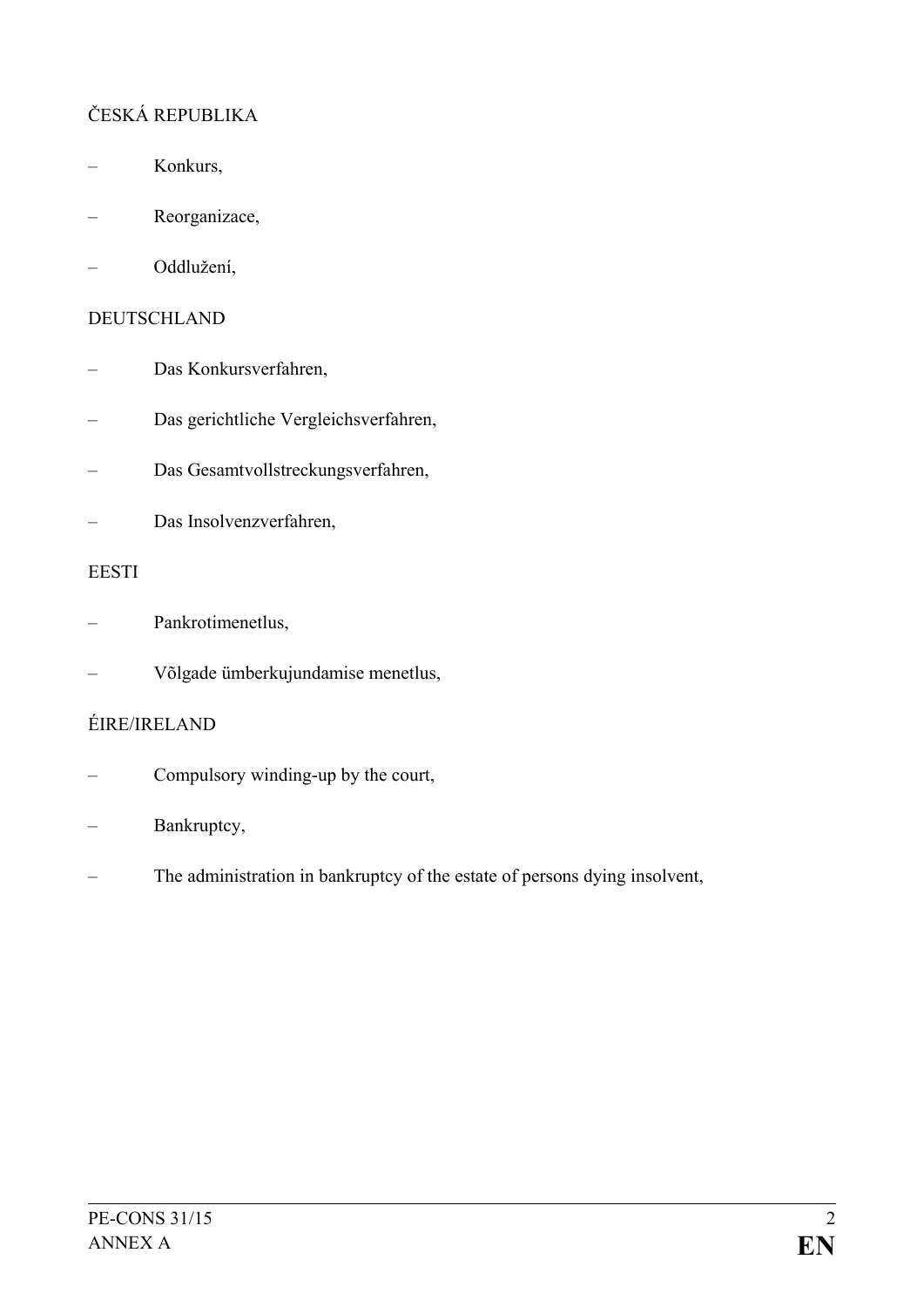ČESKÁ REPUBLIKA

- Konkurs,
- Reorganizace,
- Oddlužení,

DEUTSCHLAND

- Das Konkursverfahren,
- Das gerichtliche Vergleichsverfahren,
- Das Gesamtvollstreckungsverfahren,
- Das Insolvenzverfahren,

EESTI

- Pankrotimenetlus,
- Võlgade ümberkujundamise menetlus,

ÉIRE/IRELAND

- Compulsory winding-up by the court,
- Bankruptcy,
- The administration in bankruptcy of the estate of persons dying insolvent,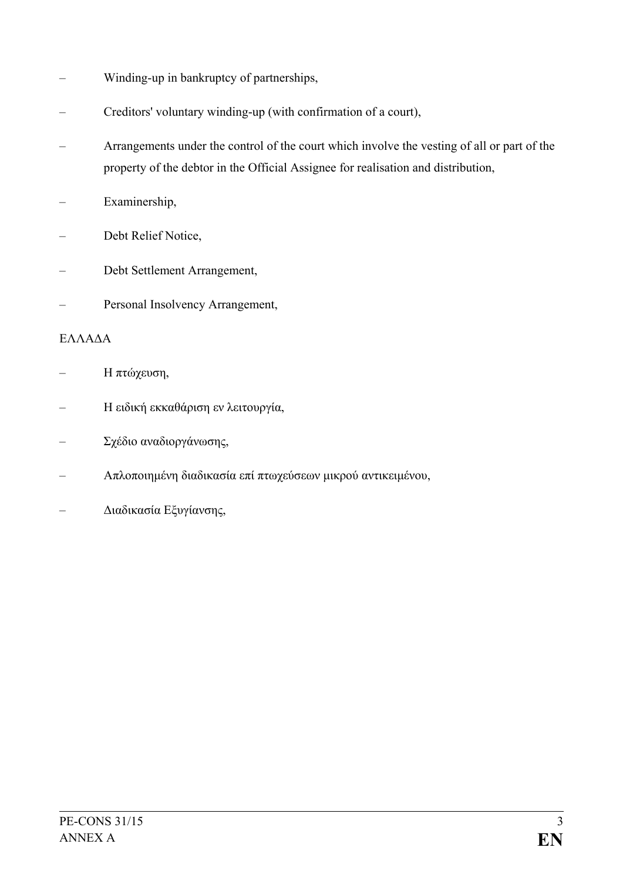– Winding-up in bankruptcy of partnerships,

– Creditors' voluntary winding-up (with confirmation of a court),

– Arrangements under the control of the court which involve the vesting of all or part of the property of the debtor in the Official Assignee for realisation and distribution,

– Examinership,

– Debt Relief Notice,

– Debt Settlement Arrangement,

– Personal Insolvency Arrangement,

ΕΛΛΑΔΑ

– Η πτώχευση,

– Η ειδική εκκαθάριση εν λειτουργία,

– Σχέδιο αναδιοργάνωσης,

– Απλοποιημένη διαδικασία επί πτωχεύσεων μικρού αντικειμένου,

– Διαδικασία Εξυγίανσης,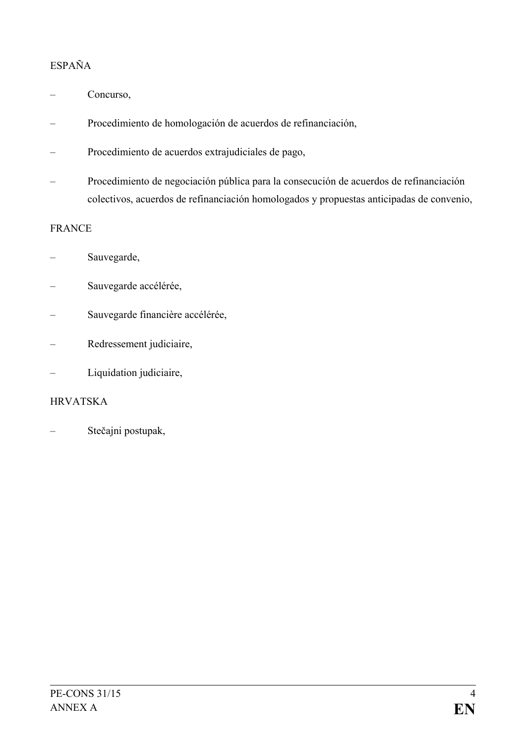ESPAÑA

– Concurso,
– Procedimiento de homologación de acuerdos de refinanciación,
– Procedimiento de acuerdos extrajudiciales de pago,
– Procedimiento de negociación pública para la consecución de acuerdos de refinanciación colectivos, acuerdos de refinanciación homologados y propuestas anticipadas de convenio,

FRANCE

– Sauvegarde,
– Sauvegarde accélérée,
– Sauvegarde financière accélérée,
– Redressement judiciaire,
– Liquidation judiciaire,

HRVATSKA

– Stečajni postupak,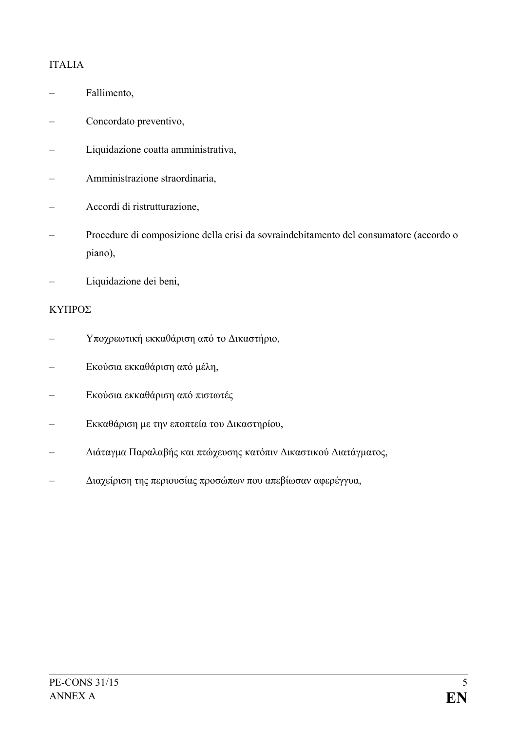ITALIA

– Fallimento,

– Concordato preventivo,

– Liquidazione coatta amministrativa,

– Amministrazione straordinaria,

– Accordi di ristrutturazione,

– Procedure di composizione della crisi da sovraindebitamento del consumatore (accordo o piano),

– Liquidazione dei beni,

ΚΥΠΡΟΣ

– Υποχρεωτική εκκαθάριση από το Δικαστήριο,

– Εκούσια εκκαθάριση από μέλη,

– Εκούσια εκκαθάριση από πιστωτές

– Εκκαθάριση με την εποπτεία του Δικαστηρίου,

– Διάταγμα Παραλαβής και πτώχευσης κατόπιν Δικαστικού Διατάγματος,

– Διαχείριση της περιουσίας προσώπων που απεβίωσαν αφερέγγυα,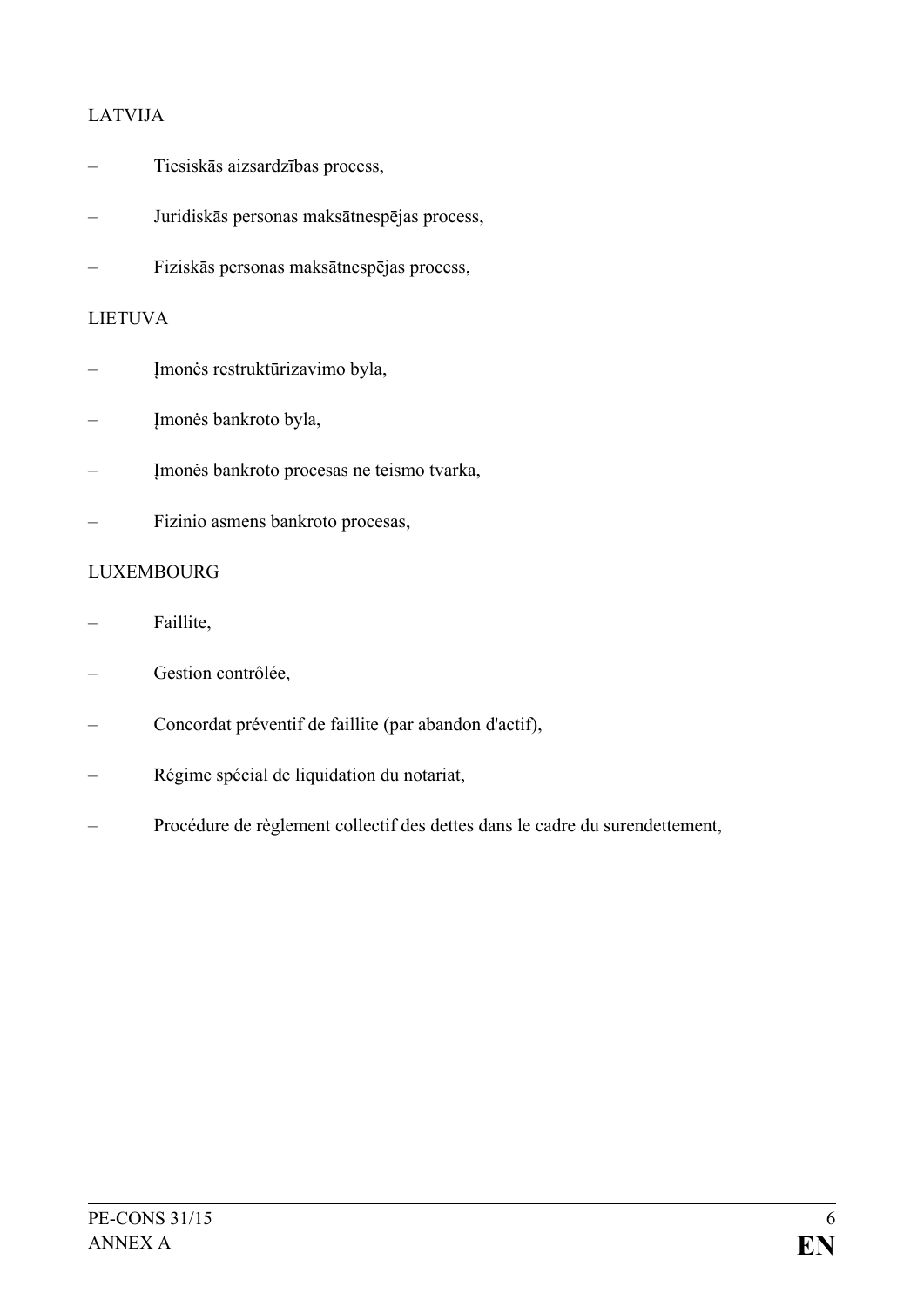LATVIJA

– Tiesiskās aizsardzības process,

– Juridiskās personas maksātnespējas process,

– Fiziskās personas maksātnespējas process,

LIETUVA

– Įmonės restruktūrizavimo byla,

– Įmonės bankroto byla,

– Įmonės bankroto procesas ne teismo tvarka,

– Fizinio asmens bankroto procesas,

LUXEMBOURG

– Faillite,

– Gestion contrôlée,

– Concordat préventif de faillite (par abandon d'actif),

– Régime spécial de liquidation du notariat,

– Procédure de règlement collectif des dettes dans le cadre du surendettement,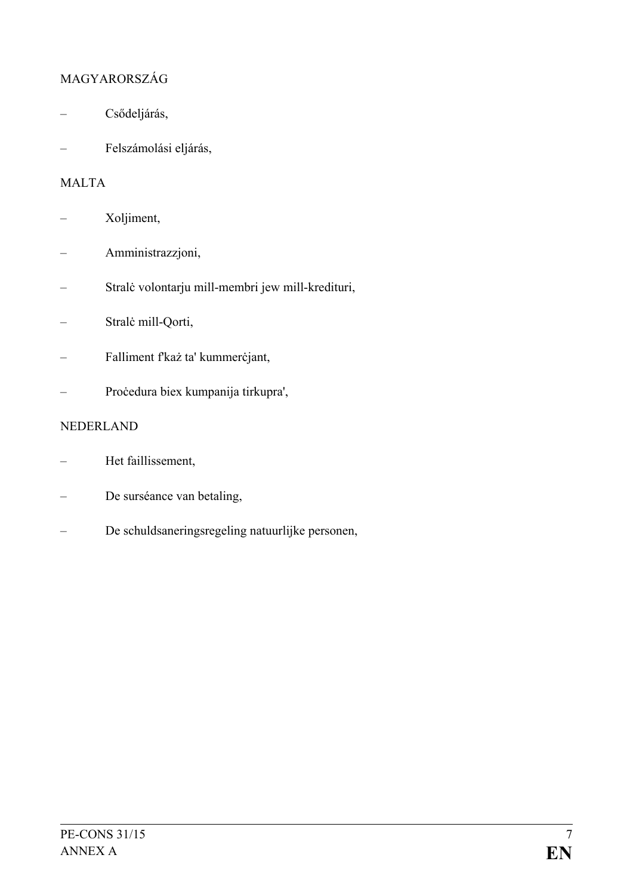MAGYARORSZÁG

– Csődeljárás,

– Felszámolási eljárás,

MALTA

– Xoljiment,

– Amministrazzjoni,

– Stralċ volontarju mill-membri jew mill-kredituri,

– Stralċ mill-Qorti,

– Falliment f'każ ta' kummerċjant,

– Proċedura biex kumpanija tirkupra',

NEDERLAND

– Het faillissement,

– De surséance van betaling,

– De schuldsaneringsregeling natuurlijke personen,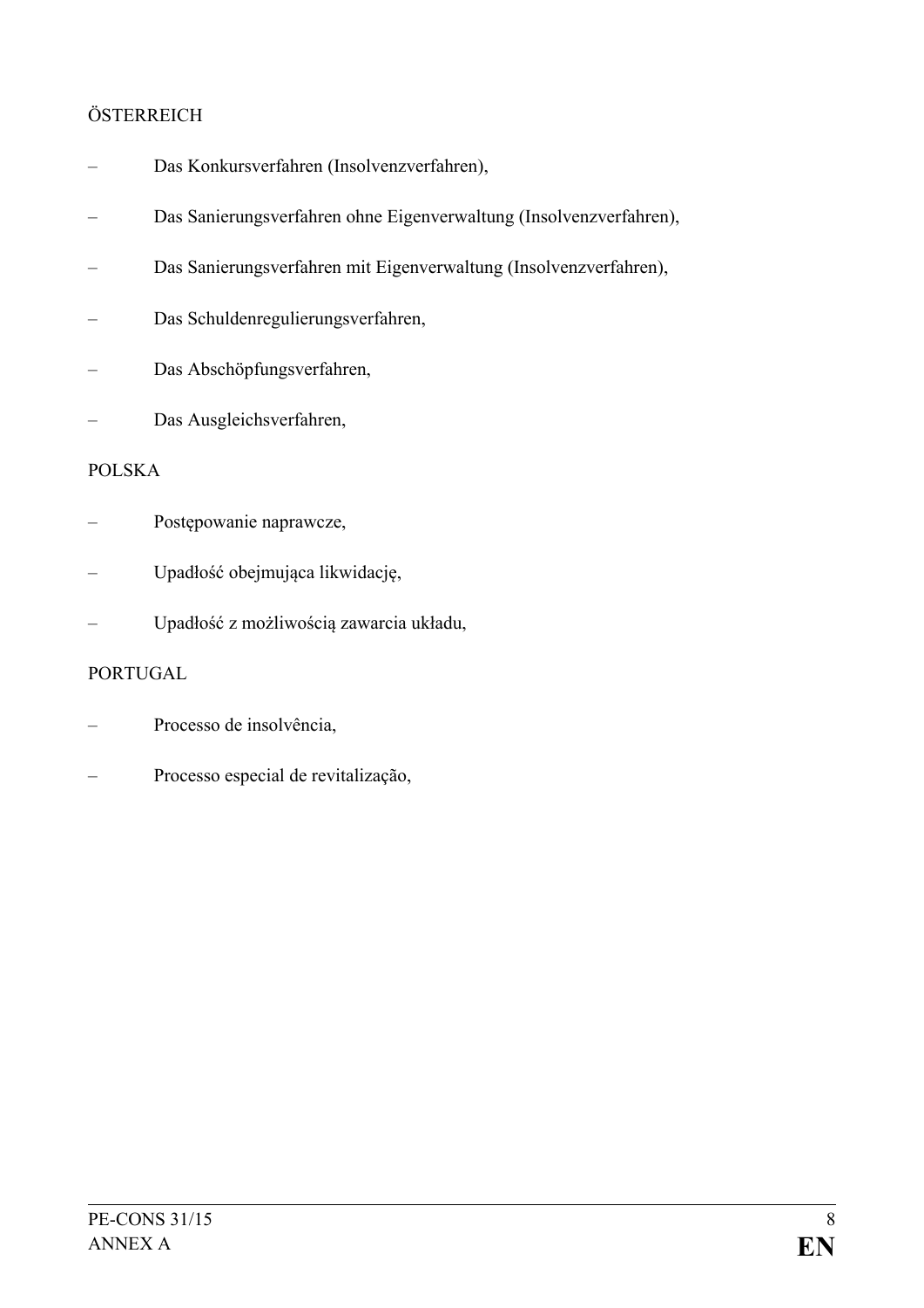ÖSTERREICH

– Das Konkursverfahren (Insolvenzverfahren),

– Das Sanierungsverfahren ohne Eigenverwaltung (Insolvenzverfahren),

– Das Sanierungsverfahren mit Eigenverwaltung (Insolvenzverfahren),

– Das Schuldenregulierungsverfahren,

– Das Abschöpfungsverfahren,

– Das Ausgleichsverfahren,

POLSKA

– Postępowanie naprawcze,

– Upadłość obejmująca likwidację,

– Upadłość z możliwością zawarcia układu,

PORTUGAL

– Processo de insolvência,

– Processo especial de revitalização,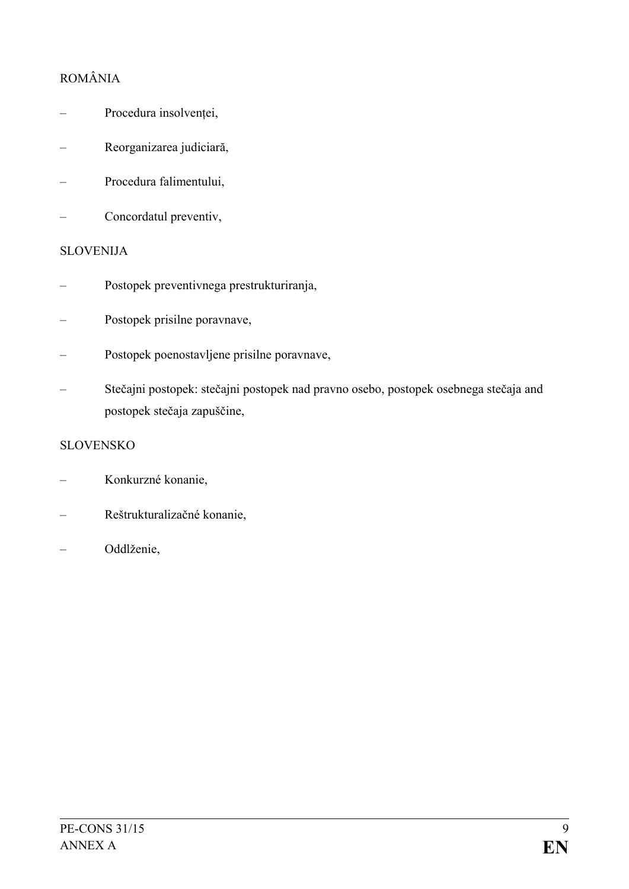ROMÂNIA

– Procedura insolvenței,

– Reorganizarea judiciară,

– Procedura falimentului,

– Concordatul preventiv,

SLOVENIJA

– Postopek preventivnega prestrukturiranja,

– Postopek prisilne poravnave,

– Postopek poenostavljene prisilne poravnave,

– Stečajni postopek: stečajni postopek nad pravno osebo, postopek osebnega stečaja and postopek stečaja zapuščine,

SLOVENSKO

– Konkurzné konanie,

– Reštrukturalizačné konanie,

– Oddlženie,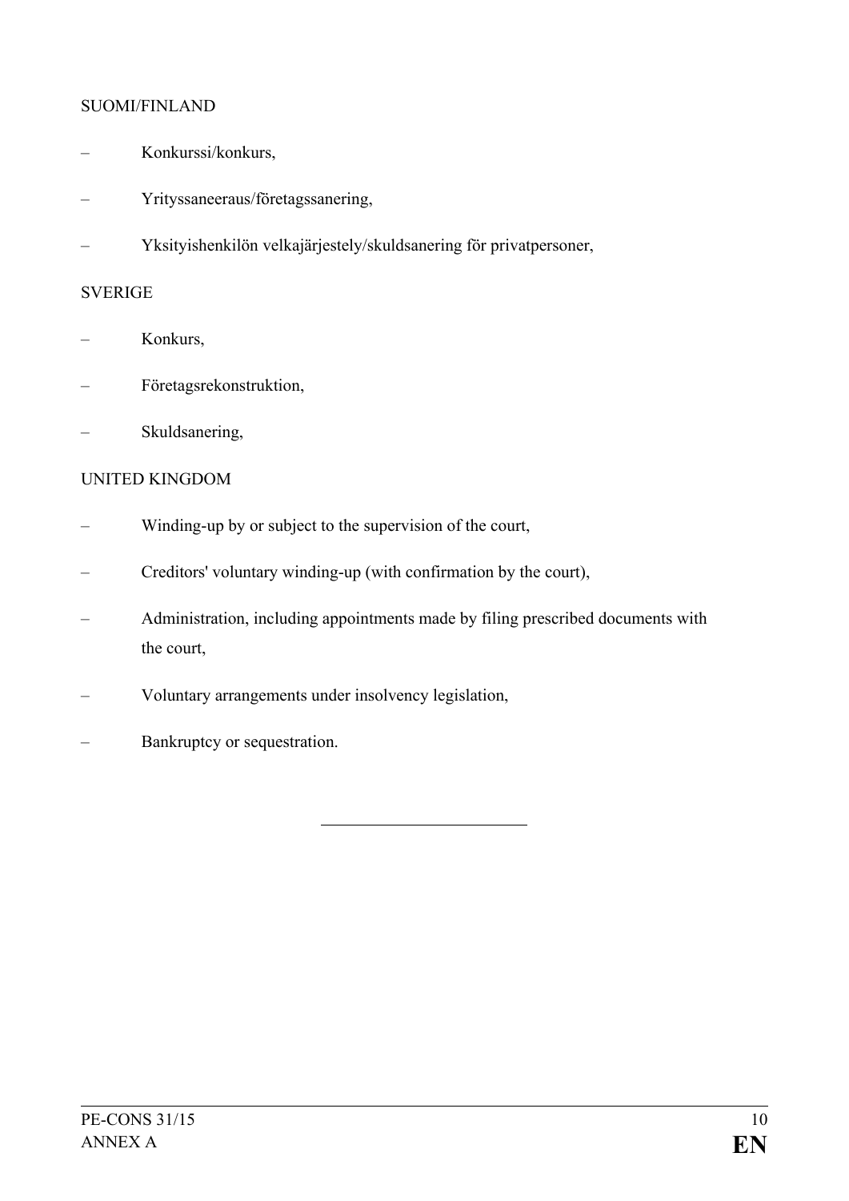SUOMI/FINLAND

– Konkurssi/konkurs,

– Yrityssaneeraus/företagssanering,

– Yksityishenkilön velkajärjestely/skuldsanering för privatpersoner,

SVERIGE

– Konkurs,

– Företagsrekonstruktion,

– Skuldsanering,

UNITED KINGDOM

– Winding-up by or subject to the supervision of the court,

– Creditors' voluntary winding-up (with confirmation by the court),

– Administration, including appointments made by filing prescribed documents with the court,

– Voluntary arrangements under insolvency legislation,

– Bankruptcy or sequestration.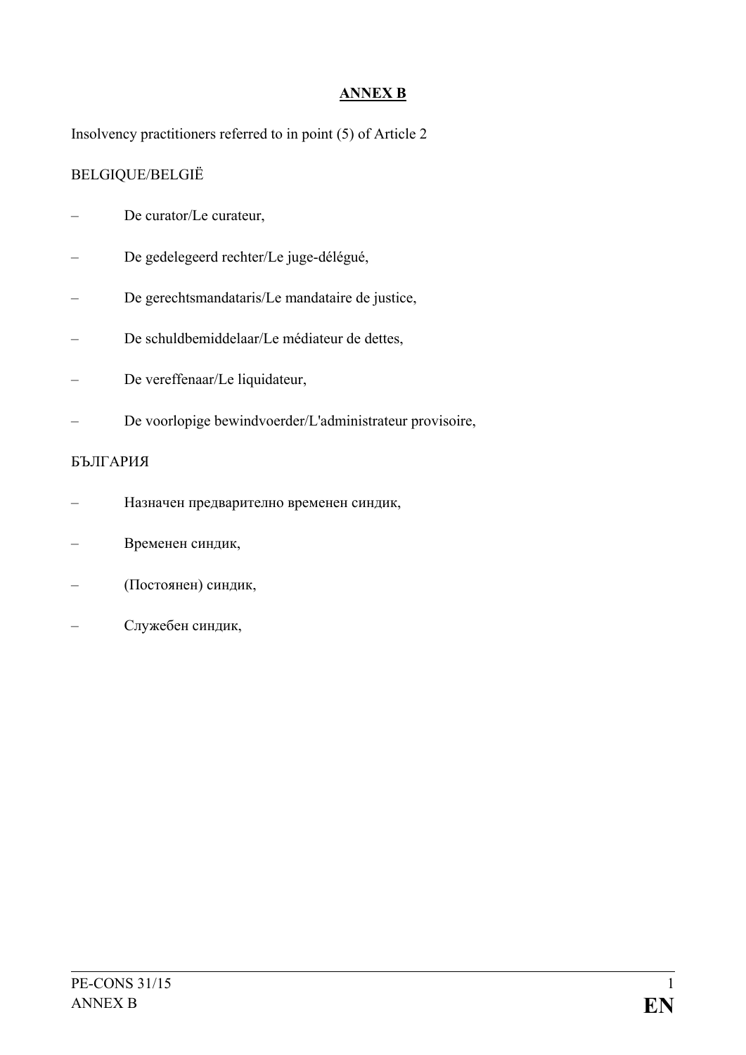# ANNEX B

Insolvency practitioners referred to in point (5) of Article 2

BELGIQUE/BELGIË

- De curator/Le curateur,
- De gedelegeerd rechter/Le juge-délégué,
- De gerechtsmandataris/Le mandataire de justice,
- De schuldbemiddelaar/Le médiateur de dettes,
- De vereffenaar/Le liquidateur,
- De voorlopige bewindvoerder/L'administrateur provisoire,

БЪЛГАРИЯ

- Назначен предварително временен синдик,
- Временен синдик,
- (Постоянен) синдик,
- Служебен синдик,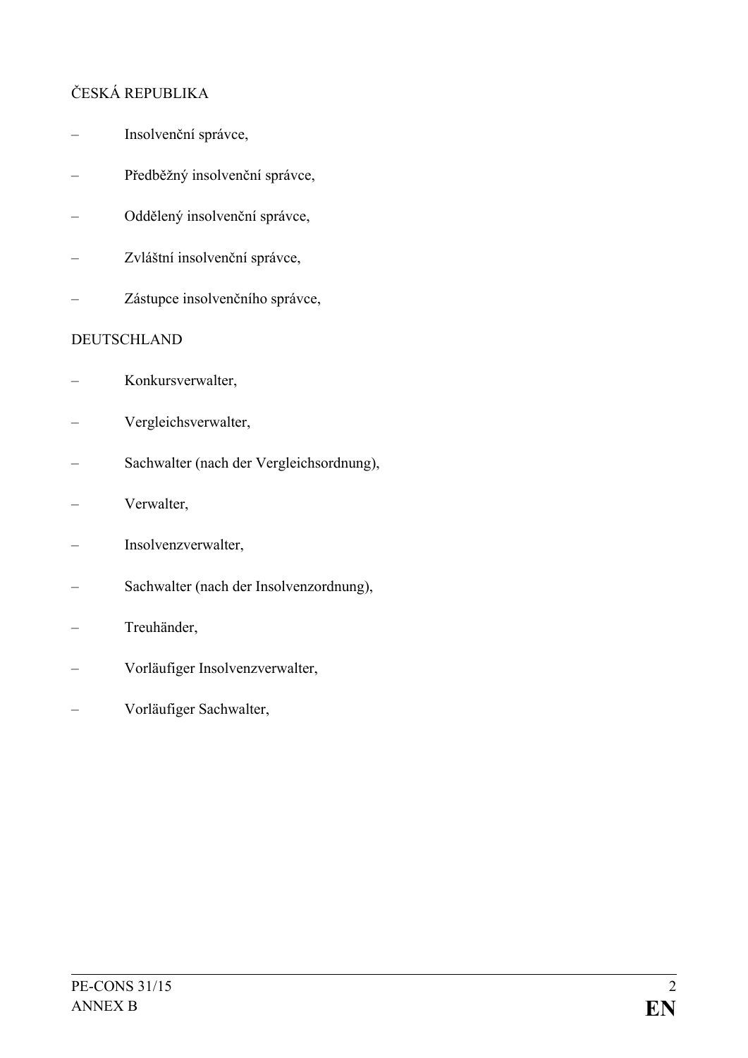ČESKÁ REPUBLIKA

– Insolvenční správce,

– Předběžný insolvenční správce,

– Oddělený insolvenční správce,

– Zvláštní insolvenční správce,

– Zástupce insolvenčního správce,

DEUTSCHLAND

– Konkursverwalter,

– Vergleichsverwalter,

– Sachwalter (nach der Vergleichsordnung),

– Verwalter,

– Insolvenzverwalter,

– Sachwalter (nach der Insolvenzordnung),

– Treuhänder,

– Vorläufiger Insolvenzverwalter,

– Vorläufiger Sachwalter,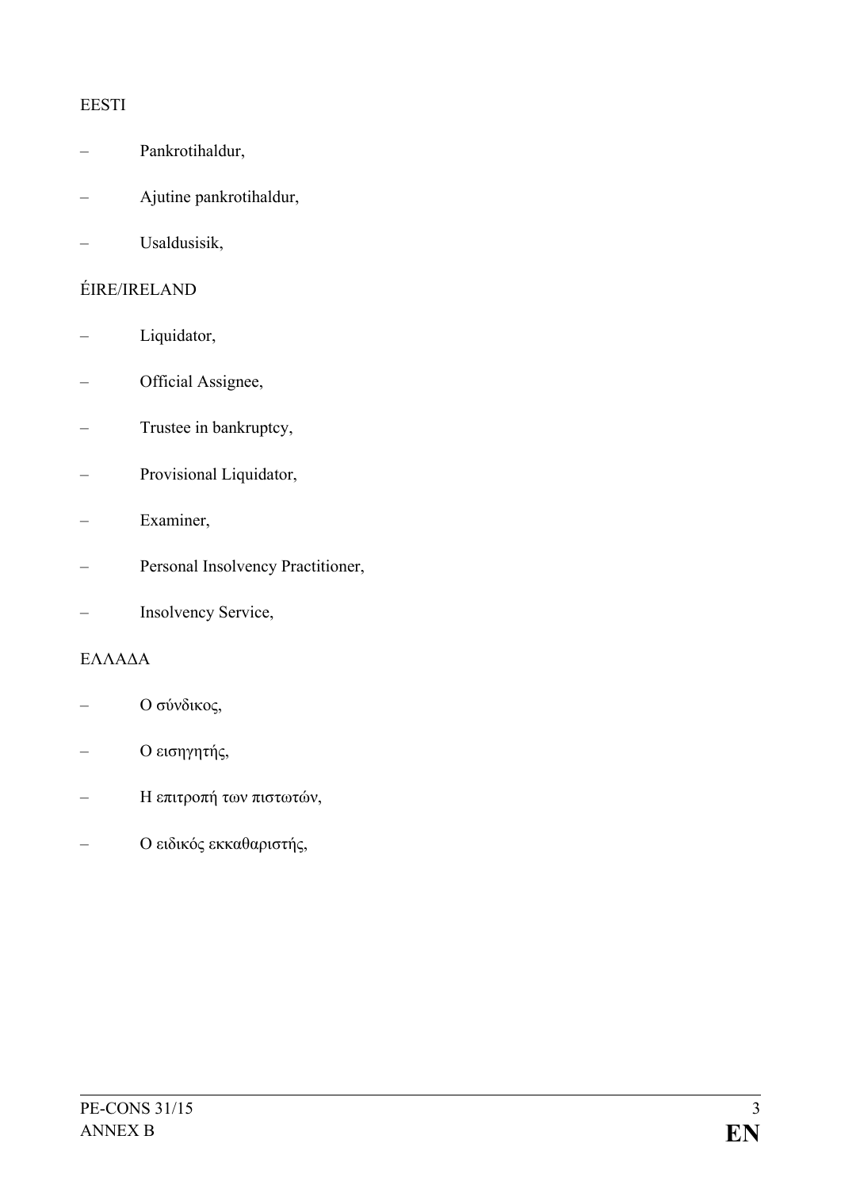EESTI

– Pankrotihaldur,

– Ajutine pankrotihaldur,

– Usaldusisik,

ÉIRE/IRELAND

– Liquidator,

– Official Assignee,

– Trustee in bankruptcy,

– Provisional Liquidator,

– Examiner,

– Personal Insolvency Practitioner,

– Insolvency Service,

ΕΛΛΑΔΑ

– Ο σύνδικος,

– Ο εισηγητής,

– Η επιτροπή των πιστωτών,

– Ο ειδικός εκκαθαριστής,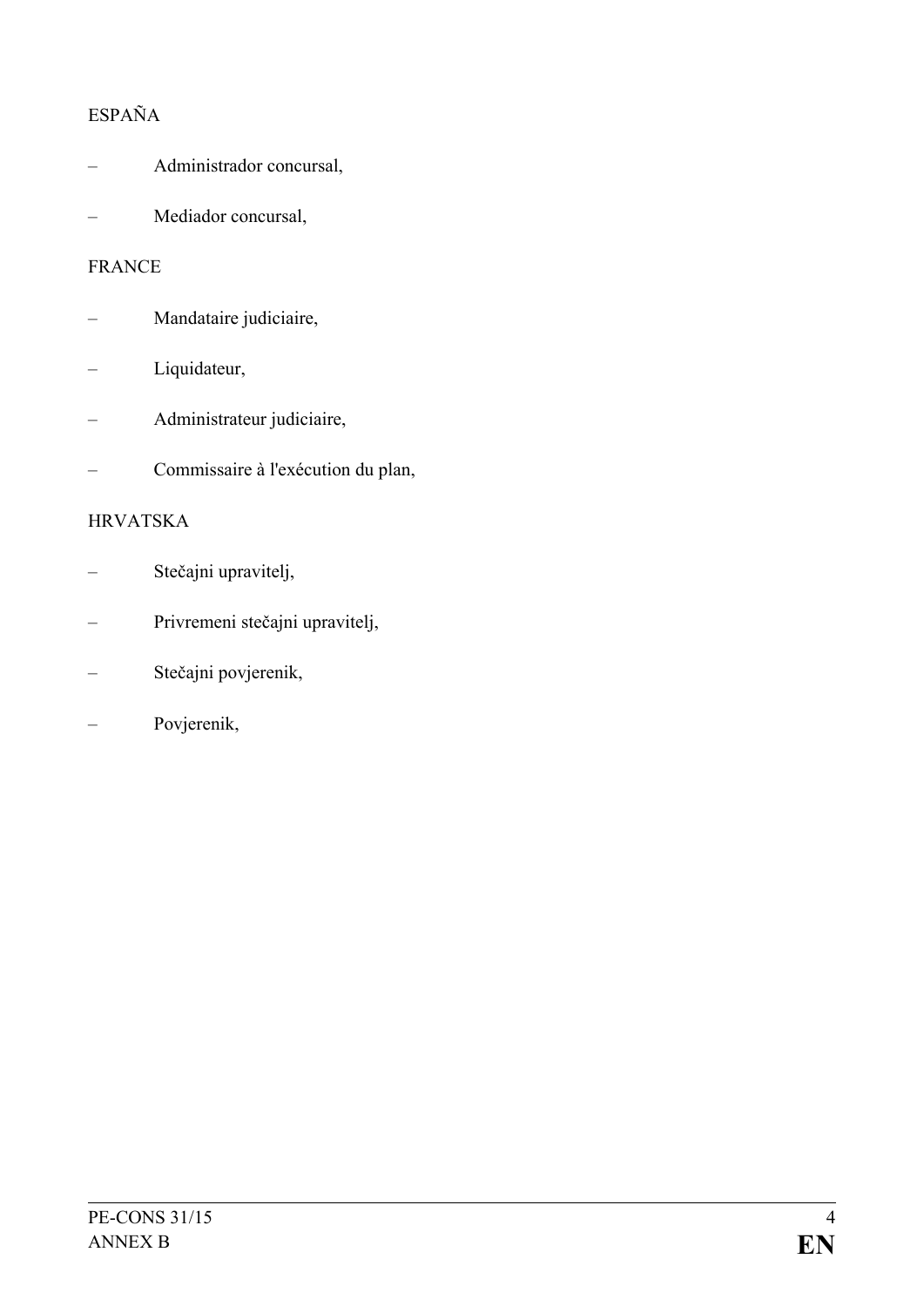ESPAÑA

- Administrador concursal,
- Mediador concursal,

FRANCE

- Mandataire judiciaire,
- Liquidateur,
- Administrateur judiciaire,
- Commissaire à l'exécution du plan,

HRVATSKA

- Stečajni upravitelj,
- Privremeni stečajni upravitelj,
- Stečajni povjerenik,
- Povjerenik,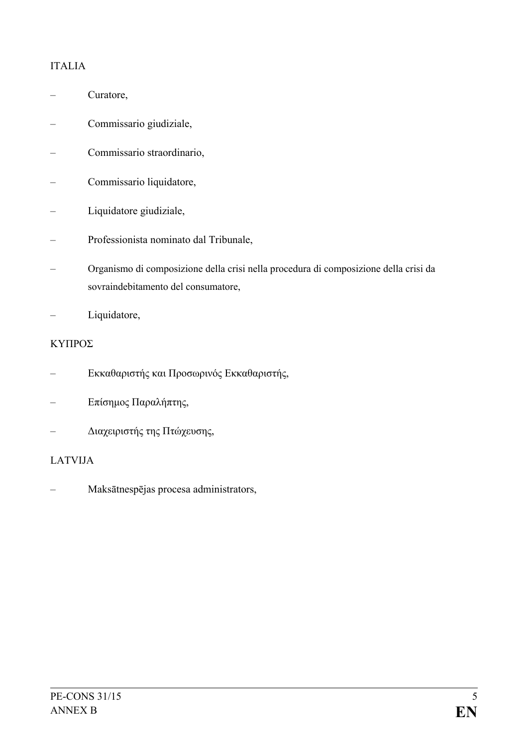ITALIA

– Curatore,

– Commissario giudiziale,

– Commissario straordinario,

– Commissario liquidatore,

– Liquidatore giudiziale,

– Professionista nominato dal Tribunale,

– Organismo di composizione della crisi nella procedura di composizione della crisi da sovraindebitamento del consumatore,

– Liquidatore,

ΚΥΠΡΟΣ

– Εκκαθαριστής και Προσωρινός Εκκαθαριστής,

– Επίσημος Παραλήπτης,

– Διαχειριστής της Πτώχευσης,

LATVIJA

– Maksātnespējas procesa administrators,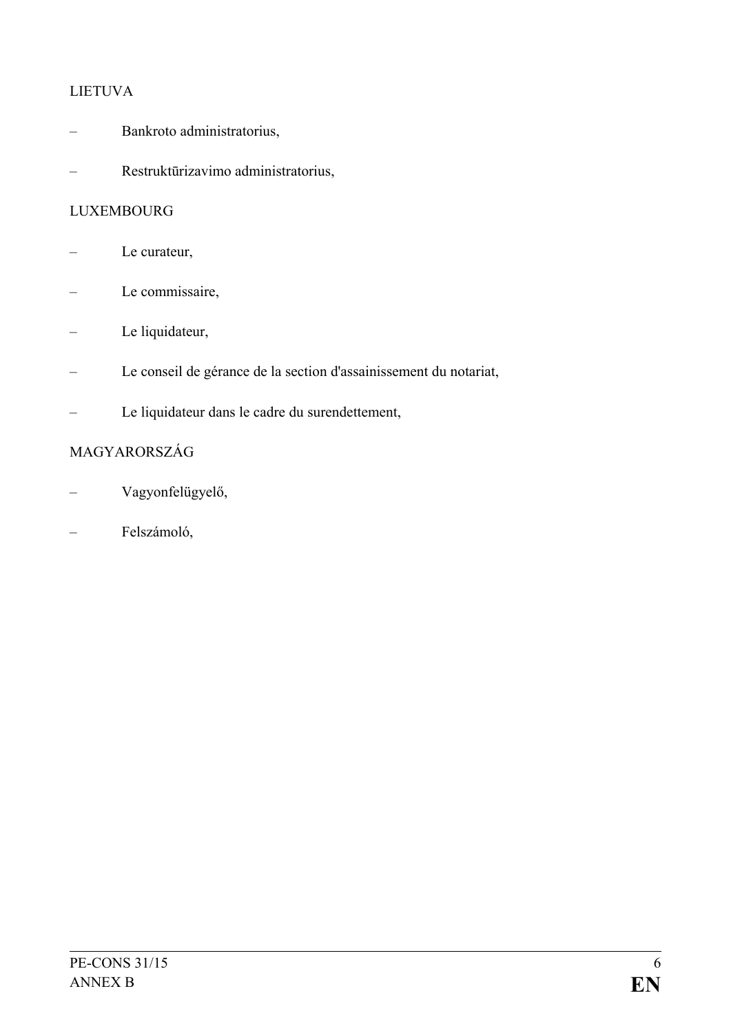LIETUVA

– Bankroto administratorius,

– Restruktūrizavimo administratorius,

LUXEMBOURG

– Le curateur,

– Le commissaire,

– Le liquidateur,

– Le conseil de gérance de la section d'assainissement du notariat,

– Le liquidateur dans le cadre du surendettement,

MAGYARORSZÁG

– Vagyonfelügyelő,

– Felszámoló,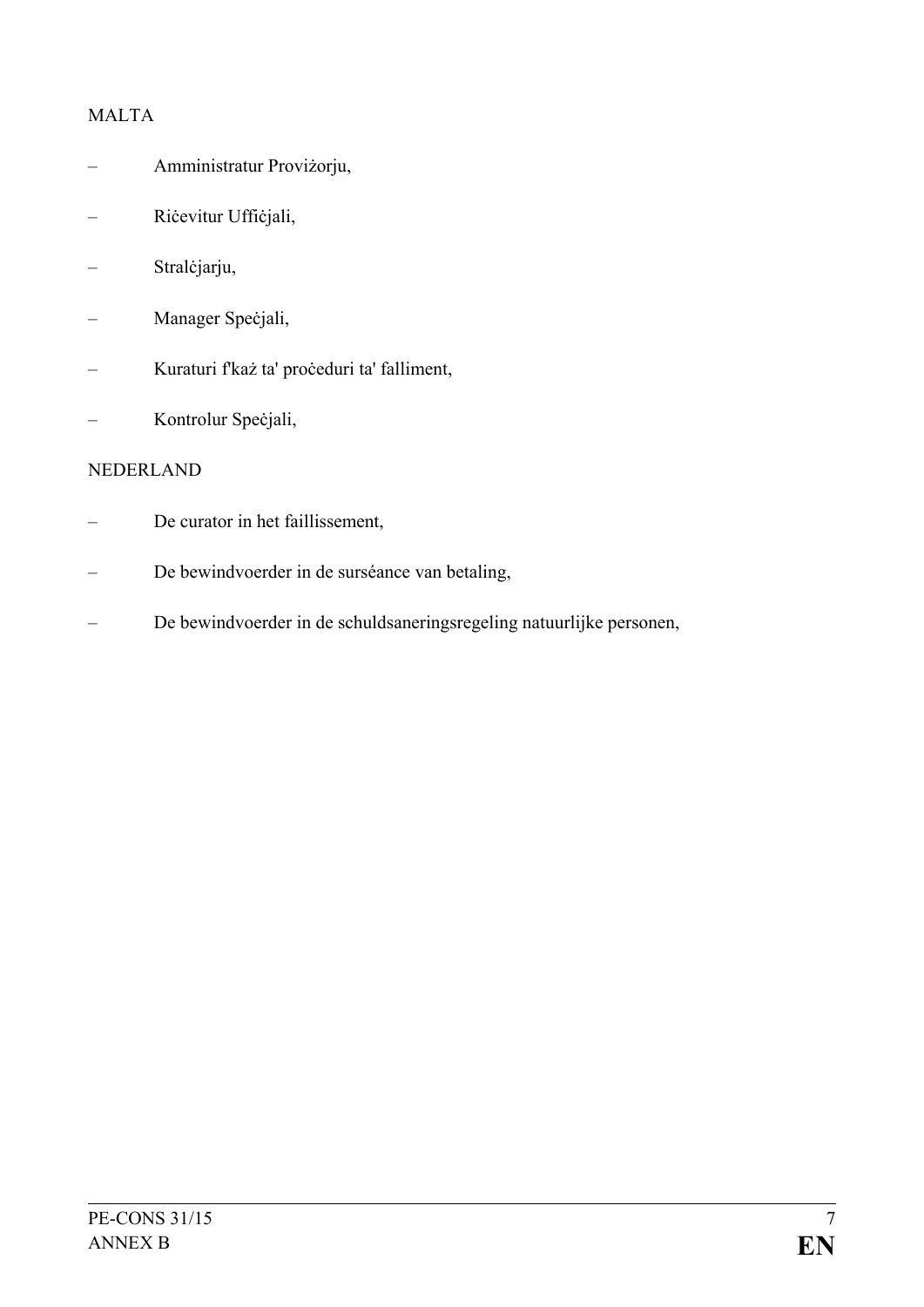MALTA

– Amministratur Provizorju,

– Riċevitur Uffiċjali,

– Stralċjarju,

– Manager Speċjali,

– Kuraturi f'każ ta' proċeduri ta' falliment,

– Kontrolur Speċjali,

NEDERLAND

– De curator in het faillissement,

– De bewindvoerder in de surséance van betaling,

– De bewindvoerder in de schuldsaneringsregeling natuurlijke personen,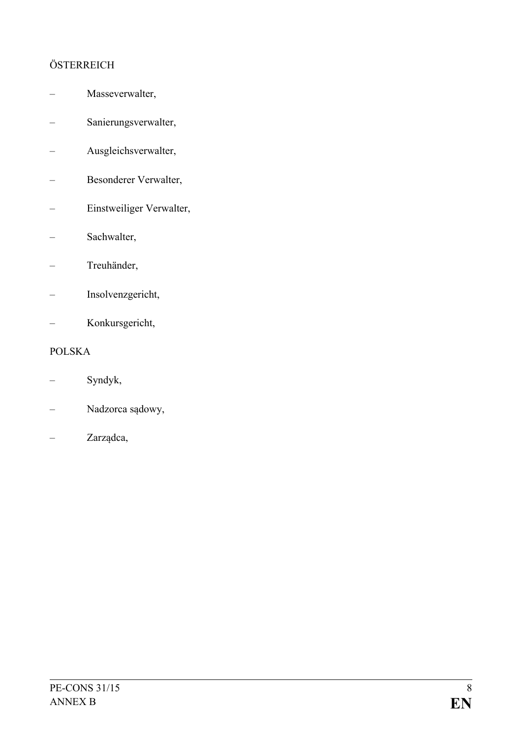ÖSTERREICH

– Masseverwalter,

– Sanierungsverwalter,

– Ausgleichsverwalter,

– Besonderer Verwalter,

– Einstweiliger Verwalter,

– Sachwalter,

– Treuhänder,

– Insolvenzgericht,

– Konkursgericht,

POLSKA

– Syndyk,

– Nadzorca sądowy,

– Zarządca,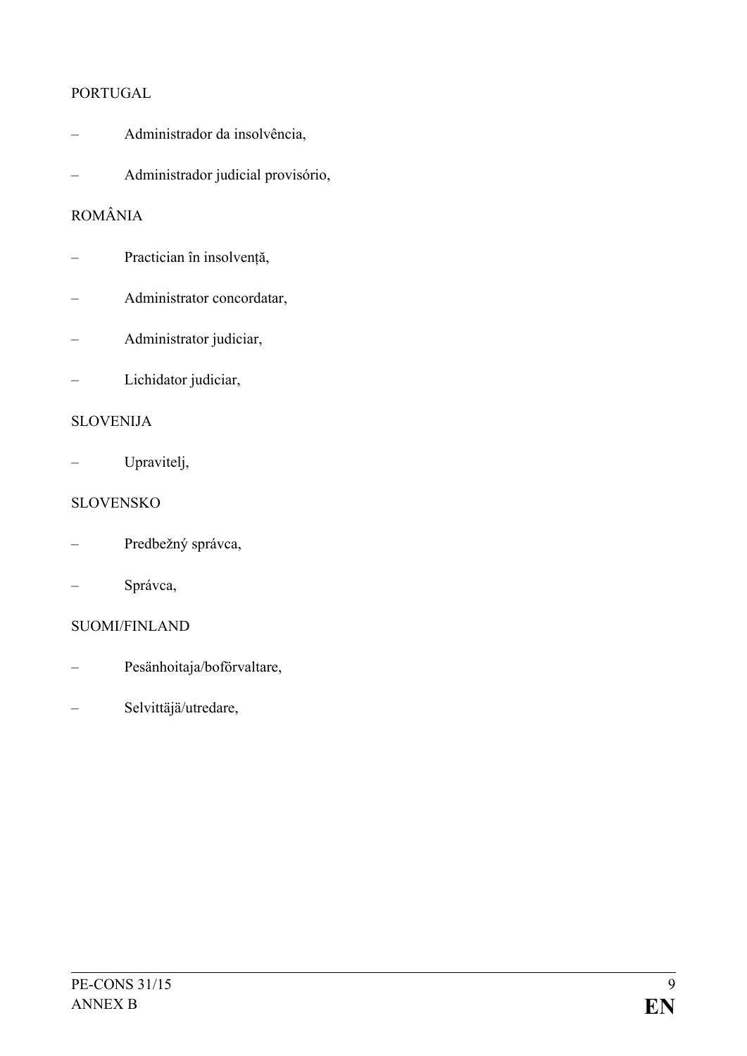PORTUGAL

– Administrador da insolvência,

– Administrador judicial provisório,

ROMÂNIA

– Practician în insolvență,

– Administrator concordatar,

– Administrator judiciar,

– Lichidator judiciar,

SLOVENIJA

– Upravitelj,

SLOVENSKO

– Predbežný správca,

– Správca,

SUOMI/FINLAND

– Pesänhoitaja/boförvaltare,

– Selvittäjä/utredare,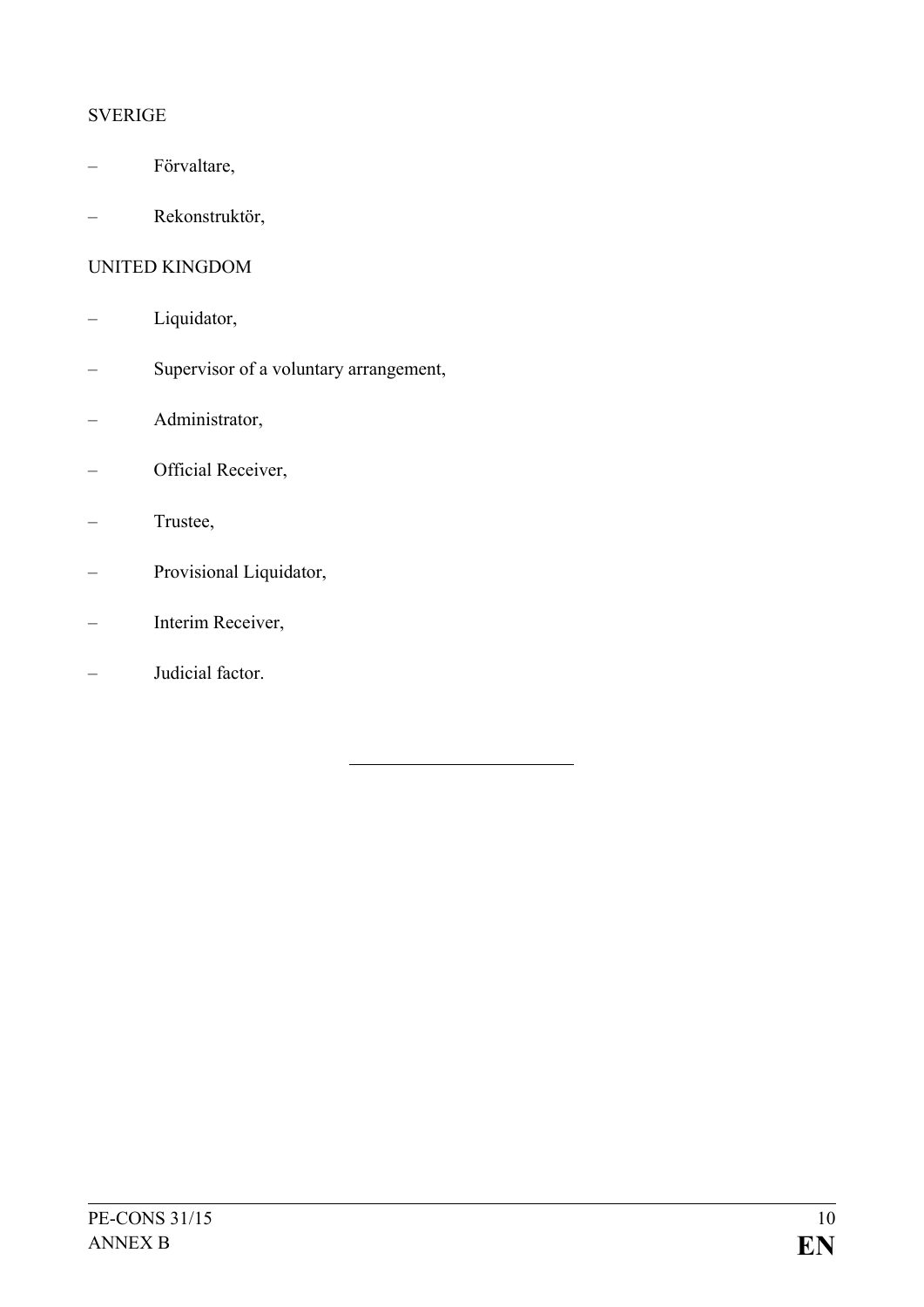SVERIGE

– Förvaltare,

– Rekonstruktör,

UNITED KINGDOM

– Liquidator,

– Supervisor of a voluntary arrangement,

– Administrator,

– Official Receiver,

– Trustee,

– Provisional Liquidator,

– Interim Receiver,

– Judicial factor.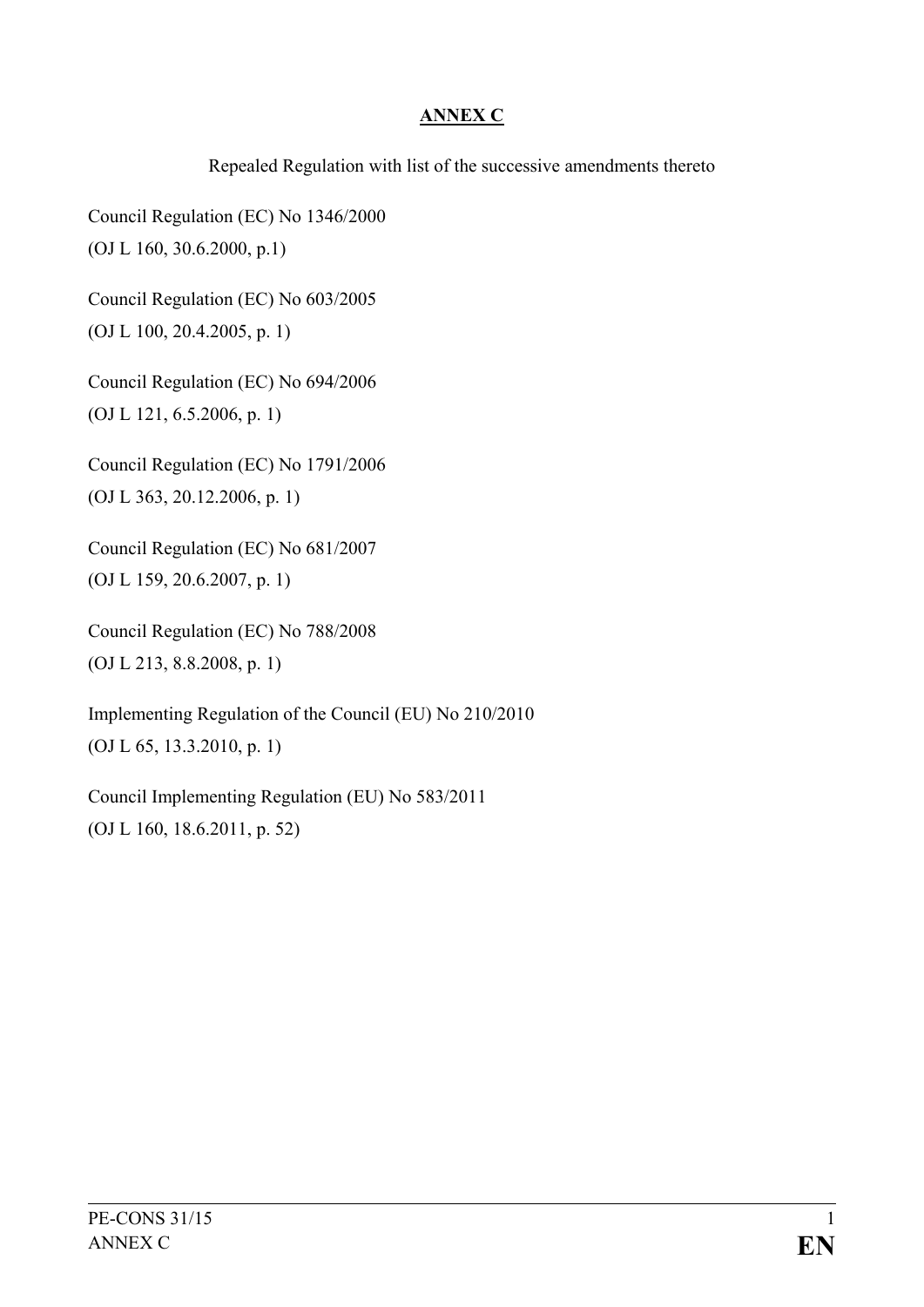## ANNEX C

Repealed Regulation with list of the successive amendments thereto

Council Regulation (EC) No 1346/2000
(OJ L 160, 30.6.2000, p.1)

Council Regulation (EC) No 603/2005
(OJ L 100, 20.4.2005, p. 1)

Council Regulation (EC) No 694/2006
(OJ L 121, 6.5.2006, p. 1)

Council Regulation (EC) No 1791/2006
(OJ L 363, 20.12.2006, p. 1)

Council Regulation (EC) No 681/2007
(OJ L 159, 20.6.2007, p. 1)

Council Regulation (EC) No 788/2008
(OJ L 213, 8.8.2008, p. 1)

Implementing Regulation of the Council (EU) No 210/2010
(OJ L 65, 13.3.2010, p. 1)

Council Implementing Regulation (EU) No 583/2011
(OJ L 160, 18.6.2011, p. 52)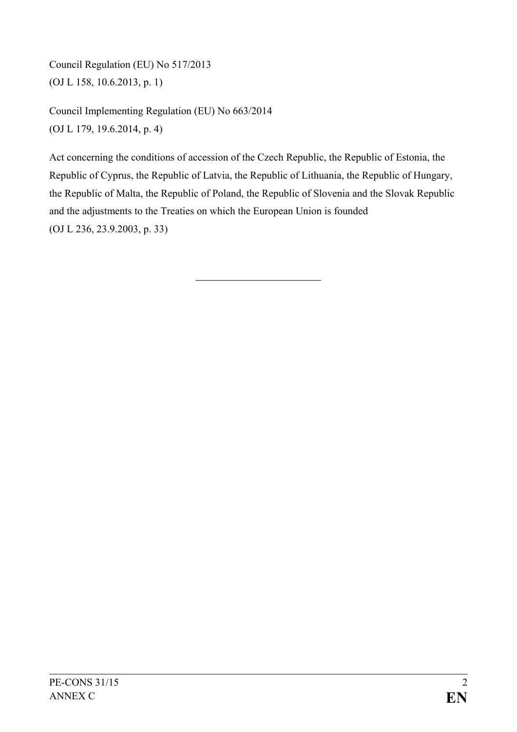Council Regulation (EU) No 517/2013
(OJ L 158, 10.6.2013, p. 1)

Council Implementing Regulation (EU) No 663/2014
(OJ L 179, 19.6.2014, p. 4)

Act concerning the conditions of accession of the Czech Republic, the Republic of Estonia, the Republic of Cyprus, the Republic of Latvia, the Republic of Lithuania, the Republic of Hungary, the Republic of Malta, the Republic of Poland, the Republic of Slovenia and the Slovak Republic and the adjustments to the Treaties on which the European Union is founded
(OJ L 236, 23.9.2003, p. 33)

---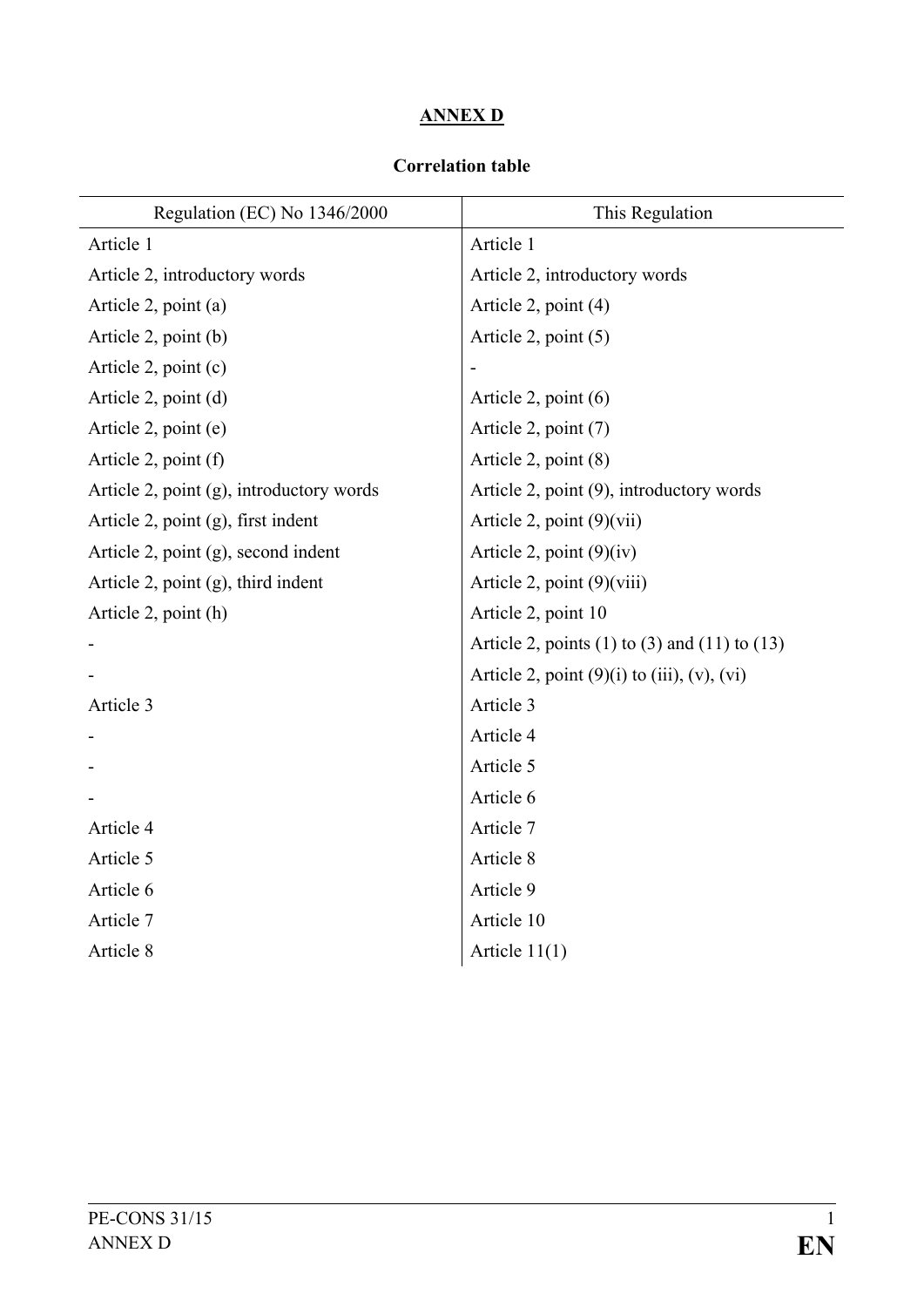## ANNEX D

**Correlation table**

| Regulation (EC) No 1346/2000 | This Regulation |
|---|---|
| Article 1 | Article 1 |
| Article 2, introductory words | Article 2, introductory words |
| Article 2, point (a) | Article 2, point (4) |
| Article 2, point (b) | Article 2, point (5) |
| Article 2, point (c) | - |
| Article 2, point (d) | Article 2, point (6) |
| Article 2, point (e) | Article 2, point (7) |
| Article 2, point (f) | Article 2, point (8) |
| Article 2, point (g), introductory words | Article 2, point (9), introductory words |
| Article 2, point (g), first indent | Article 2, point (9)(vii) |
| Article 2, point (g), second indent | Article 2, point (9)(iv) |
| Article 2, point (g), third indent | Article 2, point (9)(viii) |
| Article 2, point (h) | Article 2, point 10 |
| - | Article 2, points (1) to (3) and (11) to (13) |
| - | Article 2, point (9)(i) to (iii), (v), (vi) |
| Article 3 | Article 3 |
| - | Article 4 |
| - | Article 5 |
| - | Article 6 |
| Article 4 | Article 7 |
| Article 5 | Article 8 |
| Article 6 | Article 9 |
| Article 7 | Article 10 |
| Article 8 | Article 11(1) |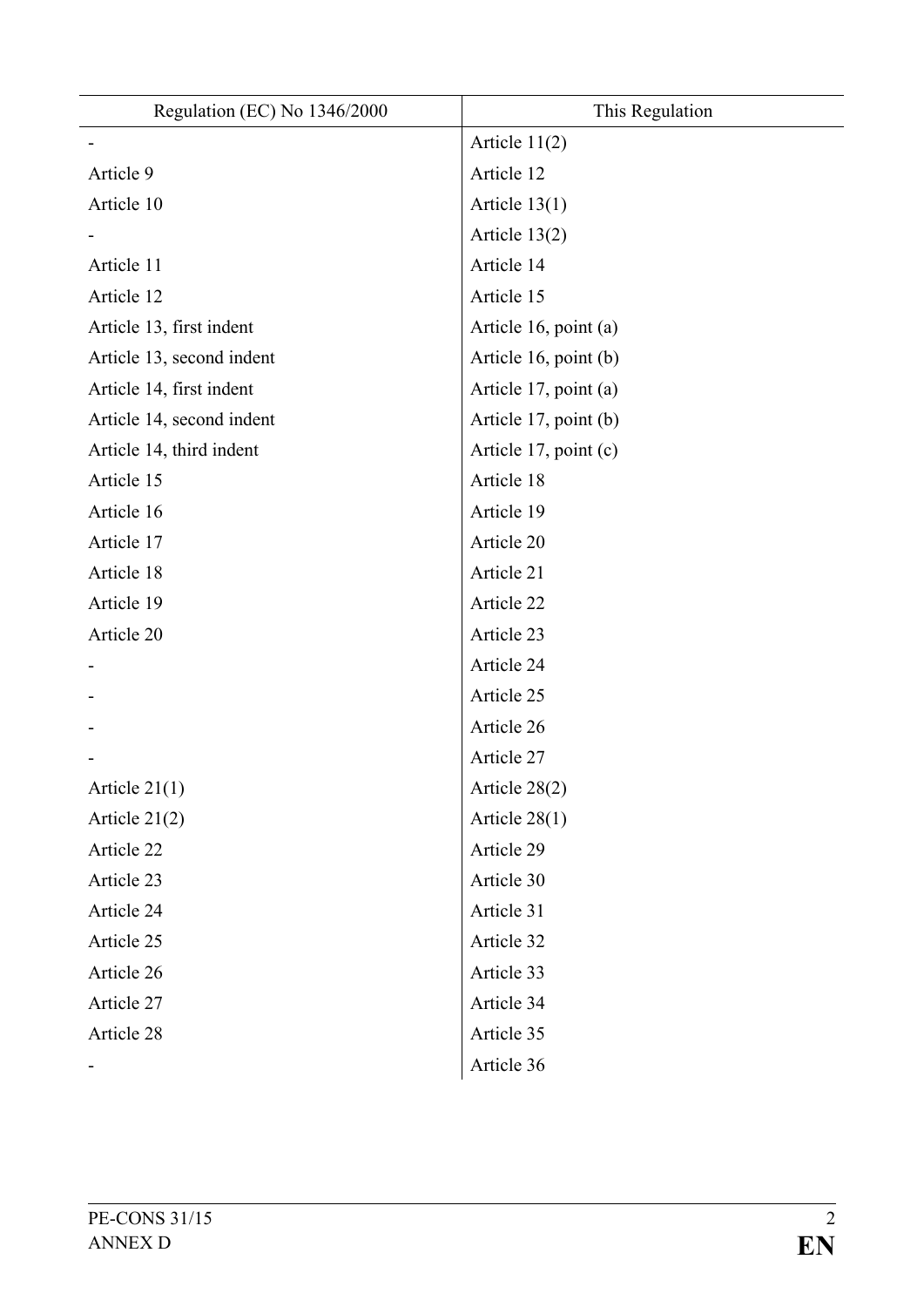| Regulation (EC) No 1346/2000 | This Regulation |
|---|---|
| - | Article 11(2) |
| Article 9 | Article 12 |
| Article 10 | Article 13(1) |
| - | Article 13(2) |
| Article 11 | Article 14 |
| Article 12 | Article 15 |
| Article 13, first indent | Article 16, point (a) |
| Article 13, second indent | Article 16, point (b) |
| Article 14, first indent | Article 17, point (a) |
| Article 14, second indent | Article 17, point (b) |
| Article 14, third indent | Article 17, point (c) |
| Article 15 | Article 18 |
| Article 16 | Article 19 |
| Article 17 | Article 20 |
| Article 18 | Article 21 |
| Article 19 | Article 22 |
| Article 20 | Article 23 |
| - | Article 24 |
| - | Article 25 |
| - | Article 26 |
| - | Article 27 |
| Article 21(1) | Article 28(2) |
| Article 21(2) | Article 28(1) |
| Article 22 | Article 29 |
| Article 23 | Article 30 |
| Article 24 | Article 31 |
| Article 25 | Article 32 |
| Article 26 | Article 33 |
| Article 27 | Article 34 |
| Article 28 | Article 35 |
| - | Article 36 |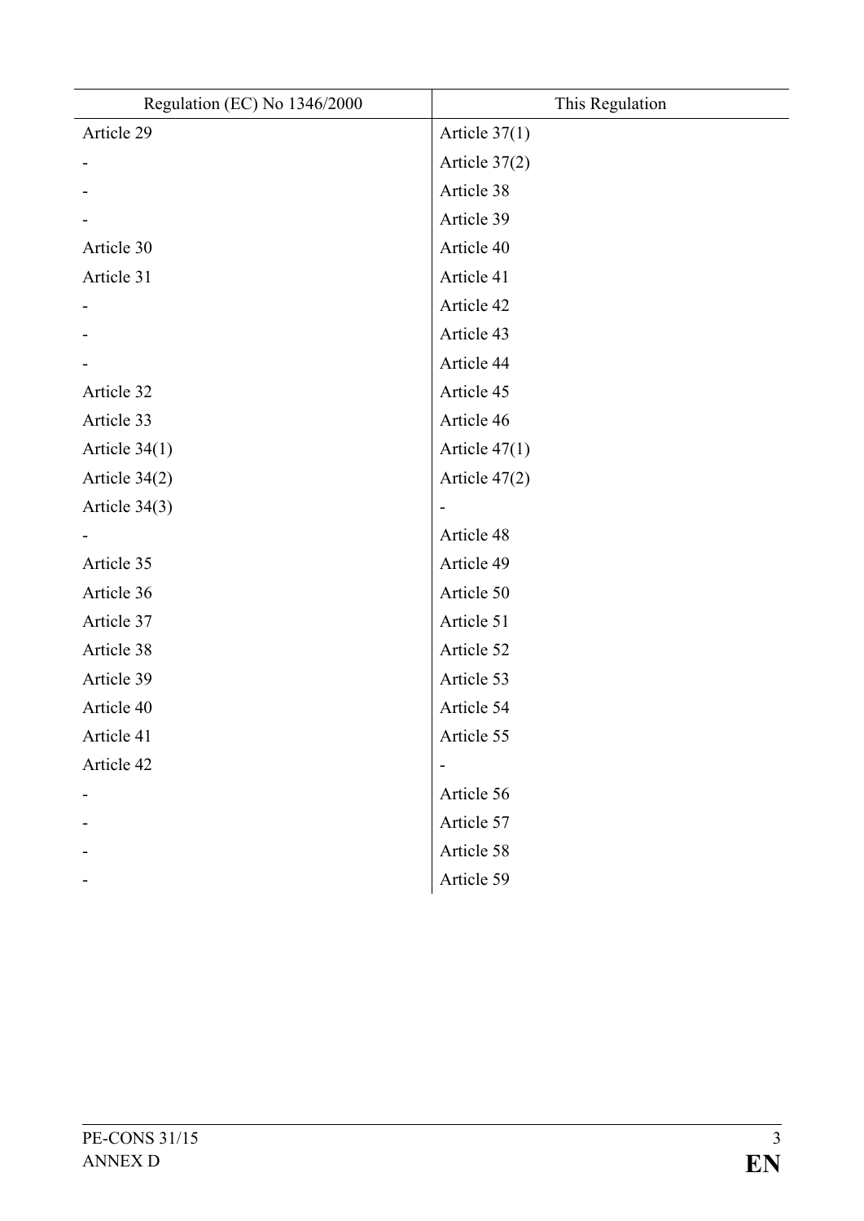| Regulation (EC) No 1346/2000 | This Regulation |
|---|---|
| Article 29 | Article 37(1) |
| - | Article 37(2) |
| - | Article 38 |
| - | Article 39 |
| Article 30 | Article 40 |
| Article 31 | Article 41 |
| - | Article 42 |
| - | Article 43 |
| - | Article 44 |
| Article 32 | Article 45 |
| Article 33 | Article 46 |
| Article 34(1) | Article 47(1) |
| Article 34(2) | Article 47(2) |
| Article 34(3) | - |
| - | Article 48 |
| Article 35 | Article 49 |
| Article 36 | Article 50 |
| Article 37 | Article 51 |
| Article 38 | Article 52 |
| Article 39 | Article 53 |
| Article 40 | Article 54 |
| Article 41 | Article 55 |
| Article 42 | - |
| - | Article 56 |
| - | Article 57 |
| - | Article 58 |
| - | Article 59 |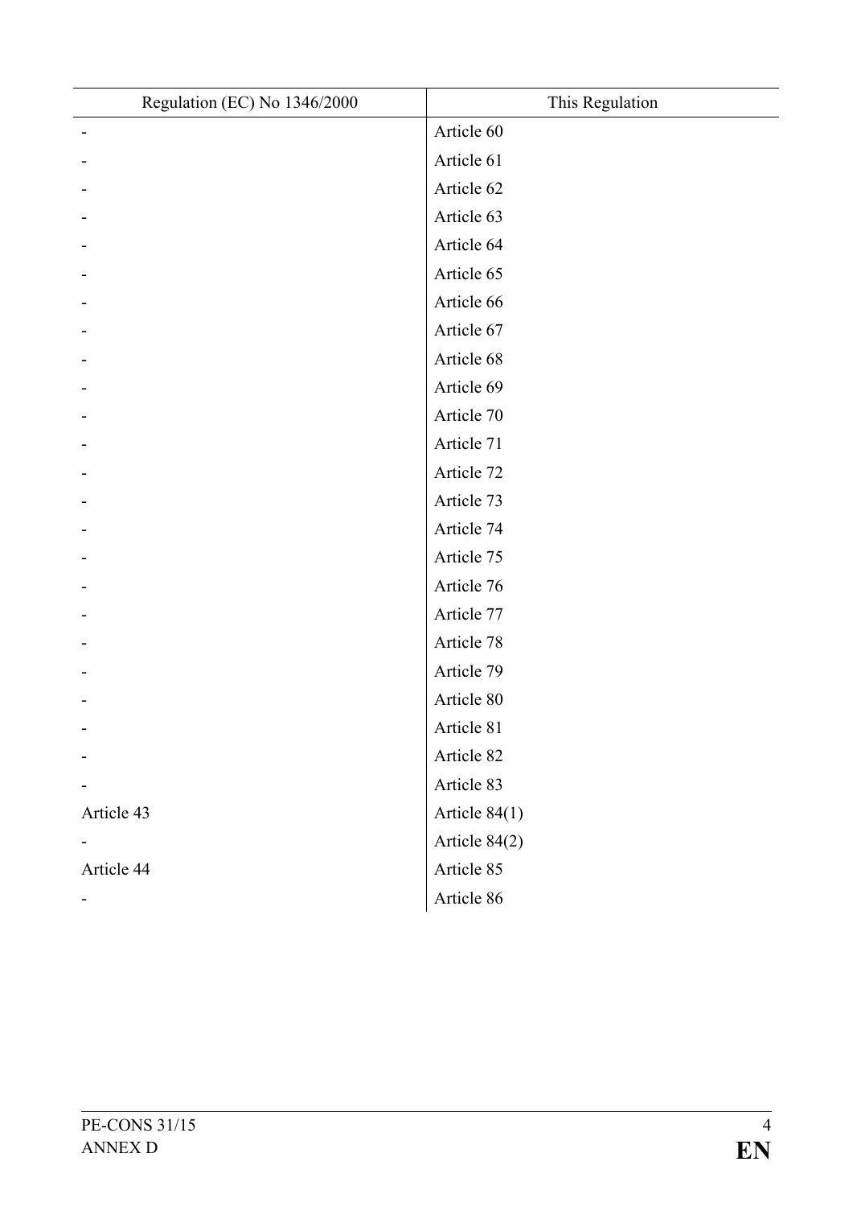| Regulation (EC) No 1346/2000 | This Regulation |
|---|---|
| - | Article 60 |
| - | Article 61 |
| - | Article 62 |
| - | Article 63 |
| - | Article 64 |
| - | Article 65 |
| - | Article 66 |
| - | Article 67 |
| - | Article 68 |
| - | Article 69 |
| - | Article 70 |
| - | Article 71 |
| - | Article 72 |
| - | Article 73 |
| - | Article 74 |
| - | Article 75 |
| - | Article 76 |
| - | Article 77 |
| - | Article 78 |
| - | Article 79 |
| - | Article 80 |
| - | Article 81 |
| - | Article 82 |
| - | Article 83 |
| Article 43 | Article 84(1) |
| - | Article 84(2) |
| Article 44 | Article 85 |
| - | Article 86 |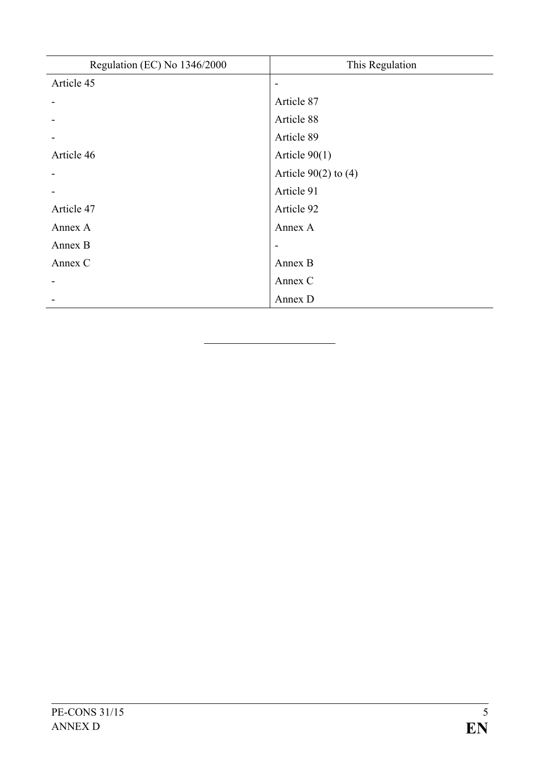| Regulation (EC) No 1346/2000 | This Regulation |
|---|---|
| Article 45 | - |
| - | Article 87 |
| - | Article 88 |
| - | Article 89 |
| Article 46 | Article 90(1) |
| - | Article 90(2) to (4) |
| - | Article 91 |
| Article 47 | Article 92 |
| Annex A | Annex A |
| Annex B | - |
| Annex C | Annex B |
| - | Annex C |
| - | Annex D |